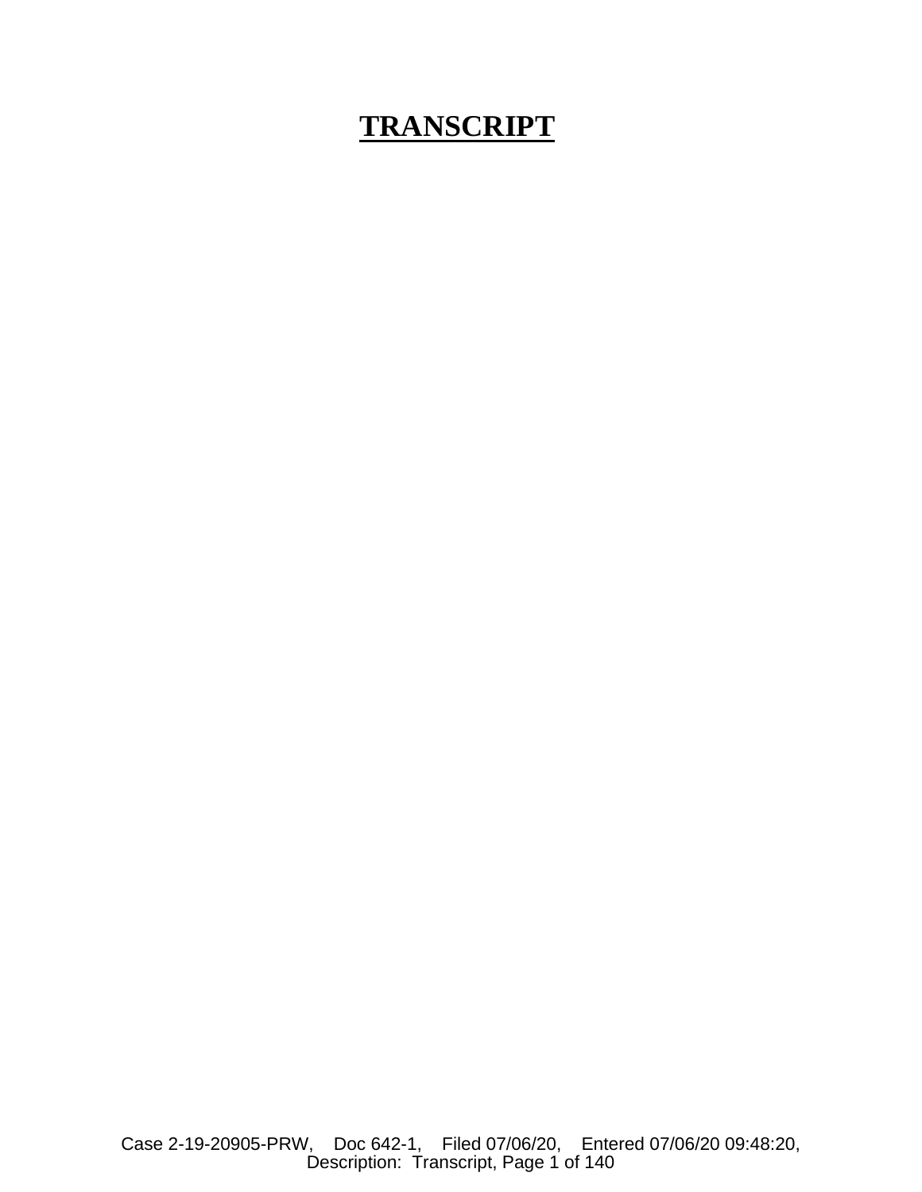# TRANSCRIPT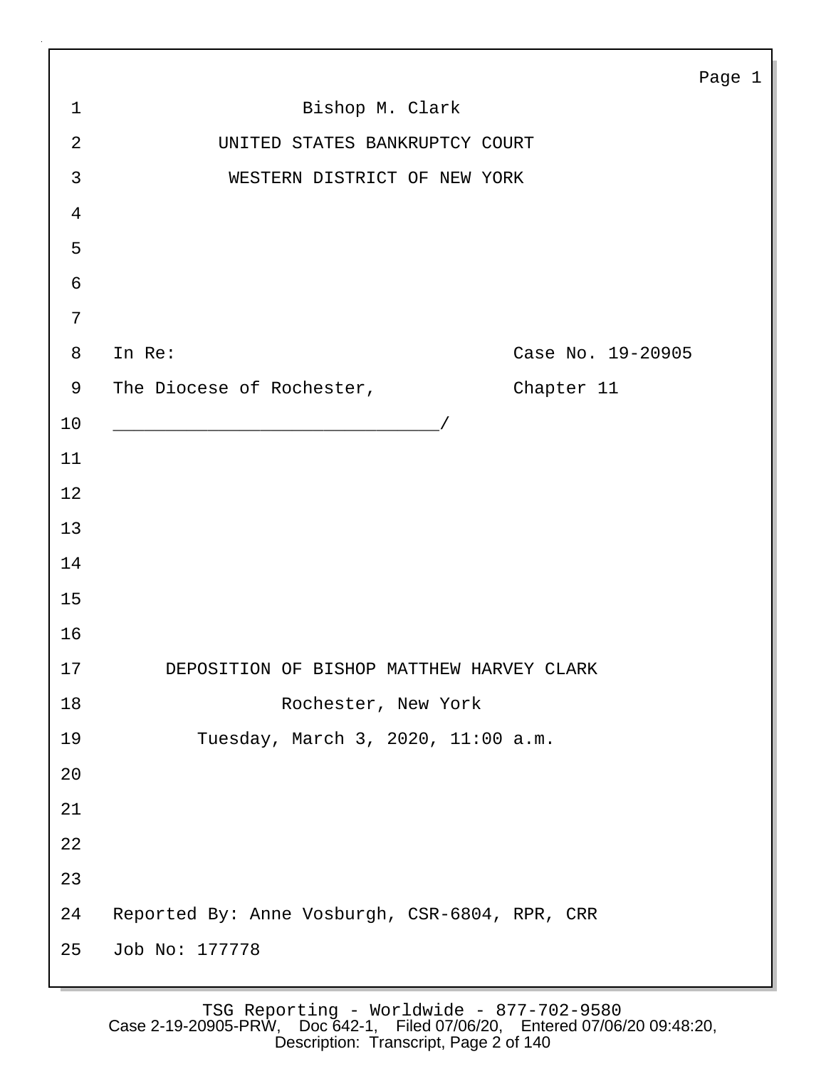Bishop M. Clark

UNITED STATES BANKRUPTCY COURT

WESTERN DISTRICT OF NEW YORK

In Re: Case No. 19-20905

The Diocese of Rochester, Chapter 11

_______________________________/

DEPOSITION OF BISHOP MATTHEW HARVEY CLARK

Rochester, New York

Tuesday, March 3, 2020, 11:00 a.m.

Reported By: Anne Vosburgh, CSR-6804, RPR, CRR

Job No: 177778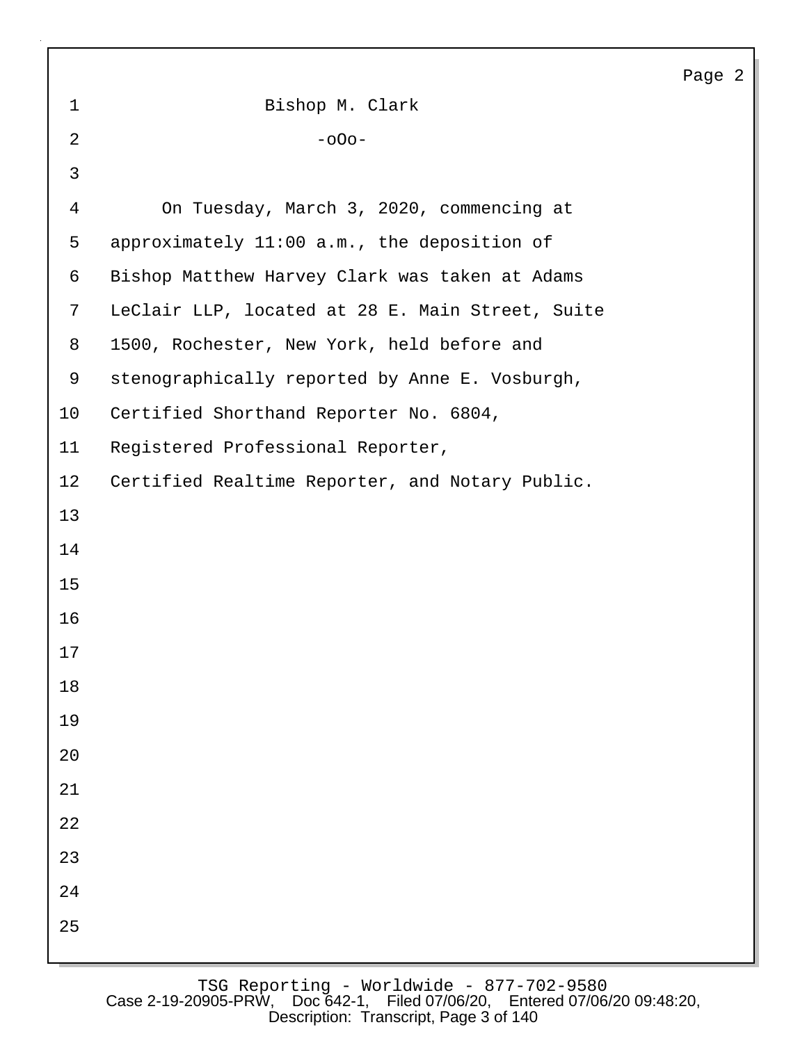Bishop M. Clark

-oOo-

On Tuesday, March 3, 2020, commencing at approximately 11:00 a.m., the deposition of Bishop Matthew Harvey Clark was taken at Adams LeClair LLP, located at 28 E. Main Street, Suite 1500, Rochester, New York, held before and stenographically reported by Anne E. Vosburgh, Certified Shorthand Reporter No. 6804, Registered Professional Reporter, Certified Realtime Reporter, and Notary Public.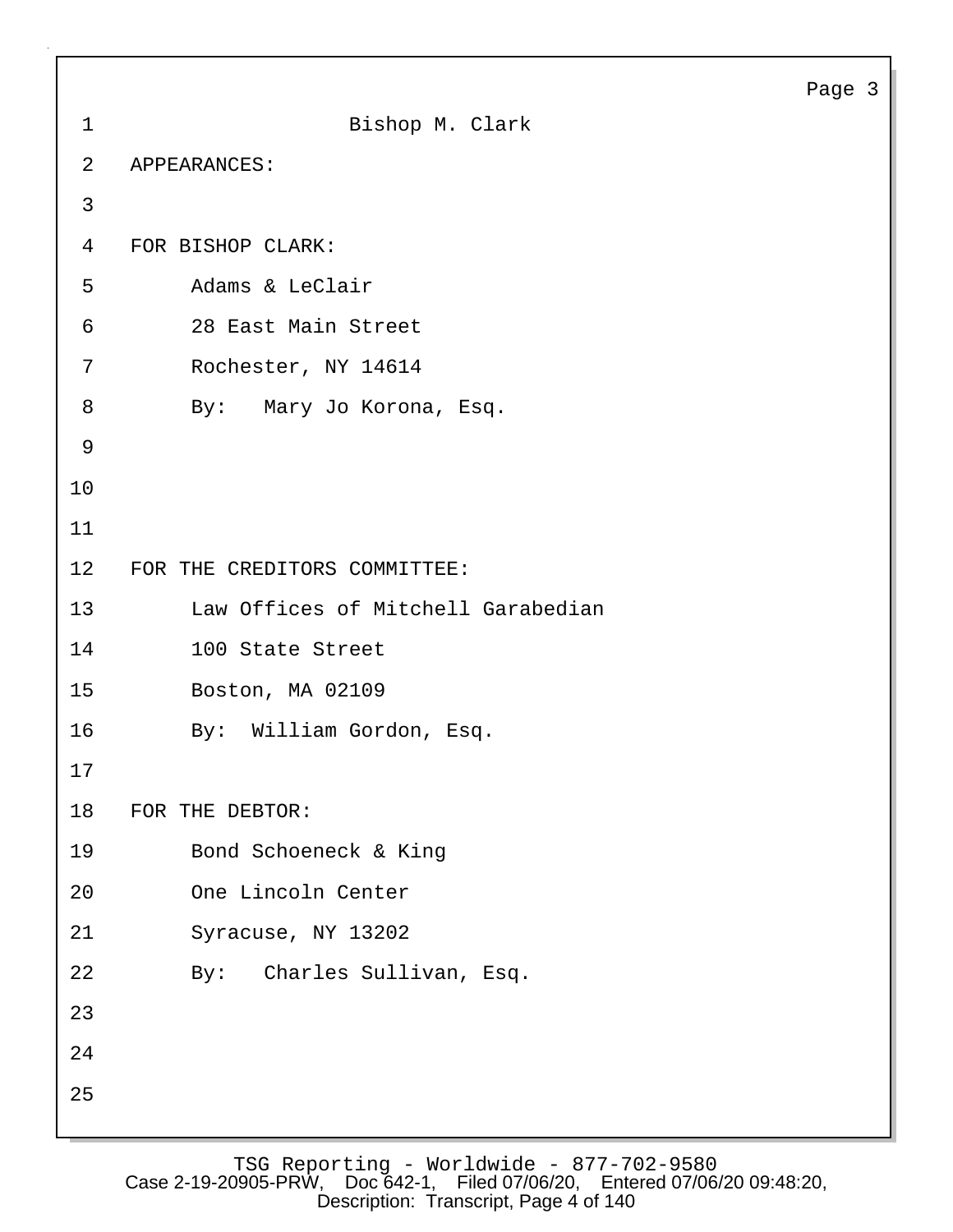Bishop M. Clark

APPEARANCES:

FOR BISHOP CLARK:

Adams & LeClair
28 East Main Street
Rochester, NY 14614
By: Mary Jo Korona, Esq.

FOR THE CREDITORS COMMITTEE:

Law Offices of Mitchell Garabedian
100 State Street
Boston, MA 02109
By: William Gordon, Esq.

FOR THE DEBTOR:

Bond Schoeneck & King
One Lincoln Center
Syracuse, NY 13202
By: Charles Sullivan, Esq.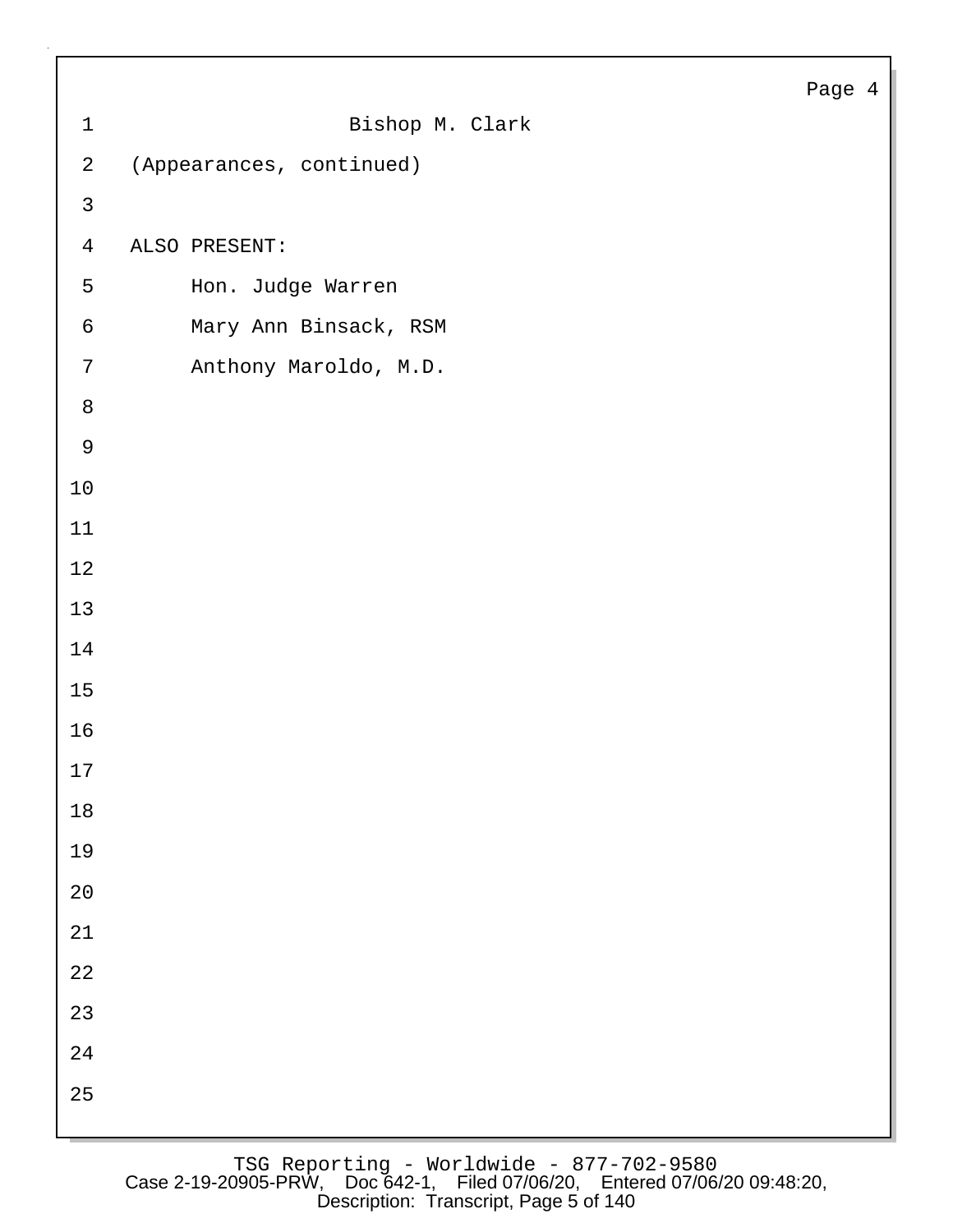Bishop M. Clark

(Appearances, continued)

ALSO PRESENT:

Hon. Judge Warren

Mary Ann Binsack, RSM

Anthony Maroldo, M.D.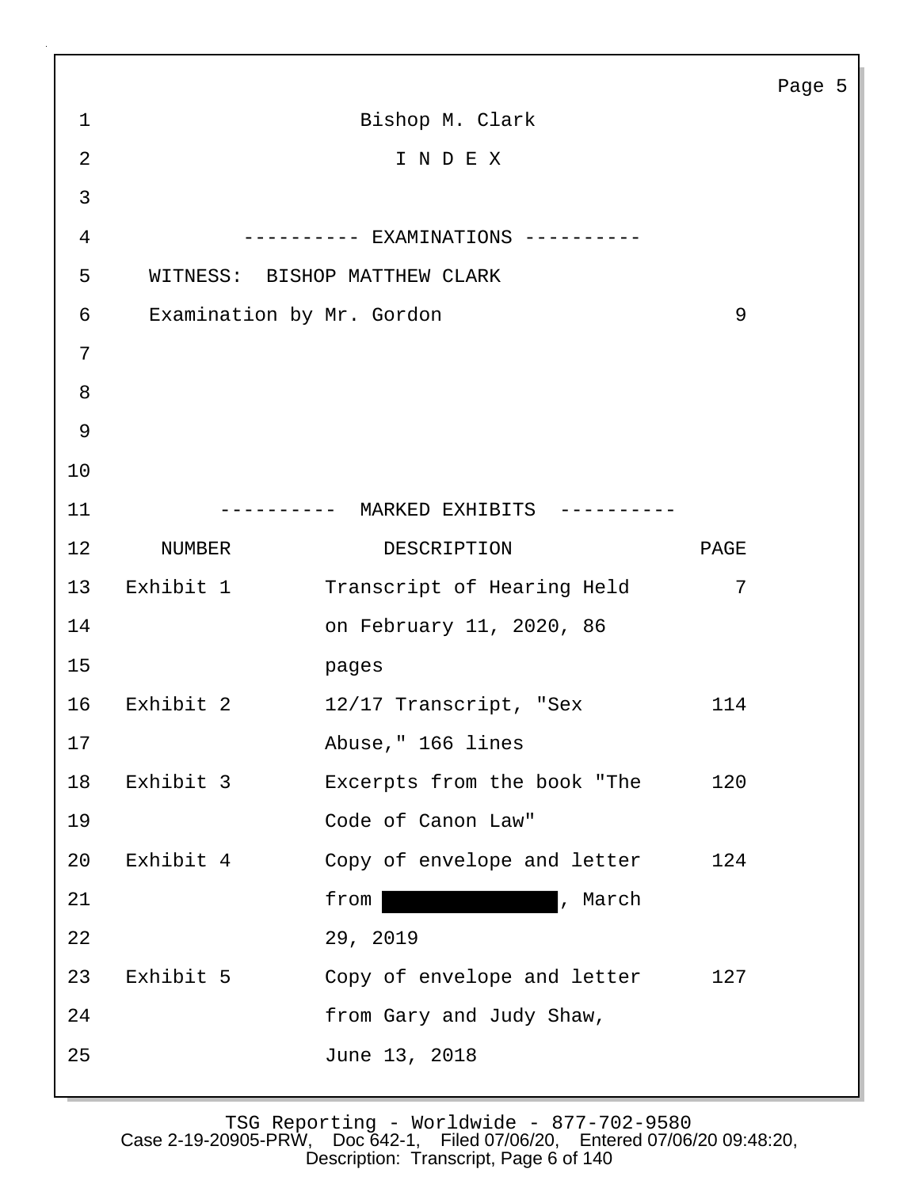Bishop M. Clark

I N D E X

---------- EXAMINATIONS ----------

WITNESS: BISHOP MATTHEW CLARK

Examination by Mr. Gordon 9

---------- MARKED EXHIBITS ----------

| NUMBER | DESCRIPTION | PAGE |
|---|---|---|
| Exhibit 1 | Transcript of Hearing Held on February 11, 2020, 86 pages | 7 |
| Exhibit 2 | 12/17 Transcript, "Sex Abuse," 166 lines | 114 |
| Exhibit 3 | Excerpts from the book "The Code of Canon Law" | 120 |
| Exhibit 4 | Copy of envelope and letter from [REDACTED], March 29, 2019 | 124 |
| Exhibit 5 | Copy of envelope and letter from Gary and Judy Shaw, June 13, 2018 | 127 |

TSG Reporting - Worldwide - 877-702-9580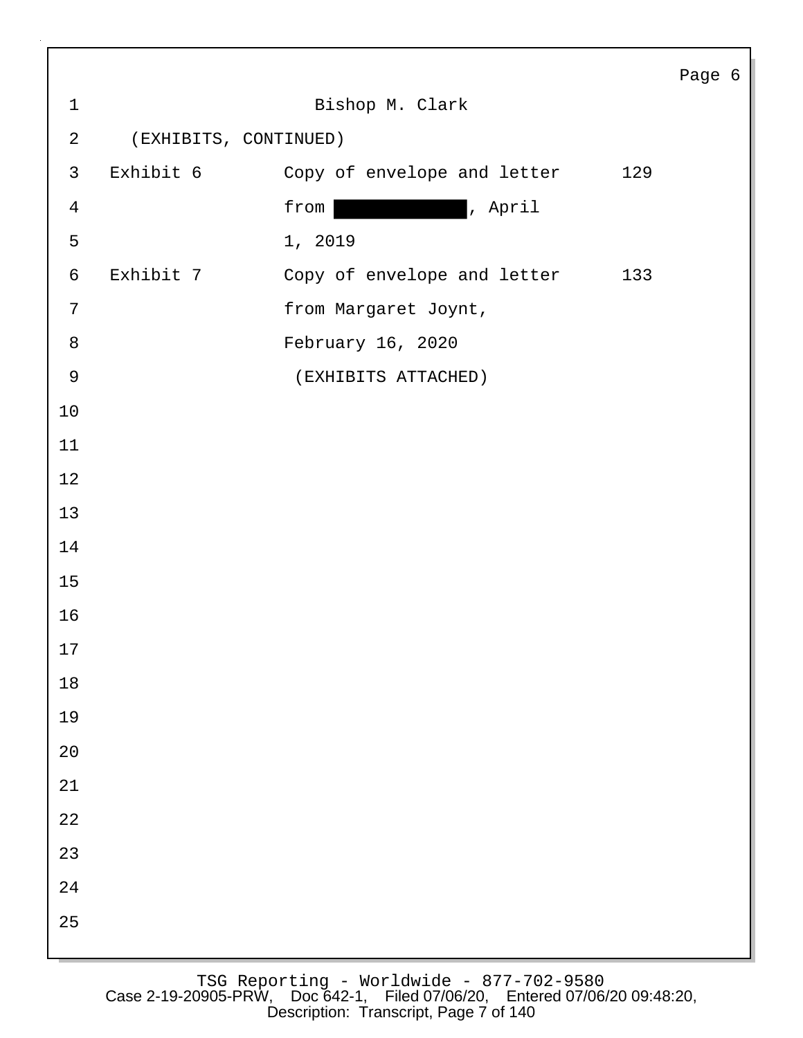Bishop M. Clark

(EXHIBITS, CONTINUED)

| | | |
|---|---|---|
| Exhibit 6 | Copy of envelope and letter from [REDACTED], April 1, 2019 | 129 |
| Exhibit 7 | Copy of envelope and letter from Margaret Joynt, February 16, 2020 | 133 |

(EXHIBITS ATTACHED)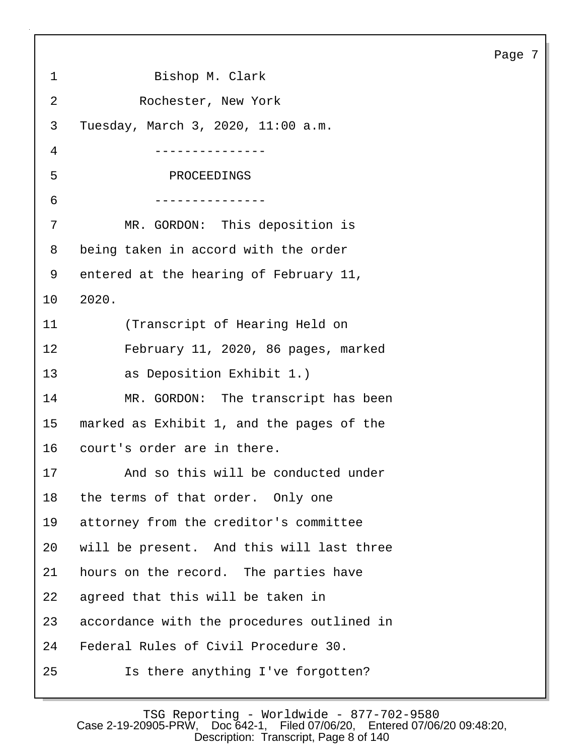Bishop M. Clark

Rochester, New York

Tuesday, March 3, 2020, 11:00 a.m.

---------------

PROCEEDINGS

---------------

MR. GORDON: This deposition is being taken in accord with the order entered at the hearing of February 11, 2020.

(Transcript of Hearing Held on February 11, 2020, 86 pages, marked as Deposition Exhibit 1.)

MR. GORDON: The transcript has been marked as Exhibit 1, and the pages of the court's order are in there.

And so this will be conducted under the terms of that order. Only one attorney from the creditor's committee will be present. And this will last three hours on the record. The parties have agreed that this will be taken in accordance with the procedures outlined in Federal Rules of Civil Procedure 30.

Is there anything I've forgotten?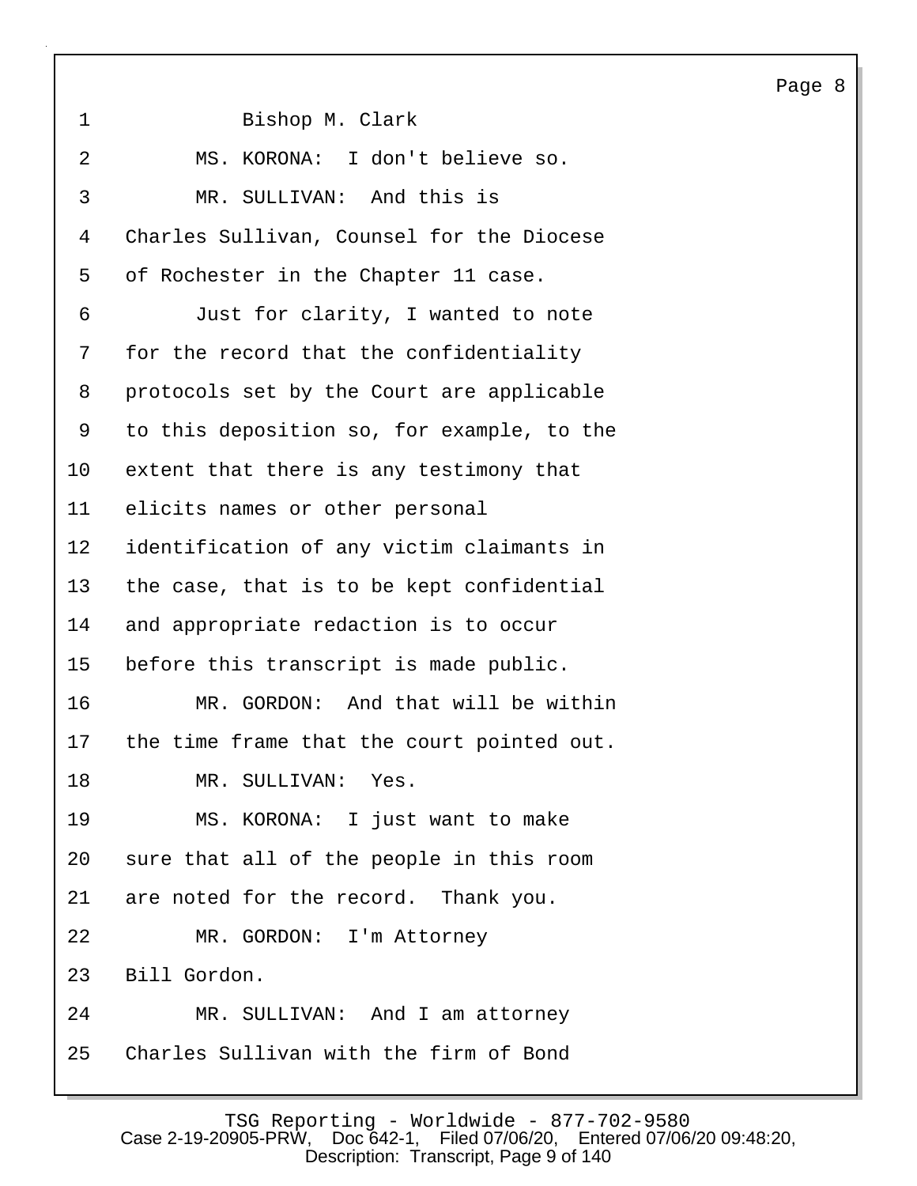1 Bishop M. Clark

2 MS. KORONA: I don't believe so.

3 MR. SULLIVAN: And this is

4 Charles Sullivan, Counsel for the Diocese

5 of Rochester in the Chapter 11 case.

6 Just for clarity, I wanted to note

7 for the record that the confidentiality

8 protocols set by the Court are applicable

9 to this deposition so, for example, to the

10 extent that there is any testimony that

11 elicits names or other personal

12 identification of any victim claimants in

13 the case, that is to be kept confidential

14 and appropriate redaction is to occur

15 before this transcript is made public.

16 MR. GORDON: And that will be within

17 the time frame that the court pointed out.

18 MR. SULLIVAN: Yes.

19 MS. KORONA: I just want to make

20 sure that all of the people in this room

21 are noted for the record. Thank you.

22 MR. GORDON: I'm Attorney

23 Bill Gordon.

24 MR. SULLIVAN: And I am attorney

25 Charles Sullivan with the firm of Bond

TSG Reporting - Worldwide - 877-702-9580

Case 2-19-20905-PRW, Doc 642-1, Filed 07/06/20, Entered 07/06/20 09:48:20, Description: Transcript, Page 9 of 140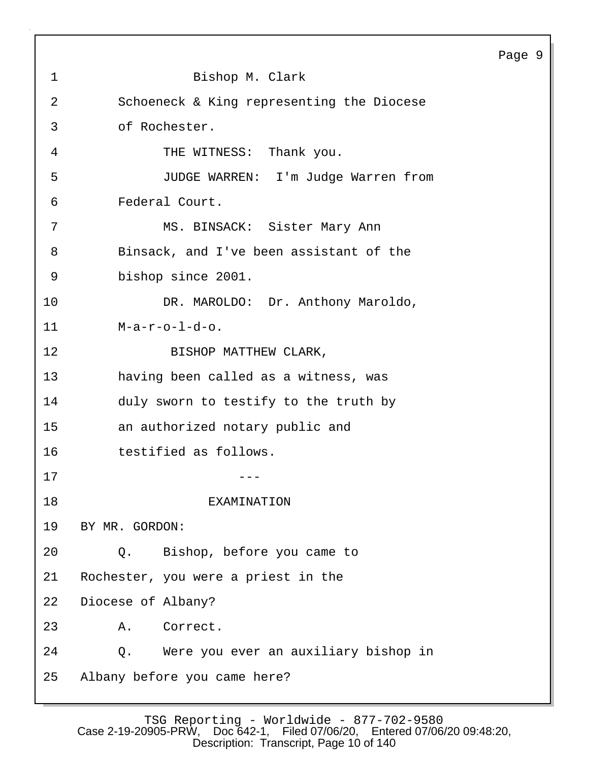Bishop M. Clark

Schoeneck & King representing the Diocese of Rochester.

THE WITNESS: Thank you.

JUDGE WARREN: I'm Judge Warren from Federal Court.

MS. BINSACK: Sister Mary Ann Binsack, and I've been assistant of the bishop since 2001.

DR. MAROLDO: Dr. Anthony Maroldo, M-a-r-o-l-d-o.

BISHOP MATTHEW CLARK, having been called as a witness, was duly sworn to testify to the truth by an authorized notary public and testified as follows.

---

EXAMINATION

BY MR. GORDON:

Q. Bishop, before you came to Rochester, you were a priest in the Diocese of Albany?

A. Correct.

Q. Were you ever an auxiliary bishop in Albany before you came here?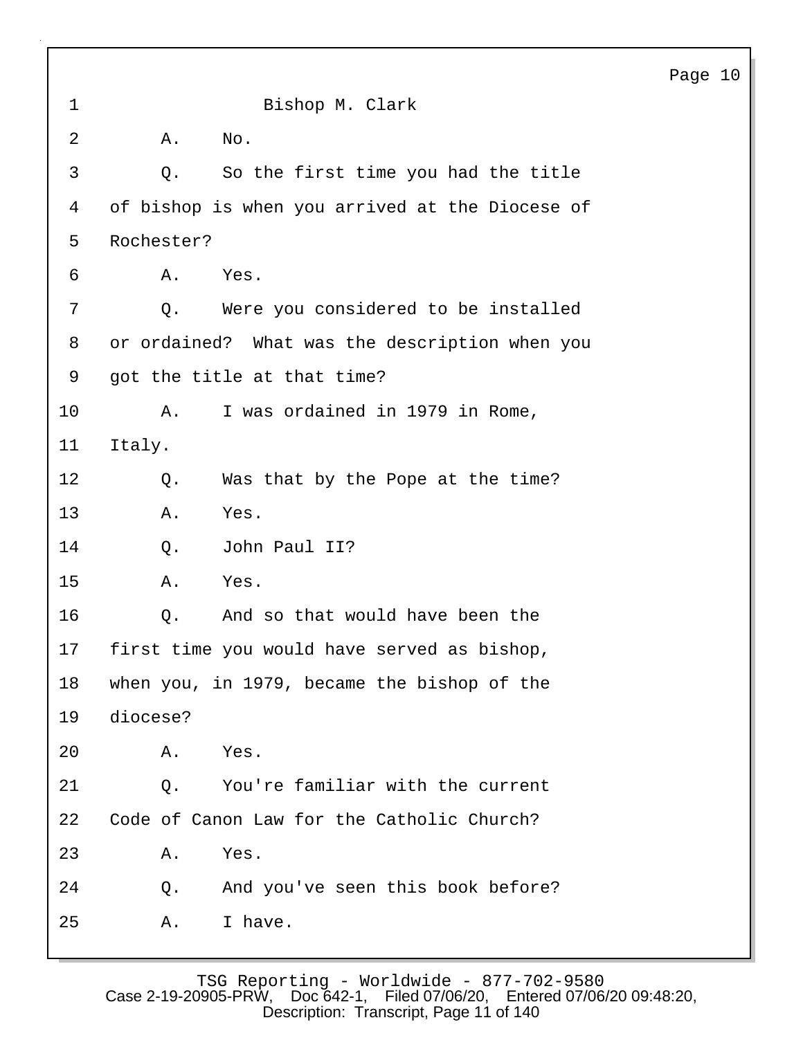Bishop M. Clark

A. No.

Q. So the first time you had the title of bishop is when you arrived at the Diocese of Rochester?

A. Yes.

Q. Were you considered to be installed or ordained? What was the description when you got the title at that time?

A. I was ordained in 1979 in Rome, Italy.

Q. Was that by the Pope at the time?

A. Yes.

Q. John Paul II?

A. Yes.

Q. And so that would have been the first time you would have served as bishop, when you, in 1979, became the bishop of the diocese?

A. Yes.

Q. You're familiar with the current Code of Canon Law for the Catholic Church?

A. Yes.

Q. And you've seen this book before?

A. I have.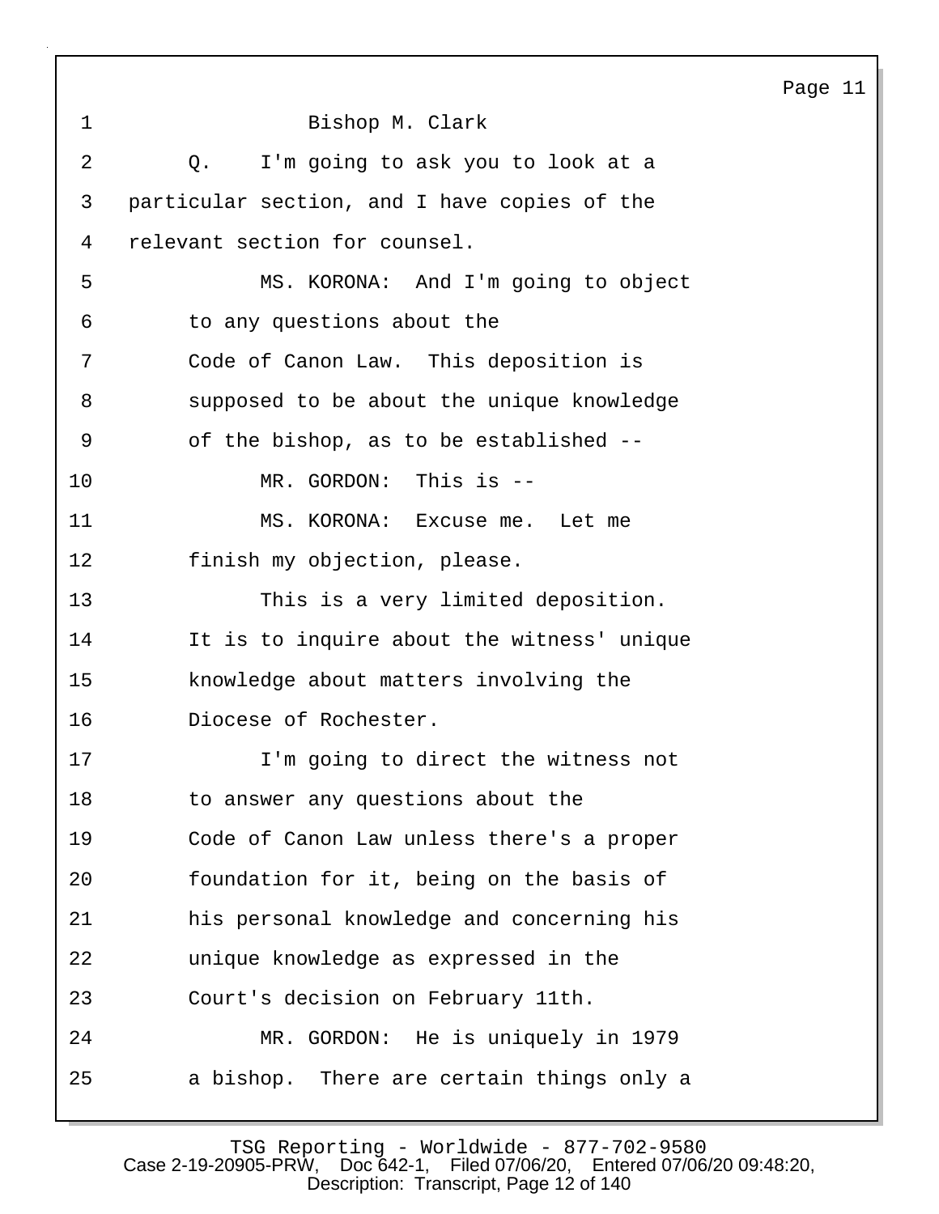Bishop M. Clark

Q. I'm going to ask you to look at a particular section, and I have copies of the relevant section for counsel.

MS. KORONA: And I'm going to object to any questions about the Code of Canon Law. This deposition is supposed to be about the unique knowledge of the bishop, as to be established --

MR. GORDON: This is --

MS. KORONA: Excuse me. Let me finish my objection, please.

This is a very limited deposition. It is to inquire about the witness' unique knowledge about matters involving the Diocese of Rochester.

I'm going to direct the witness not to answer any questions about the Code of Canon Law unless there's a proper foundation for it, being on the basis of his personal knowledge and concerning his unique knowledge as expressed in the Court's decision on February 11th.

MR. GORDON: He is uniquely in 1979 a bishop. There are certain things only a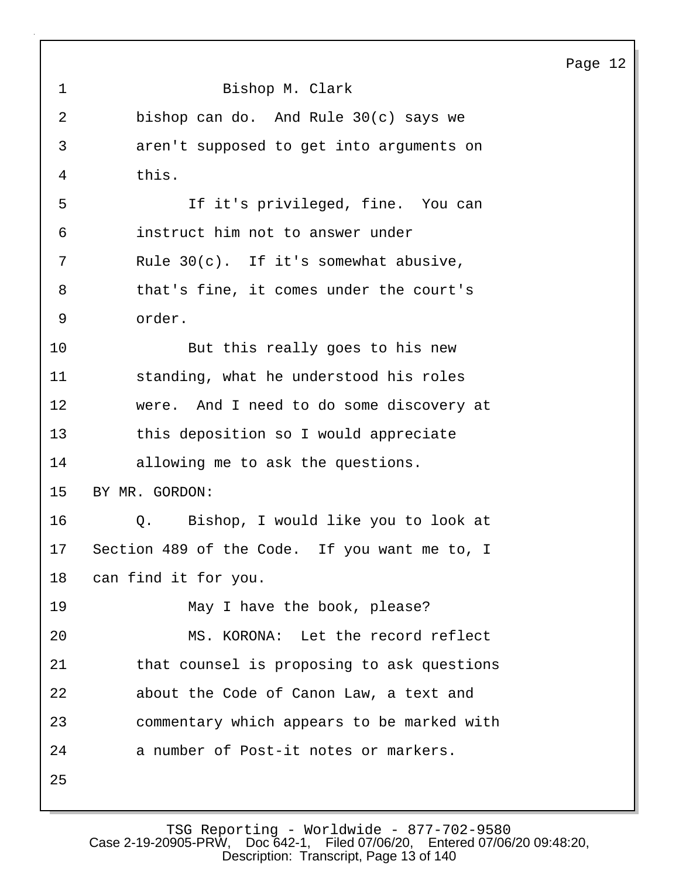bishop can do. And Rule 30(c) says we aren't supposed to get into arguments on this.

If it's privileged, fine. You can instruct him not to answer under Rule 30(c). If it's somewhat abusive, that's fine, it comes under the court's order.

But this really goes to his new standing, what he understood his roles were. And I need to do some discovery at this deposition so I would appreciate allowing me to ask the questions.

BY MR. GORDON:

Q. Bishop, I would like you to look at Section 489 of the Code. If you want me to, I can find it for you.

May I have the book, please?

MS. KORONA: Let the record reflect that counsel is proposing to ask questions about the Code of Canon Law, a text and commentary which appears to be marked with a number of Post-it notes or markers.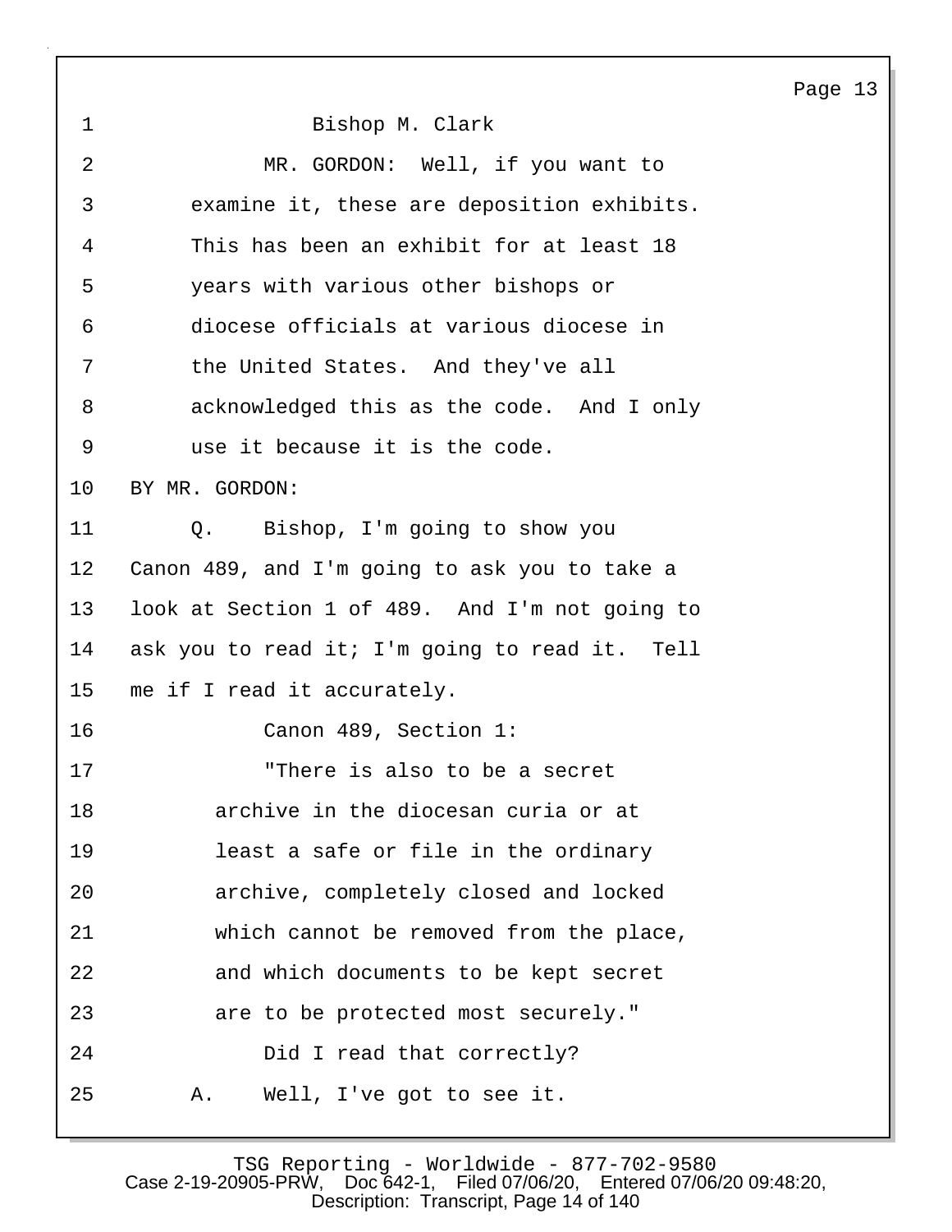1 Bishop M. Clark

2 MR. GORDON: Well, if you want to
3 examine it, these are deposition exhibits.
4 This has been an exhibit for at least 18
5 years with various other bishops or
6 diocese officials at various diocese in
7 the United States. And they've all
8 acknowledged this as the code. And I only
9 use it because it is the code.

10 BY MR. GORDON:

11 Q. Bishop, I'm going to show you
12 Canon 489, and I'm going to ask you to take a
13 look at Section 1 of 489. And I'm not going to
14 ask you to read it; I'm going to read it. Tell
15 me if I read it accurately.

16 Canon 489, Section 1:

17 "There is also to be a secret
18 archive in the diocesan curia or at
19 least a safe or file in the ordinary
20 archive, completely closed and locked
21 which cannot be removed from the place,
22 and which documents to be kept secret
23 are to be protected most securely."

24 Did I read that correctly?

25 A. Well, I've got to see it.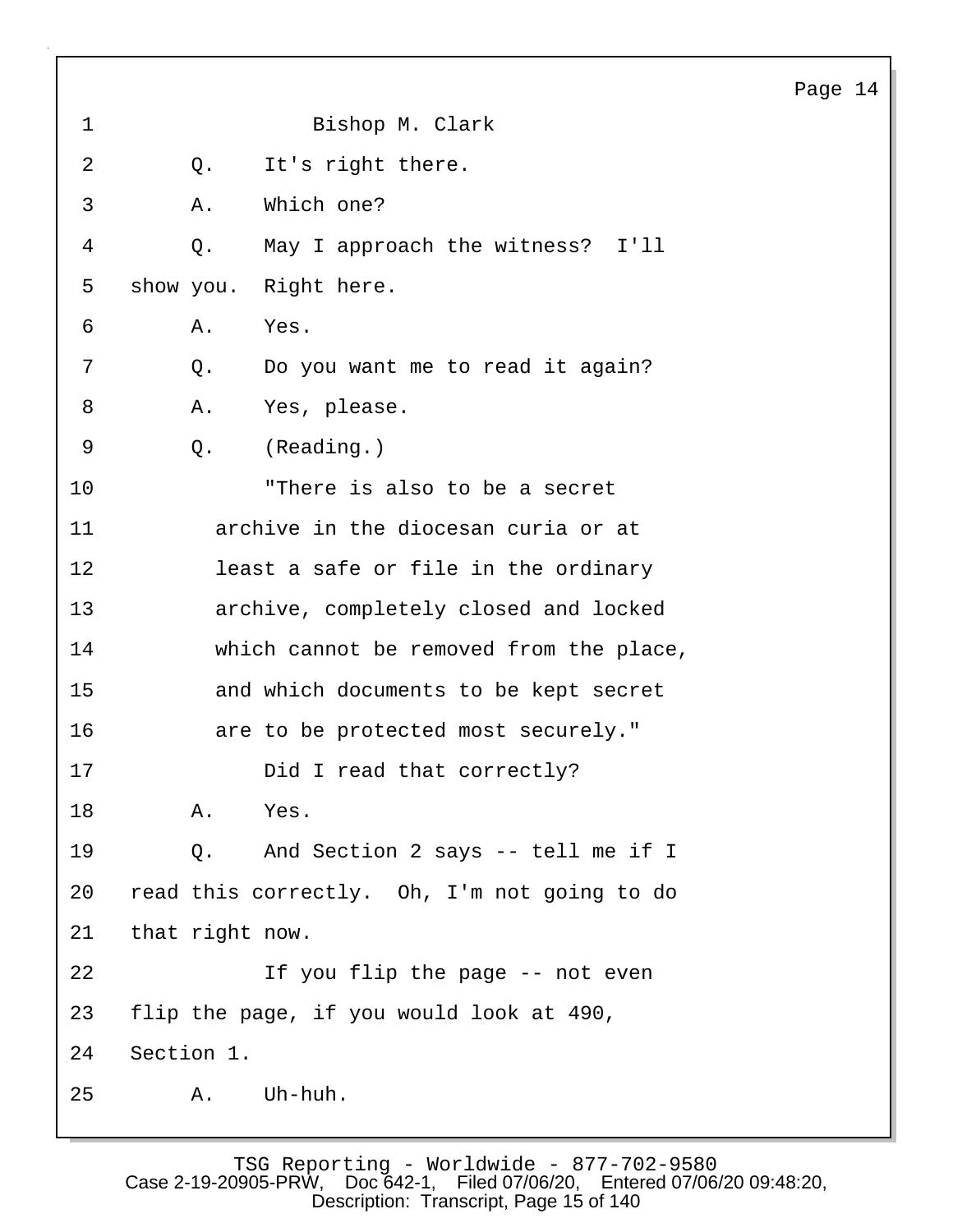Bishop M. Clark

Q. It's right there.

A. Which one?

Q. May I approach the witness? I'll show you. Right here.

A. Yes.

Q. Do you want me to read it again?

A. Yes, please.

Q. (Reading.)

> "There is also to be a secret archive in the diocesan curia or at least a safe or file in the ordinary archive, completely closed and locked which cannot be removed from the place, and which documents to be kept secret are to be protected most securely."

Did I read that correctly?

A. Yes.

Q. And Section 2 says -- tell me if I read this correctly. Oh, I'm not going to do that right now.

If you flip the page -- not even flip the page, if you would look at 490, Section 1.

A. Uh-huh.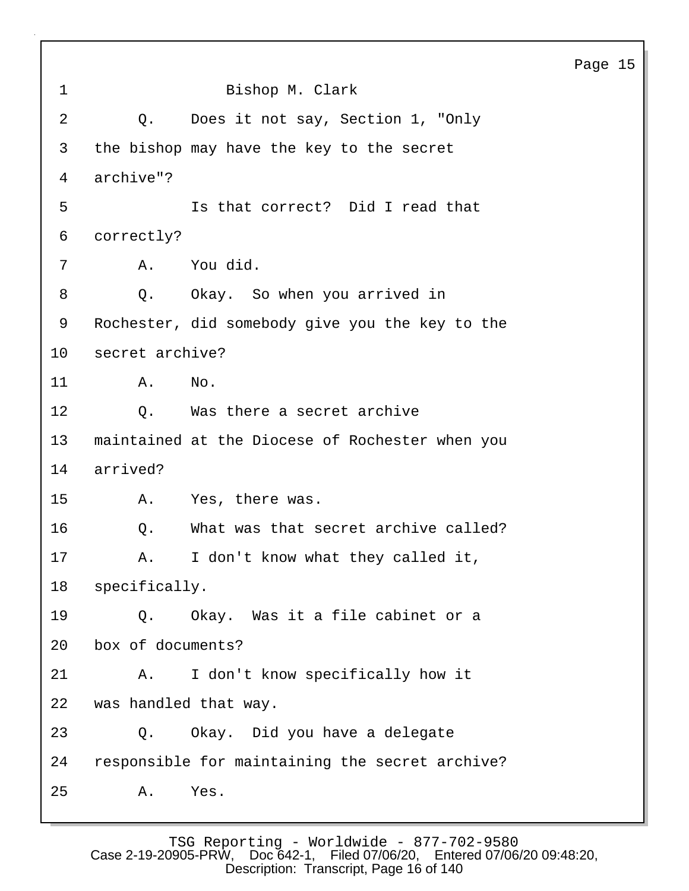Bishop M. Clark

Q. Does it not say, Section 1, "Only the bishop may have the key to the secret archive"?

Is that correct? Did I read that correctly?

A. You did.

Q. Okay. So when you arrived in Rochester, did somebody give you the key to the secret archive?

A. No.

Q. Was there a secret archive maintained at the Diocese of Rochester when you arrived?

A. Yes, there was.

Q. What was that secret archive called?

A. I don't know what they called it, specifically.

Q. Okay. Was it a file cabinet or a box of documents?

A. I don't know specifically how it was handled that way.

Q. Okay. Did you have a delegate responsible for maintaining the secret archive?

A. Yes.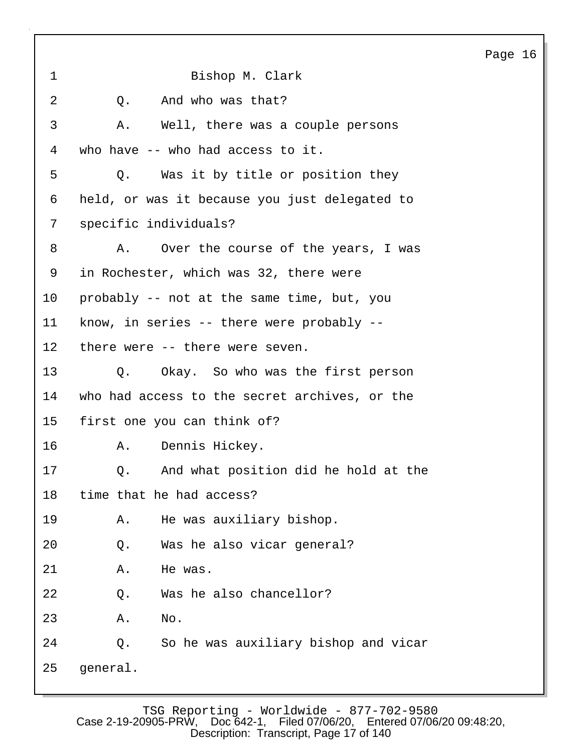Bishop M. Clark

Q. And who was that?

A. Well, there was a couple persons who have -- who had access to it.

Q. Was it by title or position they held, or was it because you just delegated to specific individuals?

A. Over the course of the years, I was in Rochester, which was 32, there were probably -- not at the same time, but, you know, in series -- there were probably -- there were -- there were seven.

Q. Okay. So who was the first person who had access to the secret archives, or the first one you can think of?

A. Dennis Hickey.

Q. And what position did he hold at the time that he had access?

A. He was auxiliary bishop.

Q. Was he also vicar general?

A. He was.

Q. Was he also chancellor?

A. No.

Q. So he was auxiliary bishop and vicar general.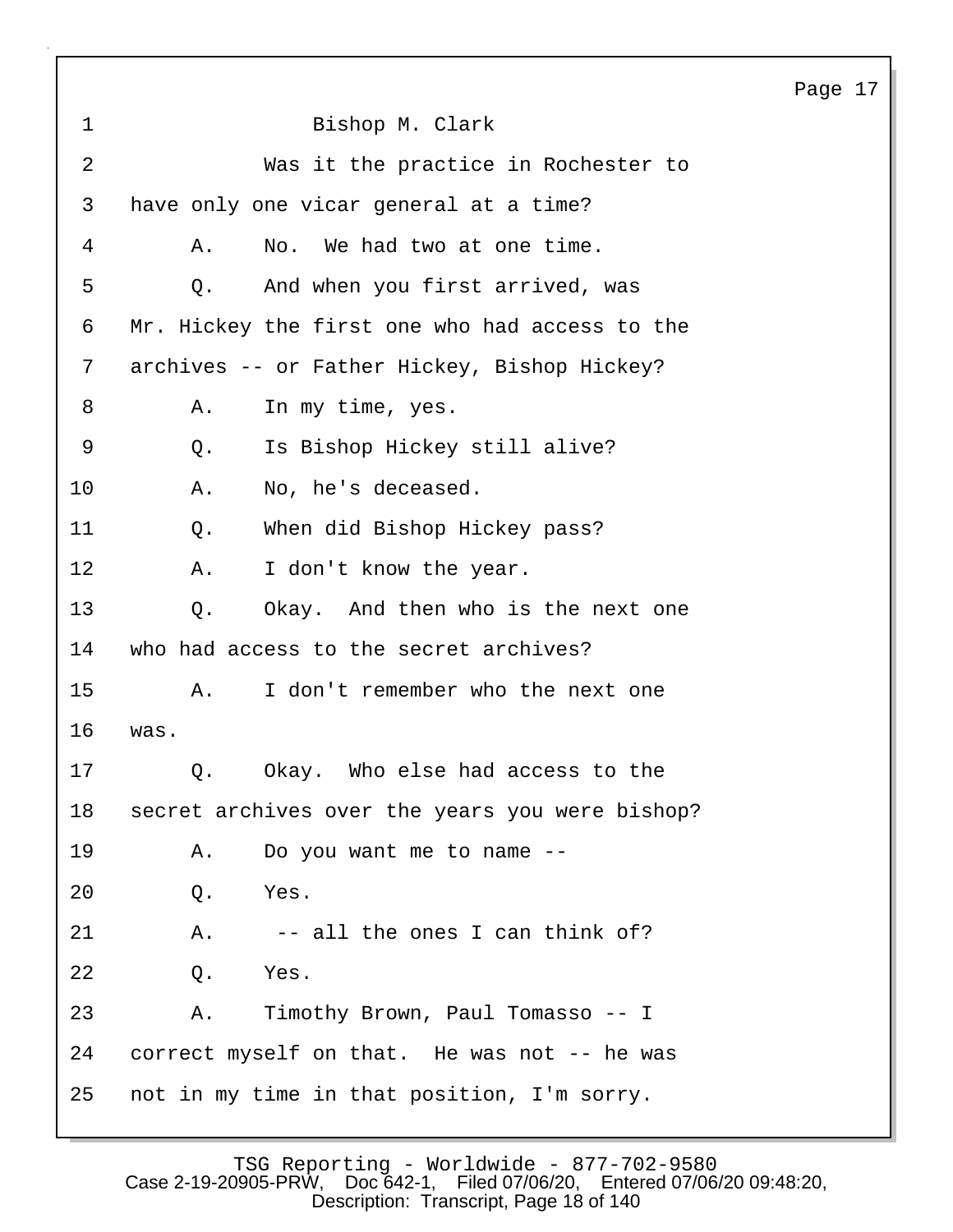Bishop M. Clark

Was it the practice in Rochester to have only one vicar general at a time?

A. No. We had two at one time.

Q. And when you first arrived, was Mr. Hickey the first one who had access to the archives -- or Father Hickey, Bishop Hickey?

A. In my time, yes.

Q. Is Bishop Hickey still alive?

A. No, he's deceased.

Q. When did Bishop Hickey pass?

A. I don't know the year.

Q. Okay. And then who is the next one who had access to the secret archives?

A. I don't remember who the next one was.

Q. Okay. Who else had access to the secret archives over the years you were bishop?

A. Do you want me to name --

Q. Yes.

A. -- all the ones I can think of?

Q. Yes.

A. Timothy Brown, Paul Tomasso -- I correct myself on that. He was not -- he was not in my time in that position, I'm sorry.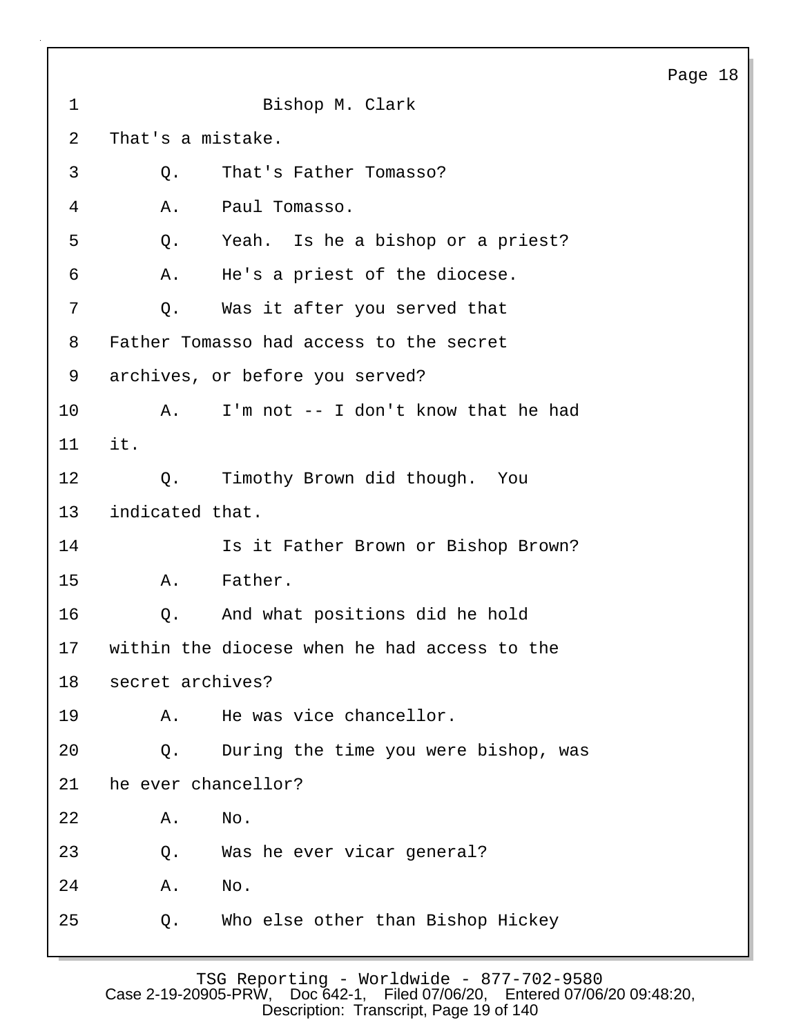Bishop M. Clark

That's a mistake.

Q. That's Father Tomasso?

A. Paul Tomasso.

Q. Yeah. Is he a bishop or a priest?

A. He's a priest of the diocese.

Q. Was it after you served that Father Tomasso had access to the secret archives, or before you served?

A. I'm not -- I don't know that he had it.

Q. Timothy Brown did though. You indicated that.

Is it Father Brown or Bishop Brown?

A. Father.

Q. And what positions did he hold within the diocese when he had access to the secret archives?

A. He was vice chancellor.

Q. During the time you were bishop, was he ever chancellor?

A. No.

Q. Was he ever vicar general?

A. No.

Q. Who else other than Bishop Hickey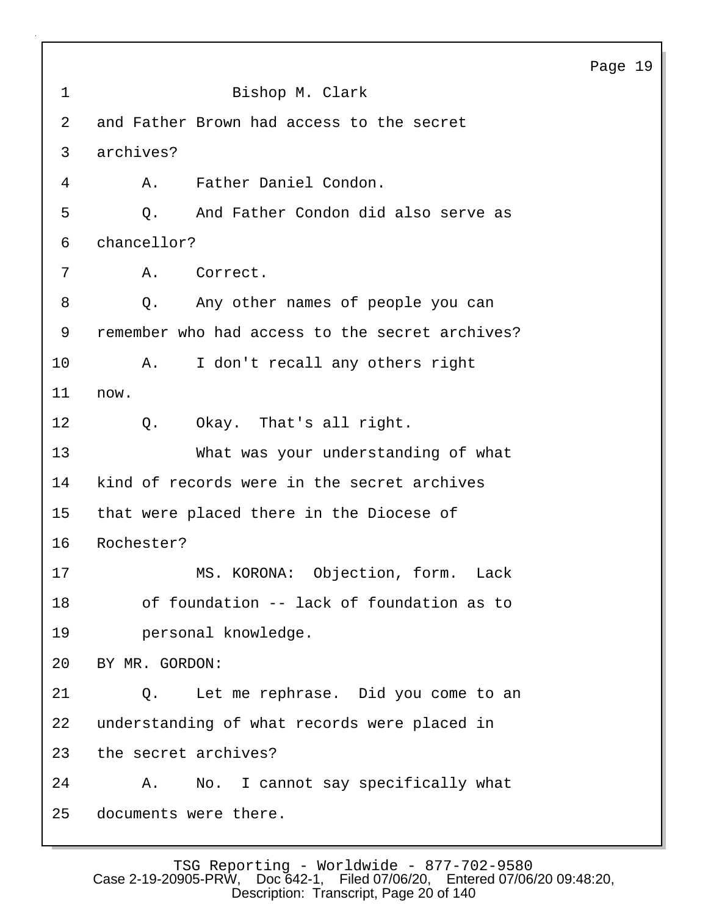Bishop M. Clark

and Father Brown had access to the secret archives?

A. Father Daniel Condon.

Q. And Father Condon did also serve as chancellor?

A. Correct.

Q. Any other names of people you can remember who had access to the secret archives?

A. I don't recall any others right now.

Q. Okay. That's all right.

What was your understanding of what kind of records were in the secret archives that were placed there in the Diocese of Rochester?

MS. KORONA: Objection, form. Lack of foundation -- lack of foundation as to personal knowledge.

BY MR. GORDON:

Q. Let me rephrase. Did you come to an understanding of what records were placed in the secret archives?

A. No. I cannot say specifically what documents were there.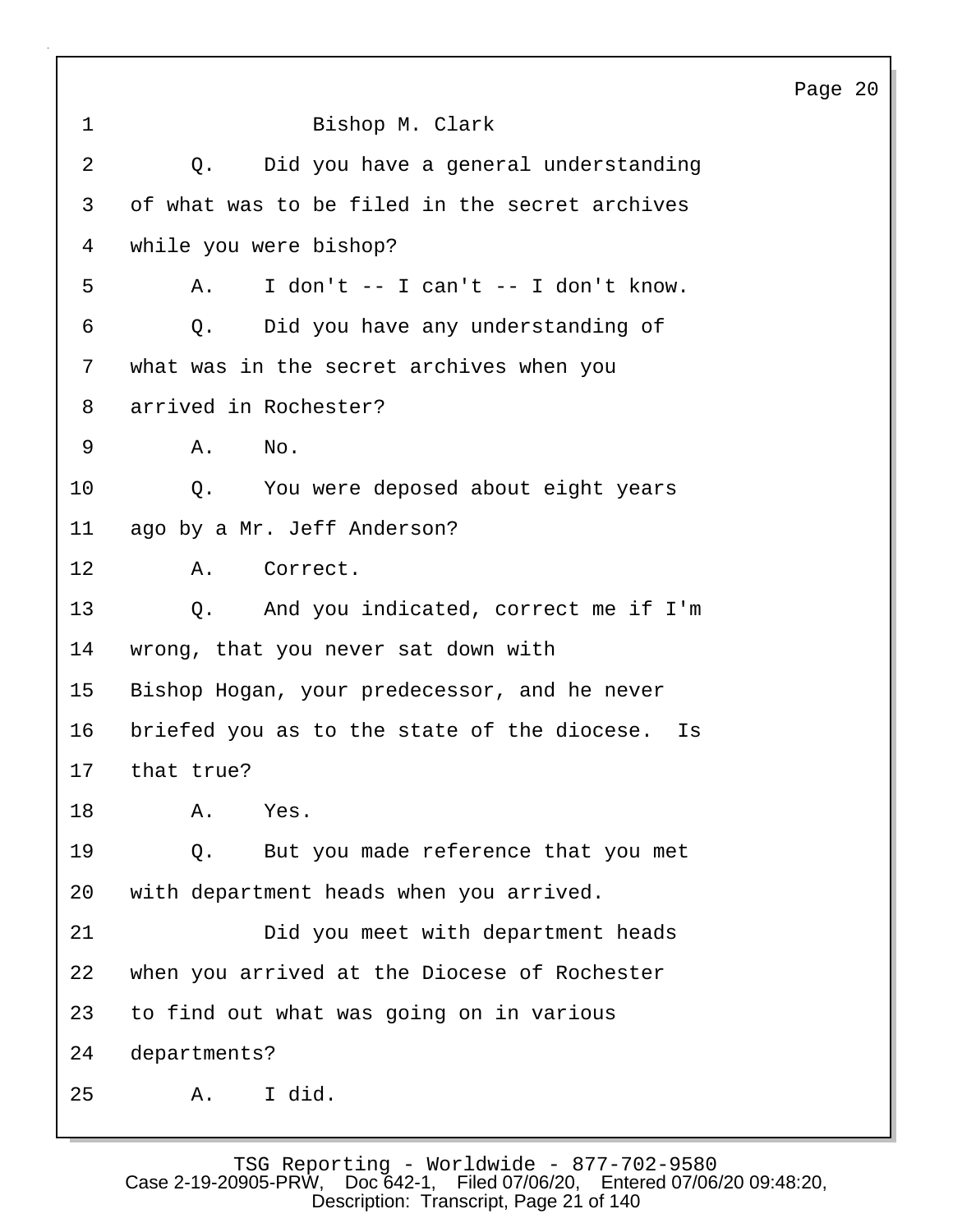Bishop M. Clark

Q. Did you have a general understanding of what was to be filed in the secret archives while you were bishop?

A. I don't -- I can't -- I don't know.

Q. Did you have any understanding of what was in the secret archives when you arrived in Rochester?

A. No.

Q. You were deposed about eight years ago by a Mr. Jeff Anderson?

A. Correct.

Q. And you indicated, correct me if I'm wrong, that you never sat down with Bishop Hogan, your predecessor, and he never briefed you as to the state of the diocese. Is that true?

A. Yes.

Q. But you made reference that you met with department heads when you arrived.

Did you meet with department heads when you arrived at the Diocese of Rochester to find out what was going on in various departments?

A. I did.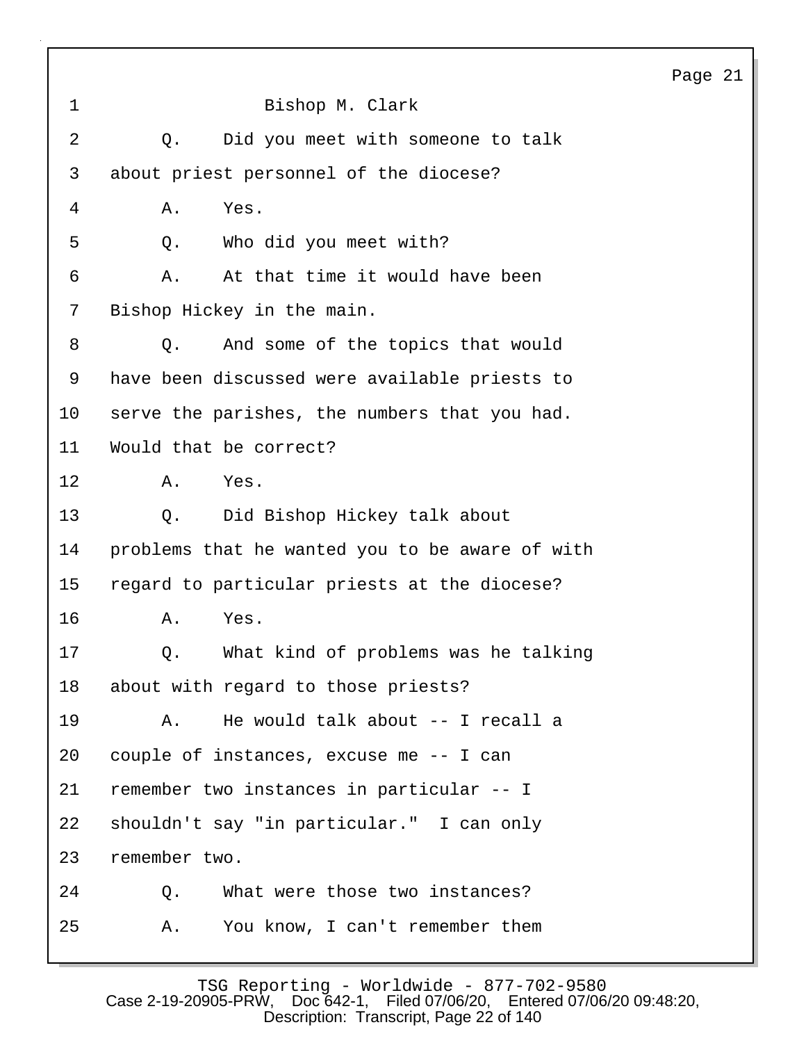Bishop M. Clark

Q. Did you meet with someone to talk about priest personnel of the diocese?

A. Yes.

Q. Who did you meet with?

A. At that time it would have been Bishop Hickey in the main.

Q. And some of the topics that would have been discussed were available priests to serve the parishes, the numbers that you had. Would that be correct?

A. Yes.

Q. Did Bishop Hickey talk about problems that he wanted you to be aware of with regard to particular priests at the diocese?

A. Yes.

Q. What kind of problems was he talking about with regard to those priests?

A. He would talk about -- I recall a couple of instances, excuse me -- I can remember two instances in particular -- I shouldn't say "in particular." I can only remember two.

Q. What were those two instances?

A. You know, I can't remember them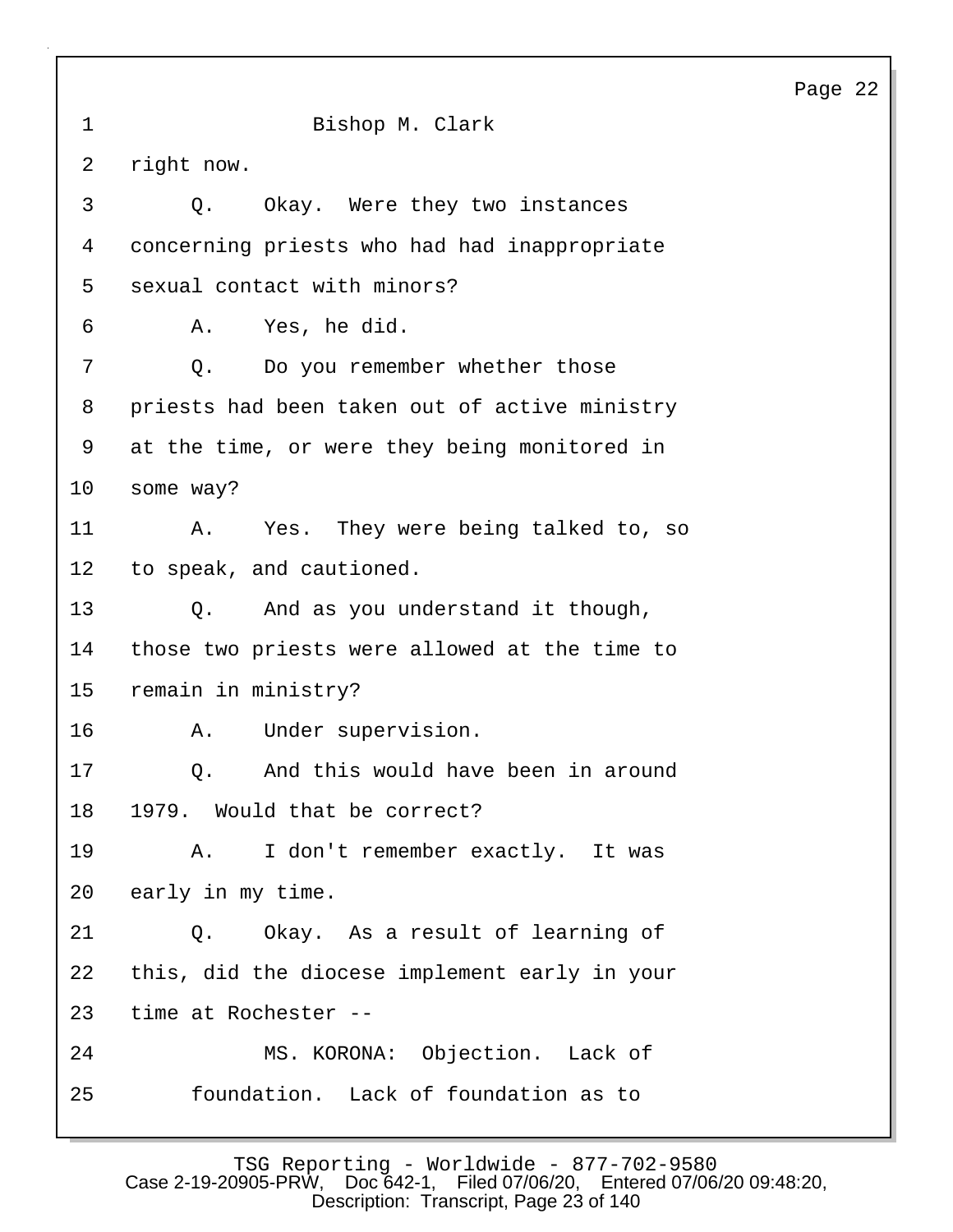1 Bishop M. Clark

2 right now.

3 Q. Okay. Were they two instances

4 concerning priests who had had inappropriate

5 sexual contact with minors?

6 A. Yes, he did.

7 Q. Do you remember whether those

8 priests had been taken out of active ministry

9 at the time, or were they being monitored in

10 some way?

11 A. Yes. They were being talked to, so

12 to speak, and cautioned.

13 Q. And as you understand it though,

14 those two priests were allowed at the time to

15 remain in ministry?

16 A. Under supervision.

17 Q. And this would have been in around

18 1979. Would that be correct?

19 A. I don't remember exactly. It was

20 early in my time.

21 Q. Okay. As a result of learning of

22 this, did the diocese implement early in your

23 time at Rochester --

24 MS. KORONA: Objection. Lack of

25 foundation. Lack of foundation as to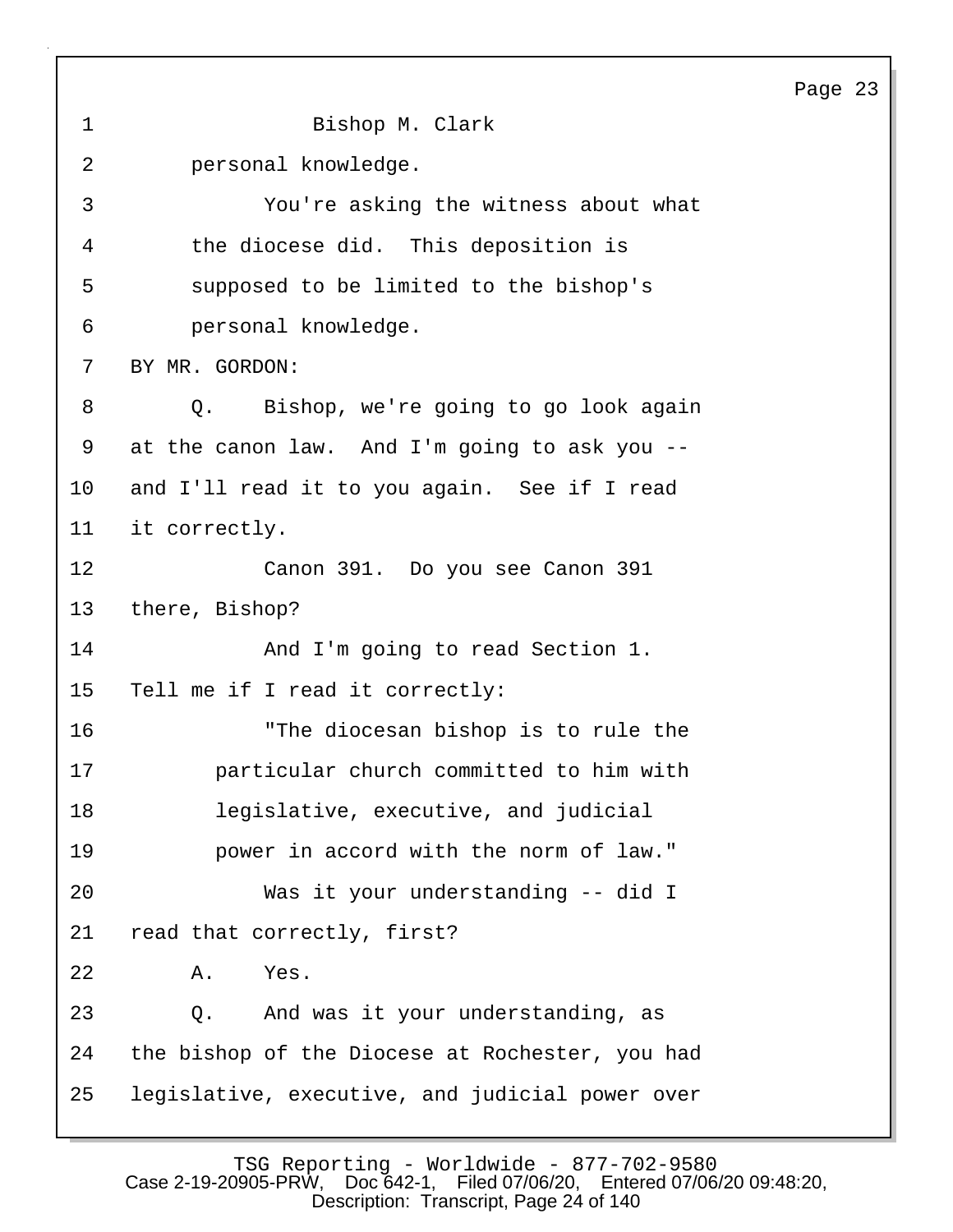Bishop M. Clark

personal knowledge.

You're asking the witness about what the diocese did. This deposition is supposed to be limited to the bishop's personal knowledge.

BY MR. GORDON:

Q. Bishop, we're going to go look again at the canon law. And I'm going to ask you -- and I'll read it to you again. See if I read it correctly.

Canon 391. Do you see Canon 391 there, Bishop?

And I'm going to read Section 1. Tell me if I read it correctly:

"The diocesan bishop is to rule the particular church committed to him with legislative, executive, and judicial power in accord with the norm of law."

Was it your understanding -- did I read that correctly, first?

A. Yes.

Q. And was it your understanding, as the bishop of the Diocese at Rochester, you had legislative, executive, and judicial power over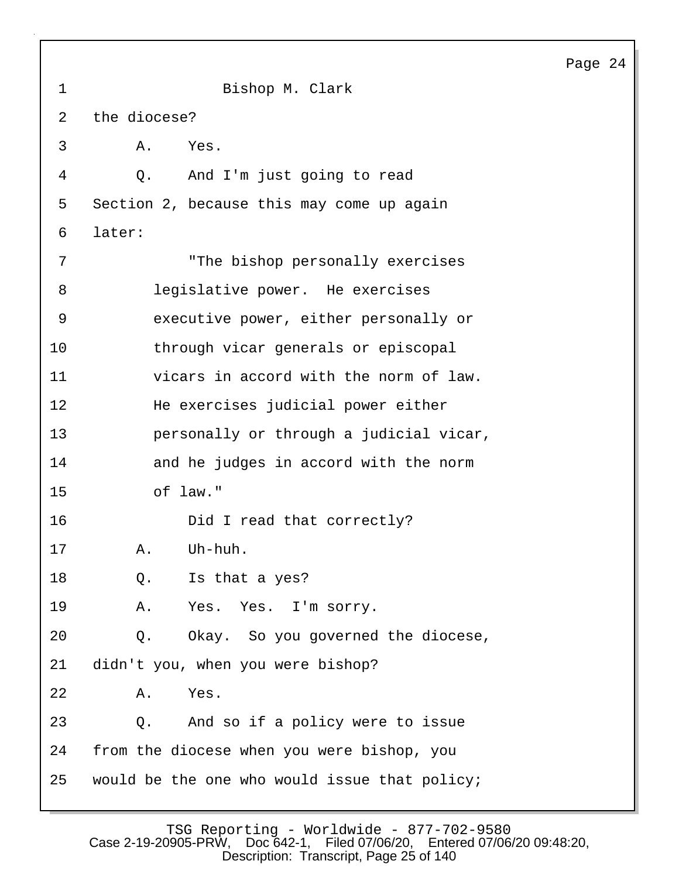Bishop M. Clark

the diocese?

A. Yes.

Q. And I'm just going to read Section 2, because this may come up again later:

"The bishop personally exercises legislative power. He exercises executive power, either personally or through vicar generals or episcopal vicars in accord with the norm of law. He exercises judicial power either personally or through a judicial vicar, and he judges in accord with the norm of law."

Did I read that correctly?

A. Uh-huh.

Q. Is that a yes?

A. Yes. Yes. I'm sorry.

Q. Okay. So you governed the diocese, didn't you, when you were bishop?

A. Yes.

Q. And so if a policy were to issue from the diocese when you were bishop, you would be the one who would issue that policy;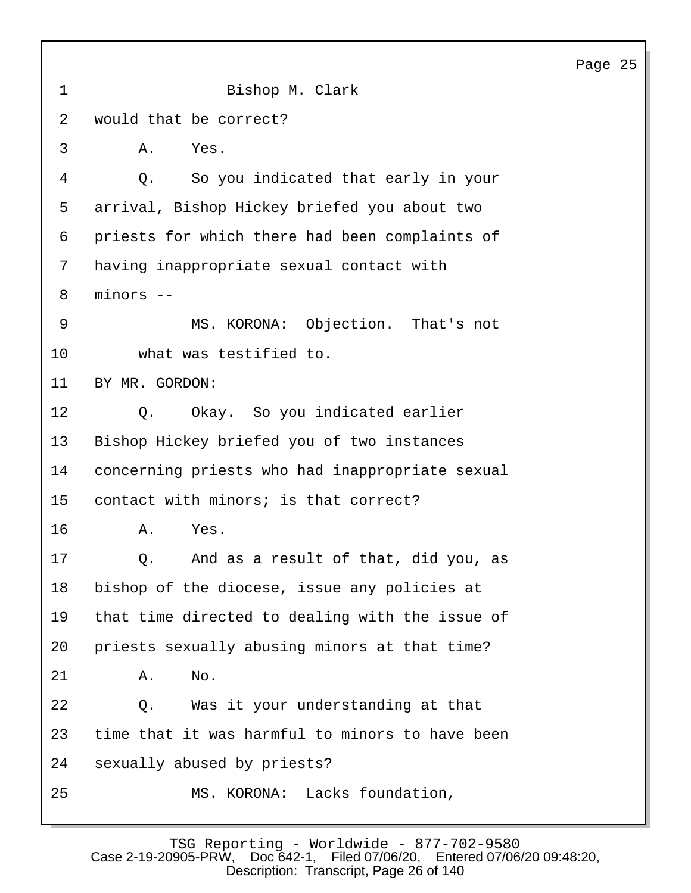Bishop M. Clark

would that be correct?

A. Yes.

Q. So you indicated that early in your arrival, Bishop Hickey briefed you about two priests for which there had been complaints of having inappropriate sexual contact with minors --

MS. KORONA: Objection. That's not what was testified to.

BY MR. GORDON:

Q. Okay. So you indicated earlier Bishop Hickey briefed you of two instances concerning priests who had inappropriate sexual contact with minors; is that correct?

A. Yes.

Q. And as a result of that, did you, as bishop of the diocese, issue any policies at that time directed to dealing with the issue of priests sexually abusing minors at that time?

A. No.

Q. Was it your understanding at that time that it was harmful to minors to have been sexually abused by priests?

MS. KORONA: Lacks foundation,

TSG Reporting - Worldwide - 877-702-9580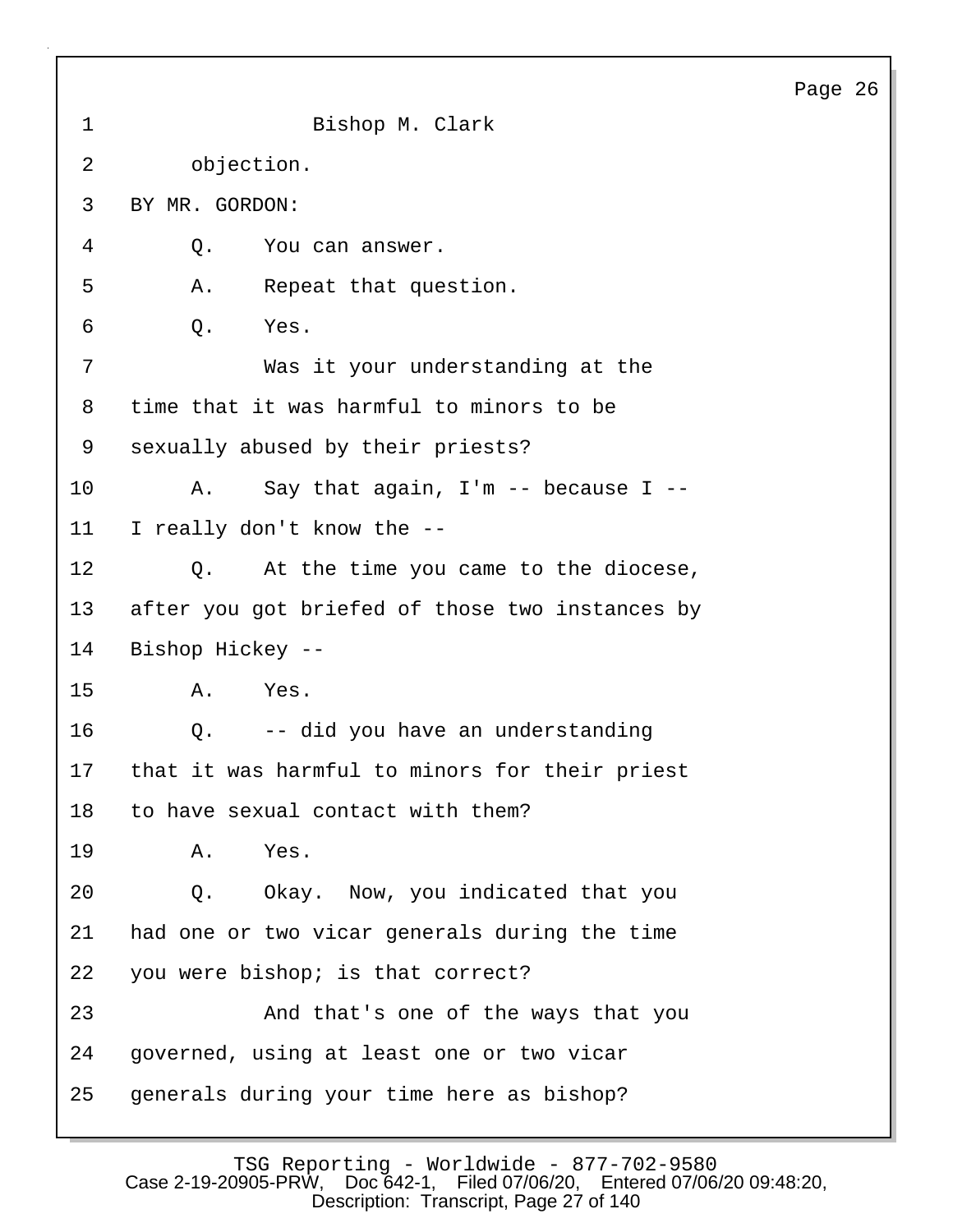1 Bishop M. Clark

2 objection.

3 BY MR. GORDON:

4 Q. You can answer.

5 A. Repeat that question.

6 Q. Yes.

7 Was it your understanding at the

8 time that it was harmful to minors to be

9 sexually abused by their priests?

10 A. Say that again, I'm -- because I --

11 I really don't know the --

12 Q. At the time you came to the diocese,

13 after you got briefed of those two instances by

14 Bishop Hickey --

15 A. Yes.

16 Q. -- did you have an understanding

17 that it was harmful to minors for their priest

18 to have sexual contact with them?

19 A. Yes.

20 Q. Okay. Now, you indicated that you

21 had one or two vicar generals during the time

22 you were bishop; is that correct?

23 And that's one of the ways that you

24 governed, using at least one or two vicar

25 generals during your time here as bishop?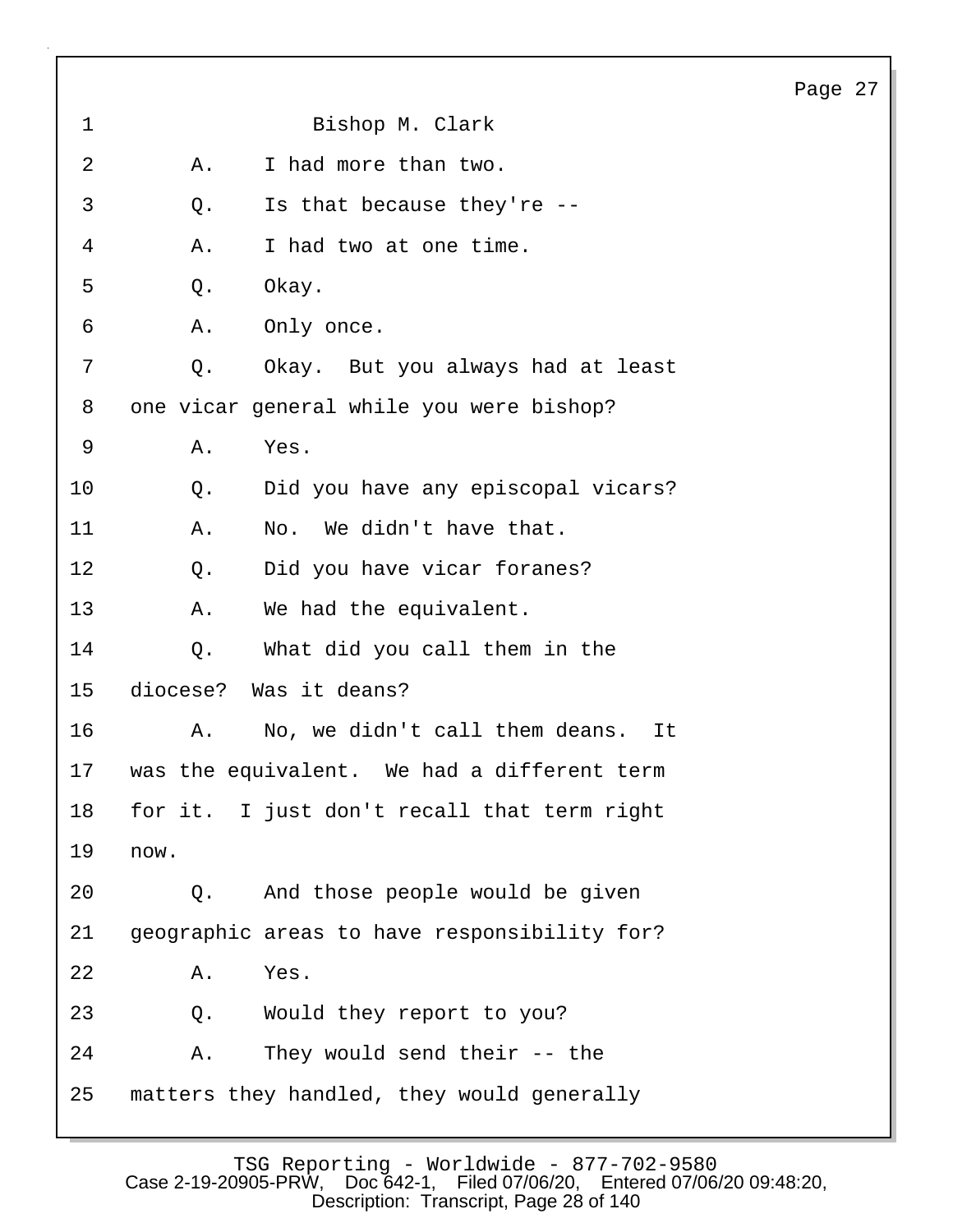Bishop M. Clark

A. I had more than two.

Q. Is that because they're --

A. I had two at one time.

Q. Okay.

A. Only once.

Q. Okay. But you always had at least one vicar general while you were bishop?

A. Yes.

Q. Did you have any episcopal vicars?

A. No. We didn't have that.

Q. Did you have vicar foranes?

A. We had the equivalent.

Q. What did you call them in the diocese? Was it deans?

A. No, we didn't call them deans. It was the equivalent. We had a different term for it. I just don't recall that term right now.

Q. And those people would be given geographic areas to have responsibility for?

A. Yes.

Q. Would they report to you?

A. They would send their -- the matters they handled, they would generally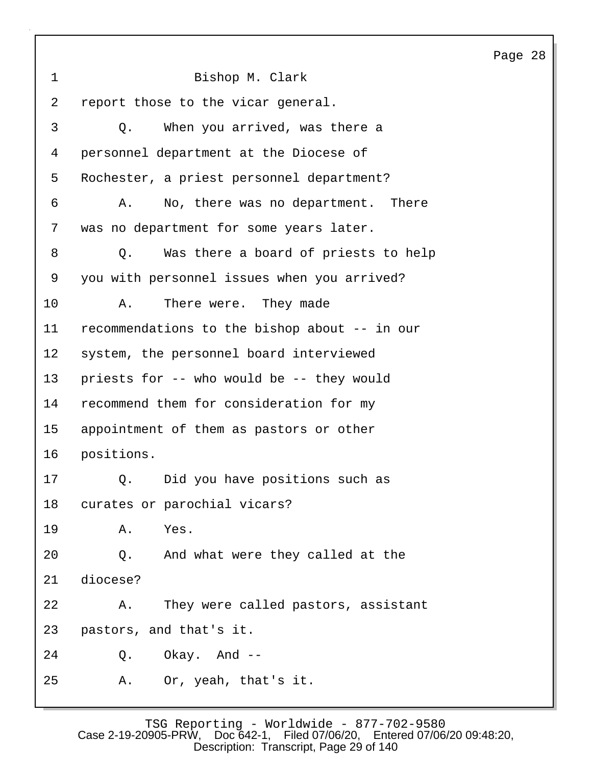Bishop M. Clark

report those to the vicar general.

Q. When you arrived, was there a personnel department at the Diocese of Rochester, a priest personnel department?

A. No, there was no department. There was no department for some years later.

Q. Was there a board of priests to help you with personnel issues when you arrived?

A. There were. They made recommendations to the bishop about -- in our system, the personnel board interviewed priests for -- who would be -- they would recommend them for consideration for my appointment of them as pastors or other positions.

Q. Did you have positions such as curates or parochial vicars?

A. Yes.

Q. And what were they called at the diocese?

A. They were called pastors, assistant pastors, and that's it.

Q. Okay. And --

A. Or, yeah, that's it.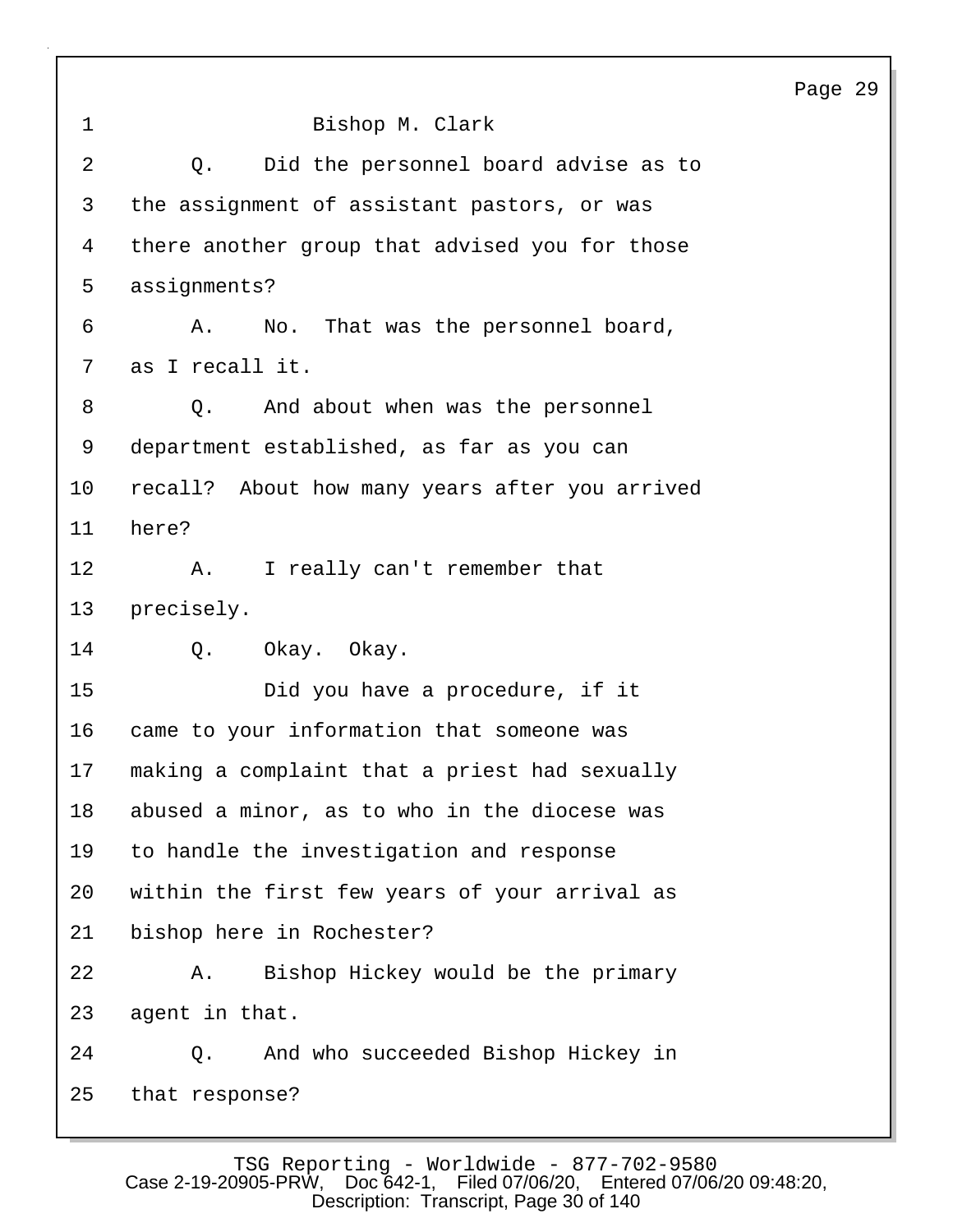Bishop M. Clark

Q. Did the personnel board advise as to the assignment of assistant pastors, or was there another group that advised you for those assignments?

A. No. That was the personnel board, as I recall it.

Q. And about when was the personnel department established, as far as you can recall? About how many years after you arrived here?

A. I really can't remember that precisely.

Q. Okay. Okay.

Did you have a procedure, if it came to your information that someone was making a complaint that a priest had sexually abused a minor, as to who in the diocese was to handle the investigation and response within the first few years of your arrival as bishop here in Rochester?

A. Bishop Hickey would be the primary agent in that.

Q. And who succeeded Bishop Hickey in that response?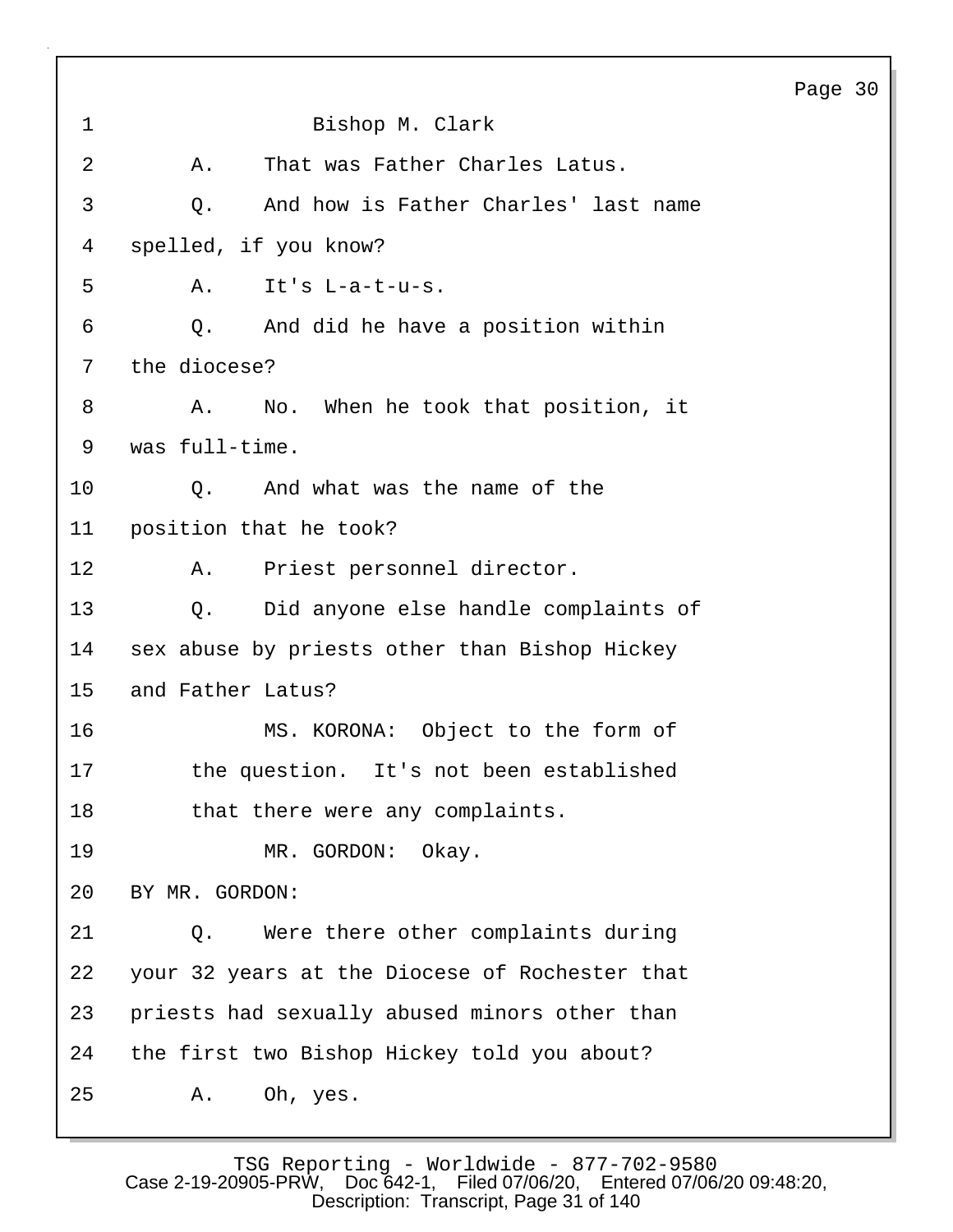Bishop M. Clark

A. That was Father Charles Latus.

Q. And how is Father Charles' last name spelled, if you know?

A. It's L-a-t-u-s.

Q. And did he have a position within the diocese?

A. No. When he took that position, it was full-time.

Q. And what was the name of the position that he took?

A. Priest personnel director.

Q. Did anyone else handle complaints of sex abuse by priests other than Bishop Hickey and Father Latus?

MS. KORONA: Object to the form of the question. It's not been established that there were any complaints.

MR. GORDON: Okay.

BY MR. GORDON:

Q. Were there other complaints during your 32 years at the Diocese of Rochester that priests had sexually abused minors other than the first two Bishop Hickey told you about?

A. Oh, yes.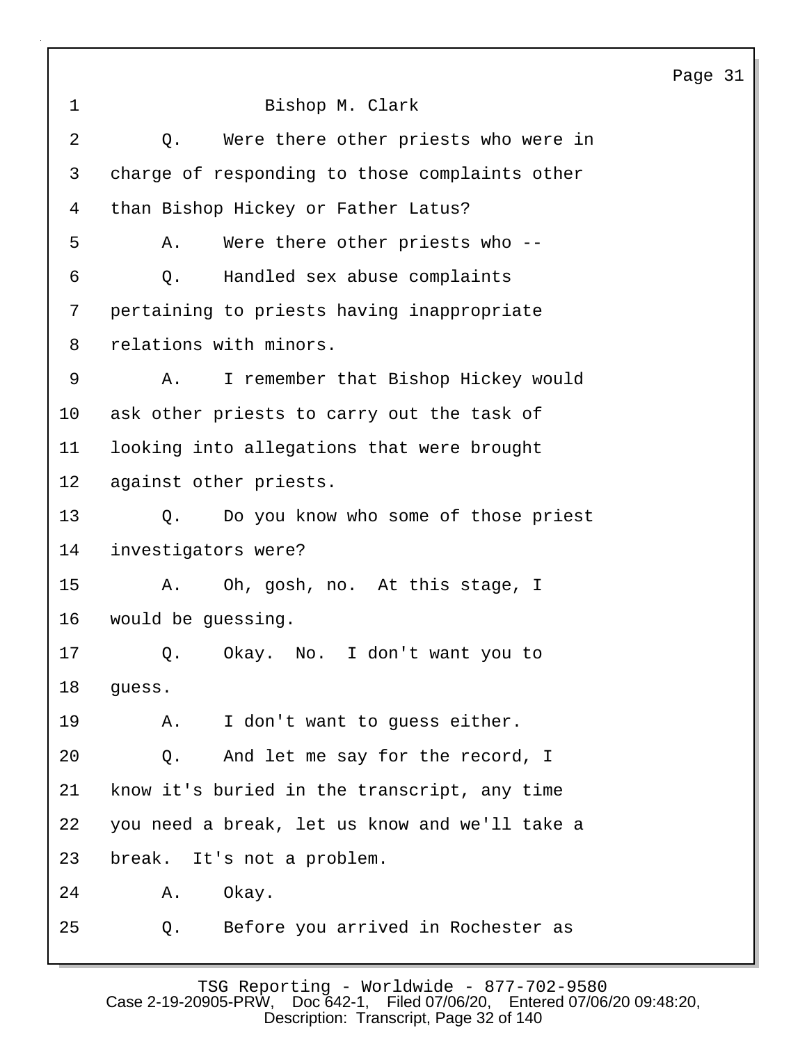Bishop M. Clark

Q. Were there other priests who were in charge of responding to those complaints other than Bishop Hickey or Father Latus?

A. Were there other priests who --

Q. Handled sex abuse complaints pertaining to priests having inappropriate relations with minors.

A. I remember that Bishop Hickey would ask other priests to carry out the task of looking into allegations that were brought against other priests.

Q. Do you know who some of those priest investigators were?

A. Oh, gosh, no. At this stage, I would be guessing.

Q. Okay. No. I don't want you to guess.

A. I don't want to guess either.

Q. And let me say for the record, I know it's buried in the transcript, any time you need a break, let us know and we'll take a break. It's not a problem.

A. Okay.

Q. Before you arrived in Rochester as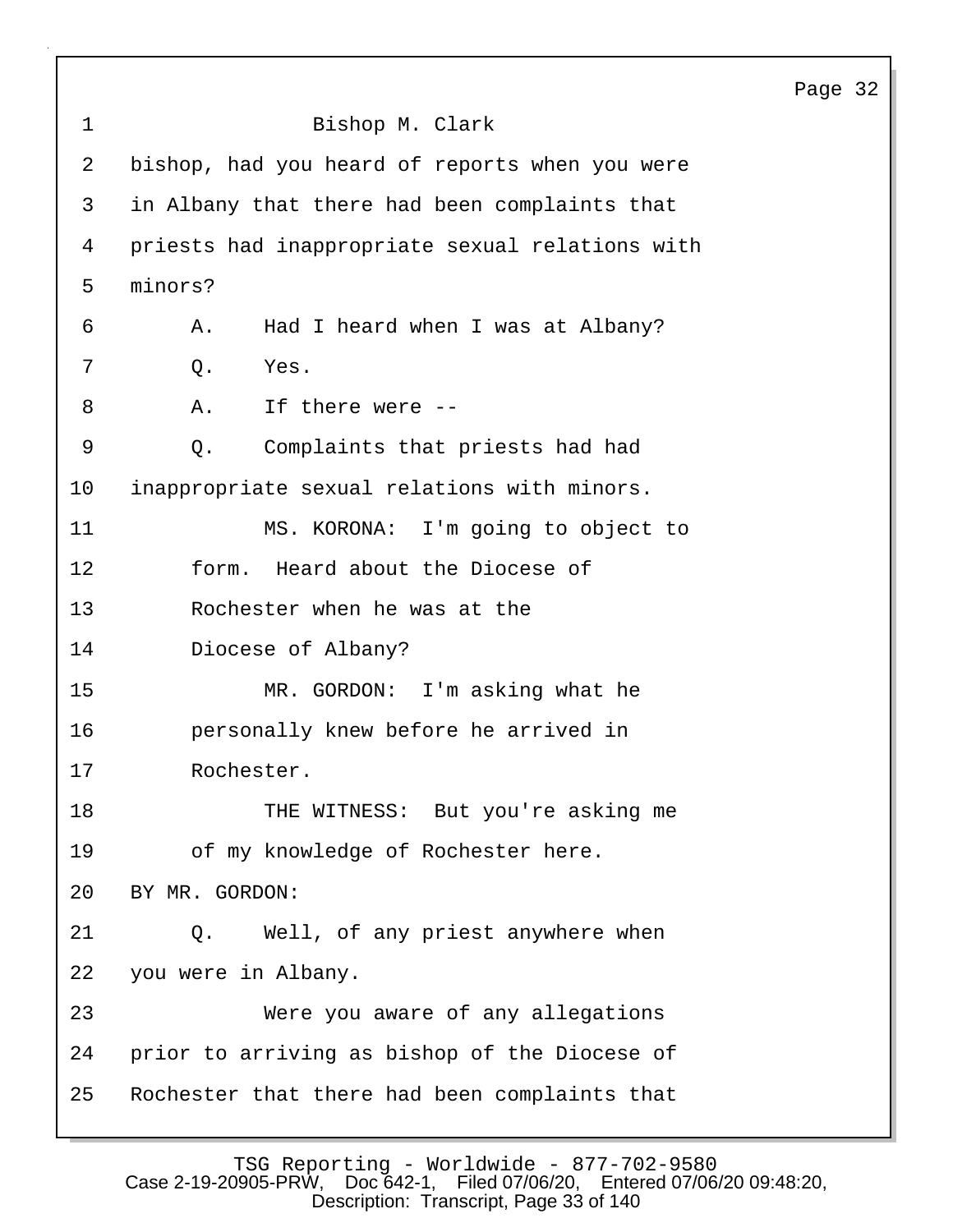Bishop M. Clark

bishop, had you heard of reports when you were in Albany that there had been complaints that priests had inappropriate sexual relations with minors?

A. Had I heard when I was at Albany?

Q. Yes.

A. If there were --

Q. Complaints that priests had had inappropriate sexual relations with minors.

MS. KORONA: I'm going to object to form. Heard about the Diocese of Rochester when he was at the Diocese of Albany?

MR. GORDON: I'm asking what he personally knew before he arrived in Rochester.

THE WITNESS: But you're asking me of my knowledge of Rochester here.

BY MR. GORDON:

Q. Well, of any priest anywhere when you were in Albany.

Were you aware of any allegations prior to arriving as bishop of the Diocese of Rochester that there had been complaints that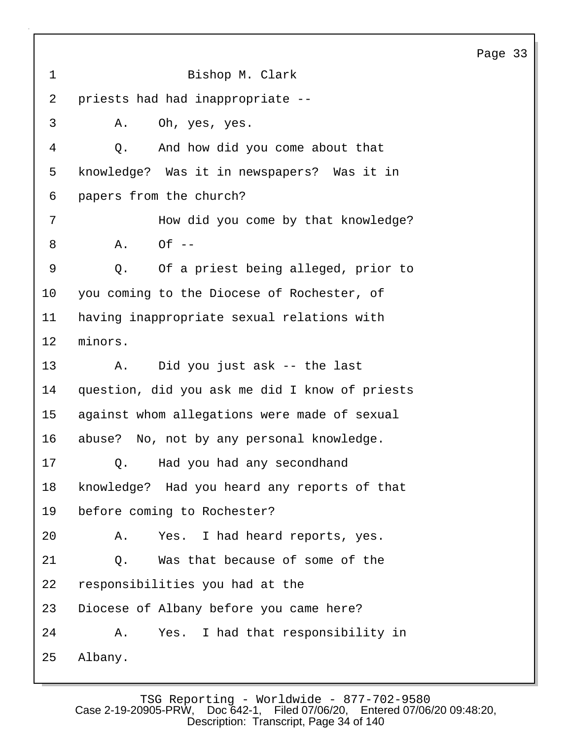1 Bishop M. Clark

2 priests had had inappropriate --

3 A. Oh, yes, yes.

4 Q. And how did you come about that

5 knowledge? Was it in newspapers? Was it in

6 papers from the church?

7 How did you come by that knowledge?

8 A. Of --

9 Q. Of a priest being alleged, prior to

10 you coming to the Diocese of Rochester, of

11 having inappropriate sexual relations with

12 minors.

13 A. Did you just ask -- the last

14 question, did you ask me did I know of priests

15 against whom allegations were made of sexual

16 abuse? No, not by any personal knowledge.

17 Q. Had you had any secondhand

18 knowledge? Had you heard any reports of that

19 before coming to Rochester?

20 A. Yes. I had heard reports, yes.

21 Q. Was that because of some of the

22 responsibilities you had at the

23 Diocese of Albany before you came here?

24 A. Yes. I had that responsibility in

25 Albany.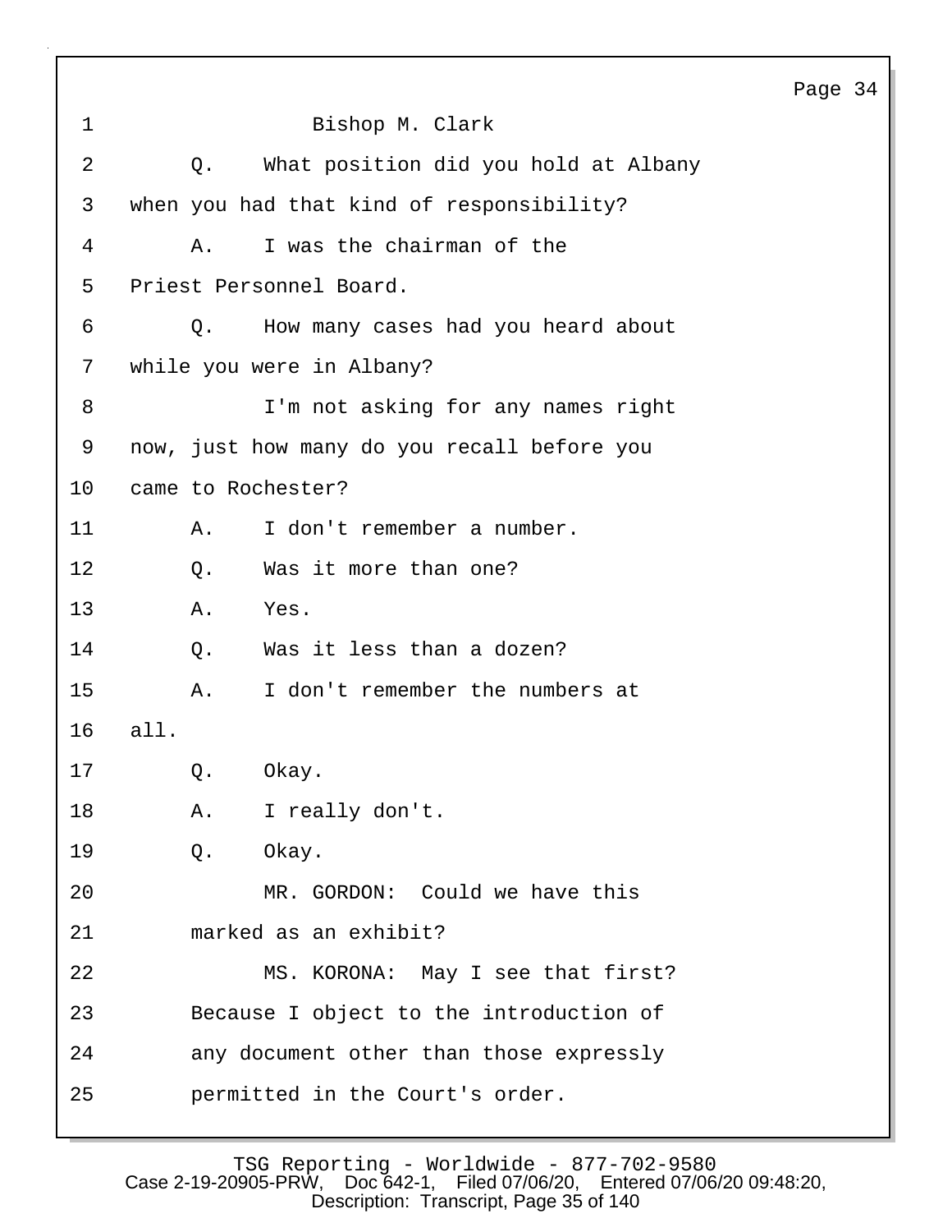Bishop M. Clark

Q. What position did you hold at Albany when you had that kind of responsibility?

A. I was the chairman of the Priest Personnel Board.

Q. How many cases had you heard about while you were in Albany?

I'm not asking for any names right now, just how many do you recall before you came to Rochester?

A. I don't remember a number.

Q. Was it more than one?

A. Yes.

Q. Was it less than a dozen?

A. I don't remember the numbers at all.

Q. Okay.

A. I really don't.

Q. Okay.

MR. GORDON: Could we have this marked as an exhibit?

MS. KORONA: May I see that first? Because I object to the introduction of any document other than those expressly permitted in the Court's order.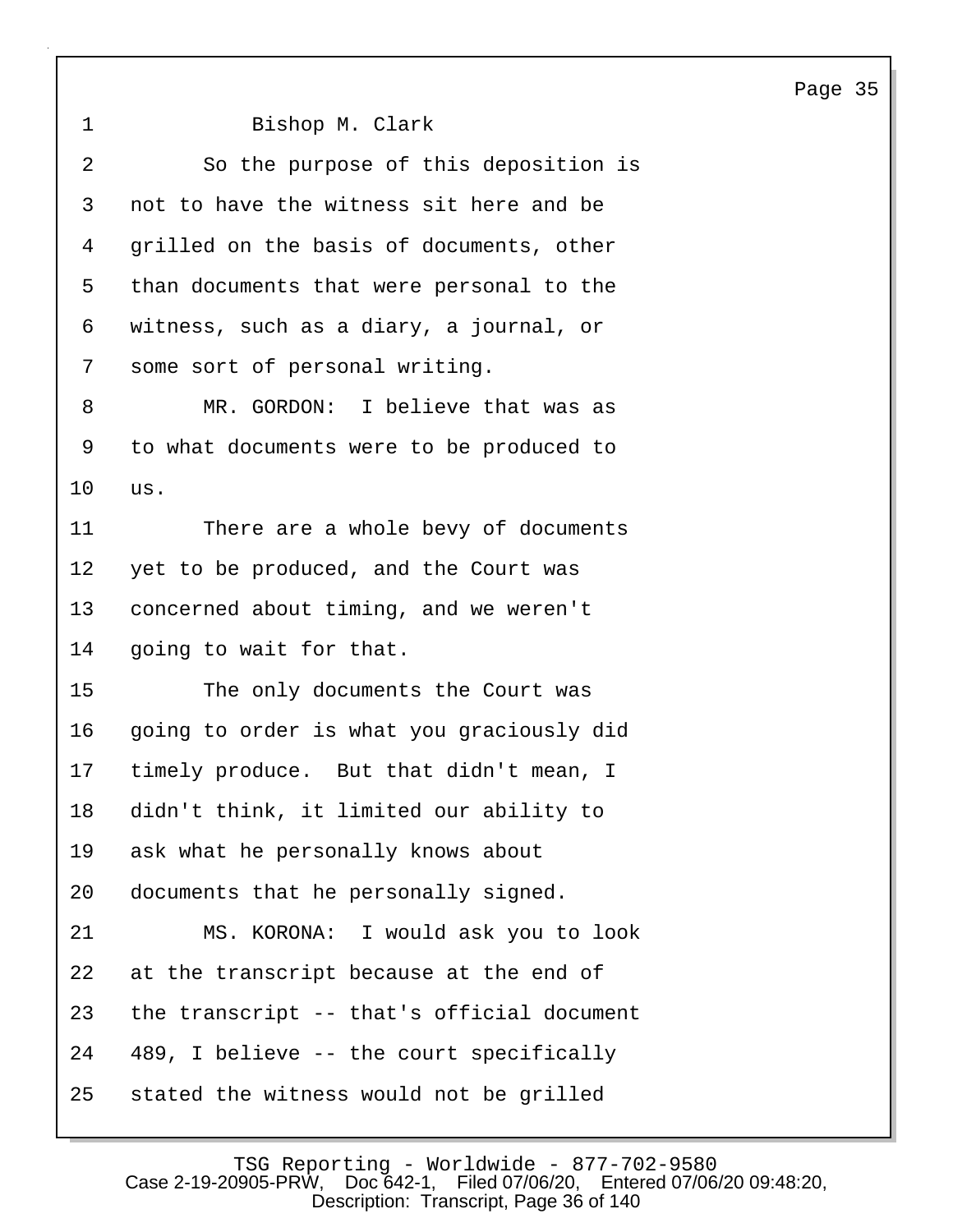1 Bishop M. Clark

2 So the purpose of this deposition is

3 not to have the witness sit here and be

4 grilled on the basis of documents, other

5 than documents that were personal to the

6 witness, such as a diary, a journal, or

7 some sort of personal writing.

8 MR. GORDON: I believe that was as

9 to what documents were to be produced to

10 us.

11 There are a whole bevy of documents

12 yet to be produced, and the Court was

13 concerned about timing, and we weren't

14 going to wait for that.

15 The only documents the Court was

16 going to order is what you graciously did

17 timely produce. But that didn't mean, I

18 didn't think, it limited our ability to

19 ask what he personally knows about

20 documents that he personally signed.

21 MS. KORONA: I would ask you to look

22 at the transcript because at the end of

23 the transcript -- that's official document

24 489, I believe -- the court specifically

25 stated the witness would not be grilled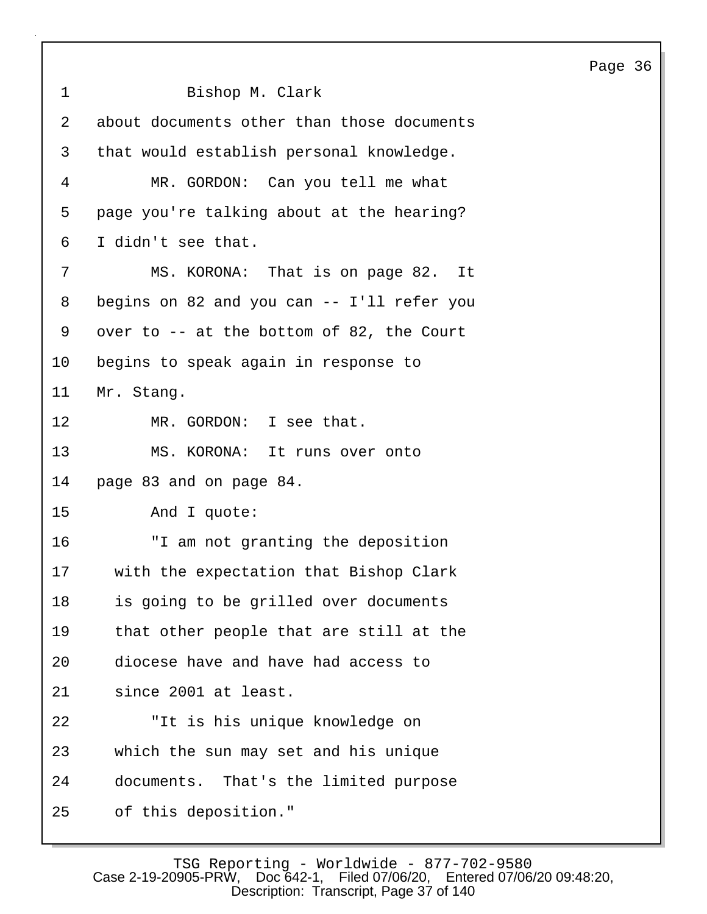Bishop M. Clark

about documents other than those documents that would establish personal knowledge.

MR. GORDON: Can you tell me what page you're talking about at the hearing? I didn't see that.

MS. KORONA: That is on page 82. It begins on 82 and you can -- I'll refer you over to -- at the bottom of 82, the Court begins to speak again in response to Mr. Stang.

MR. GORDON: I see that.

MS. KORONA: It runs over onto page 83 and on page 84.

And I quote:

"I am not granting the deposition with the expectation that Bishop Clark is going to be grilled over documents that other people that are still at the diocese have and have had access to since 2001 at least.

"It is his unique knowledge on which the sun may set and his unique documents. That's the limited purpose of this deposition."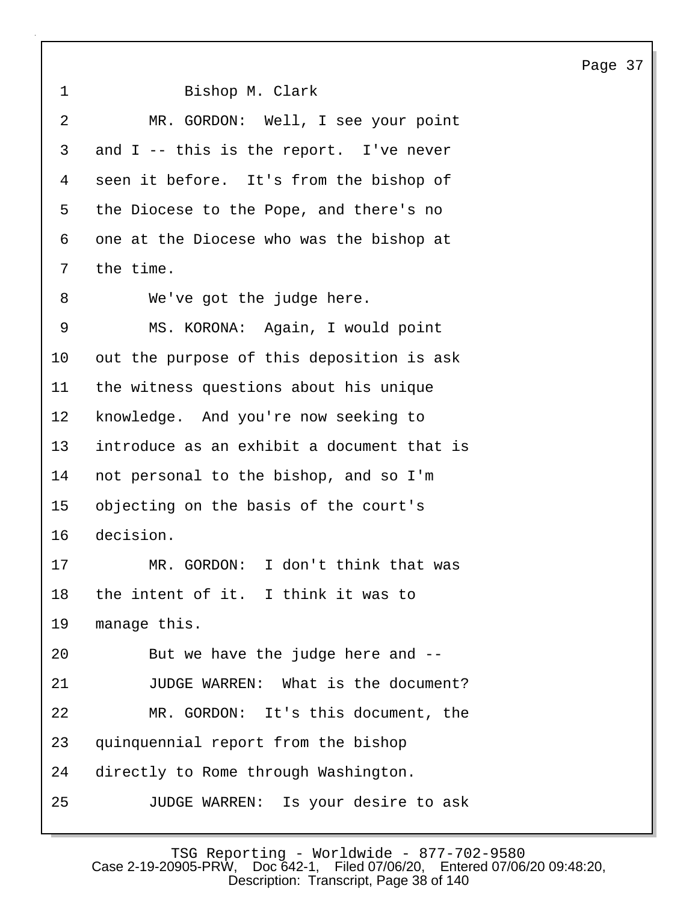Bishop M. Clark

MR. GORDON: Well, I see your point and I -- this is the report. I've never seen it before. It's from the bishop of the Diocese to the Pope, and there's no one at the Diocese who was the bishop at the time.

We've got the judge here.

MS. KORONA: Again, I would point out the purpose of this deposition is ask the witness questions about his unique knowledge. And you're now seeking to introduce as an exhibit a document that is not personal to the bishop, and so I'm objecting on the basis of the court's decision.

MR. GORDON: I don't think that was the intent of it. I think it was to manage this.

But we have the judge here and --

JUDGE WARREN: What is the document?

MR. GORDON: It's this document, the quinquennial report from the bishop directly to Rome through Washington.

JUDGE WARREN: Is your desire to ask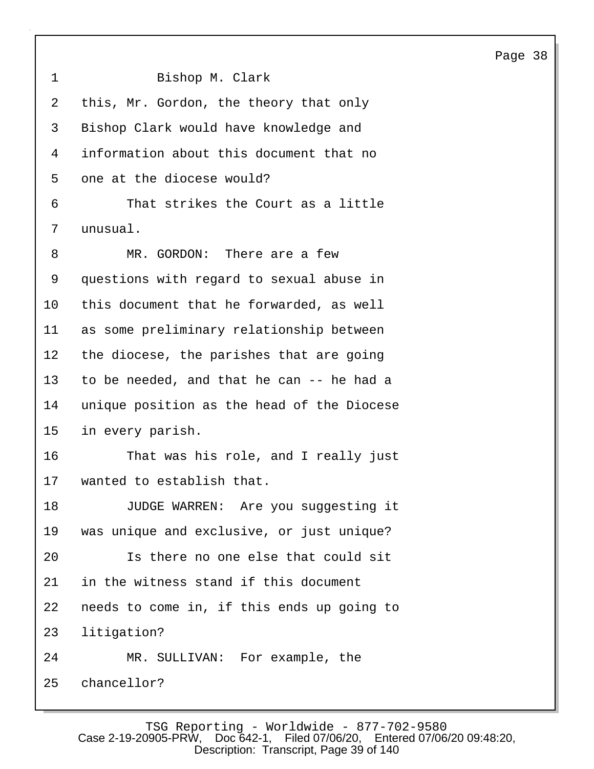Bishop M. Clark

this, Mr. Gordon, the theory that only Bishop Clark would have knowledge and information about this document that no one at the diocese would?

That strikes the Court as a little unusual.

MR. GORDON: There are a few questions with regard to sexual abuse in this document that he forwarded, as well as some preliminary relationship between the diocese, the parishes that are going to be needed, and that he can -- he had a unique position as the head of the Diocese in every parish.

That was his role, and I really just wanted to establish that.

JUDGE WARREN: Are you suggesting it was unique and exclusive, or just unique?

Is there no one else that could sit in the witness stand if this document needs to come in, if this ends up going to litigation?

MR. SULLIVAN: For example, the chancellor?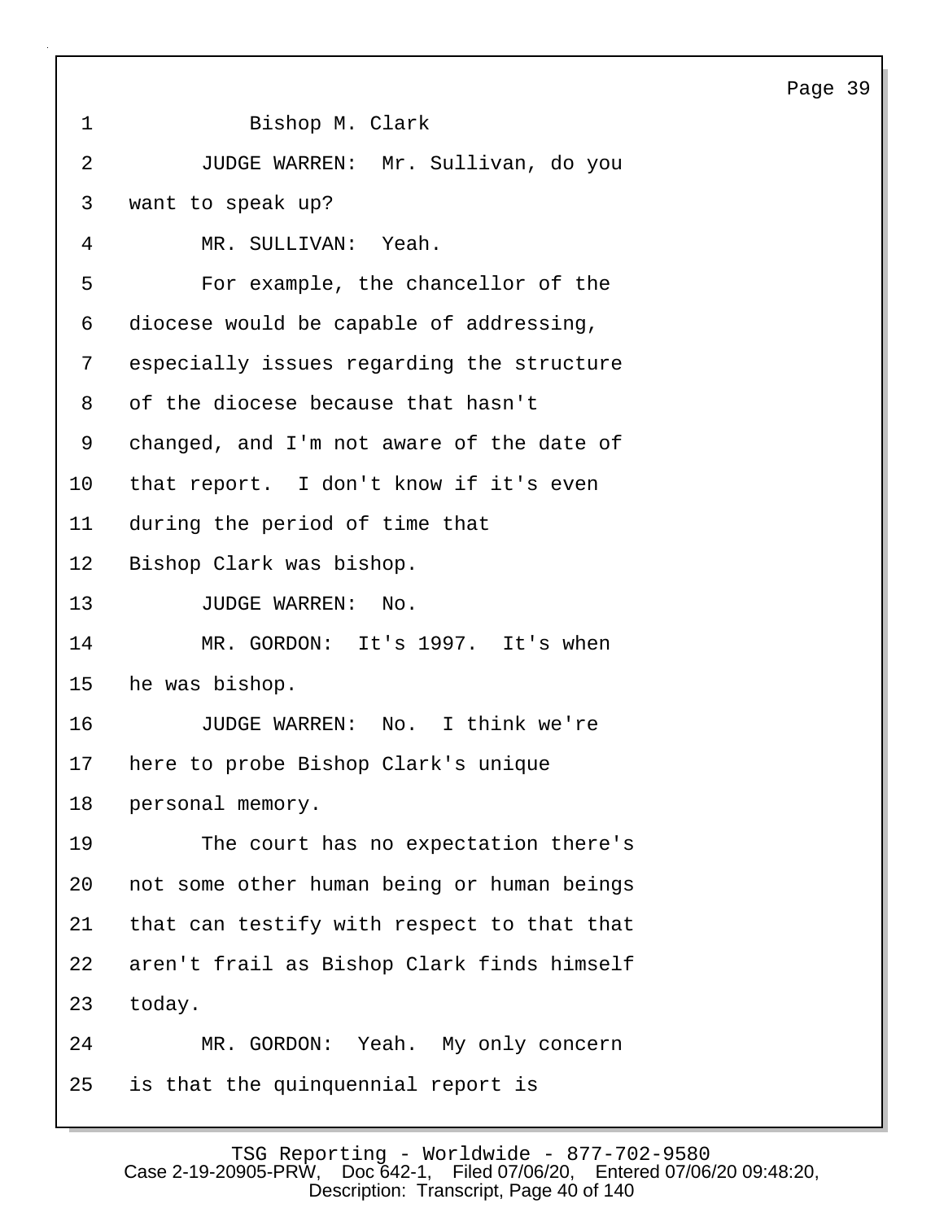1 Bishop M. Clark

2 JUDGE WARREN: Mr. Sullivan, do you

3 want to speak up?

4 MR. SULLIVAN: Yeah.

5 For example, the chancellor of the

6 diocese would be capable of addressing,

7 especially issues regarding the structure

8 of the diocese because that hasn't

9 changed, and I'm not aware of the date of

10 that report. I don't know if it's even

11 during the period of time that

12 Bishop Clark was bishop.

13 JUDGE WARREN: No.

14 MR. GORDON: It's 1997. It's when

15 he was bishop.

16 JUDGE WARREN: No. I think we're

17 here to probe Bishop Clark's unique

18 personal memory.

19 The court has no expectation there's

20 not some other human being or human beings

21 that can testify with respect to that that

22 aren't frail as Bishop Clark finds himself

23 today.

24 MR. GORDON: Yeah. My only concern

25 is that the quinquennial report is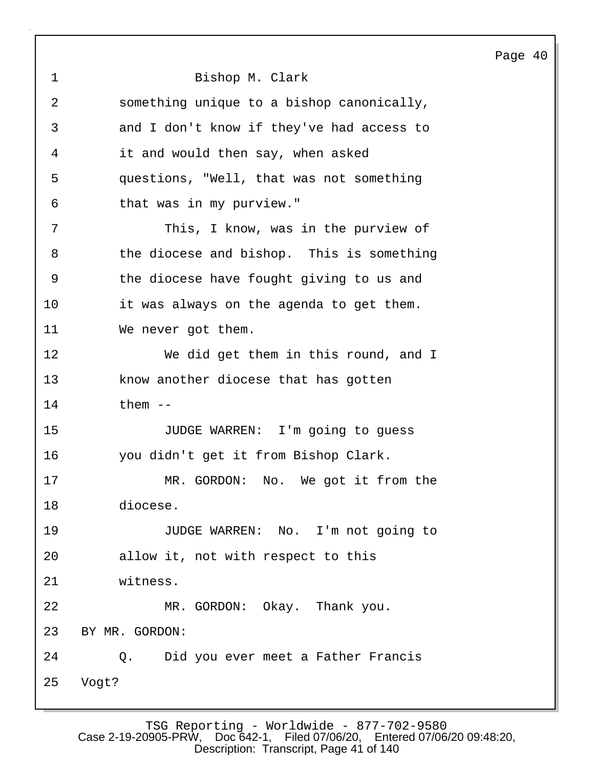Bishop M. Clark

something unique to a bishop canonically, and I don't know if they've had access to it and would then say, when asked questions, "Well, that was not something that was in my purview."

This, I know, was in the purview of the diocese and bishop. This is something the diocese have fought giving to us and it was always on the agenda to get them. We never got them.

We did get them in this round, and I know another diocese that has gotten them --

JUDGE WARREN: I'm going to guess you didn't get it from Bishop Clark.

MR. GORDON: No. We got it from the diocese.

JUDGE WARREN: No. I'm not going to allow it, not with respect to this witness.

MR. GORDON: Okay. Thank you.

BY MR. GORDON:

Q. Did you ever meet a Father Francis Vogt?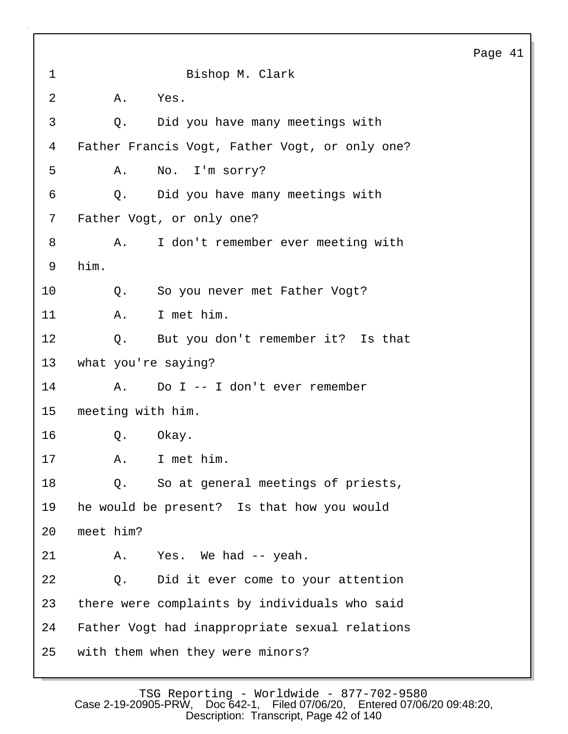Bishop M. Clark

A. Yes.

Q. Did you have many meetings with Father Francis Vogt, Father Vogt, or only one?

A. No. I'm sorry?

Q. Did you have many meetings with Father Vogt, or only one?

A. I don't remember ever meeting with him.

Q. So you never met Father Vogt?

A. I met him.

Q. But you don't remember it? Is that what you're saying?

A. Do I -- I don't ever remember meeting with him.

Q. Okay.

A. I met him.

Q. So at general meetings of priests, he would be present? Is that how you would meet him?

A. Yes. We had -- yeah.

Q. Did it ever come to your attention there were complaints by individuals who said Father Vogt had inappropriate sexual relations with them when they were minors?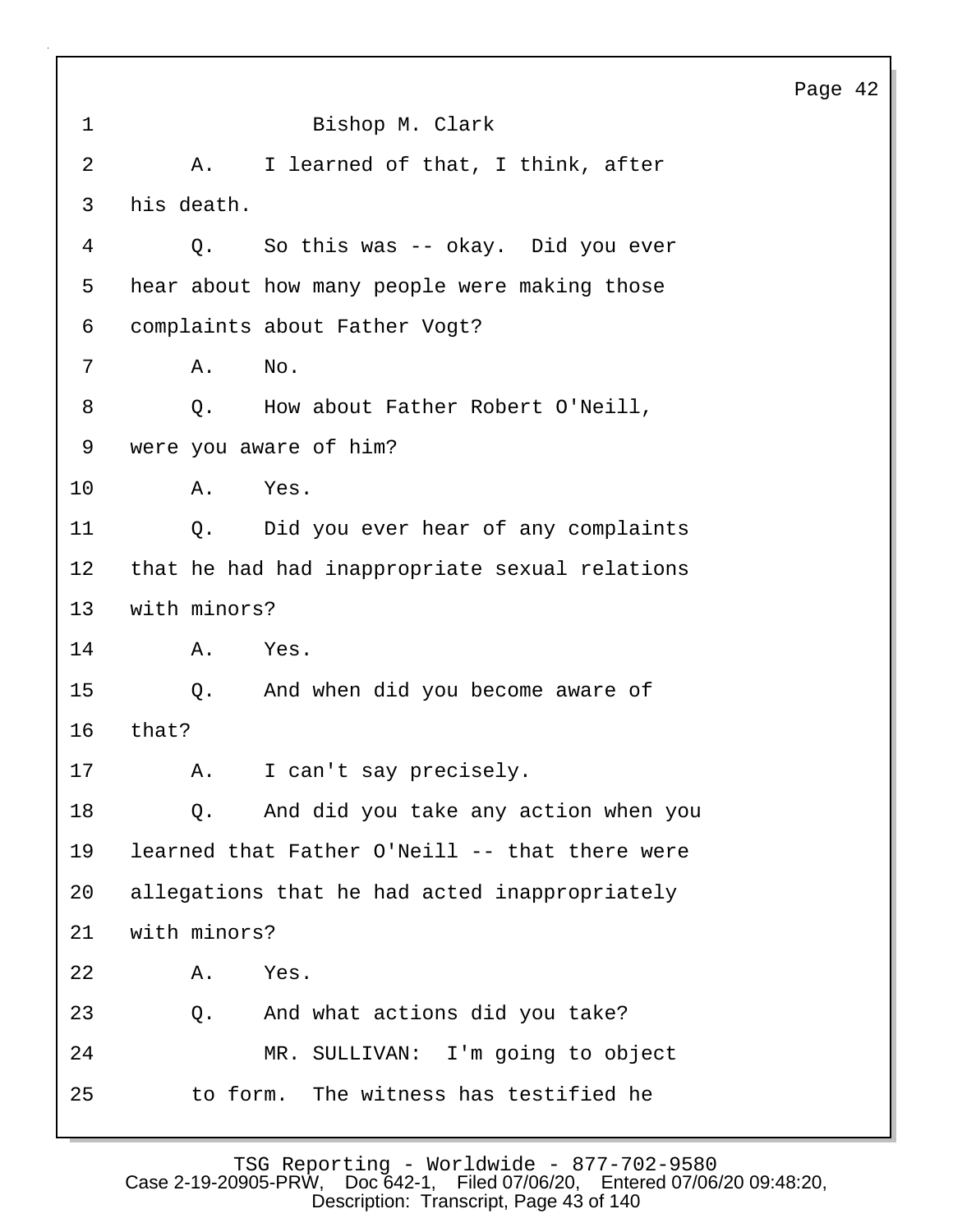Bishop M. Clark

A. I learned of that, I think, after his death.

Q. So this was -- okay. Did you ever hear about how many people were making those complaints about Father Vogt?

A. No.

Q. How about Father Robert O'Neill, were you aware of him?

A. Yes.

Q. Did you ever hear of any complaints that he had had inappropriate sexual relations with minors?

A. Yes.

Q. And when did you become aware of that?

A. I can't say precisely.

Q. And did you take any action when you learned that Father O'Neill -- that there were allegations that he had acted inappropriately with minors?

A. Yes.

Q. And what actions did you take?

MR. SULLIVAN: I'm going to object to form. The witness has testified he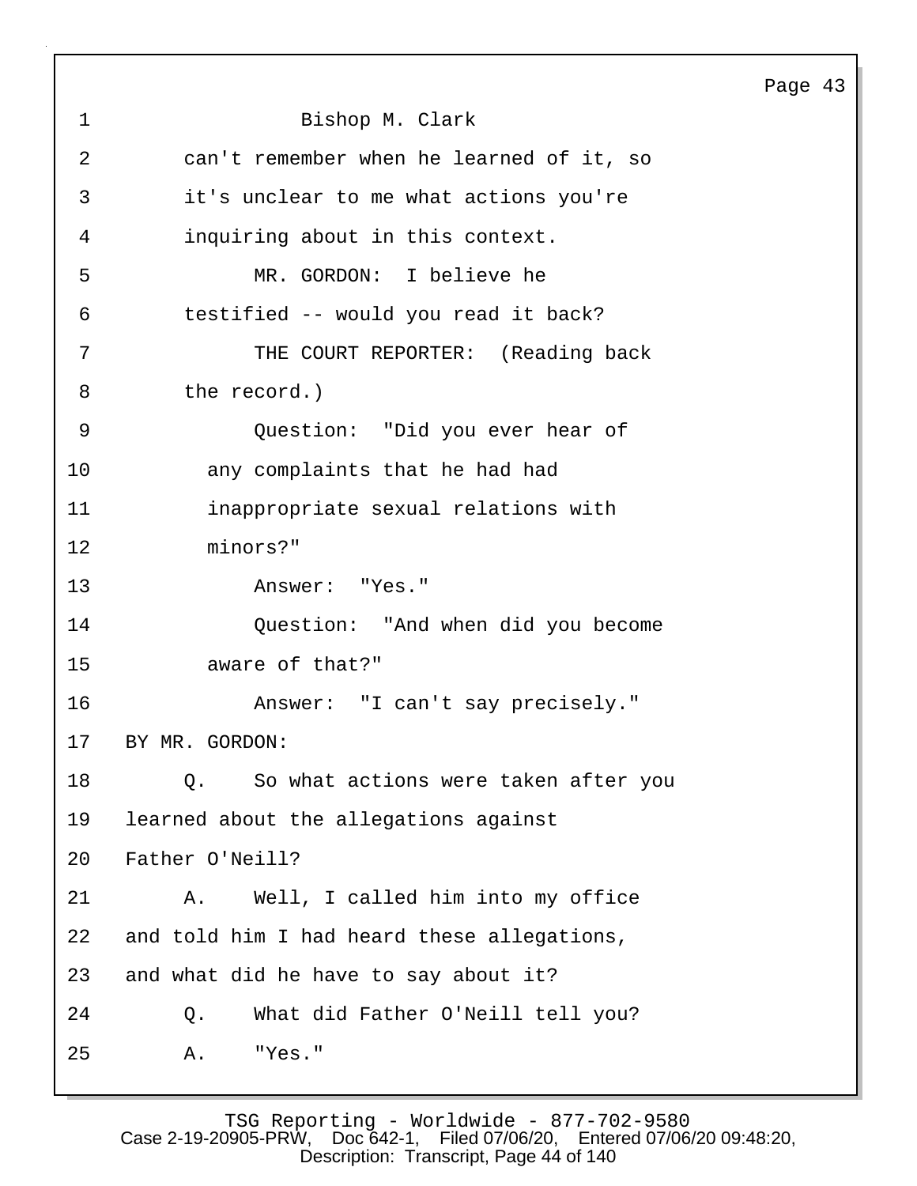1 Bishop M. Clark

2 can't remember when he learned of it, so

3 it's unclear to me what actions you're

4 inquiring about in this context.

5 MR. GORDON: I believe he

6 testified -- would you read it back?

7 THE COURT REPORTER: (Reading back

8 the record.)

9 Question: "Did you ever hear of

10 any complaints that he had had

11 inappropriate sexual relations with

12 minors?"

13 Answer: "Yes."

14 Question: "And when did you become

15 aware of that?"

16 Answer: "I can't say precisely."

17 BY MR. GORDON:

18 Q. So what actions were taken after you

19 learned about the allegations against

20 Father O'Neill?

21 A. Well, I called him into my office

22 and told him I had heard these allegations,

23 and what did he have to say about it?

24 Q. What did Father O'Neill tell you?

25 A. "Yes."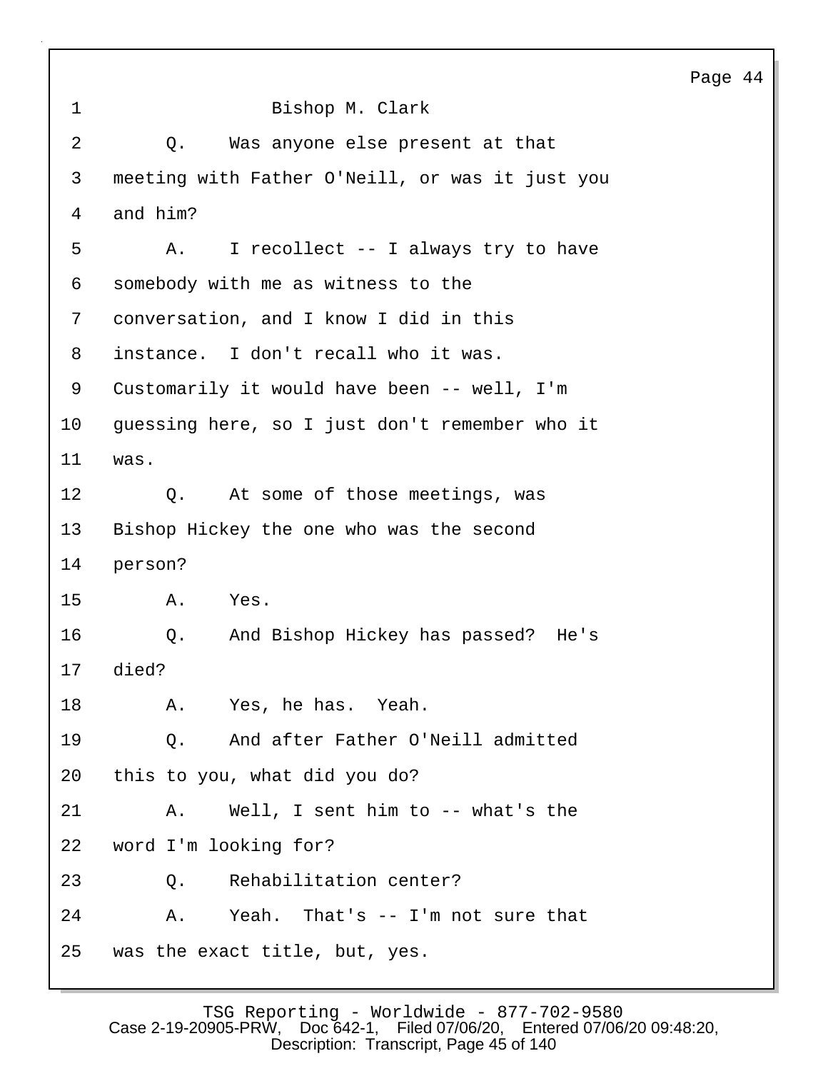Bishop M. Clark

Q. Was anyone else present at that meeting with Father O'Neill, or was it just you and him?

A. I recollect -- I always try to have somebody with me as witness to the conversation, and I know I did in this instance. I don't recall who it was. Customarily it would have been -- well, I'm guessing here, so I just don't remember who it was.

Q. At some of those meetings, was Bishop Hickey the one who was the second person?

A. Yes.

Q. And Bishop Hickey has passed? He's died?

A. Yes, he has. Yeah.

Q. And after Father O'Neill admitted this to you, what did you do?

A. Well, I sent him to -- what's the word I'm looking for?

Q. Rehabilitation center?

A. Yeah. That's -- I'm not sure that was the exact title, but, yes.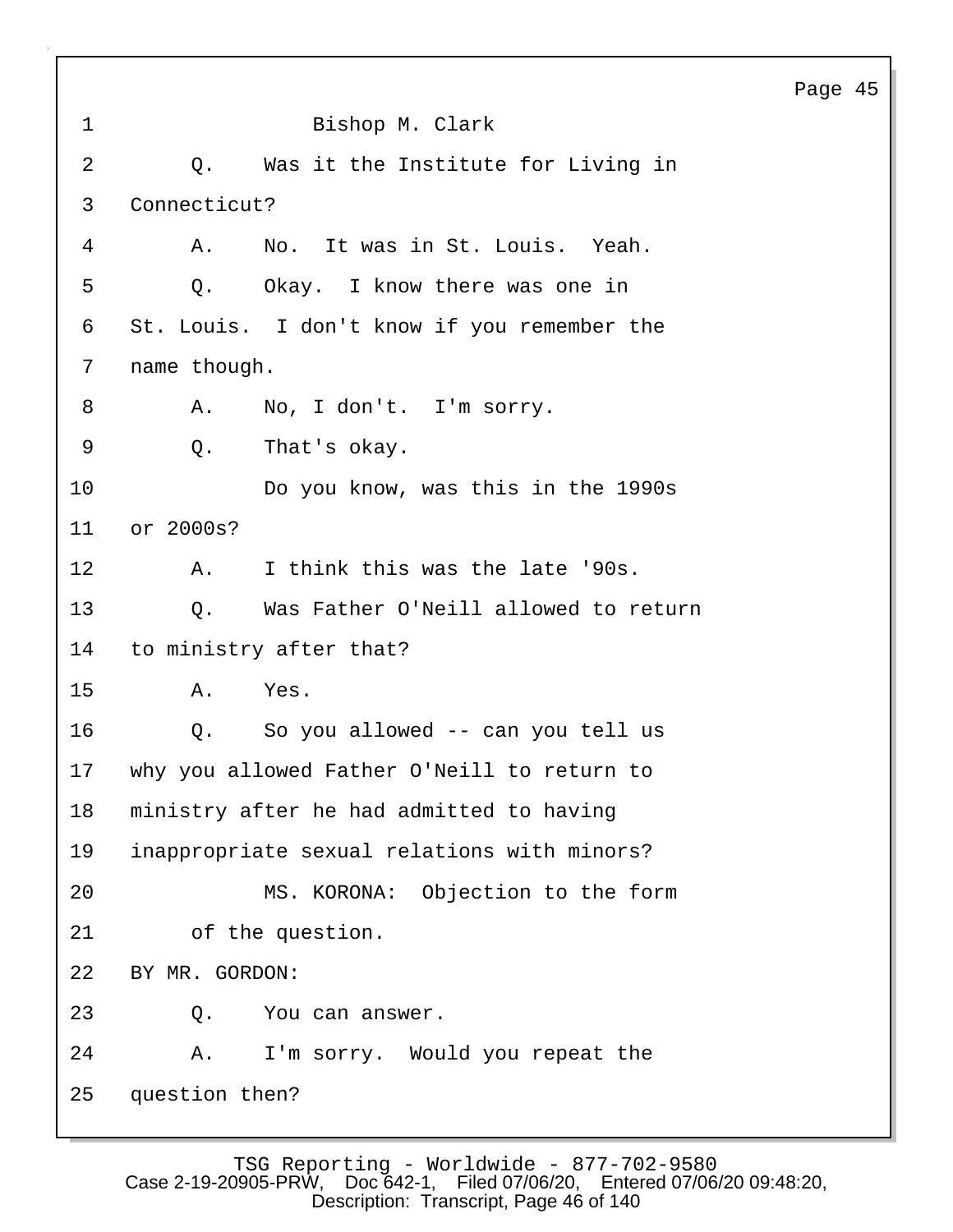Bishop M. Clark

Q. Was it the Institute for Living in Connecticut?

A. No. It was in St. Louis. Yeah.

Q. Okay. I know there was one in St. Louis. I don't know if you remember the name though.

A. No, I don't. I'm sorry.

Q. That's okay.

Do you know, was this in the 1990s or 2000s?

A. I think this was the late '90s.

Q. Was Father O'Neill allowed to return to ministry after that?

A. Yes.

Q. So you allowed -- can you tell us why you allowed Father O'Neill to return to ministry after he had admitted to having inappropriate sexual relations with minors?

MS. KORONA: Objection to the form of the question.

BY MR. GORDON:

Q. You can answer.

A. I'm sorry. Would you repeat the question then?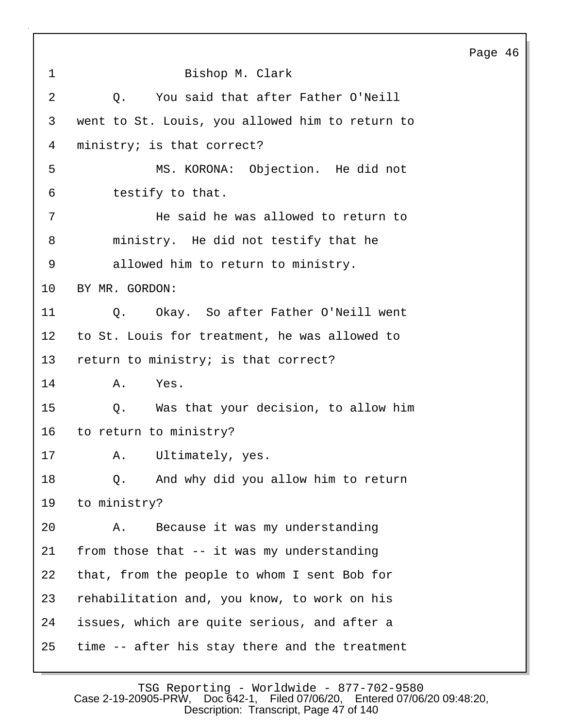Bishop M. Clark

Q. You said that after Father O'Neill went to St. Louis, you allowed him to return to ministry; is that correct?

MS. KORONA: Objection. He did not testify to that.

He said he was allowed to return to ministry. He did not testify that he allowed him to return to ministry.

BY MR. GORDON:

Q. Okay. So after Father O'Neill went to St. Louis for treatment, he was allowed to return to ministry; is that correct?

A. Yes.

Q. Was that your decision, to allow him to return to ministry?

A. Ultimately, yes.

Q. And why did you allow him to return to ministry?

A. Because it was my understanding from those that -- it was my understanding that, from the people to whom I sent Bob for rehabilitation and, you know, to work on his issues, which are quite serious, and after a time -- after his stay there and the treatment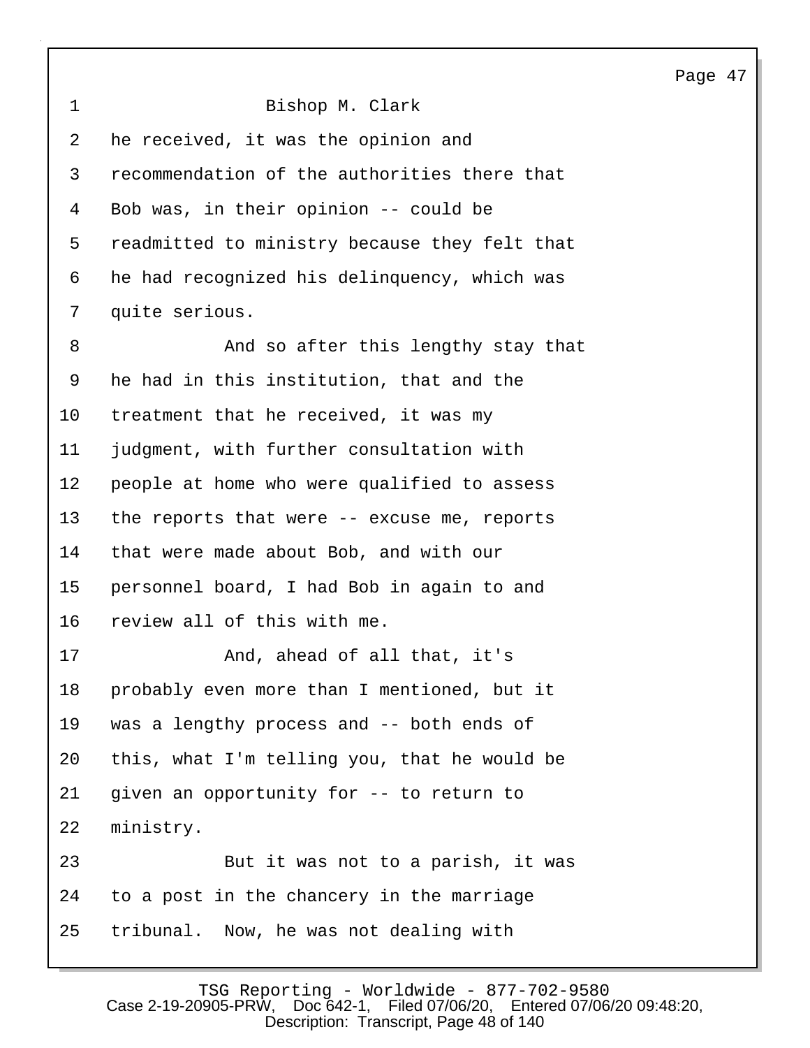Bishop M. Clark

he received, it was the opinion and recommendation of the authorities there that Bob was, in their opinion -- could be readmitted to ministry because they felt that he had recognized his delinquency, which was quite serious.

And so after this lengthy stay that he had in this institution, that and the treatment that he received, it was my judgment, with further consultation with people at home who were qualified to assess the reports that were -- excuse me, reports that were made about Bob, and with our personnel board, I had Bob in again to and review all of this with me.

And, ahead of all that, it's probably even more than I mentioned, but it was a lengthy process and -- both ends of this, what I'm telling you, that he would be given an opportunity for -- to return to ministry.

But it was not to a parish, it was to a post in the chancery in the marriage tribunal. Now, he was not dealing with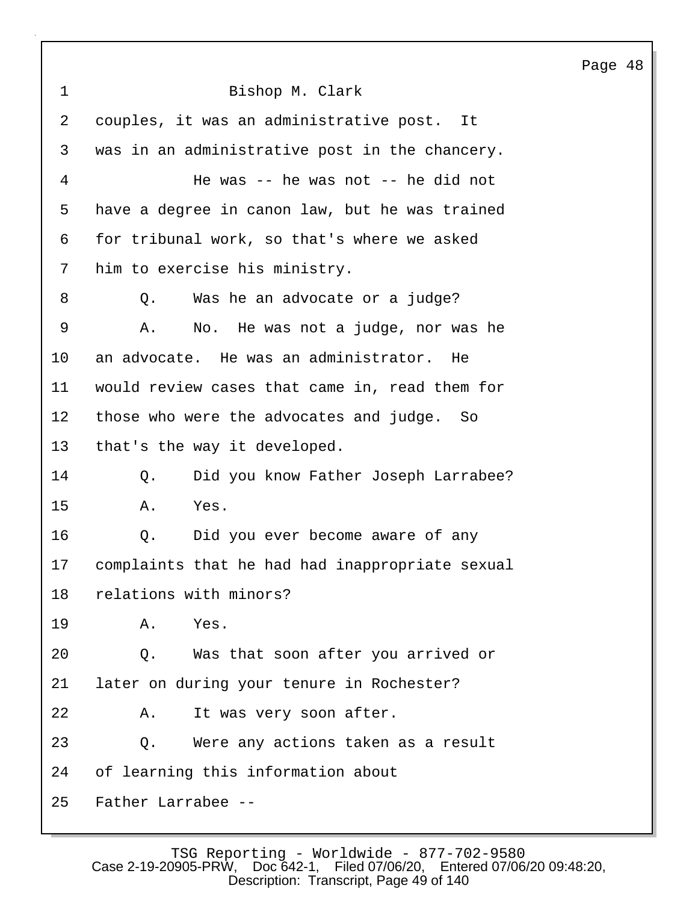Bishop M. Clark

couples, it was an administrative post. It was in an administrative post in the chancery.

He was -- he was not -- he did not have a degree in canon law, but he was trained for tribunal work, so that's where we asked him to exercise his ministry.

Q. Was he an advocate or a judge?

A. No. He was not a judge, nor was he an advocate. He was an administrator. He would review cases that came in, read them for those who were the advocates and judge. So that's the way it developed.

Q. Did you know Father Joseph Larrabee?

A. Yes.

Q. Did you ever become aware of any complaints that he had had inappropriate sexual relations with minors?

A. Yes.

Q. Was that soon after you arrived or later on during your tenure in Rochester?

A. It was very soon after.

Q. Were any actions taken as a result of learning this information about Father Larrabee --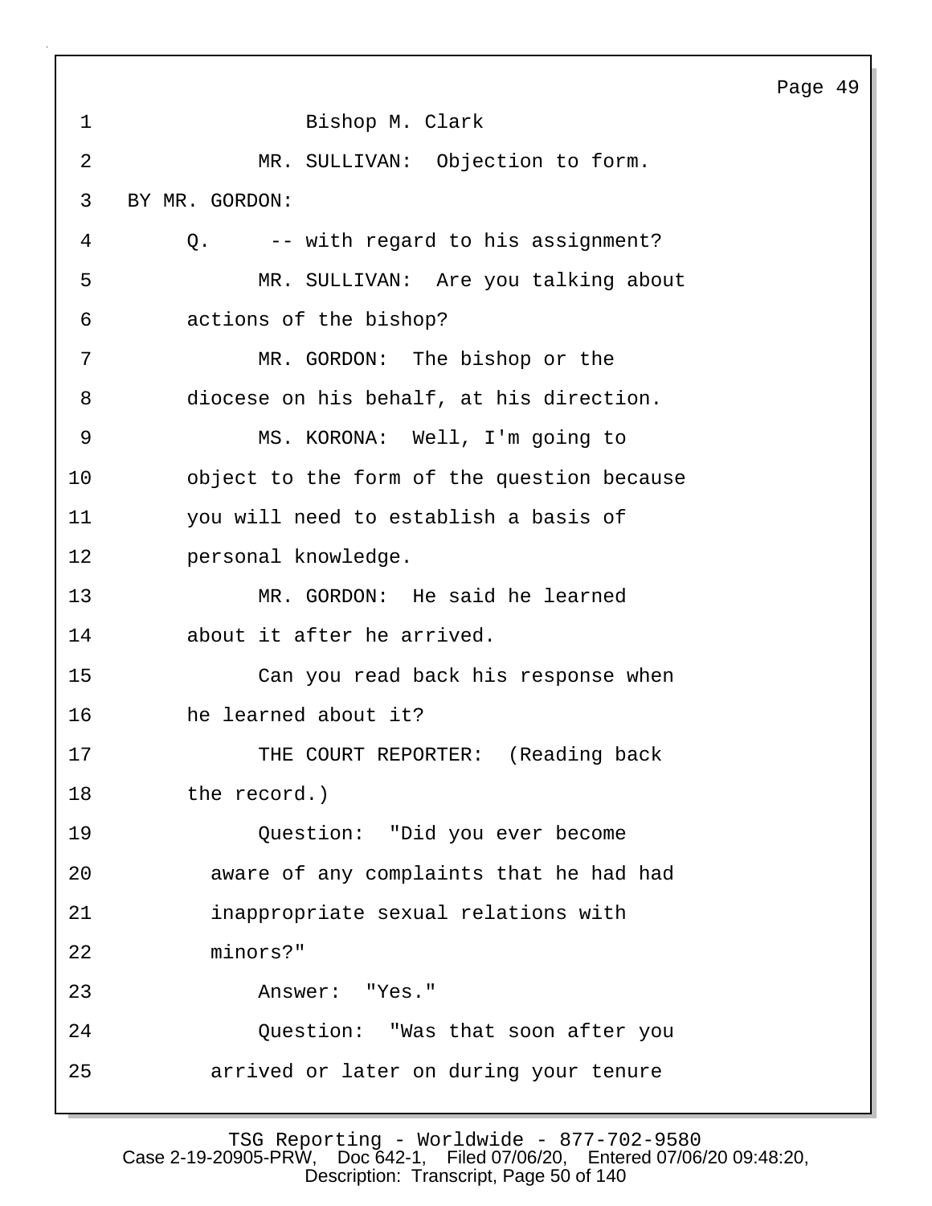1 Bishop M. Clark

2 MR. SULLIVAN: Objection to form.

3 BY MR. GORDON:

4 Q. -- with regard to his assignment?

5 MR. SULLIVAN: Are you talking about

6 actions of the bishop?

7 MR. GORDON: The bishop or the

8 diocese on his behalf, at his direction.

9 MS. KORONA: Well, I'm going to

10 object to the form of the question because

11 you will need to establish a basis of

12 personal knowledge.

13 MR. GORDON: He said he learned

14 about it after he arrived.

15 Can you read back his response when

16 he learned about it?

17 THE COURT REPORTER: (Reading back

18 the record.)

19 Question: "Did you ever become

20 aware of any complaints that he had had

21 inappropriate sexual relations with

22 minors?"

23 Answer: "Yes."

24 Question: "Was that soon after you

25 arrived or later on during your tenure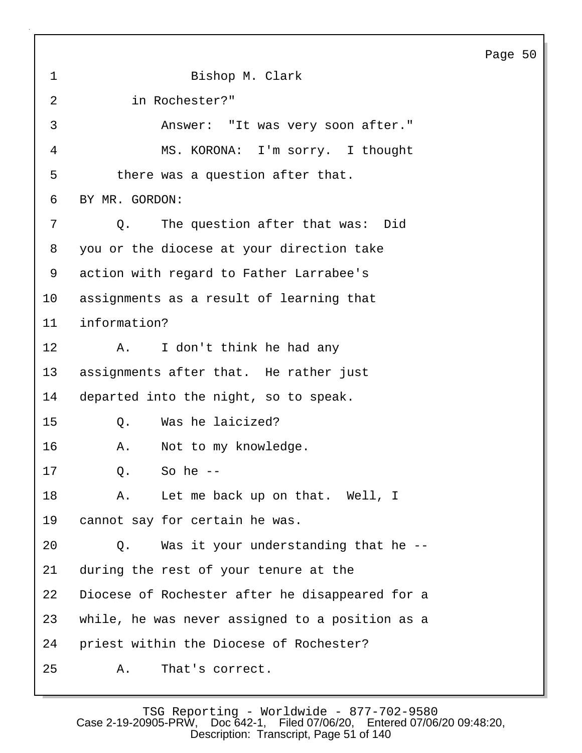Bishop M. Clark

in Rochester?"

Answer: "It was very soon after."

MS. KORONA: I'm sorry. I thought there was a question after that.

BY MR. GORDON:

Q. The question after that was: Did you or the diocese at your direction take action with regard to Father Larrabee's assignments as a result of learning that information?

A. I don't think he had any assignments after that. He rather just departed into the night, so to speak.

Q. Was he laicized?

A. Not to my knowledge.

Q. So he --

A. Let me back up on that. Well, I cannot say for certain he was.

Q. Was it your understanding that he -- during the rest of your tenure at the Diocese of Rochester after he disappeared for a while, he was never assigned to a position as a priest within the Diocese of Rochester?

A. That's correct.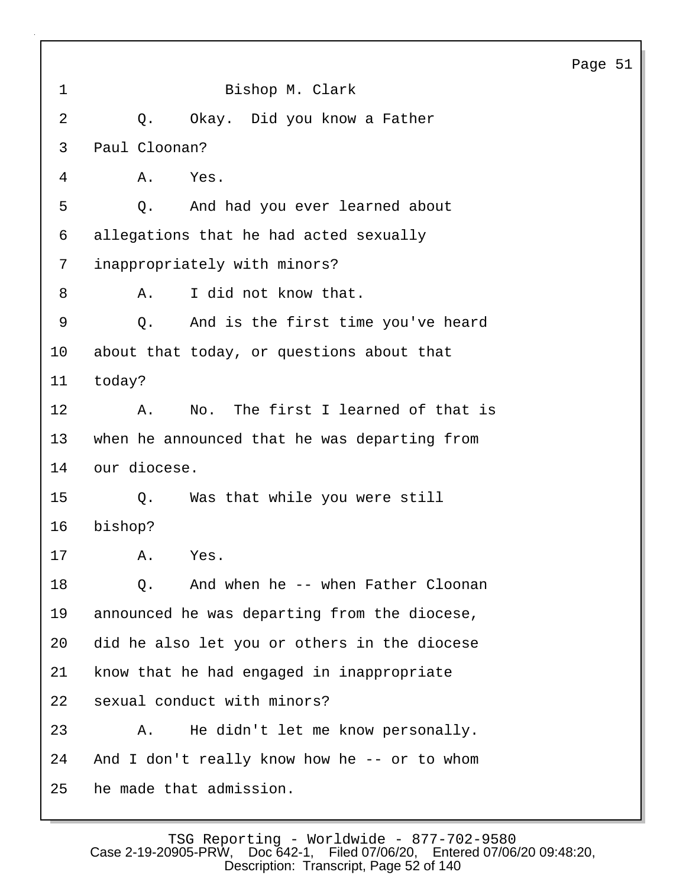Bishop M. Clark

Q. Okay. Did you know a Father Paul Cloonan?

A. Yes.

Q. And had you ever learned about allegations that he had acted sexually inappropriately with minors?

A. I did not know that.

Q. And is the first time you've heard about that today, or questions about that today?

A. No. The first I learned of that is when he announced that he was departing from our diocese.

Q. Was that while you were still bishop?

A. Yes.

Q. And when he -- when Father Cloonan announced he was departing from the diocese, did he also let you or others in the diocese know that he had engaged in inappropriate sexual conduct with minors?

A. He didn't let me know personally. And I don't really know how he -- or to whom he made that admission.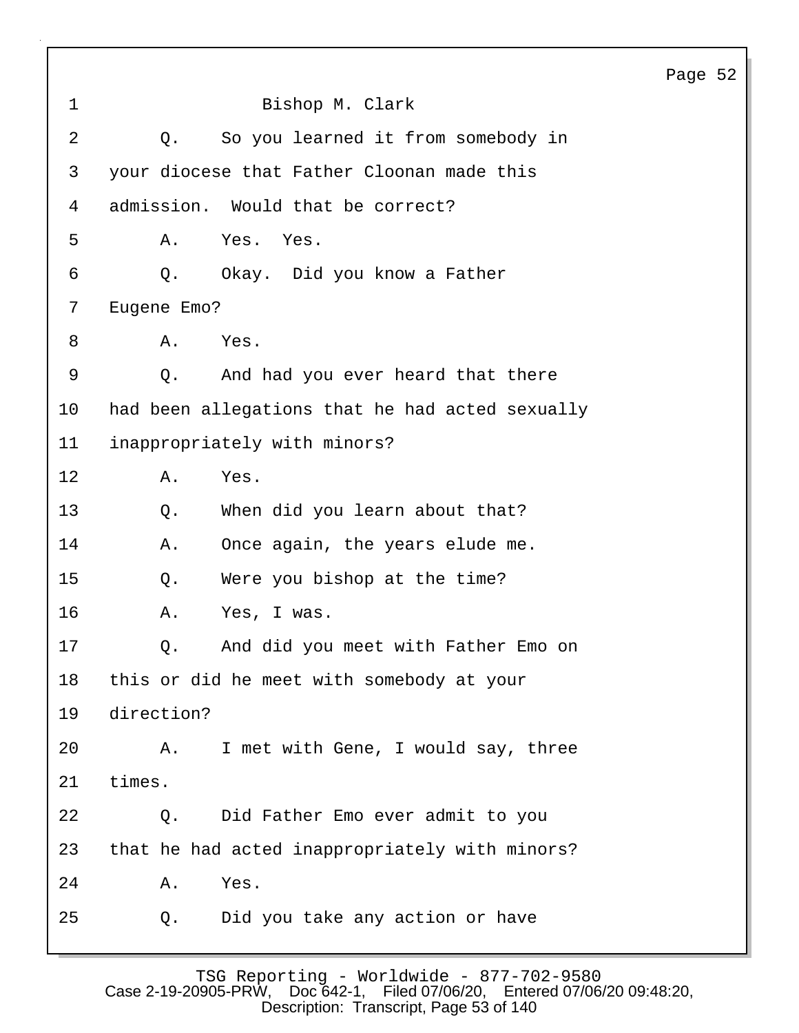1 Bishop M. Clark

2 Q. So you learned it from somebody in

3 your diocese that Father Cloonan made this

4 admission. Would that be correct?

5 A. Yes. Yes.

6 Q. Okay. Did you know a Father

7 Eugene Emo?

8 A. Yes.

9 Q. And had you ever heard that there

10 had been allegations that he had acted sexually

11 inappropriately with minors?

12 A. Yes.

13 Q. When did you learn about that?

14 A. Once again, the years elude me.

15 Q. Were you bishop at the time?

16 A. Yes, I was.

17 Q. And did you meet with Father Emo on

18 this or did he meet with somebody at your

19 direction?

20 A. I met with Gene, I would say, three

21 times.

22 Q. Did Father Emo ever admit to you

23 that he had acted inappropriately with minors?

24 A. Yes.

25 Q. Did you take any action or have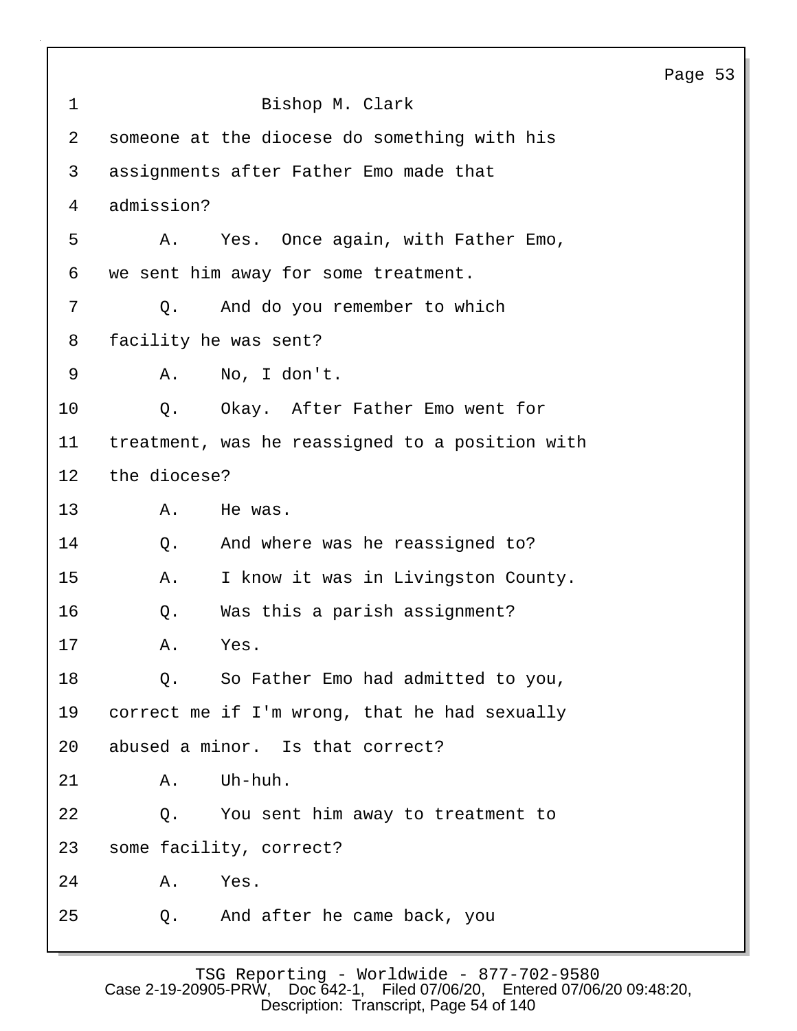Bishop M. Clark

someone at the diocese do something with his assignments after Father Emo made that admission?

A. Yes. Once again, with Father Emo, we sent him away for some treatment.

Q. And do you remember to which facility he was sent?

A. No, I don't.

Q. Okay. After Father Emo went for treatment, was he reassigned to a position with the diocese?

A. He was.

Q. And where was he reassigned to?

A. I know it was in Livingston County.

Q. Was this a parish assignment?

A. Yes.

Q. So Father Emo had admitted to you, correct me if I'm wrong, that he had sexually abused a minor. Is that correct?

A. Uh-huh.

Q. You sent him away to treatment to some facility, correct?

A. Yes.

Q. And after he came back, you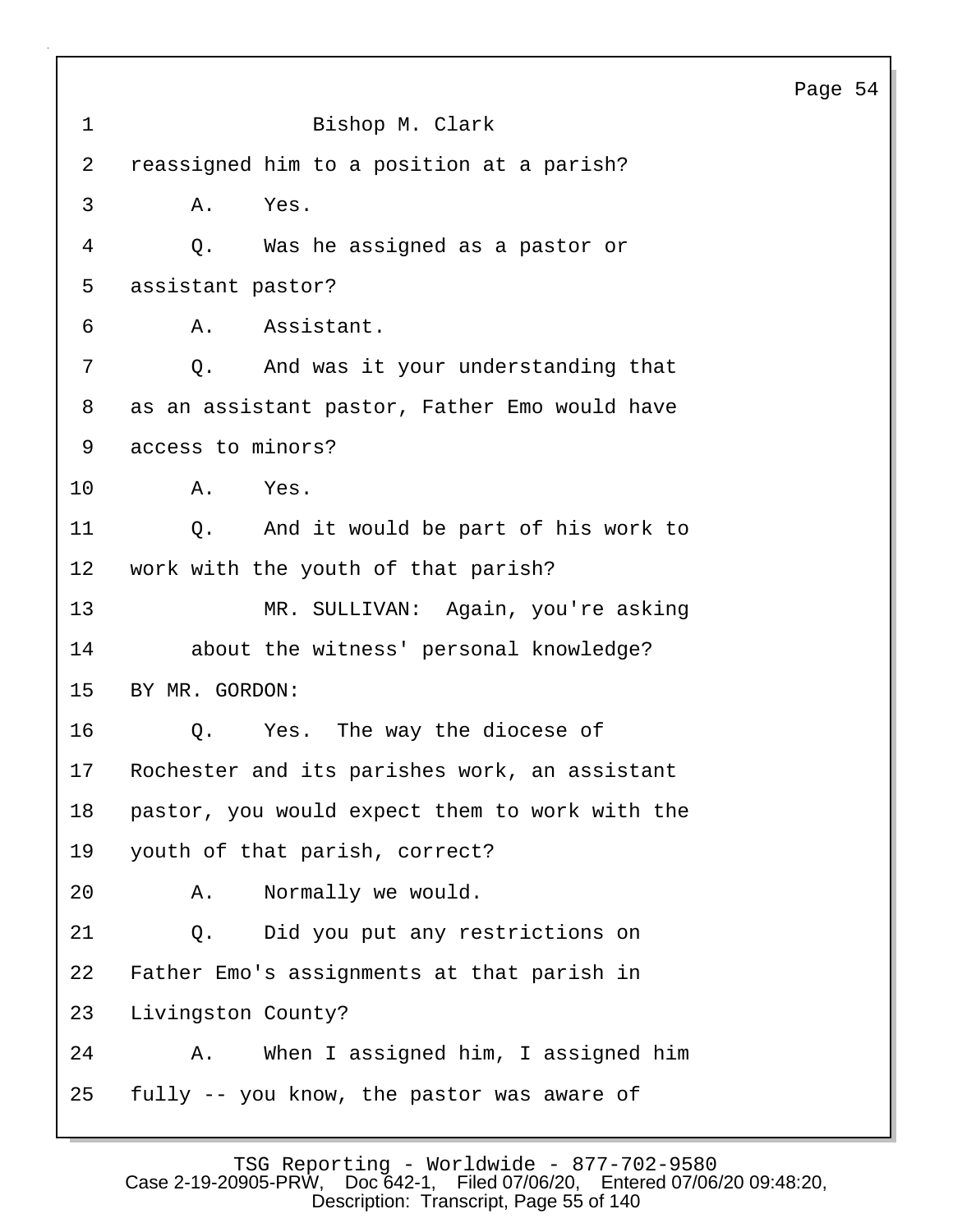Bishop M. Clark

reassigned him to a position at a parish?

A. Yes.

Q. Was he assigned as a pastor or assistant pastor?

A. Assistant.

Q. And was it your understanding that as an assistant pastor, Father Emo would have access to minors?

A. Yes.

Q. And it would be part of his work to work with the youth of that parish?

MR. SULLIVAN: Again, you're asking about the witness' personal knowledge?

BY MR. GORDON:

Q. Yes. The way the diocese of Rochester and its parishes work, an assistant pastor, you would expect them to work with the youth of that parish, correct?

A. Normally we would.

Q. Did you put any restrictions on Father Emo's assignments at that parish in Livingston County?

A. When I assigned him, I assigned him fully -- you know, the pastor was aware of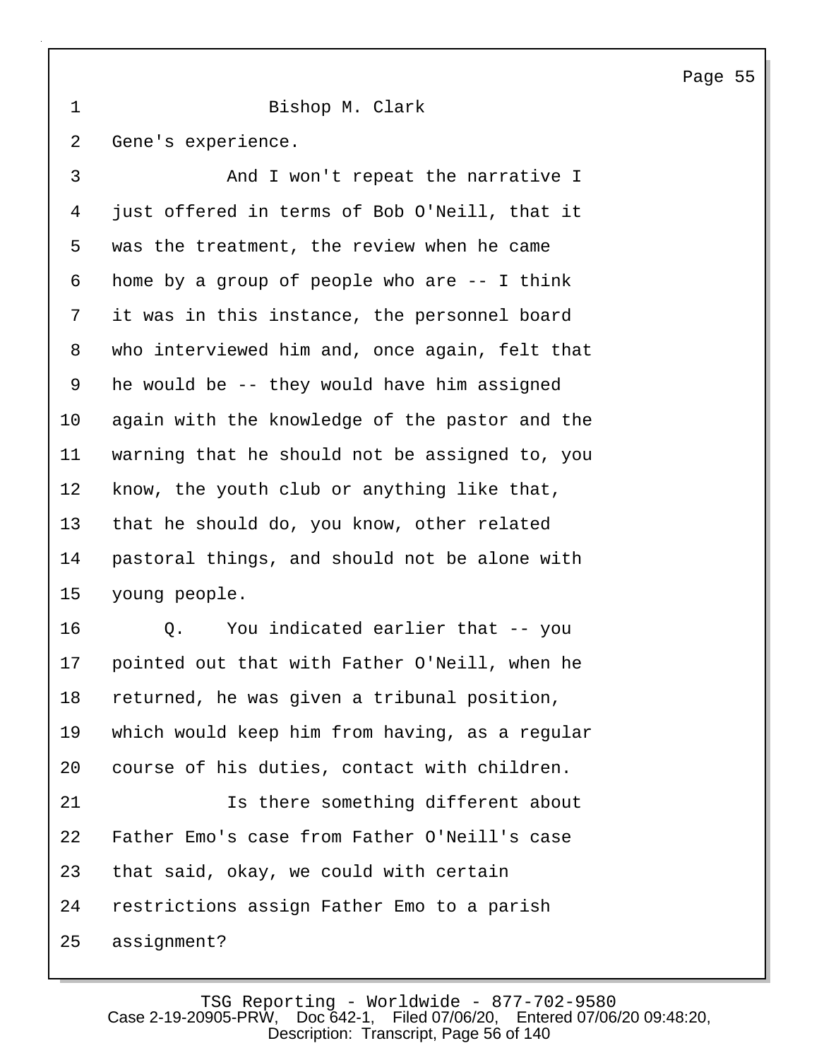Bishop M. Clark

Gene's experience.

And I won't repeat the narrative I just offered in terms of Bob O'Neill, that it was the treatment, the review when he came home by a group of people who are -- I think it was in this instance, the personnel board who interviewed him and, once again, felt that he would be -- they would have him assigned again with the knowledge of the pastor and the warning that he should not be assigned to, you know, the youth club or anything like that, that he should do, you know, other related pastoral things, and should not be alone with young people.

Q. You indicated earlier that -- you pointed out that with Father O'Neill, when he returned, he was given a tribunal position, which would keep him from having, as a regular course of his duties, contact with children.

Is there something different about Father Emo's case from Father O'Neill's case that said, okay, we could with certain restrictions assign Father Emo to a parish assignment?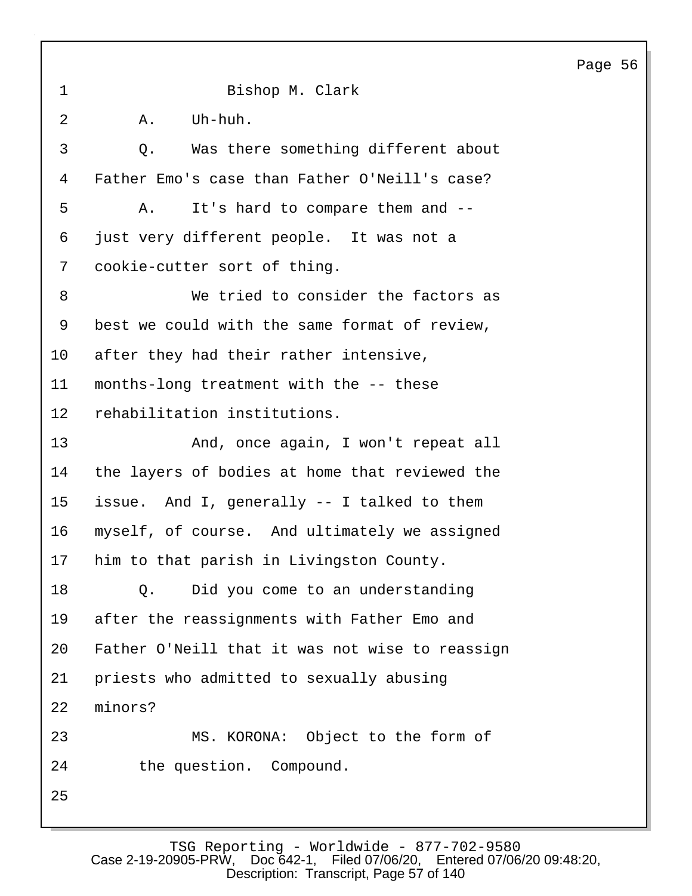Bishop M. Clark

A. Uh-huh.

Q. Was there something different about Father Emo's case than Father O'Neill's case?

A. It's hard to compare them and -- just very different people. It was not a cookie-cutter sort of thing.

We tried to consider the factors as best we could with the same format of review, after they had their rather intensive, months-long treatment with the -- these rehabilitation institutions.

And, once again, I won't repeat all the layers of bodies at home that reviewed the issue. And I, generally -- I talked to them myself, of course. And ultimately we assigned him to that parish in Livingston County.

Q. Did you come to an understanding after the reassignments with Father Emo and Father O'Neill that it was not wise to reassign priests who admitted to sexually abusing minors?

MS. KORONA: Object to the form of the question. Compound.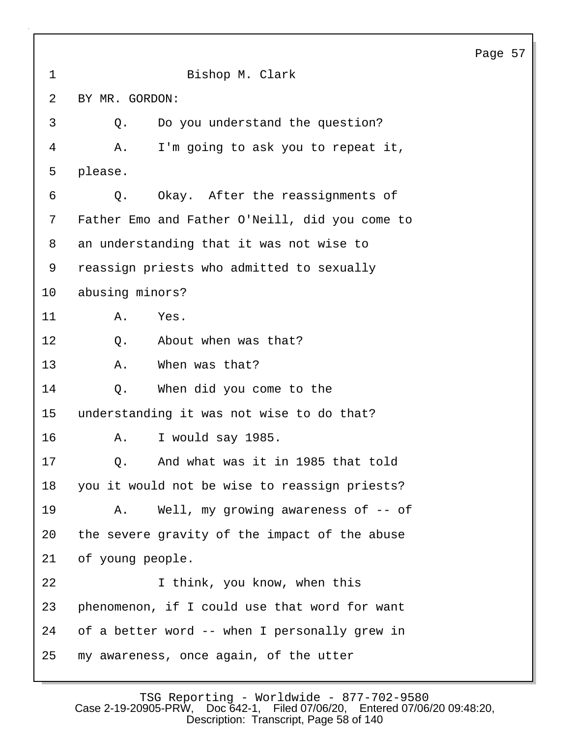Bishop M. Clark

BY MR. GORDON:

Q. Do you understand the question?

A. I'm going to ask you to repeat it, please.

Q. Okay. After the reassignments of Father Emo and Father O'Neill, did you come to an understanding that it was not wise to reassign priests who admitted to sexually abusing minors?

A. Yes.

Q. About when was that?

A. When was that?

Q. When did you come to the understanding it was not wise to do that?

A. I would say 1985.

Q. And what was it in 1985 that told you it would not be wise to reassign priests?

A. Well, my growing awareness of -- of the severe gravity of the impact of the abuse of young people.

I think, you know, when this phenomenon, if I could use that word for want of a better word -- when I personally grew in my awareness, once again, of the utter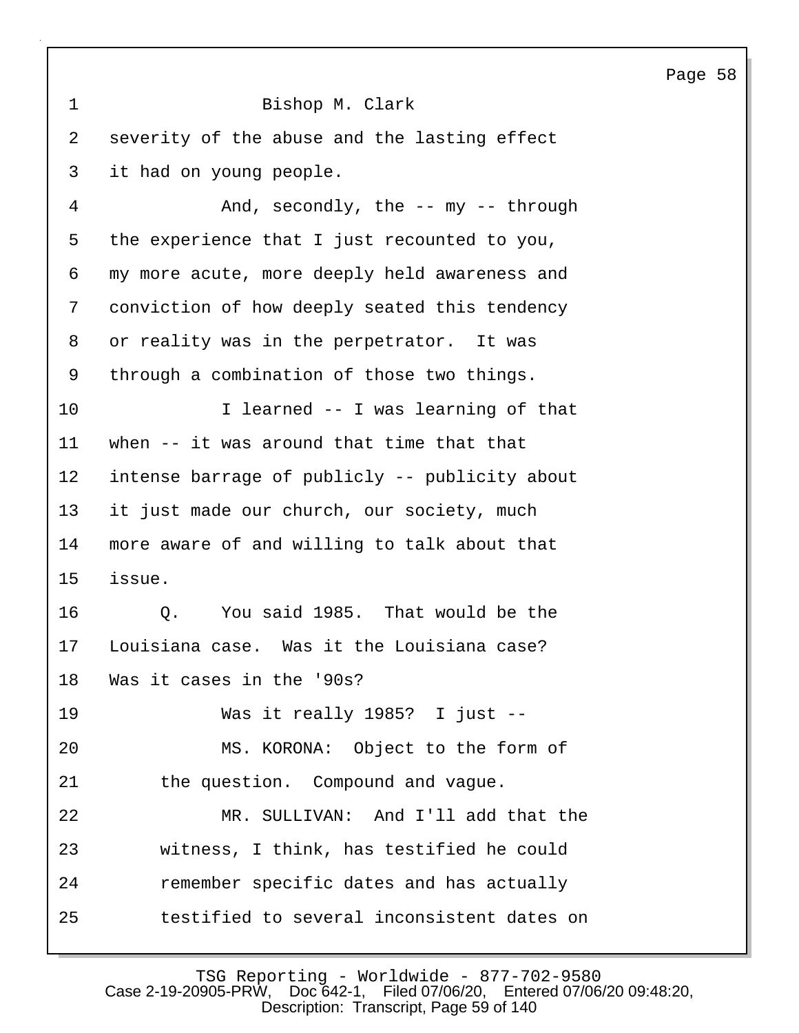1 Bishop M. Clark

2 severity of the abuse and the lasting effect

3 it had on young people.

4 And, secondly, the -- my -- through

5 the experience that I just recounted to you,

6 my more acute, more deeply held awareness and

7 conviction of how deeply seated this tendency

8 or reality was in the perpetrator. It was

9 through a combination of those two things.

10 I learned -- I was learning of that

11 when -- it was around that time that that

12 intense barrage of publicly -- publicity about

13 it just made our church, our society, much

14 more aware of and willing to talk about that

15 issue.

16 Q. You said 1985. That would be the

17 Louisiana case. Was it the Louisiana case?

18 Was it cases in the '90s?

19 Was it really 1985? I just --

20 MS. KORONA: Object to the form of

21 the question. Compound and vague.

22 MR. SULLIVAN: And I'll add that the

23 witness, I think, has testified he could

24 remember specific dates and has actually

25 testified to several inconsistent dates on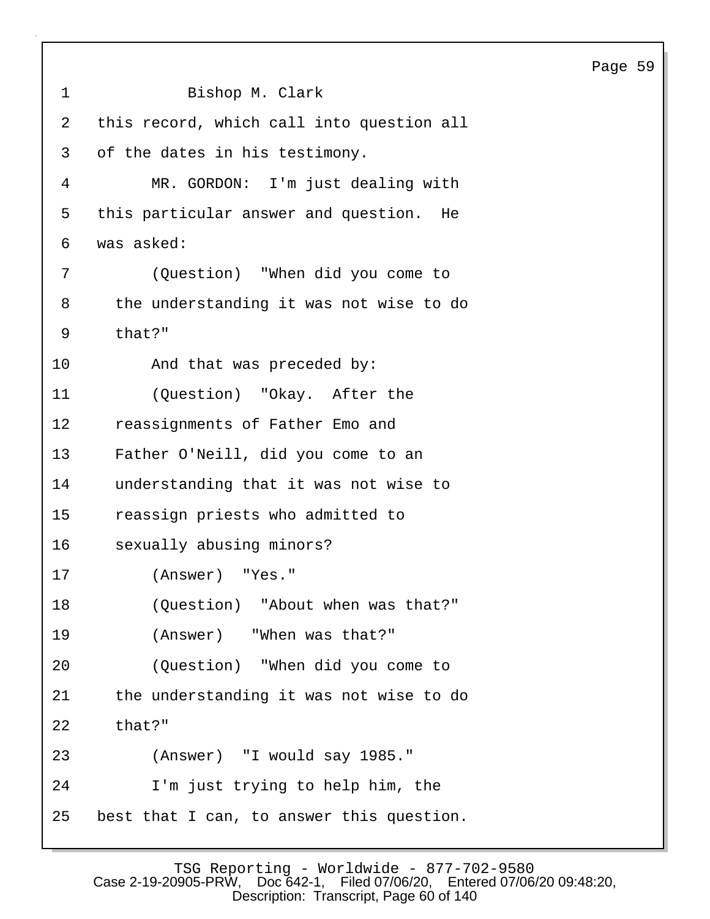Bishop M. Clark

this record, which call into question all of the dates in his testimony.

MR. GORDON: I'm just dealing with this particular answer and question. He was asked:

(Question) "When did you come to the understanding it was not wise to do that?"

And that was preceded by:

(Question) "Okay. After the reassignments of Father Emo and Father O'Neill, did you come to an understanding that it was not wise to reassign priests who admitted to sexually abusing minors?

(Answer) "Yes."

(Question) "About when was that?"

(Answer) "When was that?"

(Question) "When did you come to the understanding it was not wise to do that?"

(Answer) "I would say 1985."

I'm just trying to help him, the best that I can, to answer this question.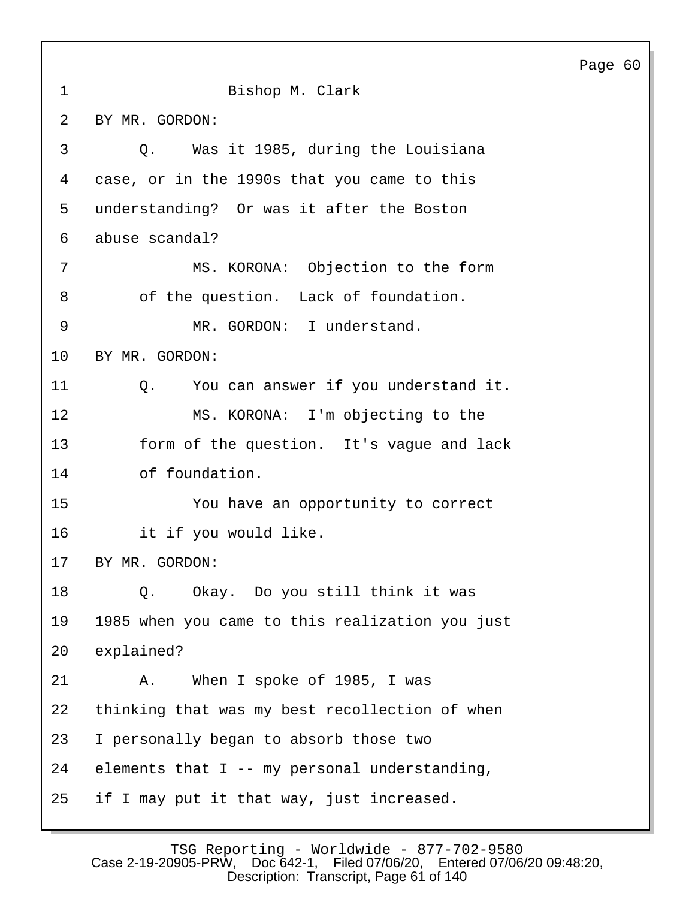1 Bishop M. Clark

2 BY MR. GORDON:

3 Q. Was it 1985, during the Louisiana

4 case, or in the 1990s that you came to this

5 understanding? Or was it after the Boston

6 abuse scandal?

7 MS. KORONA: Objection to the form

8 of the question. Lack of foundation.

9 MR. GORDON: I understand.

10 BY MR. GORDON:

11 Q. You can answer if you understand it.

12 MS. KORONA: I'm objecting to the

13 form of the question. It's vague and lack

14 of foundation.

15 You have an opportunity to correct

16 it if you would like.

17 BY MR. GORDON:

18 Q. Okay. Do you still think it was

19 1985 when you came to this realization you just

20 explained?

21 A. When I spoke of 1985, I was

22 thinking that was my best recollection of when

23 I personally began to absorb those two

24 elements that I -- my personal understanding,

25 if I may put it that way, just increased.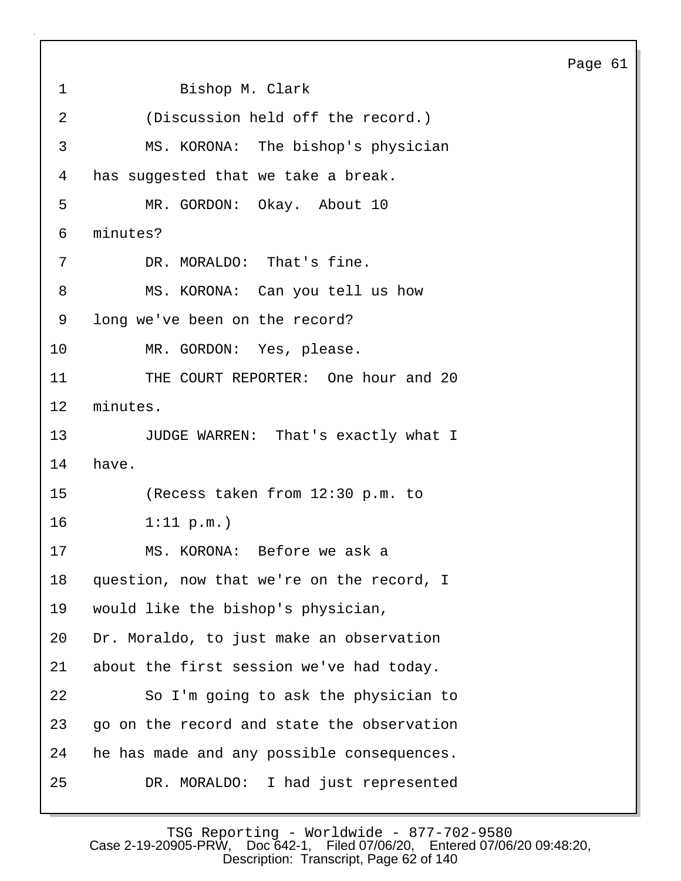Bishop M. Clark

(Discussion held off the record.)

MS. KORONA: The bishop's physician has suggested that we take a break.

MR. GORDON: Okay. About 10 minutes?

DR. MORALDO: That's fine.

MS. KORONA: Can you tell us how long we've been on the record?

MR. GORDON: Yes, please.

THE COURT REPORTER: One hour and 20 minutes.

JUDGE WARREN: That's exactly what I have.

(Recess taken from 12:30 p.m. to 1:11 p.m.)

MS. KORONA: Before we ask a question, now that we're on the record, I would like the bishop's physician, Dr. Moraldo, to just make an observation about the first session we've had today.

So I'm going to ask the physician to go on the record and state the observation he has made and any possible consequences.

DR. MORALDO: I had just represented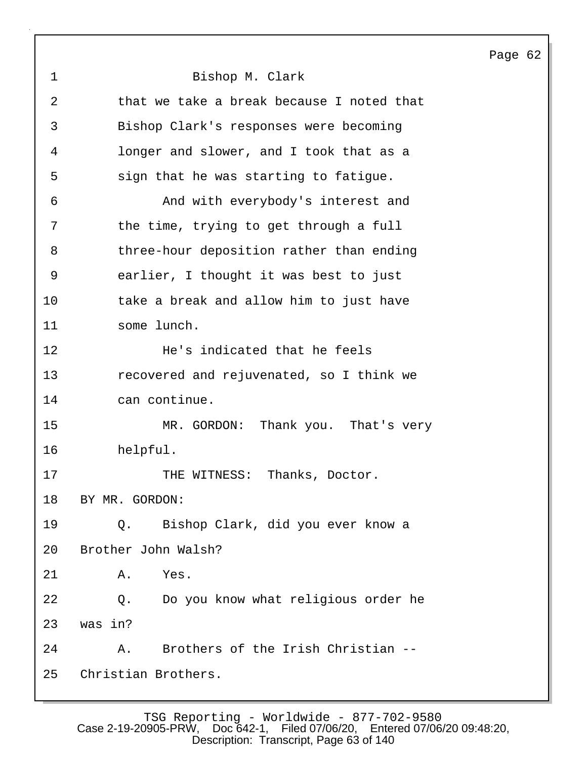1 Bishop M. Clark

2 that we take a break because I noted that

3 Bishop Clark's responses were becoming

4 longer and slower, and I took that as a

5 sign that he was starting to fatigue.

6 And with everybody's interest and

7 the time, trying to get through a full

8 three-hour deposition rather than ending

9 earlier, I thought it was best to just

10 take a break and allow him to just have

11 some lunch.

12 He's indicated that he feels

13 recovered and rejuvenated, so I think we

14 can continue.

15 MR. GORDON: Thank you. That's very

16 helpful.

17 THE WITNESS: Thanks, Doctor.

18 BY MR. GORDON:

19 Q. Bishop Clark, did you ever know a

20 Brother John Walsh?

21 A. Yes.

22 Q. Do you know what religious order he

23 was in?

24 A. Brothers of the Irish Christian --

25 Christian Brothers.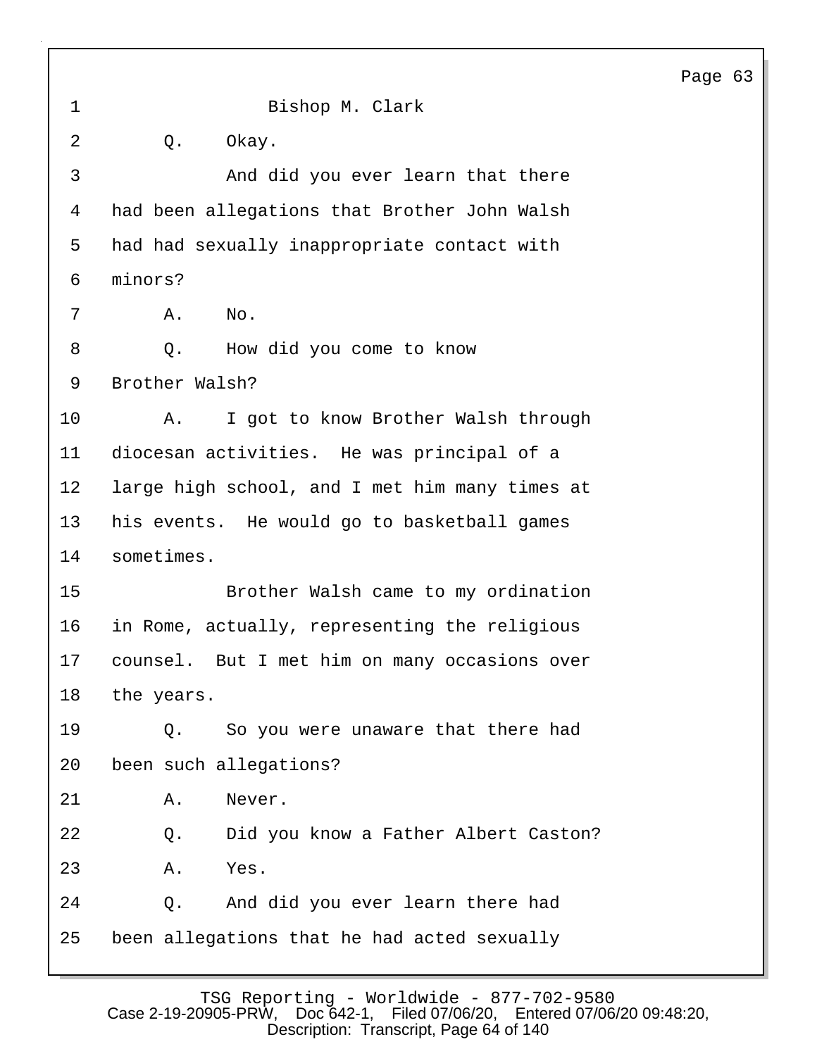Bishop M. Clark

Q. Okay.

And did you ever learn that there had been allegations that Brother John Walsh had had sexually inappropriate contact with minors?

A. No.

Q. How did you come to know Brother Walsh?

A. I got to know Brother Walsh through diocesan activities. He was principal of a large high school, and I met him many times at his events. He would go to basketball games sometimes.

Brother Walsh came to my ordination in Rome, actually, representing the religious counsel. But I met him on many occasions over the years.

Q. So you were unaware that there had been such allegations?

A. Never.

Q. Did you know a Father Albert Caston?

A. Yes.

Q. And did you ever learn there had been allegations that he had acted sexually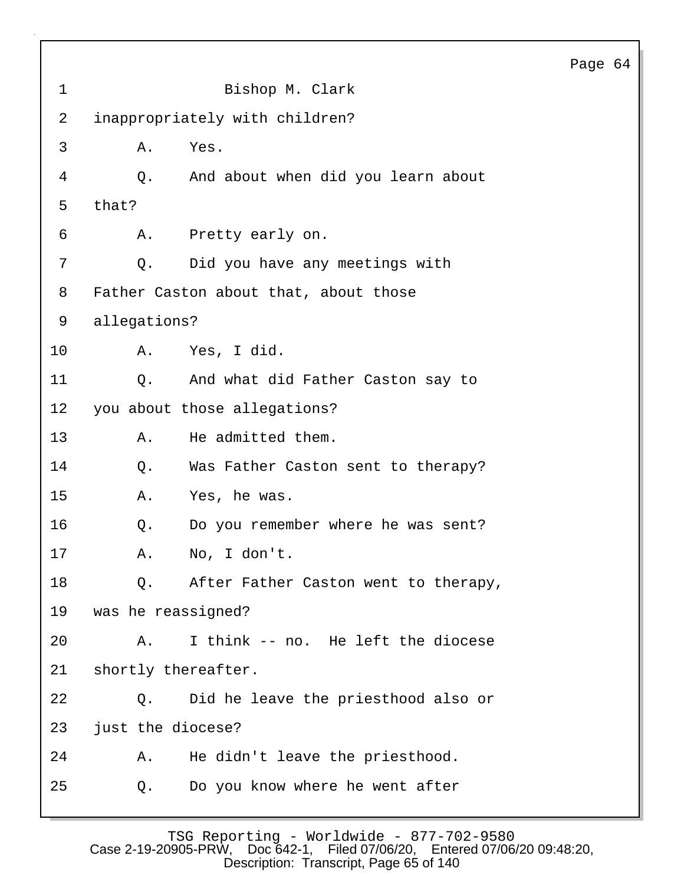Bishop M. Clark

inappropriately with children?

A. Yes.

Q. And about when did you learn about that?

A. Pretty early on.

Q. Did you have any meetings with Father Caston about that, about those allegations?

A. Yes, I did.

Q. And what did Father Caston say to you about those allegations?

A. He admitted them.

Q. Was Father Caston sent to therapy?

A. Yes, he was.

Q. Do you remember where he was sent?

A. No, I don't.

Q. After Father Caston went to therapy, was he reassigned?

A. I think -- no. He left the diocese shortly thereafter.

Q. Did he leave the priesthood also or just the diocese?

A. He didn't leave the priesthood.

Q. Do you know where he went after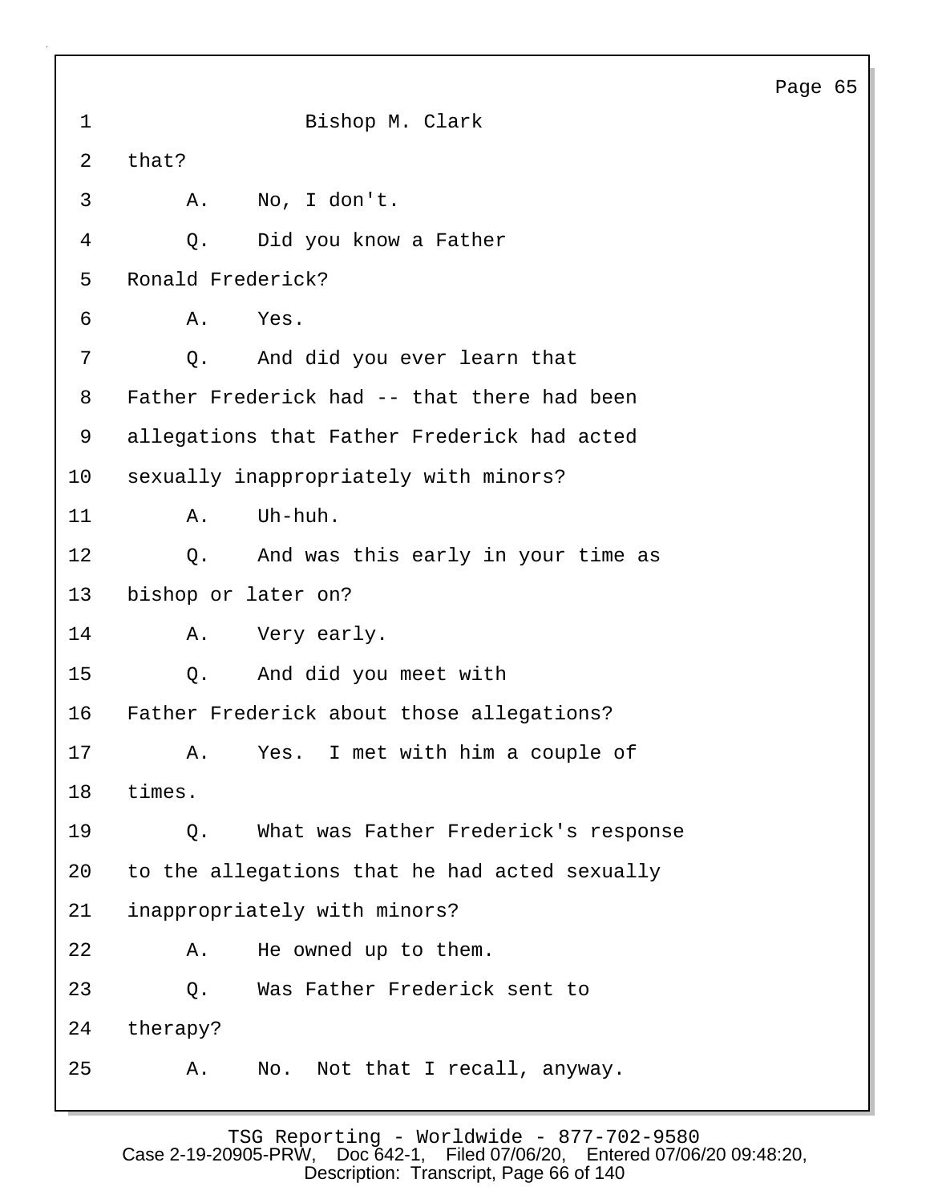Bishop M. Clark

that?

A. No, I don't.

Q. Did you know a Father Ronald Frederick?

A. Yes.

Q. And did you ever learn that Father Frederick had -- that there had been allegations that Father Frederick had acted sexually inappropriately with minors?

A. Uh-huh.

Q. And was this early in your time as bishop or later on?

A. Very early.

Q. And did you meet with Father Frederick about those allegations?

A. Yes. I met with him a couple of times.

Q. What was Father Frederick's response to the allegations that he had acted sexually inappropriately with minors?

A. He owned up to them.

Q. Was Father Frederick sent to therapy?

A. No. Not that I recall, anyway.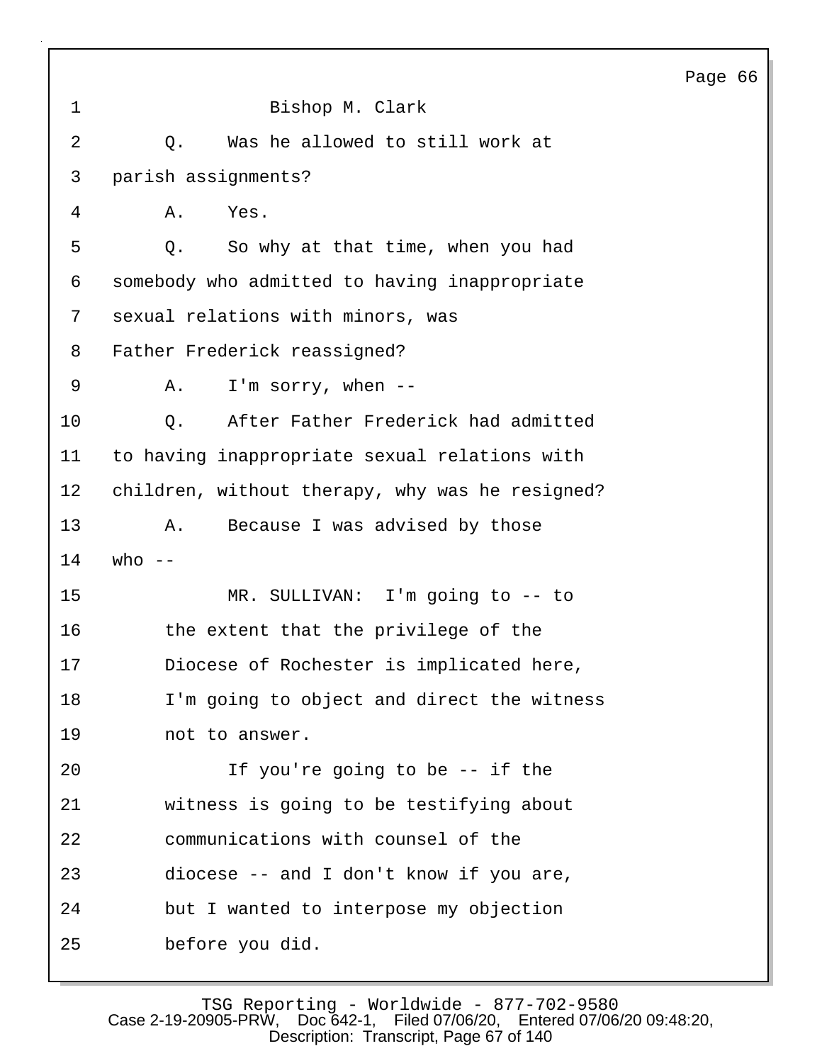1 Bishop M. Clark

2 Q. Was he allowed to still work at

3 parish assignments?

4 A. Yes.

5 Q. So why at that time, when you had

6 somebody who admitted to having inappropriate

7 sexual relations with minors, was

8 Father Frederick reassigned?

9 A. I'm sorry, when --

10 Q. After Father Frederick had admitted

11 to having inappropriate sexual relations with

12 children, without therapy, why was he resigned?

13 A. Because I was advised by those

14 who --

15 MR. SULLIVAN: I'm going to -- to

16 the extent that the privilege of the

17 Diocese of Rochester is implicated here,

18 I'm going to object and direct the witness

19 not to answer.

20 If you're going to be -- if the

21 witness is going to be testifying about

22 communications with counsel of the

23 diocese -- and I don't know if you are,

24 but I wanted to interpose my objection

25 before you did.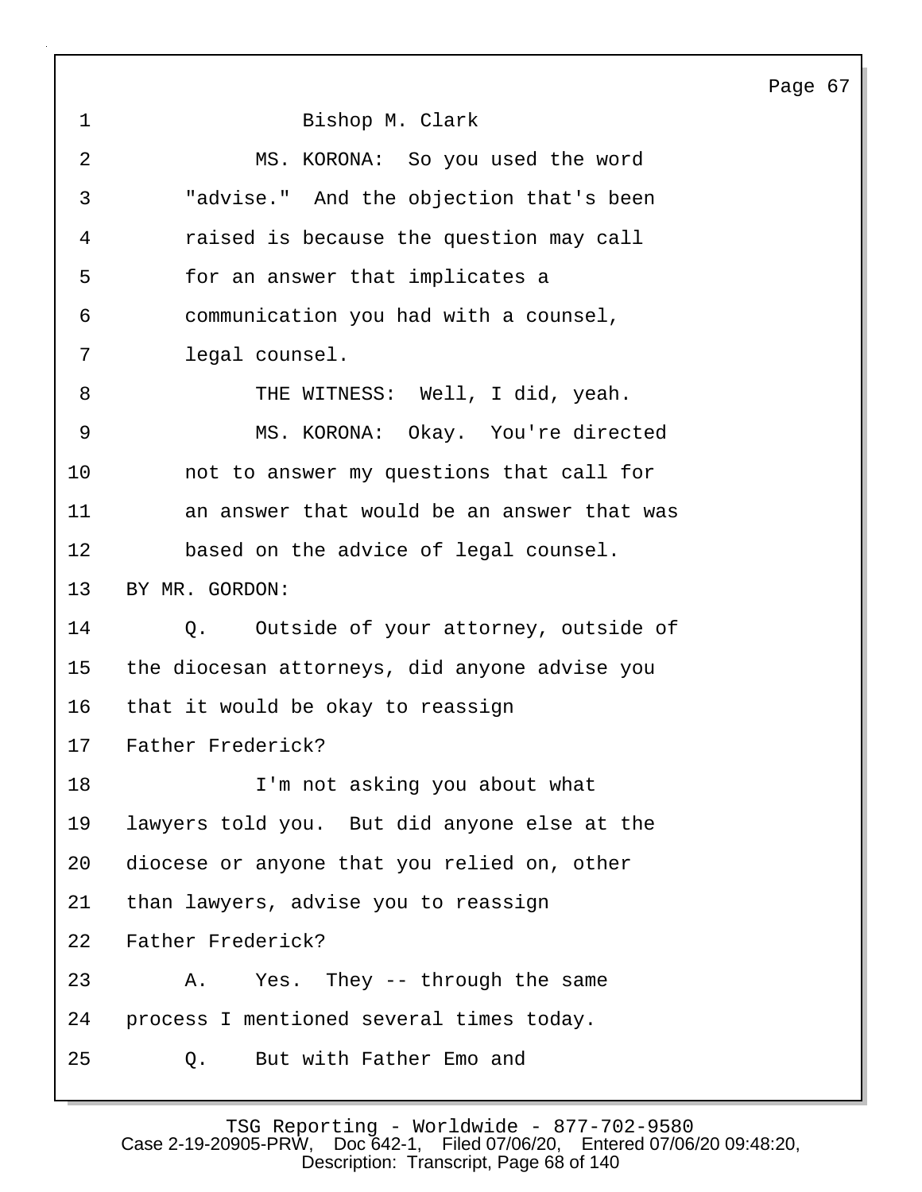Bishop M. Clark

MS. KORONA: So you used the word "advise." And the objection that's been raised is because the question may call for an answer that implicates a communication you had with a counsel, legal counsel.

THE WITNESS: Well, I did, yeah.

MS. KORONA: Okay. You're directed not to answer my questions that call for an answer that would be an answer that was based on the advice of legal counsel.

BY MR. GORDON:

Q. Outside of your attorney, outside of the diocesan attorneys, did anyone advise you that it would be okay to reassign Father Frederick?

I'm not asking you about what lawyers told you. But did anyone else at the diocese or anyone that you relied on, other than lawyers, advise you to reassign Father Frederick?

A. Yes. They -- through the same process I mentioned several times today.

Q. But with Father Emo and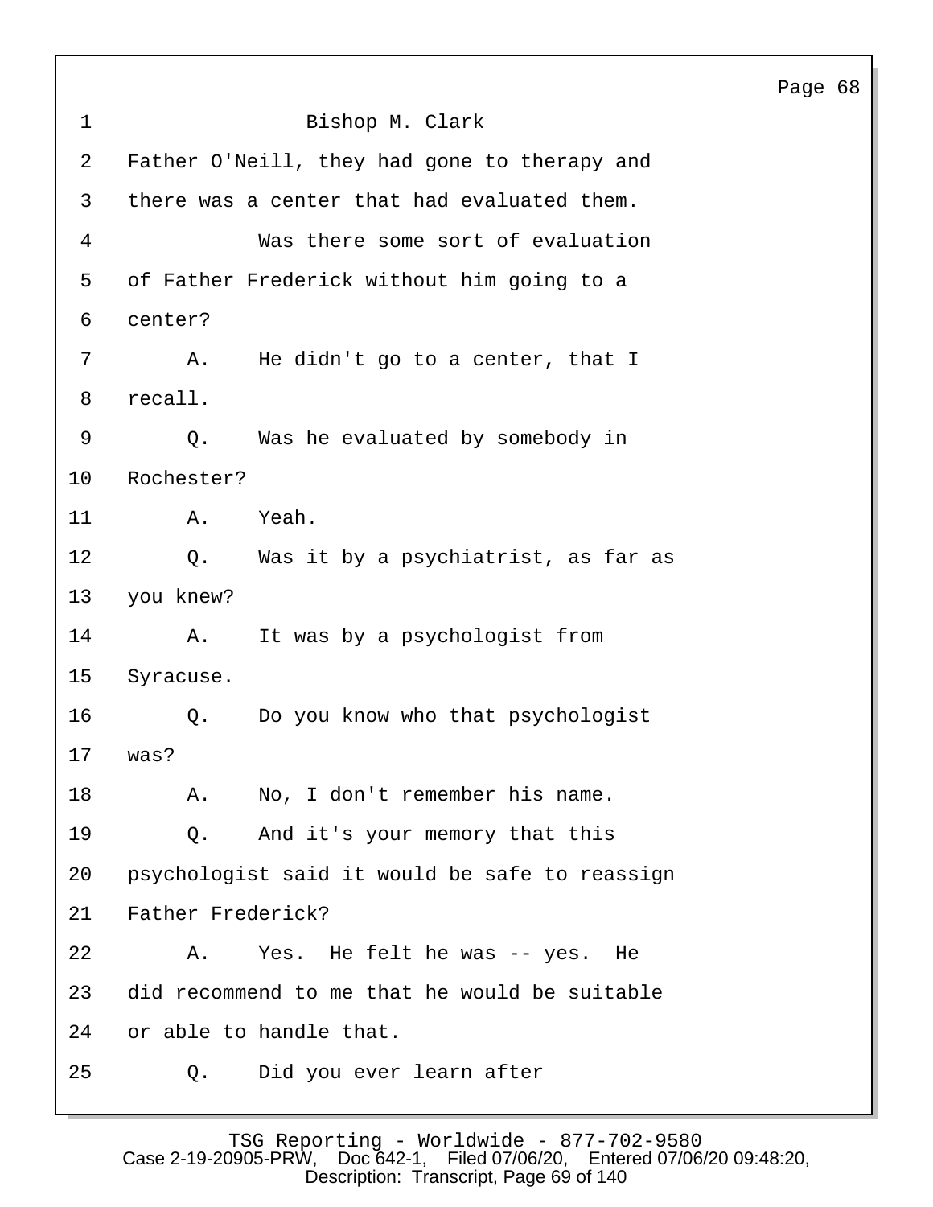Bishop M. Clark

Father O'Neill, they had gone to therapy and there was a center that had evaluated them.

Was there some sort of evaluation of Father Frederick without him going to a center?

A. He didn't go to a center, that I recall.

Q. Was he evaluated by somebody in Rochester?

A. Yeah.

Q. Was it by a psychiatrist, as far as you knew?

A. It was by a psychologist from Syracuse.

Q. Do you know who that psychologist was?

A. No, I don't remember his name.

Q. And it's your memory that this psychologist said it would be safe to reassign Father Frederick?

A. Yes. He felt he was -- yes. He did recommend to me that he would be suitable or able to handle that.

Q. Did you ever learn after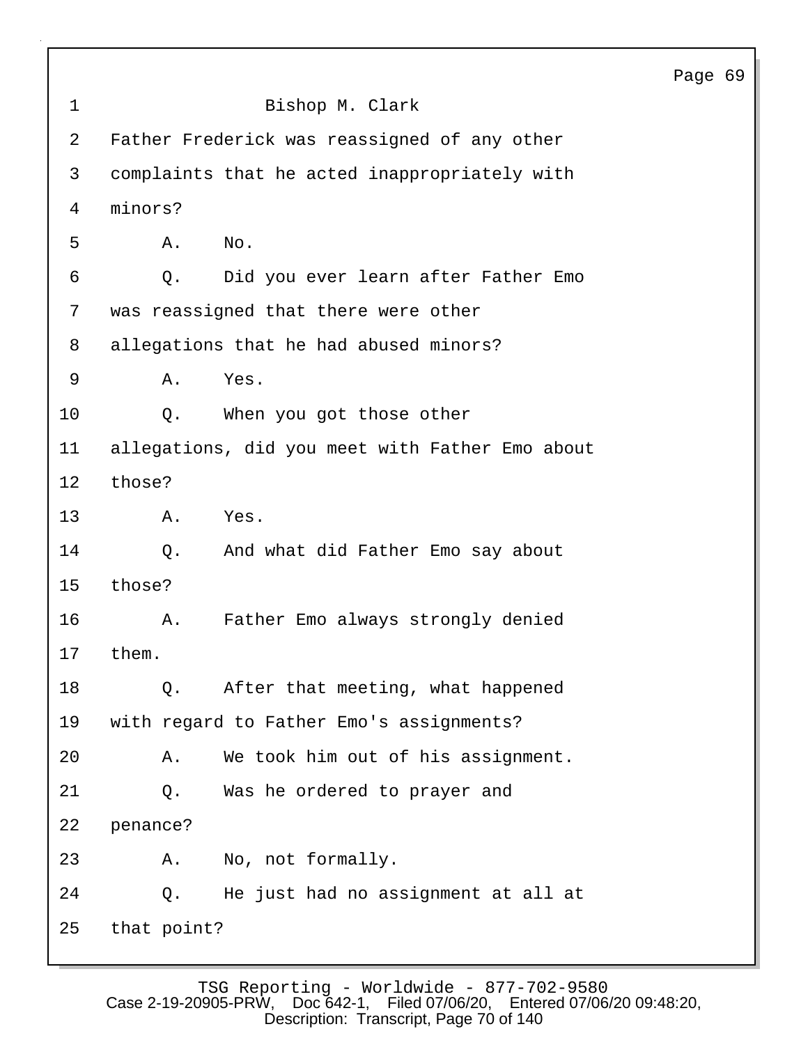1 Bishop M. Clark

2 Father Frederick was reassigned of any other

3 complaints that he acted inappropriately with

4 minors?

5 A. No.

6 Q. Did you ever learn after Father Emo

7 was reassigned that there were other

8 allegations that he had abused minors?

9 A. Yes.

10 Q. When you got those other

11 allegations, did you meet with Father Emo about

12 those?

13 A. Yes.

14 Q. And what did Father Emo say about

15 those?

16 A. Father Emo always strongly denied

17 them.

18 Q. After that meeting, what happened

19 with regard to Father Emo's assignments?

20 A. We took him out of his assignment.

21 Q. Was he ordered to prayer and

22 penance?

23 A. No, not formally.

24 Q. He just had no assignment at all at

25 that point?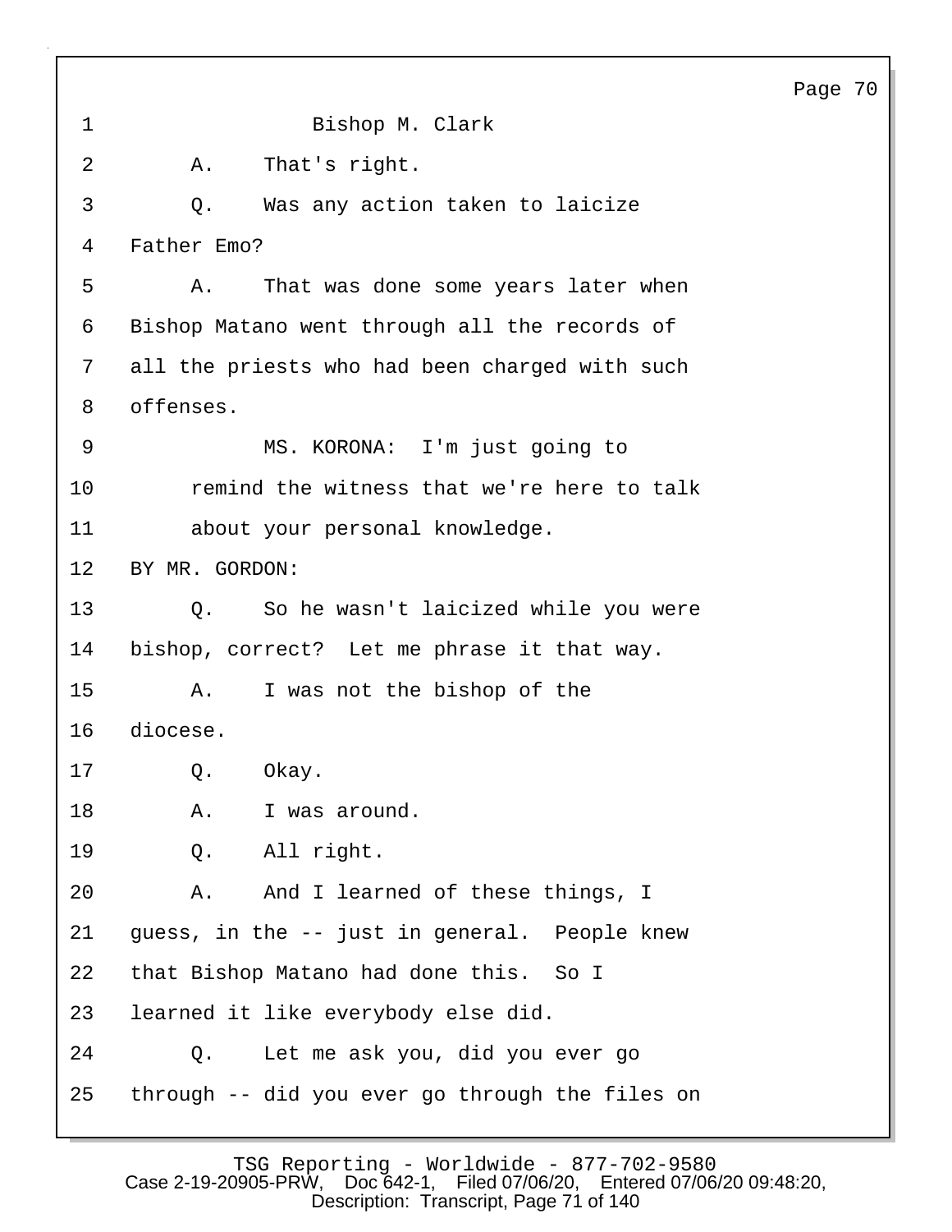Bishop M. Clark

A. That's right.

Q. Was any action taken to laicize Father Emo?

A. That was done some years later when Bishop Matano went through all the records of all the priests who had been charged with such offenses.

MS. KORONA: I'm just going to remind the witness that we're here to talk about your personal knowledge.

BY MR. GORDON:

Q. So he wasn't laicized while you were bishop, correct? Let me phrase it that way.

A. I was not the bishop of the diocese.

Q. Okay.

A. I was around.

Q. All right.

A. And I learned of these things, I guess, in the -- just in general. People knew that Bishop Matano had done this. So I learned it like everybody else did.

Q. Let me ask you, did you ever go through -- did you ever go through the files on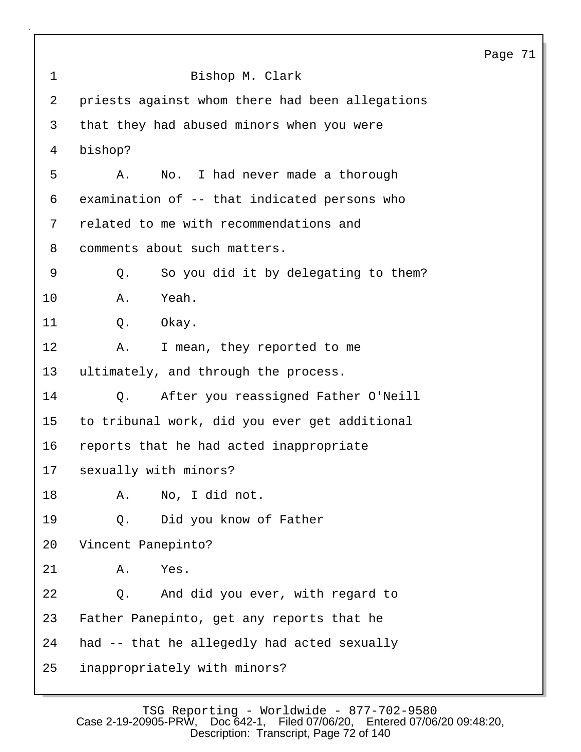Bishop M. Clark

priests against whom there had been allegations that they had abused minors when you were bishop?

A. No. I had never made a thorough examination of -- that indicated persons who related to me with recommendations and comments about such matters.

Q. So you did it by delegating to them?

A. Yeah.

Q. Okay.

A. I mean, they reported to me ultimately, and through the process.

Q. After you reassigned Father O'Neill to tribunal work, did you ever get additional reports that he had acted inappropriate sexually with minors?

A. No, I did not.

Q. Did you know of Father Vincent Panepinto?

A. Yes.

Q. And did you ever, with regard to Father Panepinto, get any reports that he had -- that he allegedly had acted sexually inappropriately with minors?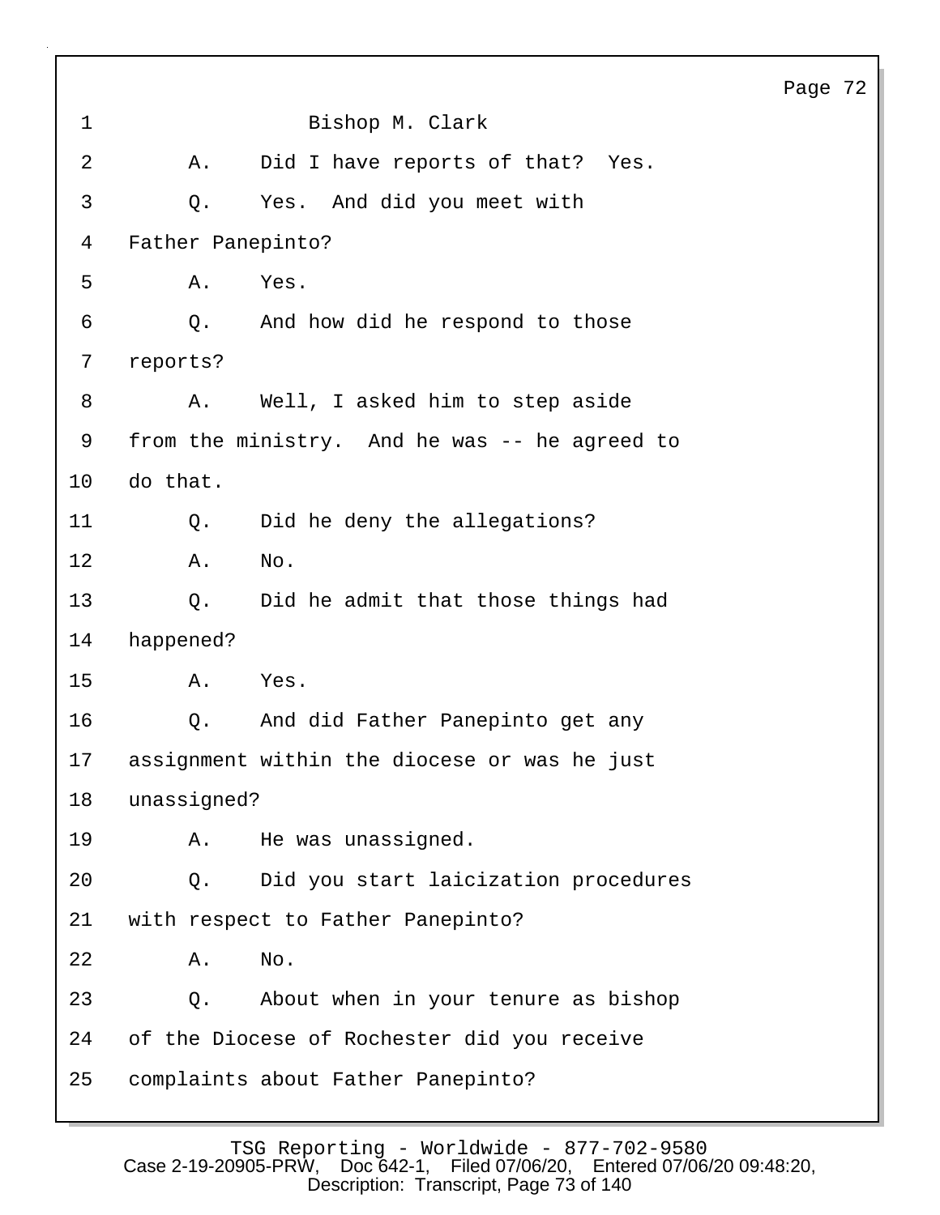Bishop M. Clark

A. Did I have reports of that? Yes.

Q. Yes. And did you meet with Father Panepinto?

A. Yes.

Q. And how did he respond to those reports?

A. Well, I asked him to step aside from the ministry. And he was -- he agreed to do that.

Q. Did he deny the allegations?

A. No.

Q. Did he admit that those things had happened?

A. Yes.

Q. And did Father Panepinto get any assignment within the diocese or was he just unassigned?

A. He was unassigned.

Q. Did you start laicization procedures with respect to Father Panepinto?

A. No.

Q. About when in your tenure as bishop of the Diocese of Rochester did you receive complaints about Father Panepinto?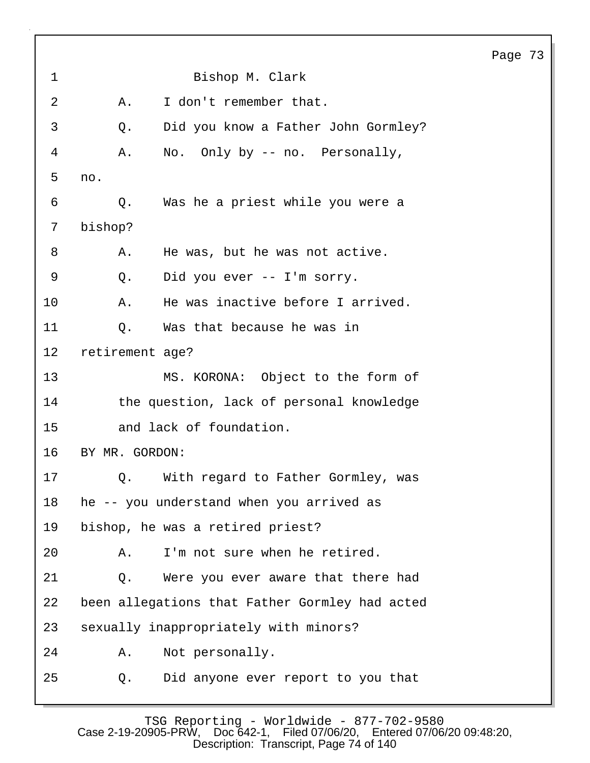Bishop M. Clark

A. I don't remember that.

Q. Did you know a Father John Gormley?

A. No. Only by -- no. Personally, no.

Q. Was he a priest while you were a bishop?

A. He was, but he was not active.

Q. Did you ever -- I'm sorry.

A. He was inactive before I arrived.

Q. Was that because he was in retirement age?

MS. KORONA: Object to the form of the question, lack of personal knowledge and lack of foundation.

BY MR. GORDON:

Q. With regard to Father Gormley, was he -- you understand when you arrived as bishop, he was a retired priest?

A. I'm not sure when he retired.

Q. Were you ever aware that there had been allegations that Father Gormley had acted sexually inappropriately with minors?

A. Not personally.

Q. Did anyone ever report to you that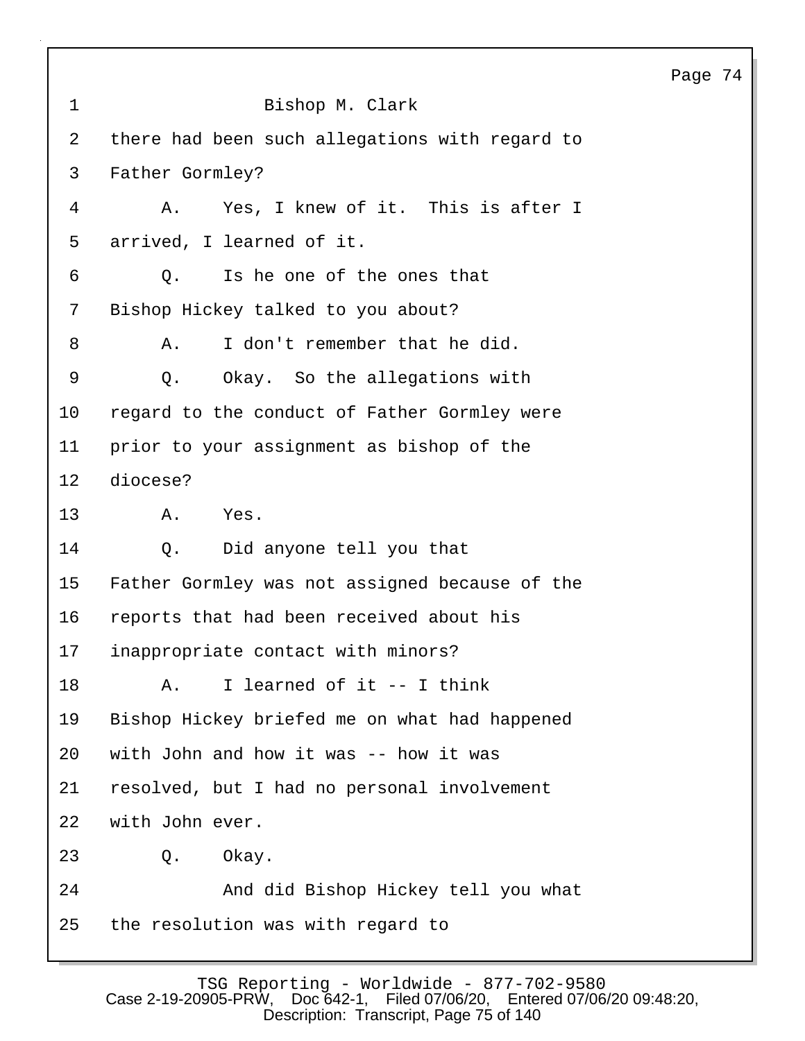Bishop M. Clark

there had been such allegations with regard to Father Gormley?

A. Yes, I knew of it. This is after I arrived, I learned of it.

Q. Is he one of the ones that Bishop Hickey talked to you about?

A. I don't remember that he did.

Q. Okay. So the allegations with regard to the conduct of Father Gormley were prior to your assignment as bishop of the diocese?

A. Yes.

Q. Did anyone tell you that Father Gormley was not assigned because of the reports that had been received about his inappropriate contact with minors?

A. I learned of it -- I think Bishop Hickey briefed me on what had happened with John and how it was -- how it was resolved, but I had no personal involvement with John ever.

Q. Okay.

And did Bishop Hickey tell you what the resolution was with regard to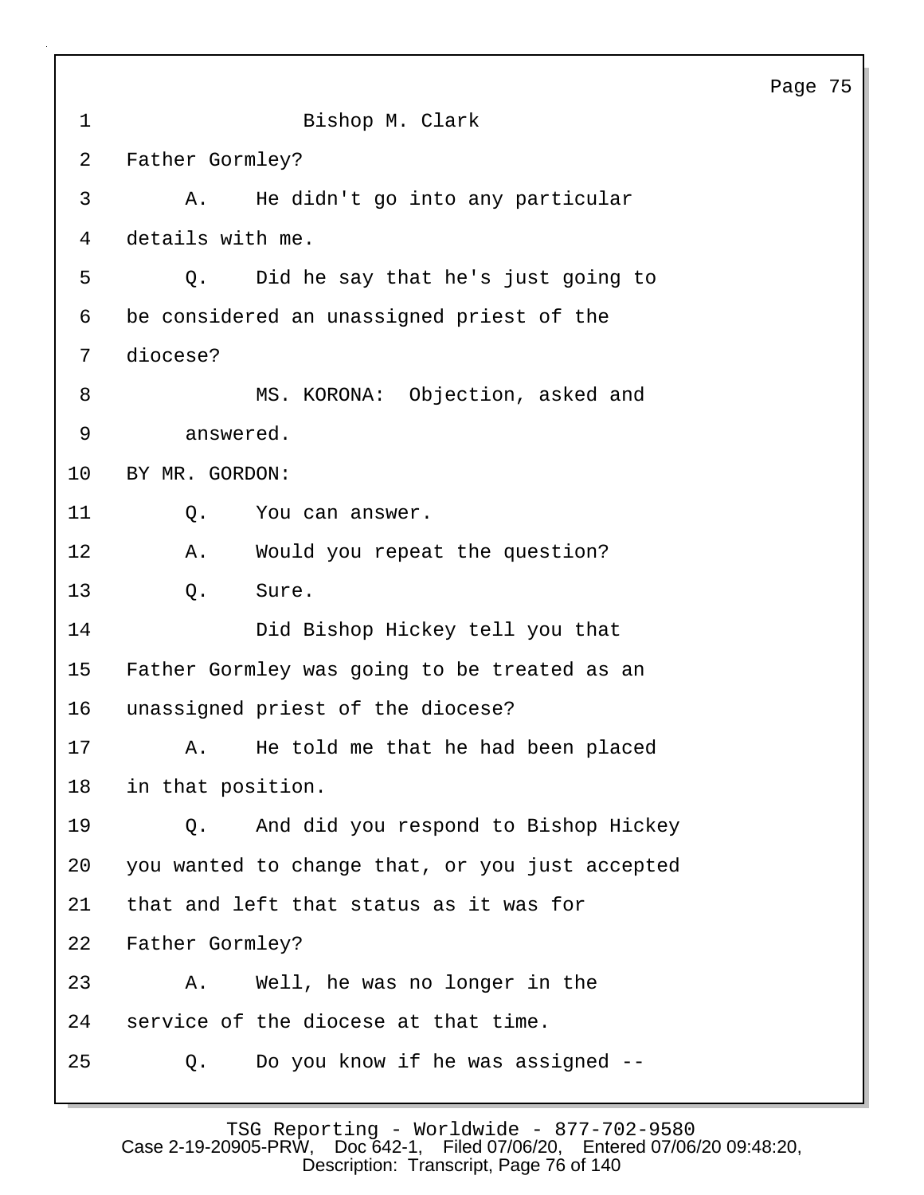Bishop M. Clark

Father Gormley?

A. He didn't go into any particular details with me.

Q. Did he say that he's just going to be considered an unassigned priest of the diocese?

MS. KORONA: Objection, asked and answered.

BY MR. GORDON:

Q. You can answer.

A. Would you repeat the question?

Q. Sure.

Did Bishop Hickey tell you that Father Gormley was going to be treated as an unassigned priest of the diocese?

A. He told me that he had been placed in that position.

Q. And did you respond to Bishop Hickey you wanted to change that, or you just accepted that and left that status as it was for Father Gormley?

A. Well, he was no longer in the service of the diocese at that time.

Q. Do you know if he was assigned --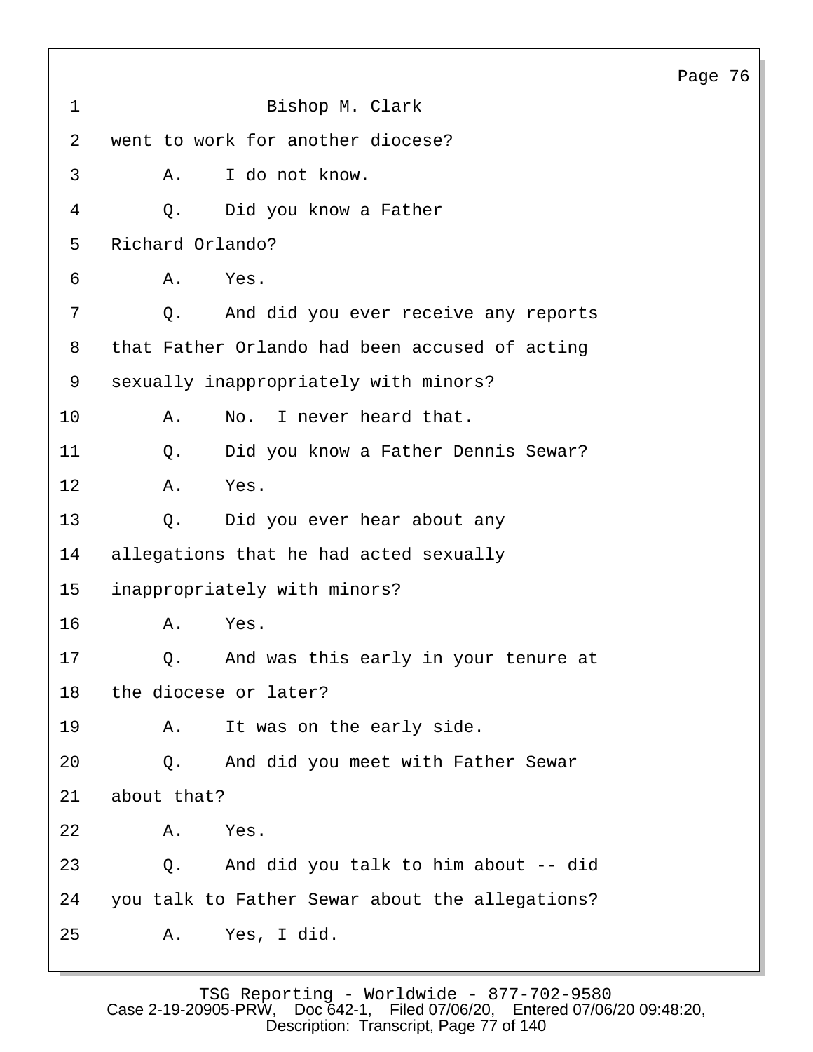Bishop M. Clark

went to work for another diocese?

A. I do not know.

Q. Did you know a Father Richard Orlando?

A. Yes.

Q. And did you ever receive any reports that Father Orlando had been accused of acting sexually inappropriately with minors?

A. No. I never heard that.

Q. Did you know a Father Dennis Sewar?

A. Yes.

Q. Did you ever hear about any allegations that he had acted sexually inappropriately with minors?

A. Yes.

Q. And was this early in your tenure at the diocese or later?

A. It was on the early side.

Q. And did you meet with Father Sewar about that?

A. Yes.

Q. And did you talk to him about -- did you talk to Father Sewar about the allegations?

A. Yes, I did.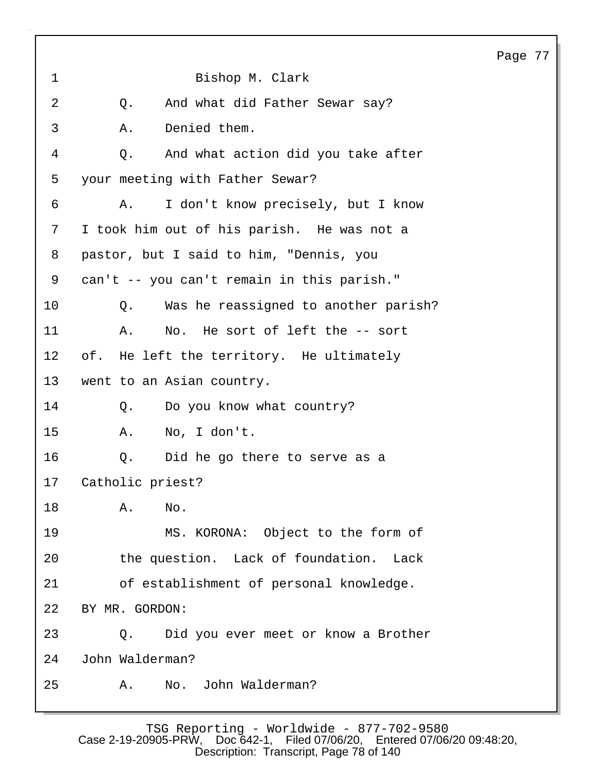Bishop M. Clark

Q. And what did Father Sewar say?

A. Denied them.

Q. And what action did you take after your meeting with Father Sewar?

A. I don't know precisely, but I know I took him out of his parish. He was not a pastor, but I said to him, "Dennis, you can't -- you can't remain in this parish."

Q. Was he reassigned to another parish?

A. No. He sort of left the -- sort of. He left the territory. He ultimately went to an Asian country.

Q. Do you know what country?

A. No, I don't.

Q. Did he go there to serve as a Catholic priest?

A. No.

MS. KORONA: Object to the form of the question. Lack of foundation. Lack of establishment of personal knowledge.

BY MR. GORDON:

Q. Did you ever meet or know a Brother John Walderman?

A. No. John Walderman?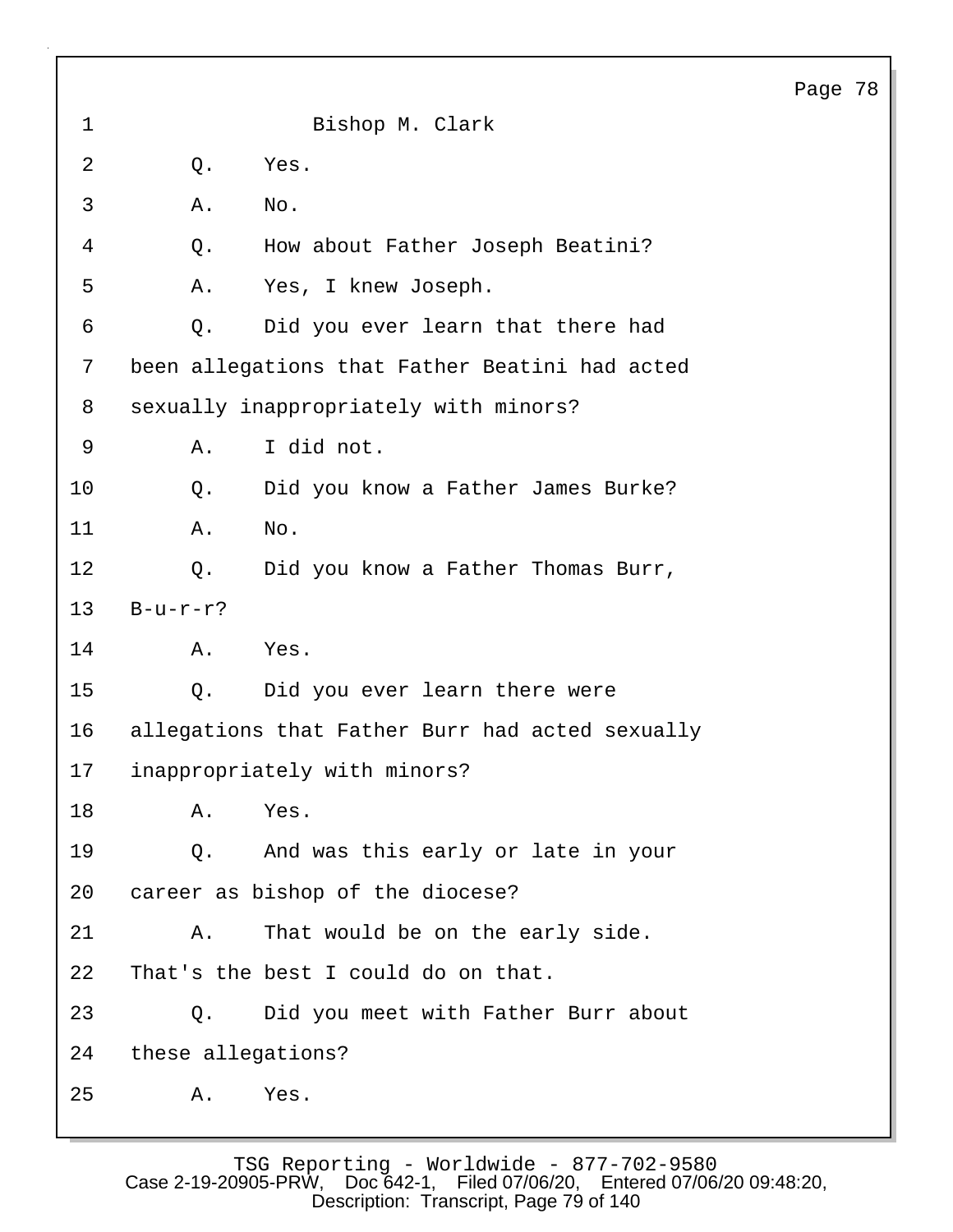Bishop M. Clark

Q. Yes.

A. No.

Q. How about Father Joseph Beatini?

A. Yes, I knew Joseph.

Q. Did you ever learn that there had been allegations that Father Beatini had acted sexually inappropriately with minors?

A. I did not.

Q. Did you know a Father James Burke?

A. No.

Q. Did you know a Father Thomas Burr, B-u-r-r?

A. Yes.

Q. Did you ever learn there were allegations that Father Burr had acted sexually inappropriately with minors?

A. Yes.

Q. And was this early or late in your career as bishop of the diocese?

A. That would be on the early side. That's the best I could do on that.

Q. Did you meet with Father Burr about these allegations?

A. Yes.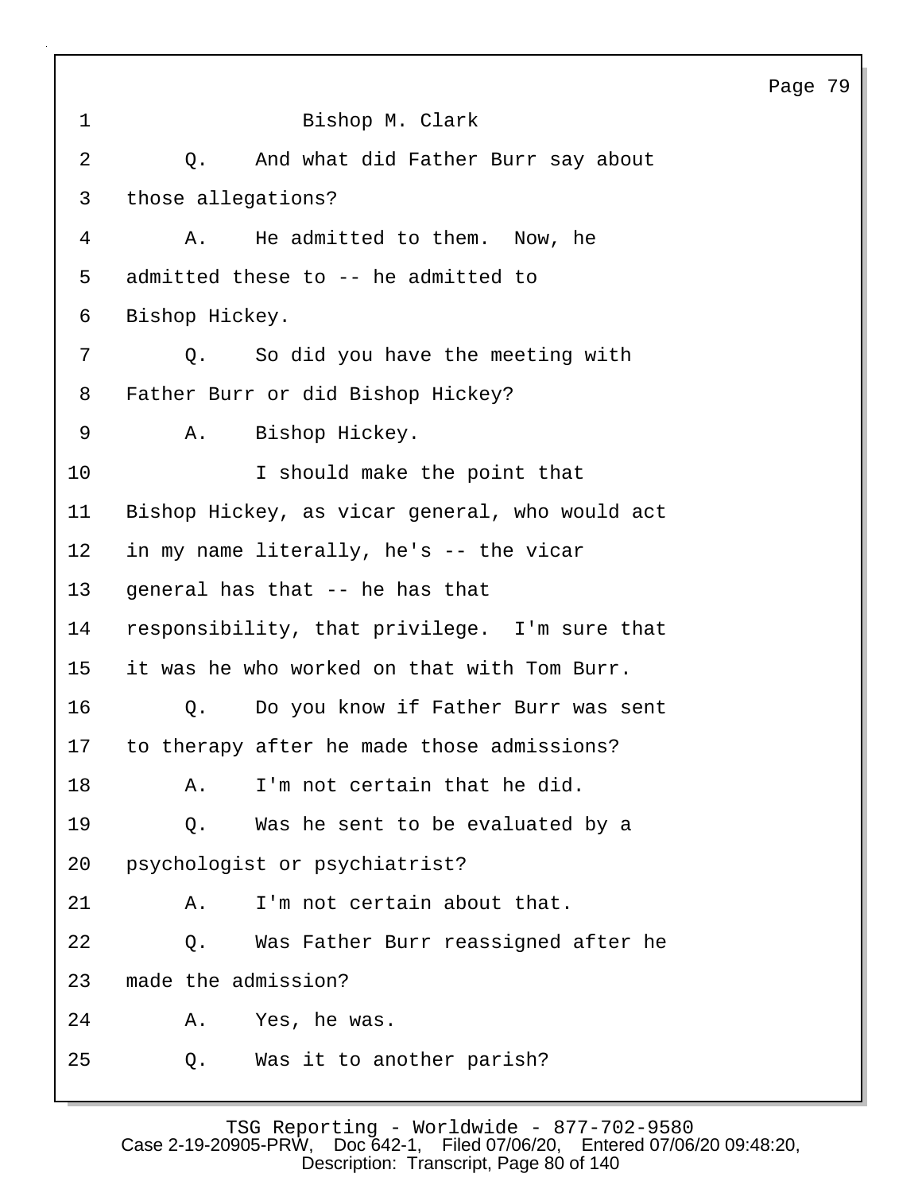Bishop M. Clark

Q. And what did Father Burr say about those allegations?

A. He admitted to them. Now, he admitted these to -- he admitted to Bishop Hickey.

Q. So did you have the meeting with Father Burr or did Bishop Hickey?

A. Bishop Hickey.

I should make the point that Bishop Hickey, as vicar general, who would act in my name literally, he's -- the vicar general has that -- he has that responsibility, that privilege. I'm sure that it was he who worked on that with Tom Burr.

Q. Do you know if Father Burr was sent to therapy after he made those admissions?

A. I'm not certain that he did.

Q. Was he sent to be evaluated by a psychologist or psychiatrist?

A. I'm not certain about that.

Q. Was Father Burr reassigned after he made the admission?

A. Yes, he was.

Q. Was it to another parish?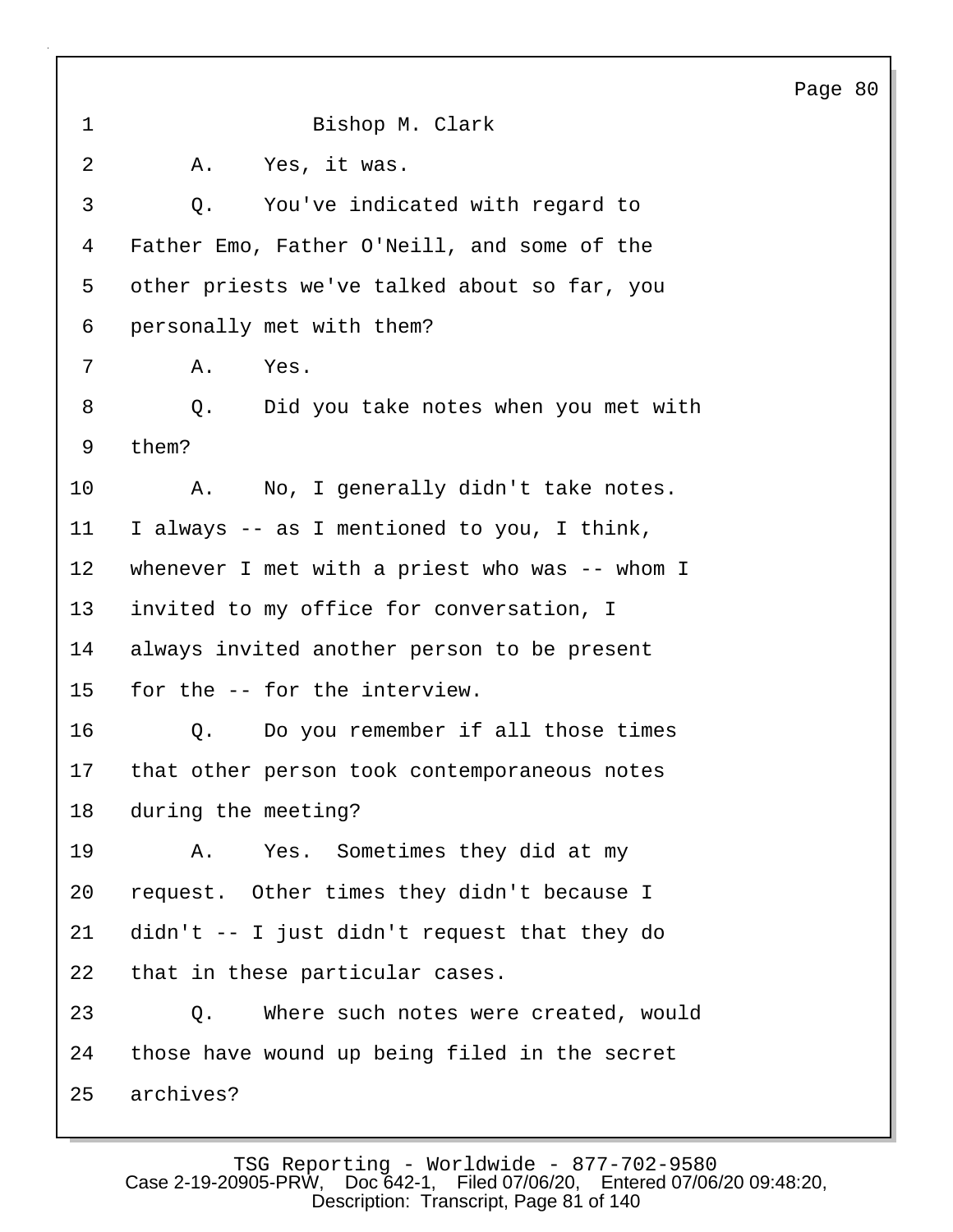Bishop M. Clark

A. Yes, it was.

Q. You've indicated with regard to Father Emo, Father O'Neill, and some of the other priests we've talked about so far, you personally met with them?

A. Yes.

Q. Did you take notes when you met with them?

A. No, I generally didn't take notes. I always -- as I mentioned to you, I think, whenever I met with a priest who was -- whom I invited to my office for conversation, I always invited another person to be present for the -- for the interview.

Q. Do you remember if all those times that other person took contemporaneous notes during the meeting?

A. Yes. Sometimes they did at my request. Other times they didn't because I didn't -- I just didn't request that they do that in these particular cases.

Q. Where such notes were created, would those have wound up being filed in the secret archives?

TSG Reporting - Worldwide - 877-702-9580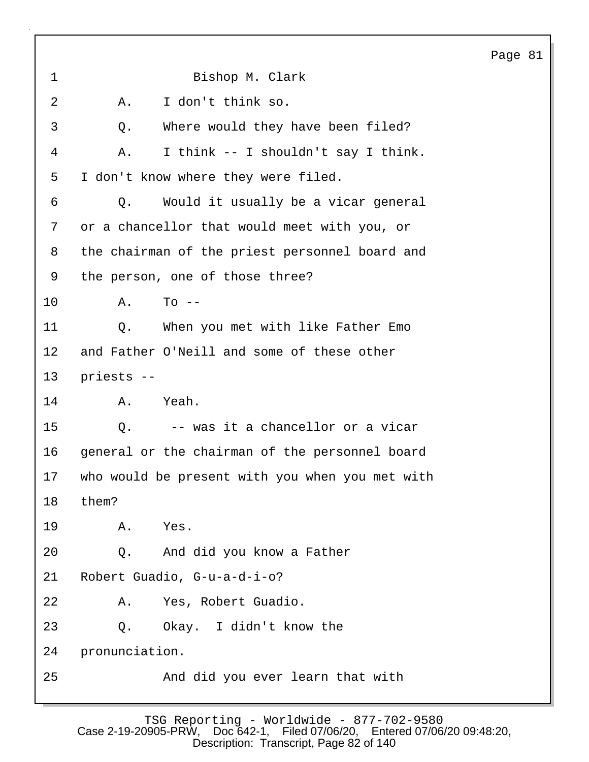1 Bishop M. Clark

2 A. I don't think so.

3 Q. Where would they have been filed?

4 A. I think -- I shouldn't say I think.

5 I don't know where they were filed.

6 Q. Would it usually be a vicar general

7 or a chancellor that would meet with you, or

8 the chairman of the priest personnel board and

9 the person, one of those three?

10 A. To --

11 Q. When you met with like Father Emo

12 and Father O'Neill and some of these other

13 priests --

14 A. Yeah.

15 Q. -- was it a chancellor or a vicar

16 general or the chairman of the personnel board

17 who would be present with you when you met with

18 them?

19 A. Yes.

20 Q. And did you know a Father

21 Robert Guadio, G-u-a-d-i-o?

22 A. Yes, Robert Guadio.

23 Q. Okay. I didn't know the

24 pronunciation.

25 And did you ever learn that with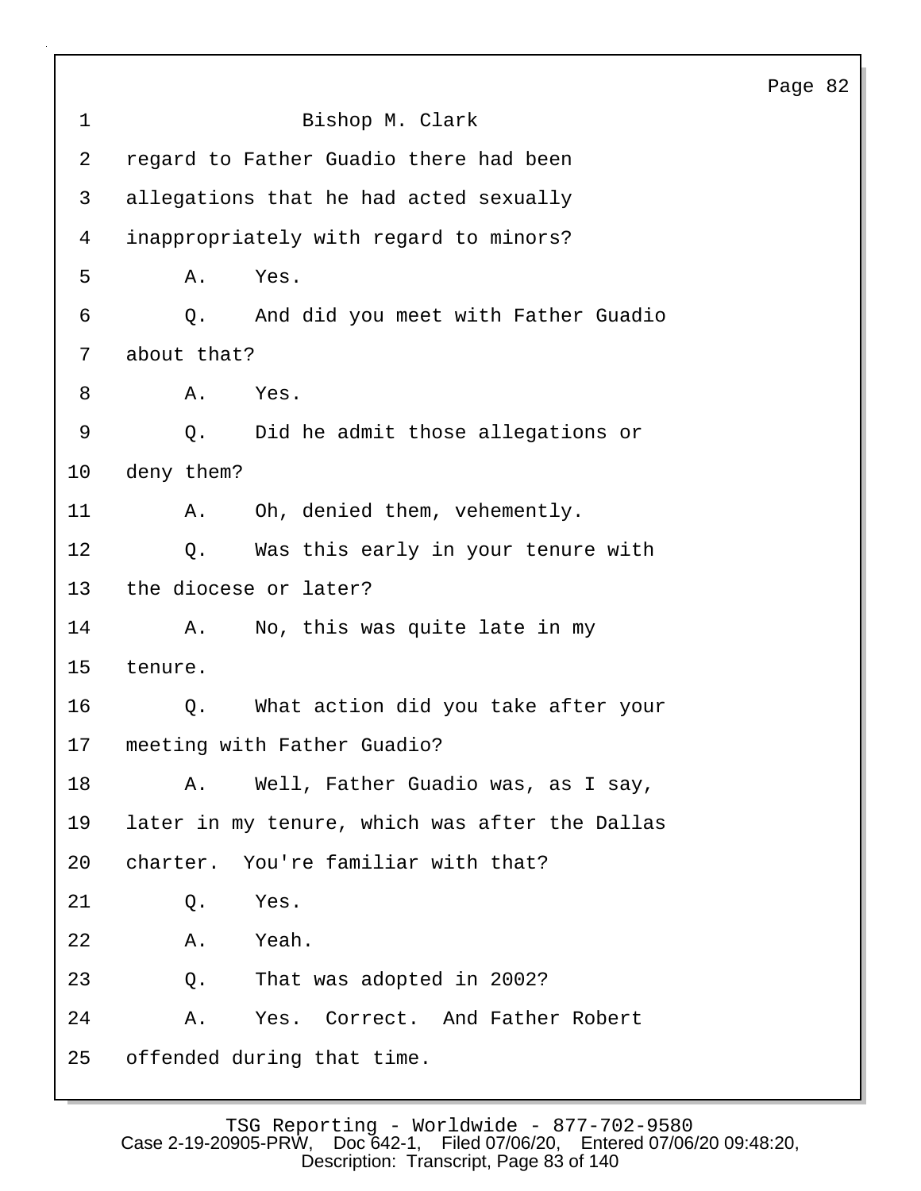Bishop M. Clark

regard to Father Guadio there had been allegations that he had acted sexually inappropriately with regard to minors?

A. Yes.

Q. And did you meet with Father Guadio about that?

A. Yes.

Q. Did he admit those allegations or deny them?

A. Oh, denied them, vehemently.

Q. Was this early in your tenure with the diocese or later?

A. No, this was quite late in my tenure.

Q. What action did you take after your meeting with Father Guadio?

A. Well, Father Guadio was, as I say, later in my tenure, which was after the Dallas charter. You're familiar with that?

Q. Yes.

A. Yeah.

Q. That was adopted in 2002?

A. Yes. Correct. And Father Robert offended during that time.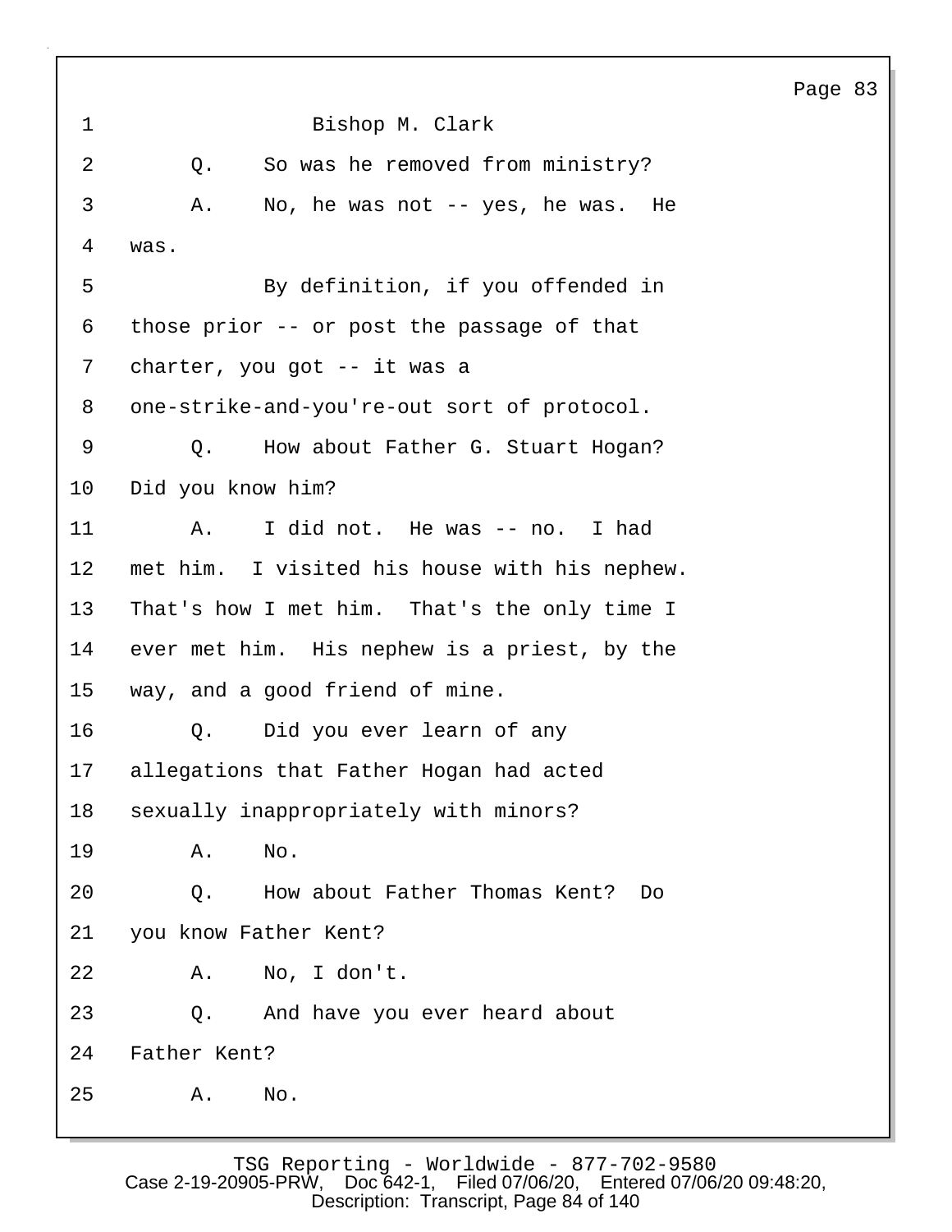Bishop M. Clark

Q. So was he removed from ministry?

A. No, he was not -- yes, he was. He was.

By definition, if you offended in those prior -- or post the passage of that charter, you got -- it was a one-strike-and-you're-out sort of protocol.

Q. How about Father G. Stuart Hogan? Did you know him?

A. I did not. He was -- no. I had met him. I visited his house with his nephew. That's how I met him. That's the only time I ever met him. His nephew is a priest, by the way, and a good friend of mine.

Q. Did you ever learn of any allegations that Father Hogan had acted sexually inappropriately with minors?

A. No.

Q. How about Father Thomas Kent? Do you know Father Kent?

A. No, I don't.

Q. And have you ever heard about Father Kent?

A. No.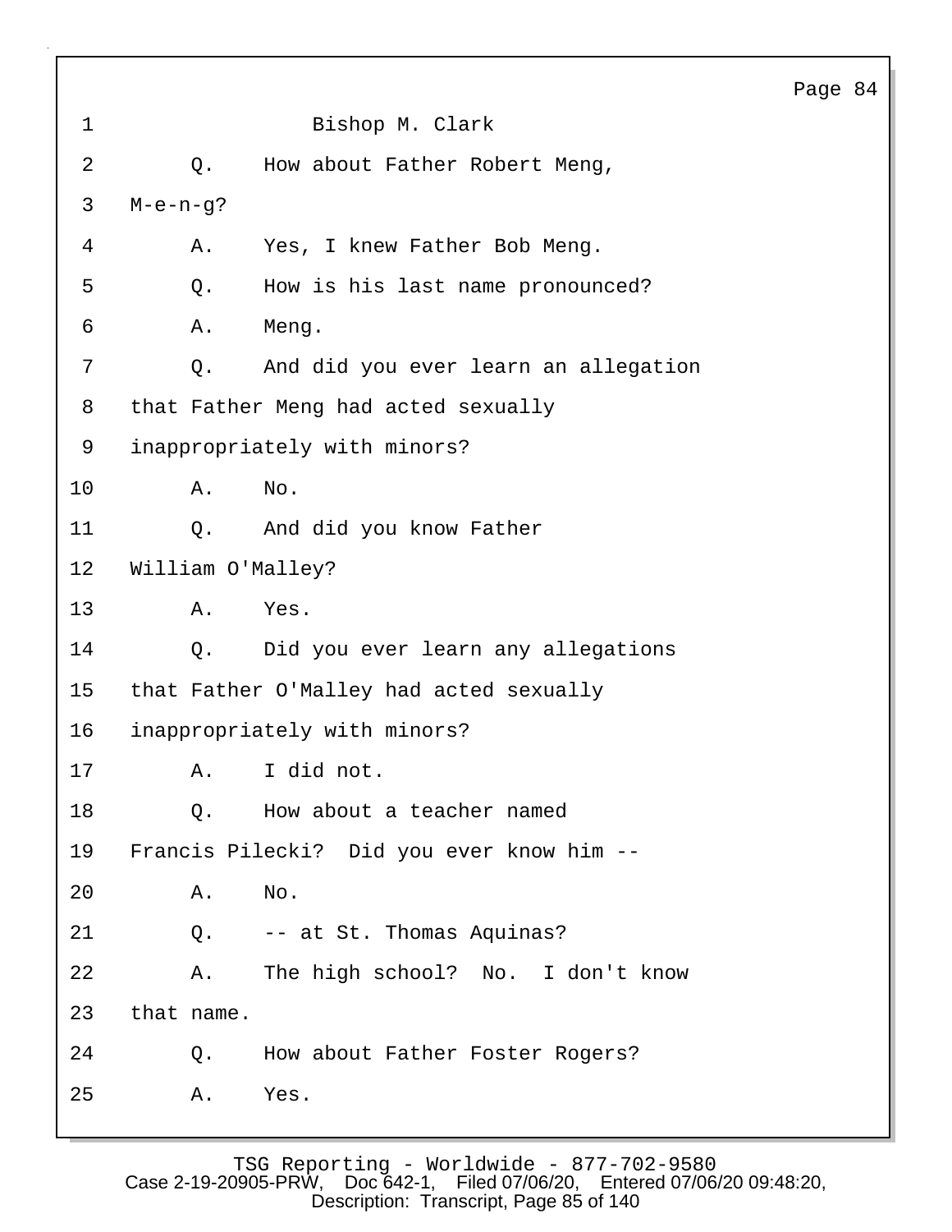Bishop M. Clark

Q. How about Father Robert Meng, M-e-n-g?

A. Yes, I knew Father Bob Meng.

Q. How is his last name pronounced?

A. Meng.

Q. And did you ever learn an allegation that Father Meng had acted sexually inappropriately with minors?

A. No.

Q. And did you know Father William O'Malley?

A. Yes.

Q. Did you ever learn any allegations that Father O'Malley had acted sexually inappropriately with minors?

A. I did not.

Q. How about a teacher named Francis Pilecki? Did you ever know him --

A. No.

Q. -- at St. Thomas Aquinas?

A. The high school? No. I don't know that name.

Q. How about Father Foster Rogers?

A. Yes.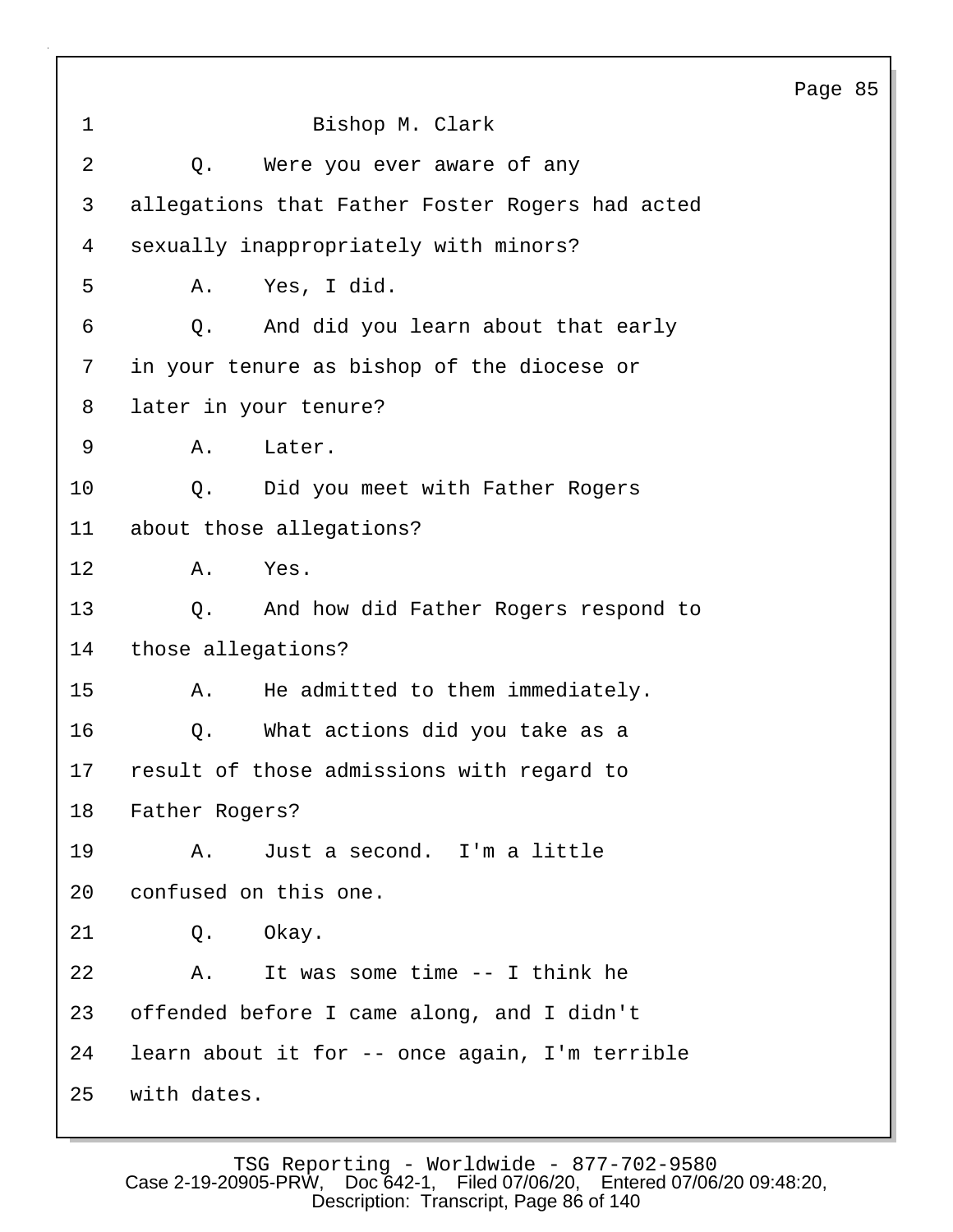Bishop M. Clark

Q. Were you ever aware of any allegations that Father Foster Rogers had acted sexually inappropriately with minors?

A. Yes, I did.

Q. And did you learn about that early in your tenure as bishop of the diocese or later in your tenure?

A. Later.

Q. Did you meet with Father Rogers about those allegations?

A. Yes.

Q. And how did Father Rogers respond to those allegations?

A. He admitted to them immediately.

Q. What actions did you take as a result of those admissions with regard to Father Rogers?

A. Just a second. I'm a little confused on this one.

Q. Okay.

A. It was some time -- I think he offended before I came along, and I didn't learn about it for -- once again, I'm terrible with dates.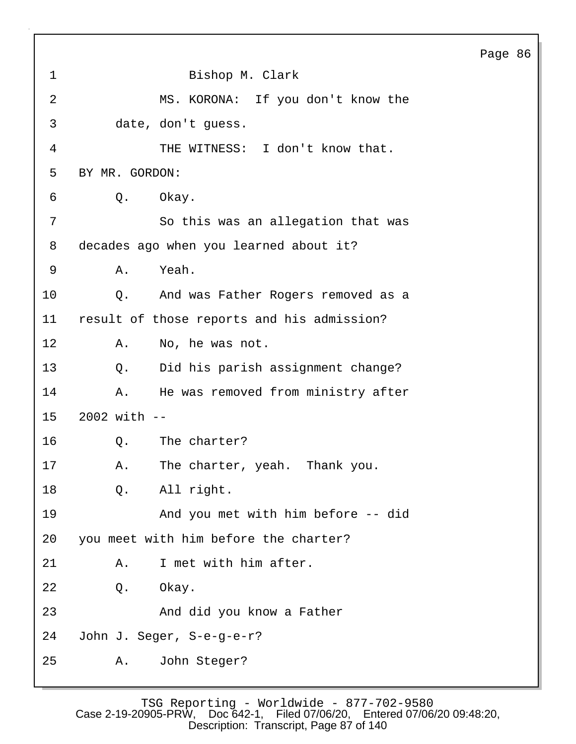Bishop M. Clark

MS. KORONA: If you don't know the date, don't guess.

THE WITNESS: I don't know that.

BY MR. GORDON:

Q. Okay.

So this was an allegation that was decades ago when you learned about it?

A. Yeah.

Q. And was Father Rogers removed as a result of those reports and his admission?

A. No, he was not.

Q. Did his parish assignment change?

A. He was removed from ministry after 2002 with --

Q. The charter?

A. The charter, yeah. Thank you.

Q. All right.

And you met with him before -- did you meet with him before the charter?

A. I met with him after.

Q. Okay.

And did you know a Father John J. Seger, S-e-g-e-r?

A. John Steger?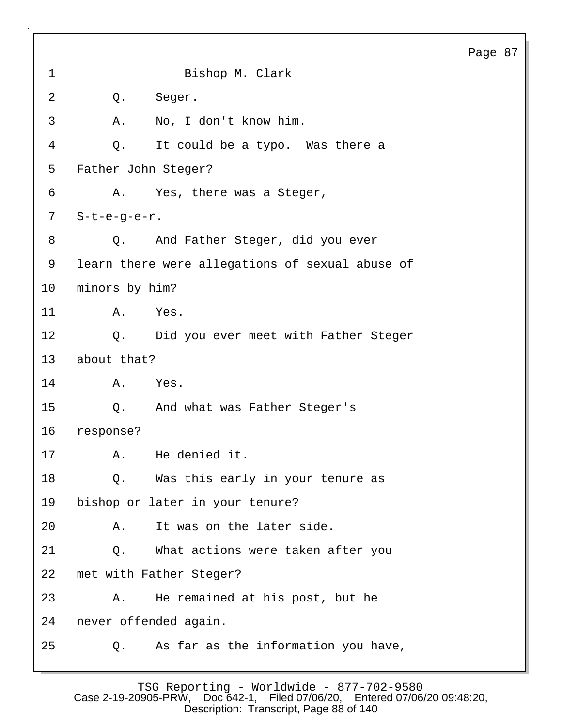Bishop M. Clark

Q. Seger.

A. No, I don't know him.

Q. It could be a typo. Was there a Father John Steger?

A. Yes, there was a Steger, S-t-e-g-e-r.

Q. And Father Steger, did you ever learn there were allegations of sexual abuse of minors by him?

A. Yes.

Q. Did you ever meet with Father Steger about that?

A. Yes.

Q. And what was Father Steger's response?

A. He denied it.

Q. Was this early in your tenure as bishop or later in your tenure?

A. It was on the later side.

Q. What actions were taken after you met with Father Steger?

A. He remained at his post, but he never offended again.

Q. As far as the information you have,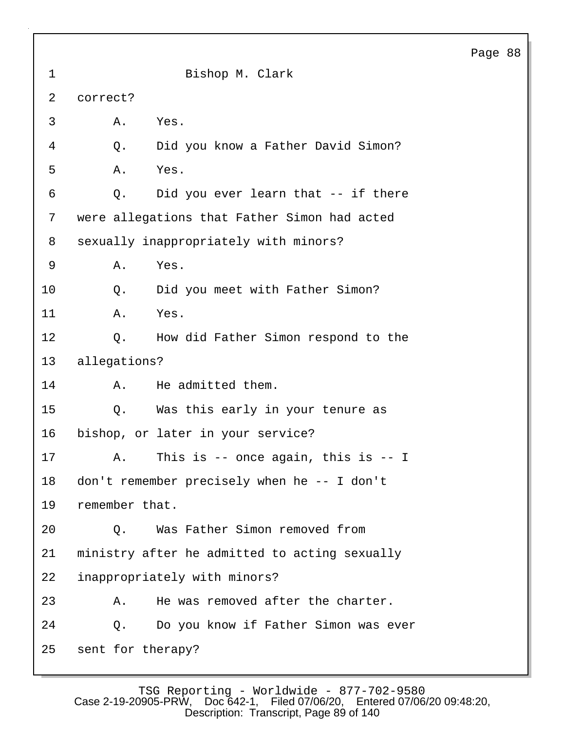Bishop M. Clark

correct?

A. Yes.

Q. Did you know a Father David Simon?

A. Yes.

Q. Did you ever learn that -- if there were allegations that Father Simon had acted sexually inappropriately with minors?

A. Yes.

Q. Did you meet with Father Simon?

A. Yes.

Q. How did Father Simon respond to the allegations?

A. He admitted them.

Q. Was this early in your tenure as bishop, or later in your service?

A. This is -- once again, this is -- I don't remember precisely when he -- I don't remember that.

Q. Was Father Simon removed from ministry after he admitted to acting sexually inappropriately with minors?

A. He was removed after the charter.

Q. Do you know if Father Simon was ever sent for therapy?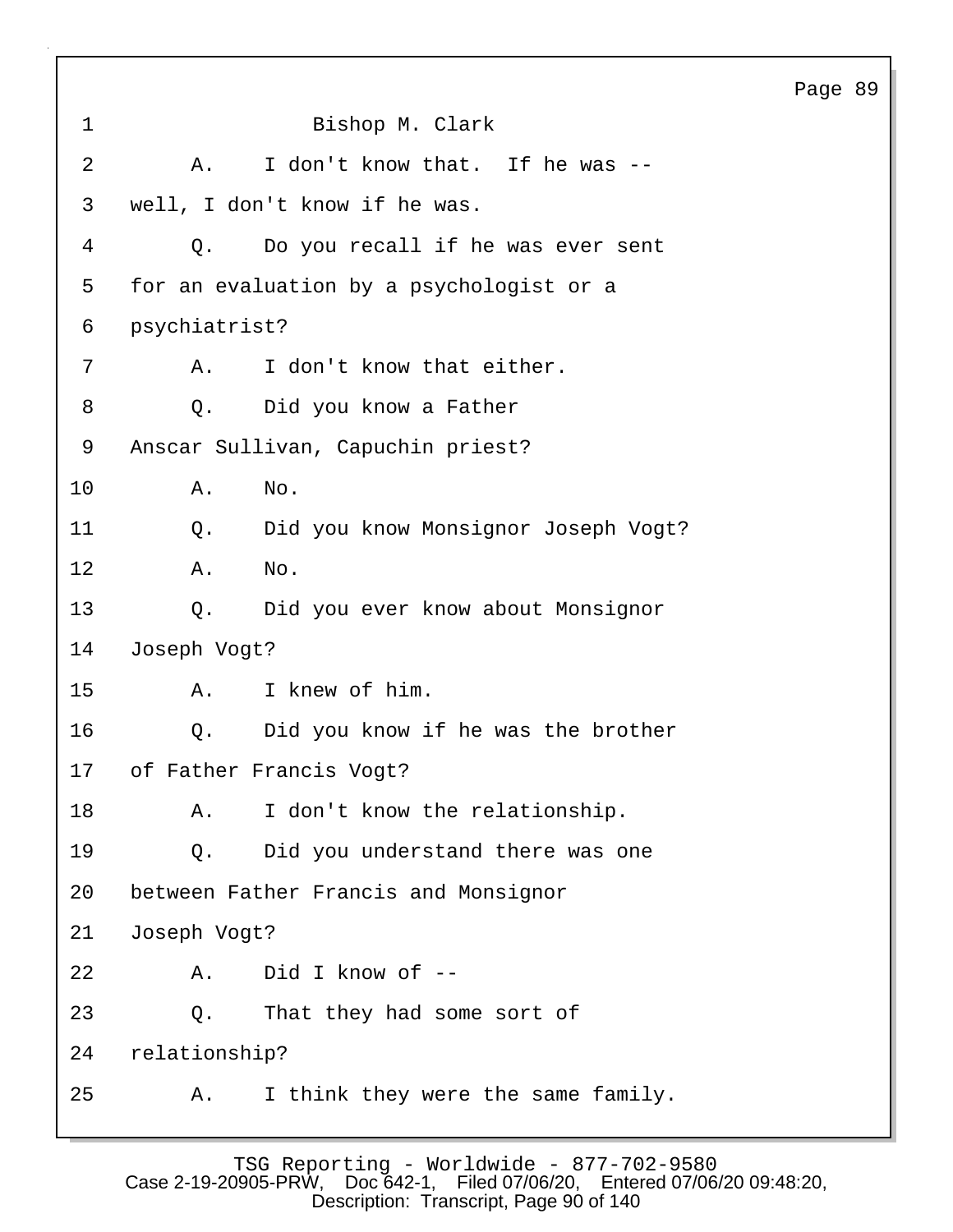Bishop M. Clark

A. I don't know that. If he was -- well, I don't know if he was.

Q. Do you recall if he was ever sent for an evaluation by a psychologist or a psychiatrist?

A. I don't know that either.

Q. Did you know a Father Anscar Sullivan, Capuchin priest?

A. No.

Q. Did you know Monsignor Joseph Vogt?

A. No.

Q. Did you ever know about Monsignor Joseph Vogt?

A. I knew of him.

Q. Did you know if he was the brother of Father Francis Vogt?

A. I don't know the relationship.

Q. Did you understand there was one between Father Francis and Monsignor Joseph Vogt?

A. Did I know of --

Q. That they had some sort of relationship?

A. I think they were the same family.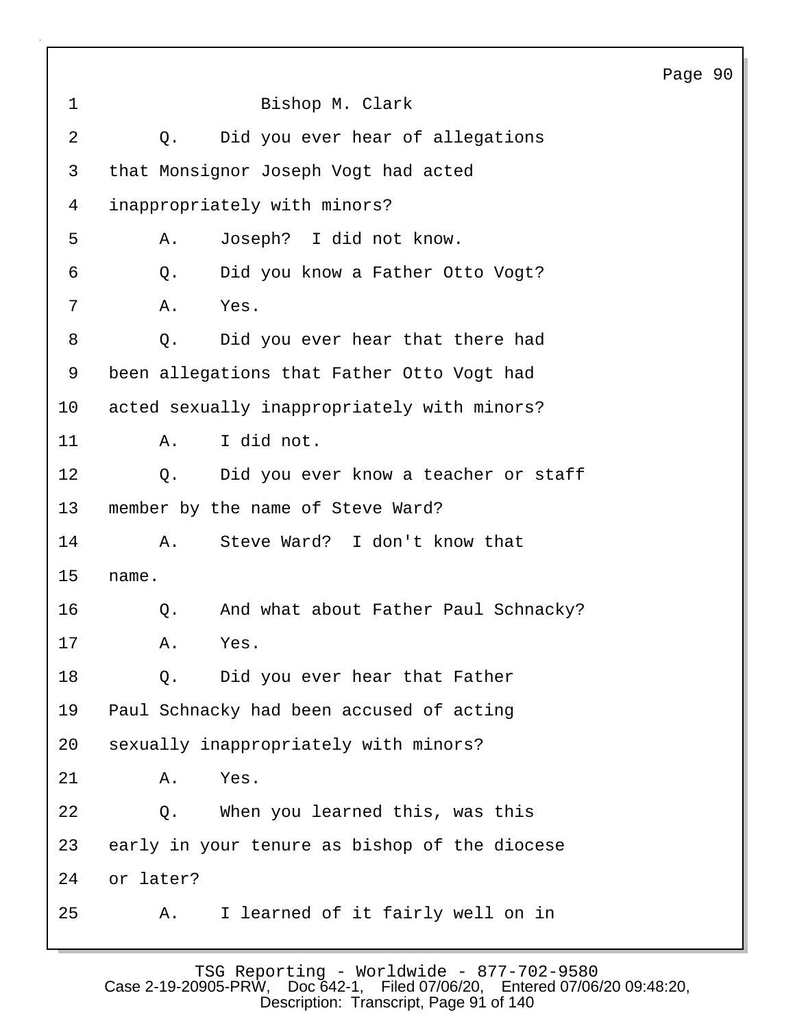Bishop M. Clark

Q. Did you ever hear of allegations that Monsignor Joseph Vogt had acted inappropriately with minors?

A. Joseph? I did not know.

Q. Did you know a Father Otto Vogt?

A. Yes.

Q. Did you ever hear that there had been allegations that Father Otto Vogt had acted sexually inappropriately with minors?

A. I did not.

Q. Did you ever know a teacher or staff member by the name of Steve Ward?

A. Steve Ward? I don't know that name.

Q. And what about Father Paul Schnacky?

A. Yes.

Q. Did you ever hear that Father Paul Schnacky had been accused of acting sexually inappropriately with minors?

A. Yes.

Q. When you learned this, was this early in your tenure as bishop of the diocese or later?

A. I learned of it fairly well on in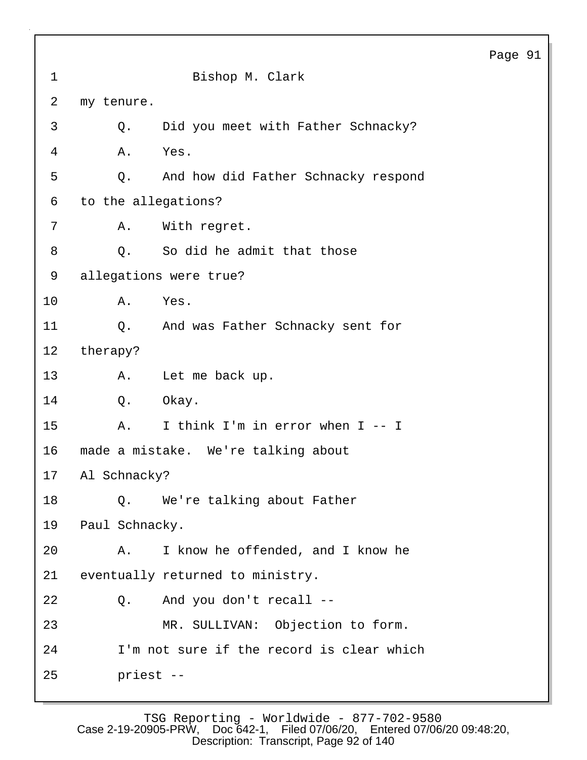1 Bishop M. Clark

2 my tenure.

3 Q. Did you meet with Father Schnacky?

4 A. Yes.

5 Q. And how did Father Schnacky respond

6 to the allegations?

7 A. With regret.

8 Q. So did he admit that those

9 allegations were true?

10 A. Yes.

11 Q. And was Father Schnacky sent for

12 therapy?

13 A. Let me back up.

14 Q. Okay.

15 A. I think I'm in error when I -- I

16 made a mistake. We're talking about

17 Al Schnacky?

18 Q. We're talking about Father

19 Paul Schnacky.

20 A. I know he offended, and I know he

21 eventually returned to ministry.

22 Q. And you don't recall --

23 MR. SULLIVAN: Objection to form.

24 I'm not sure if the record is clear which

25 priest --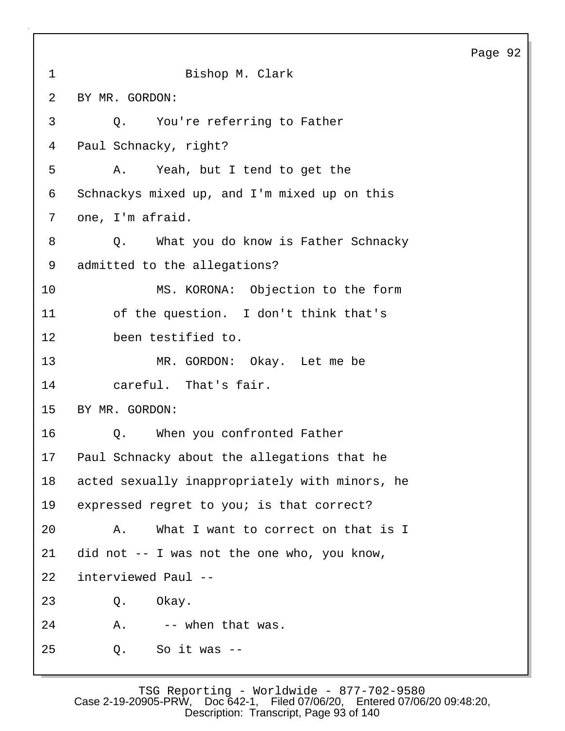Bishop M. Clark

BY MR. GORDON:

Q. You're referring to Father Paul Schnacky, right?

A. Yeah, but I tend to get the Schnackys mixed up, and I'm mixed up on this one, I'm afraid.

Q. What you do know is Father Schnacky admitted to the allegations?

MS. KORONA: Objection to the form of the question. I don't think that's been testified to.

MR. GORDON: Okay. Let me be careful. That's fair.

BY MR. GORDON:

Q. When you confronted Father Paul Schnacky about the allegations that he acted sexually inappropriately with minors, he expressed regret to you; is that correct?

A. What I want to correct on that is I did not -- I was not the one who, you know, interviewed Paul --

Q. Okay.

A. -- when that was.

Q. So it was --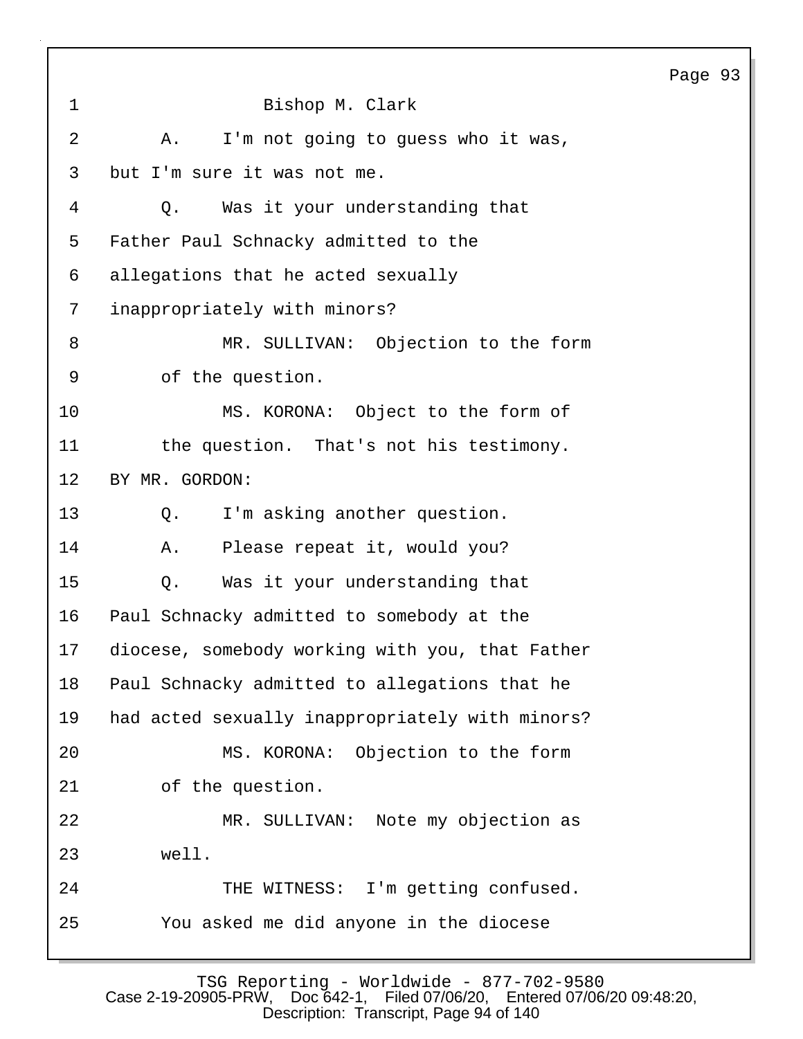Bishop M. Clark

A. I'm not going to guess who it was, but I'm sure it was not me.

Q. Was it your understanding that Father Paul Schnacky admitted to the allegations that he acted sexually inappropriately with minors?

MR. SULLIVAN: Objection to the form of the question.

MS. KORONA: Object to the form of the question. That's not his testimony.

BY MR. GORDON:

Q. I'm asking another question.

A. Please repeat it, would you?

Q. Was it your understanding that Paul Schnacky admitted to somebody at the diocese, somebody working with you, that Father Paul Schnacky admitted to allegations that he had acted sexually inappropriately with minors?

MS. KORONA: Objection to the form of the question.

MR. SULLIVAN: Note my objection as well.

THE WITNESS: I'm getting confused. You asked me did anyone in the diocese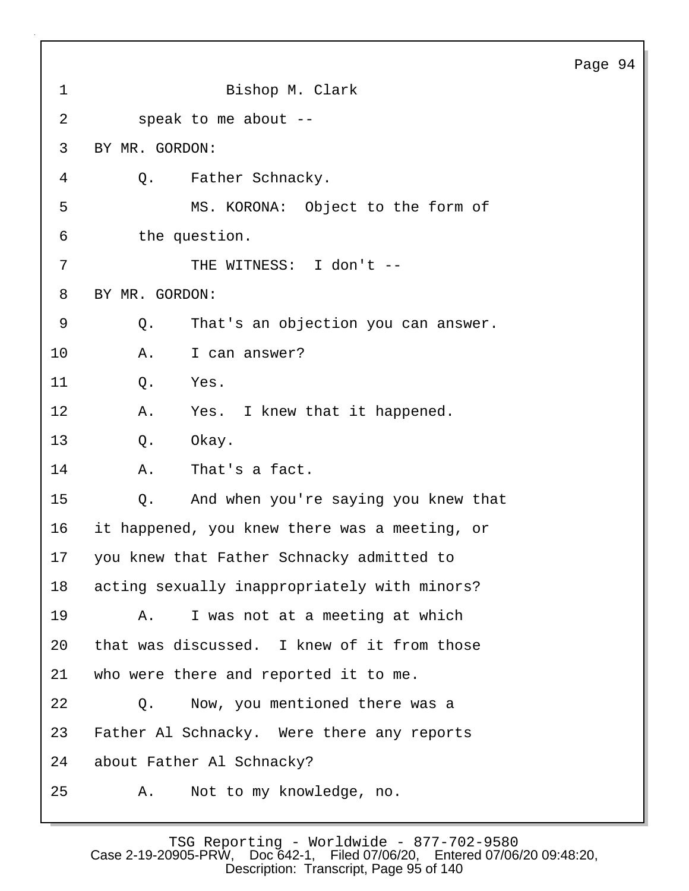Bishop M. Clark

speak to me about --

BY MR. GORDON:

Q. Father Schnacky.

MS. KORONA: Object to the form of the question.

THE WITNESS: I don't --

BY MR. GORDON:

Q. That's an objection you can answer.

A. I can answer?

Q. Yes.

A. Yes. I knew that it happened.

Q. Okay.

A. That's a fact.

Q. And when you're saying you knew that it happened, you knew there was a meeting, or you knew that Father Schnacky admitted to acting sexually inappropriately with minors?

A. I was not at a meeting at which that was discussed. I knew of it from those who were there and reported it to me.

Q. Now, you mentioned there was a Father Al Schnacky. Were there any reports about Father Al Schnacky?

A. Not to my knowledge, no.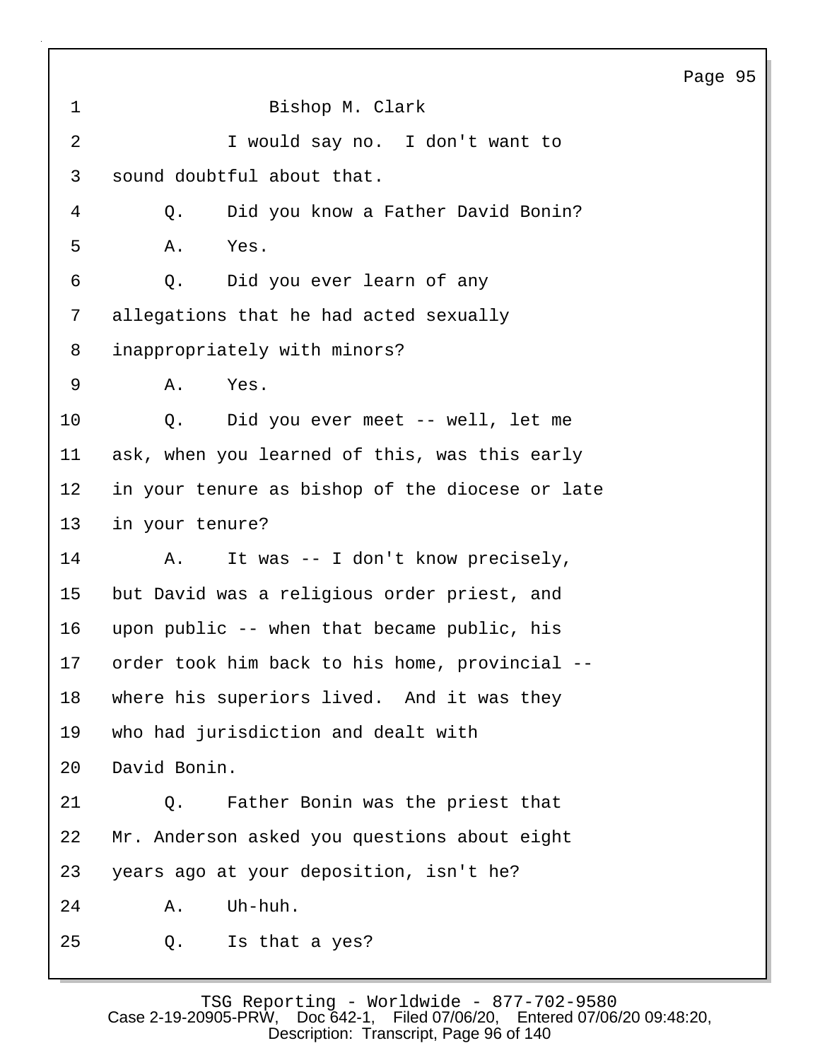1 Bishop M. Clark

2 I would say no. I don't want to

3 sound doubtful about that.

4 Q. Did you know a Father David Bonin?

5 A. Yes.

6 Q. Did you ever learn of any

7 allegations that he had acted sexually

8 inappropriately with minors?

9 A. Yes.

10 Q. Did you ever meet -- well, let me

11 ask, when you learned of this, was this early

12 in your tenure as bishop of the diocese or late

13 in your tenure?

14 A. It was -- I don't know precisely,

15 but David was a religious order priest, and

16 upon public -- when that became public, his

17 order took him back to his home, provincial --

18 where his superiors lived. And it was they

19 who had jurisdiction and dealt with

20 David Bonin.

21 Q. Father Bonin was the priest that

22 Mr. Anderson asked you questions about eight

23 years ago at your deposition, isn't he?

24 A. Uh-huh.

25 Q. Is that a yes?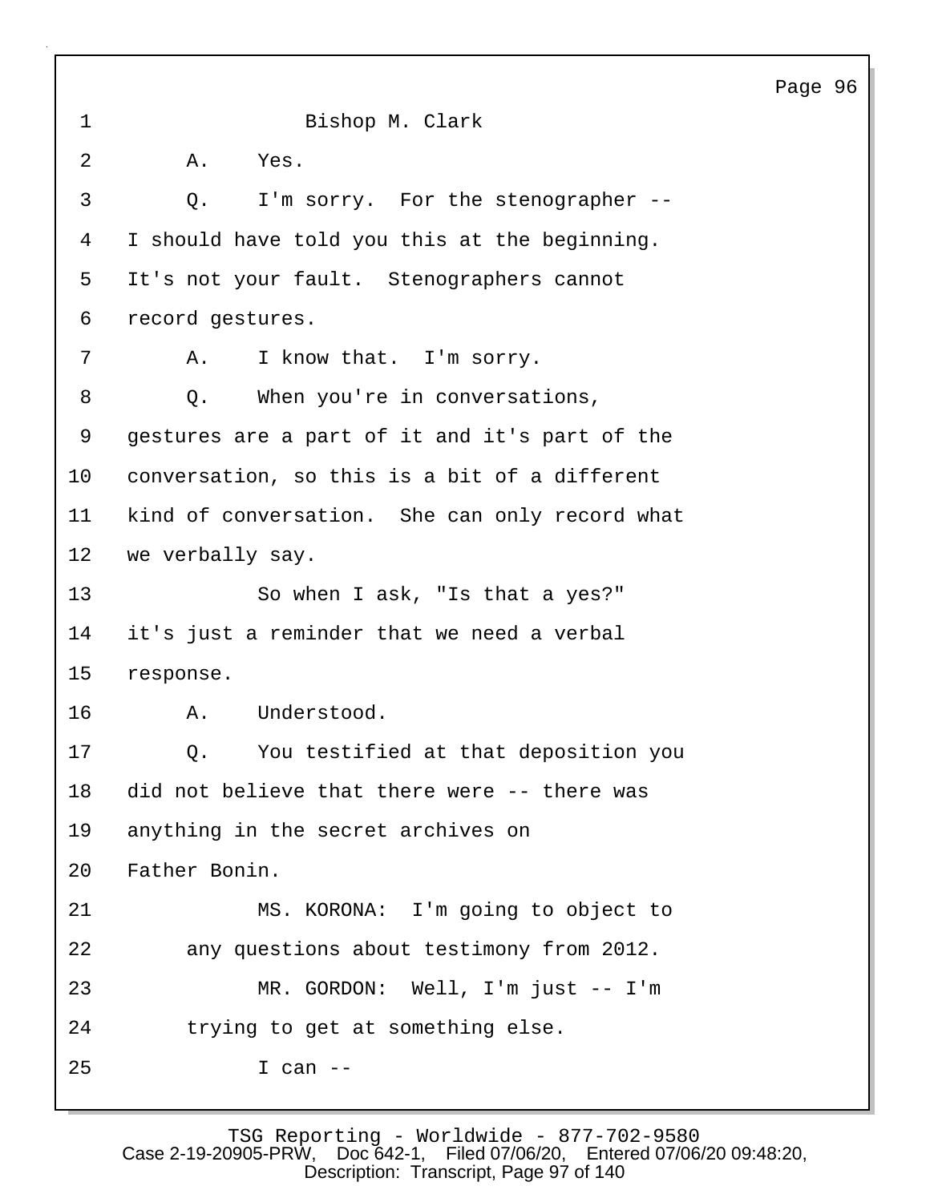Bishop M. Clark

A. Yes.

Q. I'm sorry. For the stenographer -- I should have told you this at the beginning. It's not your fault. Stenographers cannot record gestures.

A. I know that. I'm sorry.

Q. When you're in conversations, gestures are a part of it and it's part of the conversation, so this is a bit of a different kind of conversation. She can only record what we verbally say.

So when I ask, "Is that a yes?" it's just a reminder that we need a verbal response.

A. Understood.

Q. You testified at that deposition you did not believe that there were -- there was anything in the secret archives on Father Bonin.

MS. KORONA: I'm going to object to any questions about testimony from 2012.

MR. GORDON: Well, I'm just -- I'm trying to get at something else.

I can --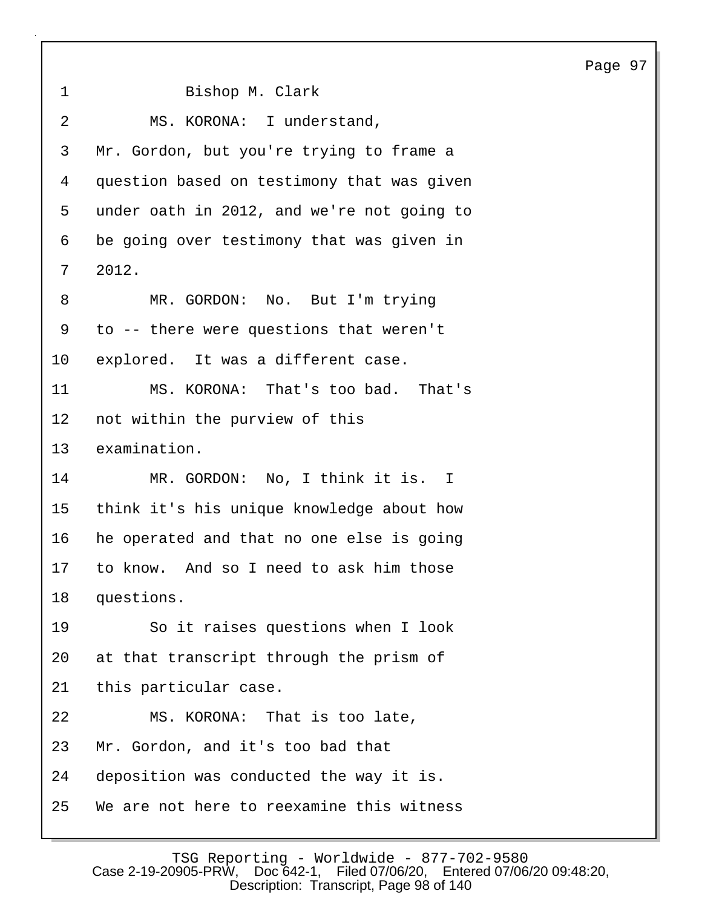1 Bishop M. Clark

2 MS. KORONA: I understand,

3 Mr. Gordon, but you're trying to frame a

4 question based on testimony that was given

5 under oath in 2012, and we're not going to

6 be going over testimony that was given in

7 2012.

8 MR. GORDON: No. But I'm trying

9 to -- there were questions that weren't

10 explored. It was a different case.

11 MS. KORONA: That's too bad. That's

12 not within the purview of this

13 examination.

14 MR. GORDON: No, I think it is. I

15 think it's his unique knowledge about how

16 he operated and that no one else is going

17 to know. And so I need to ask him those

18 questions.

19 So it raises questions when I look

20 at that transcript through the prism of

21 this particular case.

22 MS. KORONA: That is too late,

23 Mr. Gordon, and it's too bad that

24 deposition was conducted the way it is.

25 We are not here to reexamine this witness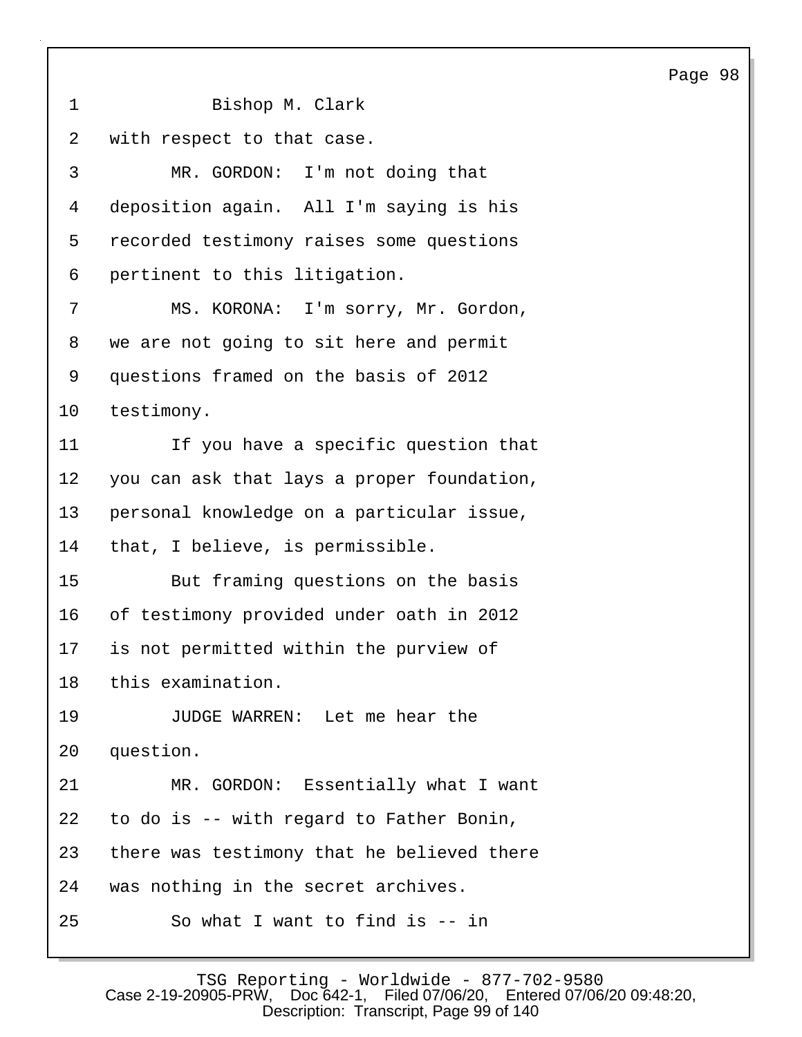1 Bishop M. Clark

2 with respect to that case.

3 MR. GORDON: I'm not doing that

4 deposition again. All I'm saying is his

5 recorded testimony raises some questions

6 pertinent to this litigation.

7 MS. KORONA: I'm sorry, Mr. Gordon,

8 we are not going to sit here and permit

9 questions framed on the basis of 2012

10 testimony.

11 If you have a specific question that

12 you can ask that lays a proper foundation,

13 personal knowledge on a particular issue,

14 that, I believe, is permissible.

15 But framing questions on the basis

16 of testimony provided under oath in 2012

17 is not permitted within the purview of

18 this examination.

19 JUDGE WARREN: Let me hear the

20 question.

21 MR. GORDON: Essentially what I want

22 to do is -- with regard to Father Bonin,

23 there was testimony that he believed there

24 was nothing in the secret archives.

25 So what I want to find is -- in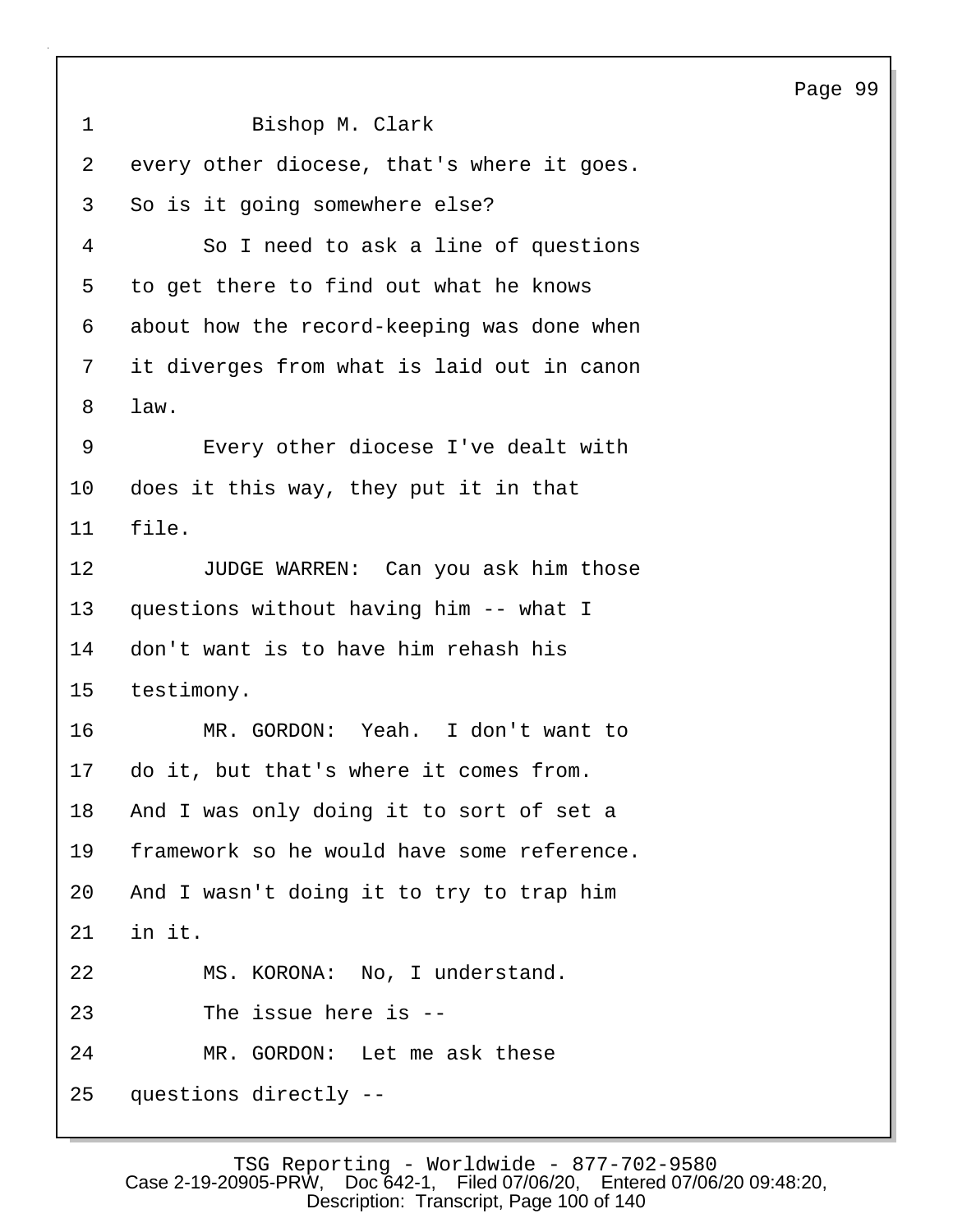Bishop M. Clark

every other diocese, that's where it goes. So is it going somewhere else?

So I need to ask a line of questions to get there to find out what he knows about how the record-keeping was done when it diverges from what is laid out in canon law.

Every other diocese I've dealt with does it this way, they put it in that file.

JUDGE WARREN: Can you ask him those questions without having him -- what I don't want is to have him rehash his testimony.

MR. GORDON: Yeah. I don't want to do it, but that's where it comes from. And I was only doing it to sort of set a framework so he would have some reference. And I wasn't doing it to try to trap him in it.

MS. KORONA: No, I understand.

The issue here is --

MR. GORDON: Let me ask these questions directly --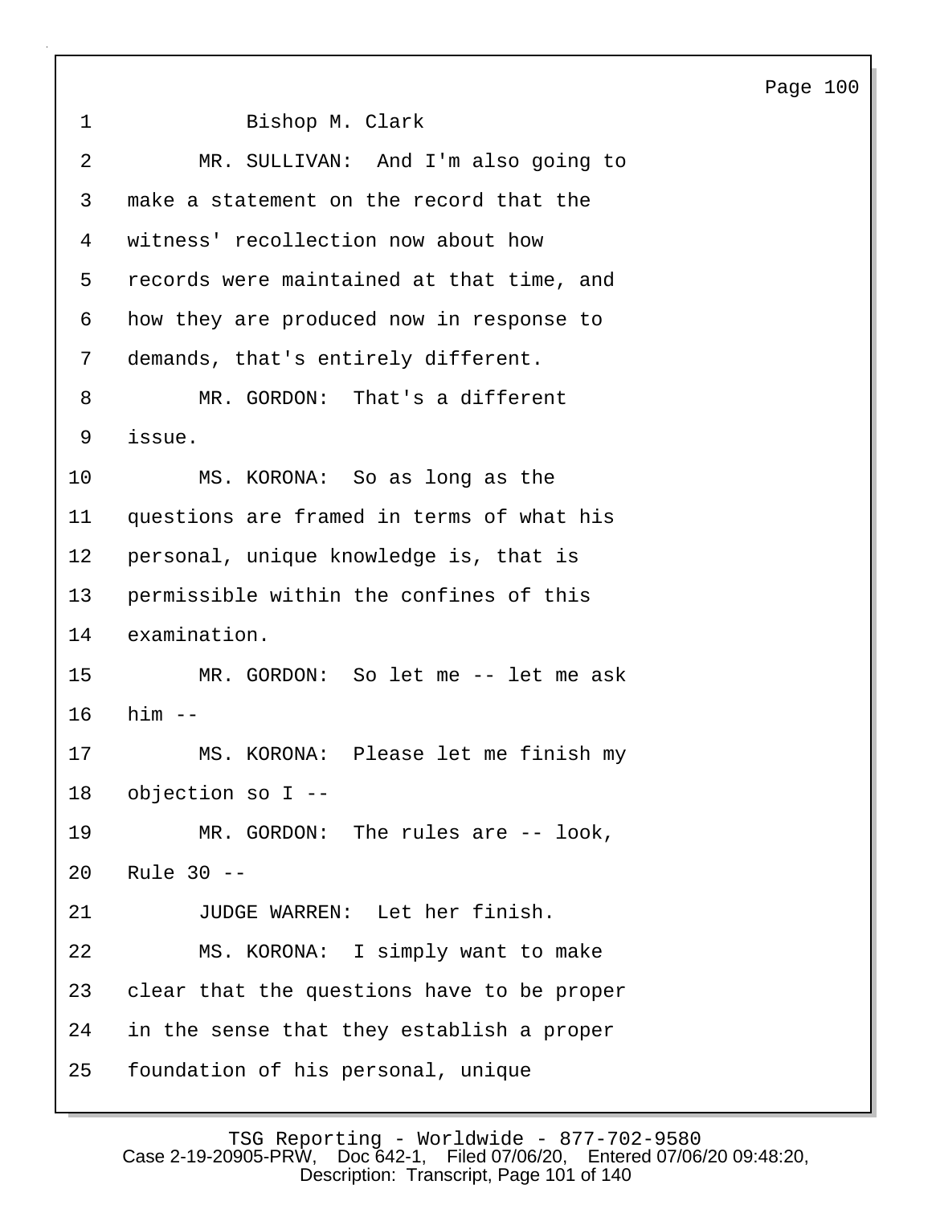1 Bishop M. Clark

2 MR. SULLIVAN: And I'm also going to
3 make a statement on the record that the
4 witness' recollection now about how
5 records were maintained at that time, and
6 how they are produced now in response to
7 demands, that's entirely different.

8 MR. GORDON: That's a different
9 issue.

10 MS. KORONA: So as long as the
11 questions are framed in terms of what his
12 personal, unique knowledge is, that is
13 permissible within the confines of this
14 examination.

15 MR. GORDON: So let me -- let me ask
16 him --

17 MS. KORONA: Please let me finish my
18 objection so I --

19 MR. GORDON: The rules are -- look,
20 Rule 30 --

21 JUDGE WARREN: Let her finish.

22 MS. KORONA: I simply want to make
23 clear that the questions have to be proper
24 in the sense that they establish a proper
25 foundation of his personal, unique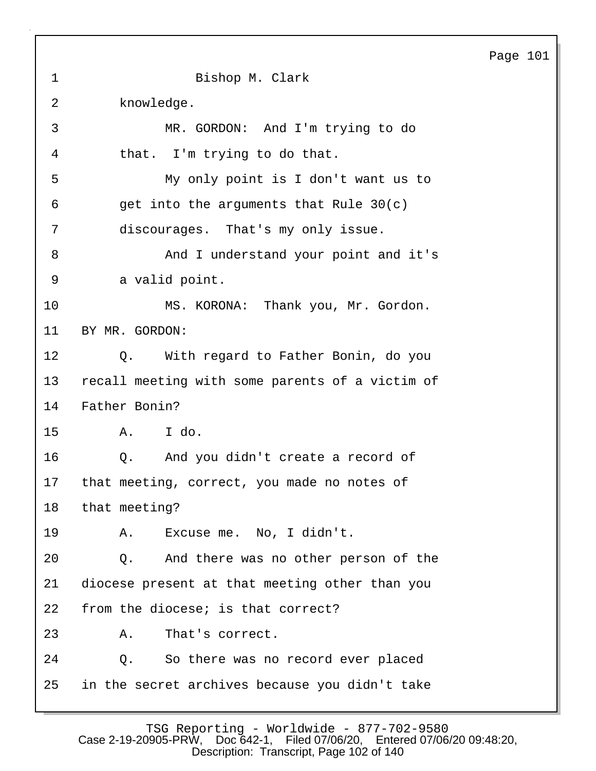Bishop M. Clark

knowledge.

MR. GORDON: And I'm trying to do that. I'm trying to do that.

My only point is I don't want us to get into the arguments that Rule 30(c) discourages. That's my only issue.

And I understand your point and it's a valid point.

MS. KORONA: Thank you, Mr. Gordon.

BY MR. GORDON:

Q. With regard to Father Bonin, do you recall meeting with some parents of a victim of Father Bonin?

A. I do.

Q. And you didn't create a record of that meeting, correct, you made no notes of that meeting?

A. Excuse me. No, I didn't.

Q. And there was no other person of the diocese present at that meeting other than you from the diocese; is that correct?

A. That's correct.

Q. So there was no record ever placed in the secret archives because you didn't take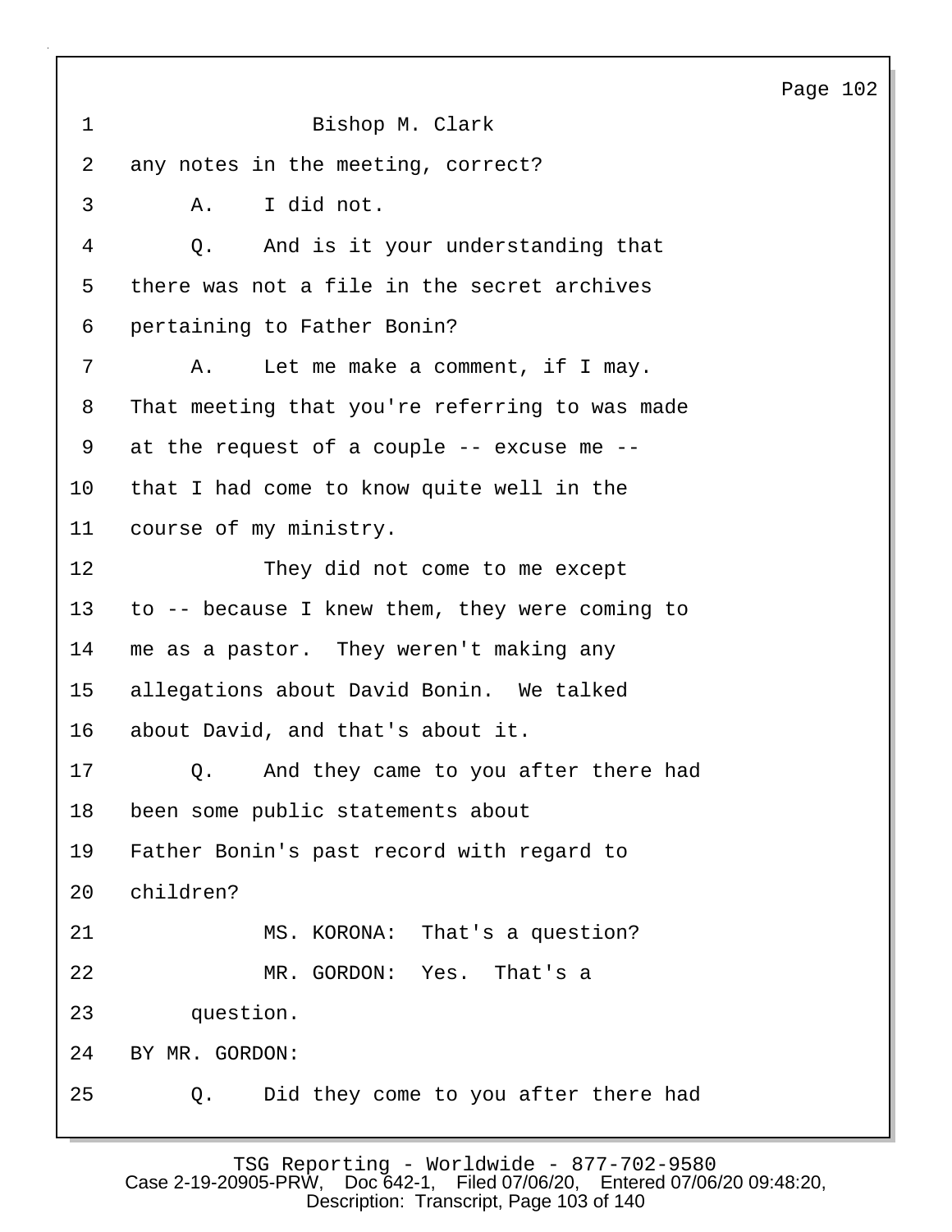Bishop M. Clark

any notes in the meeting, correct?

A. I did not.

Q. And is it your understanding that there was not a file in the secret archives pertaining to Father Bonin?

A. Let me make a comment, if I may. That meeting that you're referring to was made at the request of a couple -- excuse me -- that I had come to know quite well in the course of my ministry.

They did not come to me except to -- because I knew them, they were coming to me as a pastor. They weren't making any allegations about David Bonin. We talked about David, and that's about it.

Q. And they came to you after there had been some public statements about Father Bonin's past record with regard to children?

MS. KORONA: That's a question?

MR. GORDON: Yes. That's a question.

BY MR. GORDON:

Q. Did they come to you after there had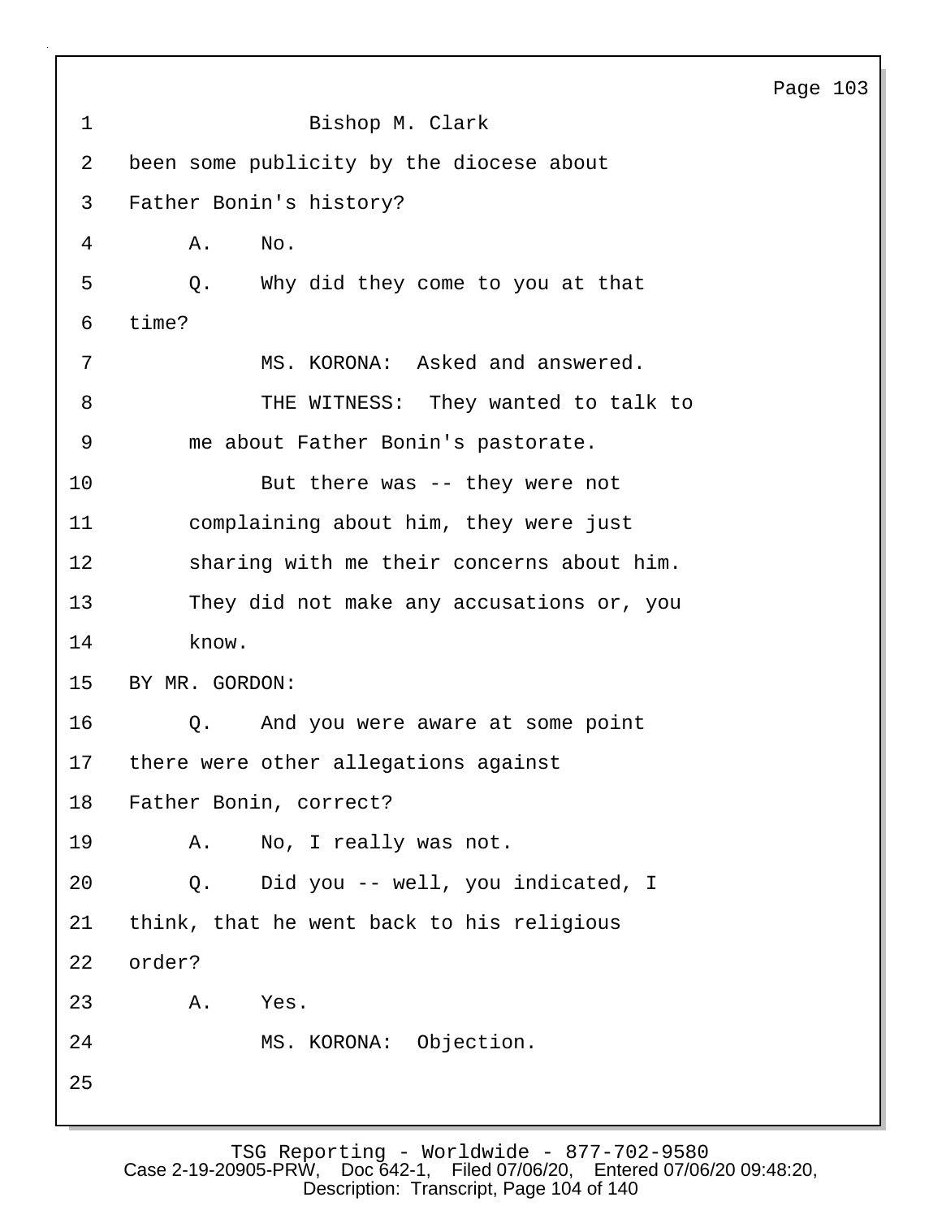Bishop M. Clark

been some publicity by the diocese about Father Bonin's history?

A. No.

Q. Why did they come to you at that time?

MS. KORONA: Asked and answered.

THE WITNESS: They wanted to talk to me about Father Bonin's pastorate.

But there was -- they were not complaining about him, they were just sharing with me their concerns about him. They did not make any accusations or, you know.

BY MR. GORDON:

Q. And you were aware at some point there were other allegations against Father Bonin, correct?

A. No, I really was not.

Q. Did you -- well, you indicated, I think, that he went back to his religious order?

A. Yes.

MS. KORONA: Objection.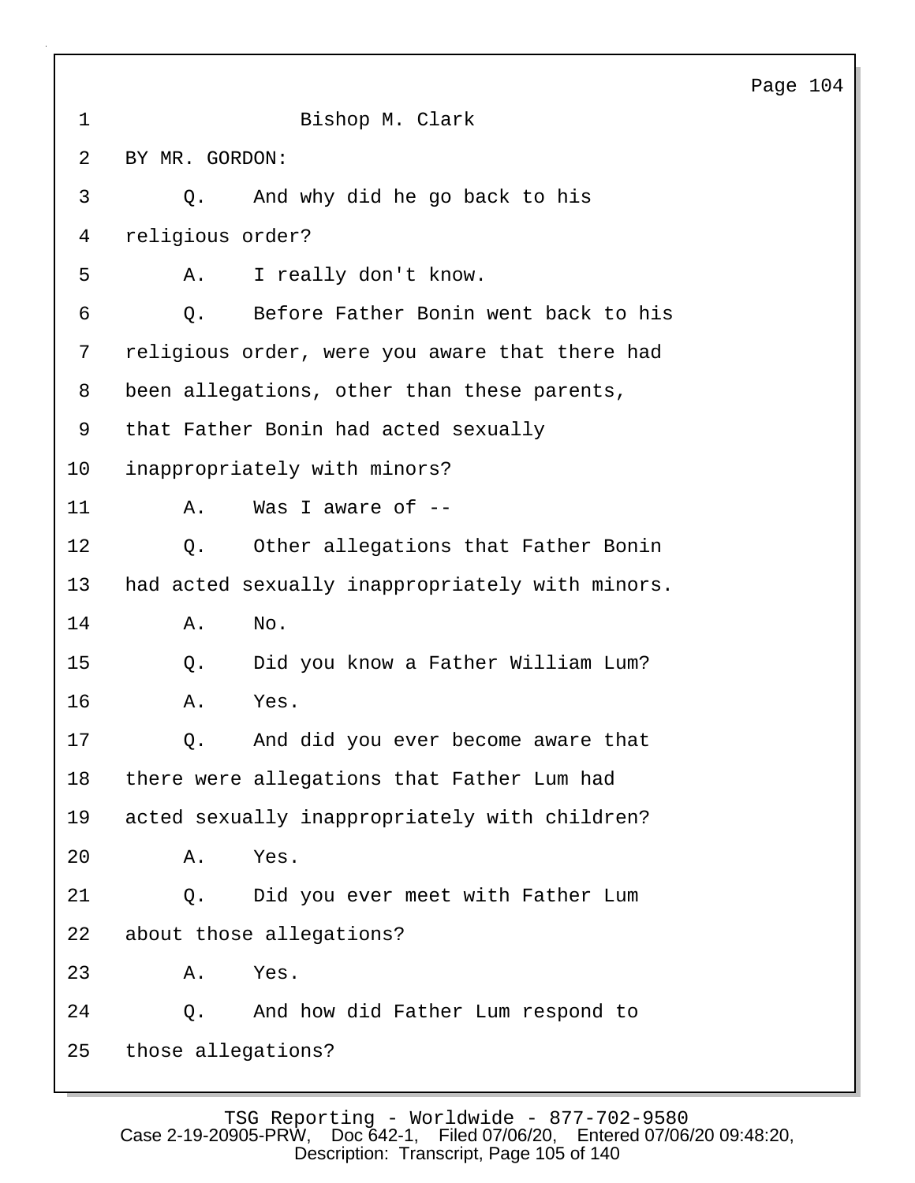Bishop M. Clark

BY MR. GORDON:

Q. And why did he go back to his religious order?

A. I really don't know.

Q. Before Father Bonin went back to his religious order, were you aware that there had been allegations, other than these parents, that Father Bonin had acted sexually inappropriately with minors?

A. Was I aware of --

Q. Other allegations that Father Bonin had acted sexually inappropriately with minors.

A. No.

Q. Did you know a Father William Lum?

A. Yes.

Q. And did you ever become aware that there were allegations that Father Lum had acted sexually inappropriately with children?

A. Yes.

Q. Did you ever meet with Father Lum about those allegations?

A. Yes.

Q. And how did Father Lum respond to those allegations?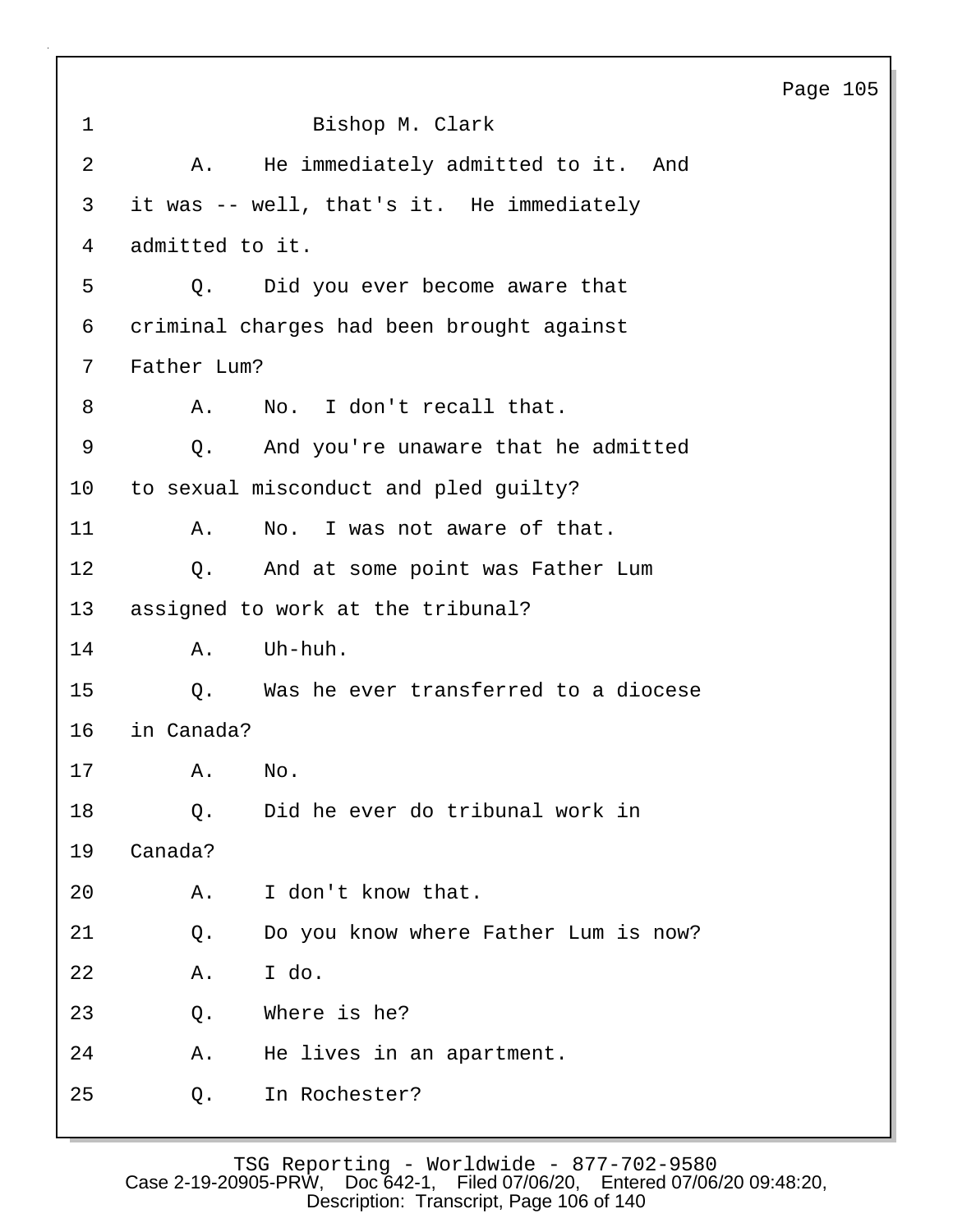Bishop M. Clark

A. He immediately admitted to it. And it was -- well, that's it. He immediately admitted to it.

Q. Did you ever become aware that criminal charges had been brought against Father Lum?

A. No. I don't recall that.

Q. And you're unaware that he admitted to sexual misconduct and pled guilty?

A. No. I was not aware of that.

Q. And at some point was Father Lum assigned to work at the tribunal?

A. Uh-huh.

Q. Was he ever transferred to a diocese in Canada?

A. No.

Q. Did he ever do tribunal work in Canada?

A. I don't know that.

Q. Do you know where Father Lum is now?

A. I do.

Q. Where is he?

A. He lives in an apartment.

Q. In Rochester?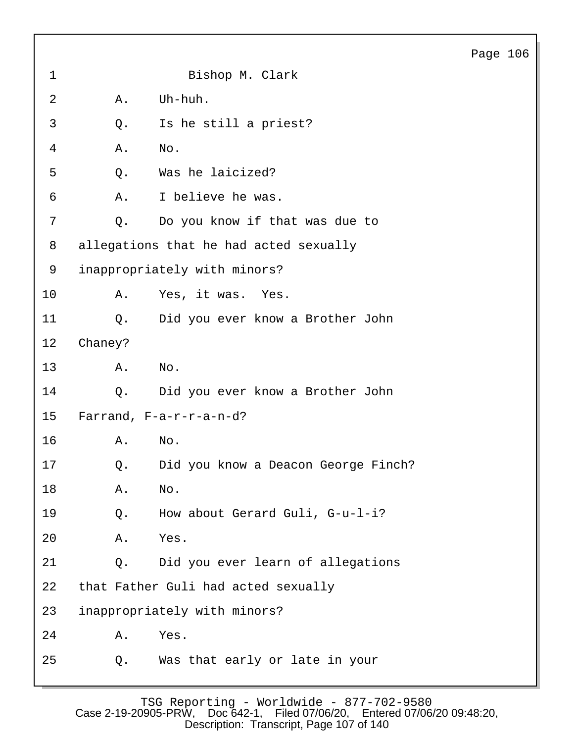Bishop M. Clark

A. Uh-huh.

Q. Is he still a priest?

A. No.

Q. Was he laicized?

A. I believe he was.

Q. Do you know if that was due to allegations that he had acted sexually inappropriately with minors?

A. Yes, it was. Yes.

Q. Did you ever know a Brother John Chaney?

A. No.

Q. Did you ever know a Brother John Farrand, F-a-r-r-a-n-d?

A. No.

Q. Did you know a Deacon George Finch?

A. No.

Q. How about Gerard Guli, G-u-l-i?

A. Yes.

Q. Did you ever learn of allegations that Father Guli had acted sexually inappropriately with minors?

A. Yes.

Q. Was that early or late in your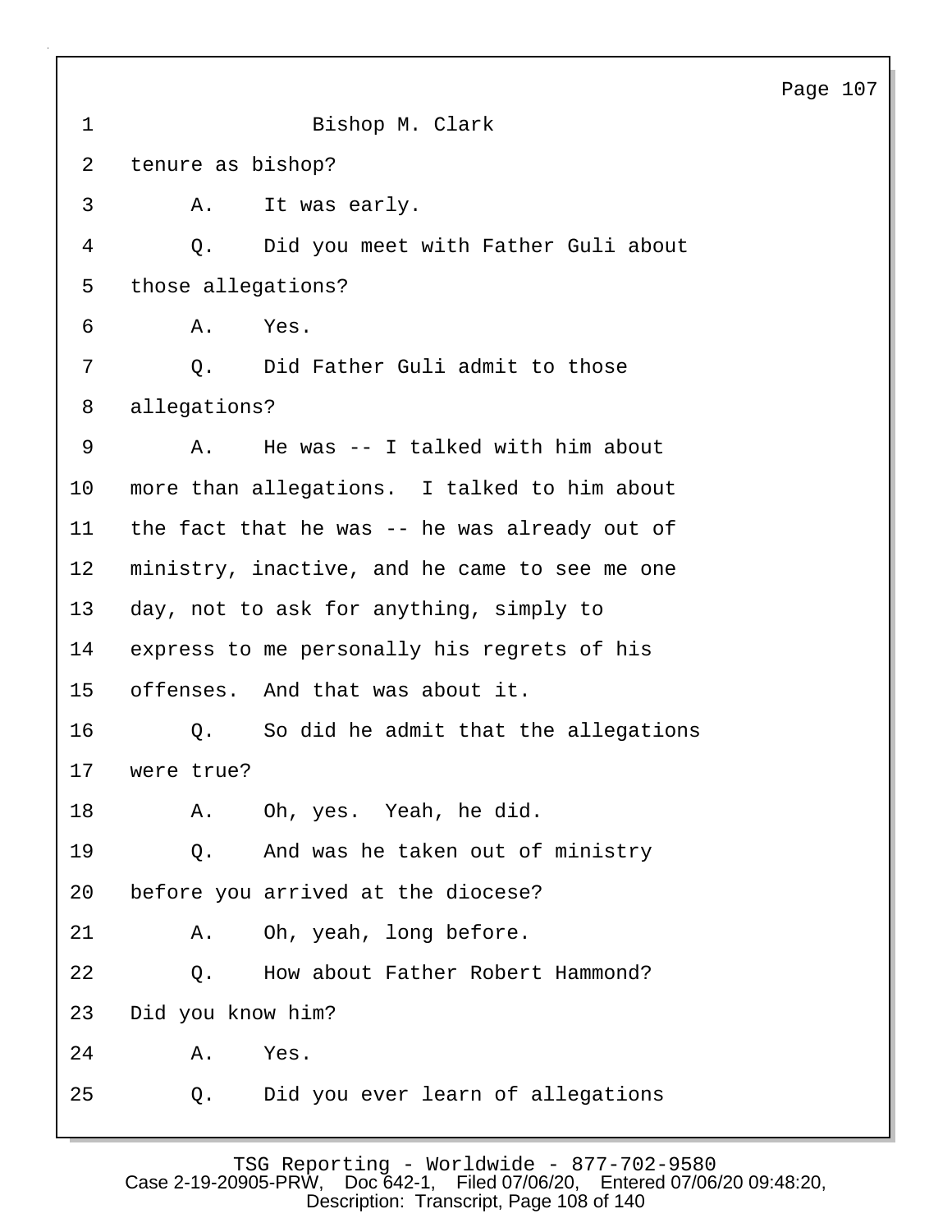Bishop M. Clark

tenure as bishop?

A. It was early.

Q. Did you meet with Father Guli about those allegations?

A. Yes.

Q. Did Father Guli admit to those allegations?

A. He was -- I talked with him about more than allegations. I talked to him about the fact that he was -- he was already out of ministry, inactive, and he came to see me one day, not to ask for anything, simply to express to me personally his regrets of his offenses. And that was about it.

Q. So did he admit that the allegations were true?

A. Oh, yes. Yeah, he did.

Q. And was he taken out of ministry before you arrived at the diocese?

A. Oh, yeah, long before.

Q. How about Father Robert Hammond? Did you know him?

A. Yes.

Q. Did you ever learn of allegations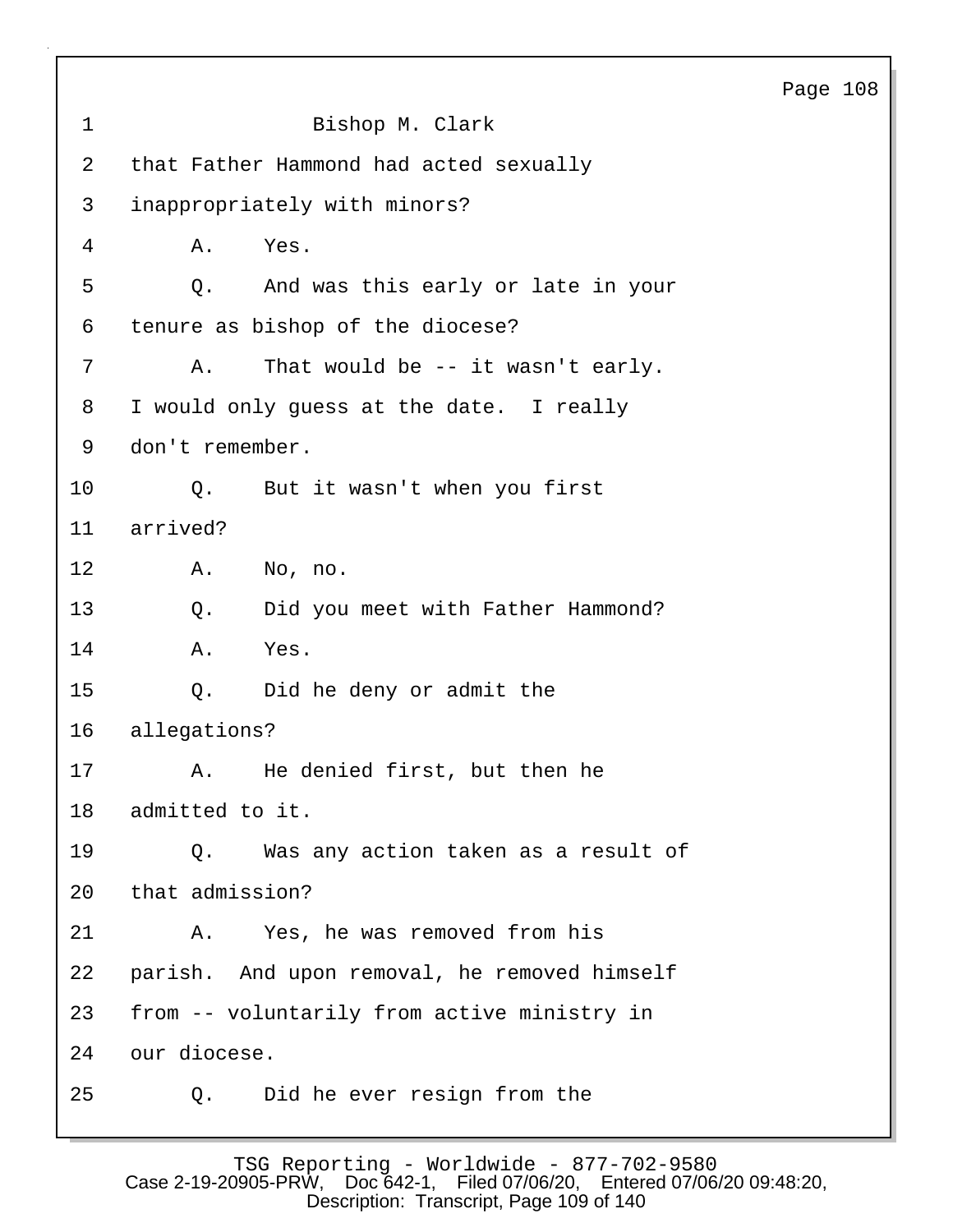Bishop M. Clark

that Father Hammond had acted sexually inappropriately with minors?

A. Yes.

Q. And was this early or late in your tenure as bishop of the diocese?

A. That would be -- it wasn't early. I would only guess at the date. I really don't remember.

Q. But it wasn't when you first arrived?

A. No, no.

Q. Did you meet with Father Hammond?

A. Yes.

Q. Did he deny or admit the allegations?

A. He denied first, but then he admitted to it.

Q. Was any action taken as a result of that admission?

A. Yes, he was removed from his parish. And upon removal, he removed himself from -- voluntarily from active ministry in our diocese.

Q. Did he ever resign from the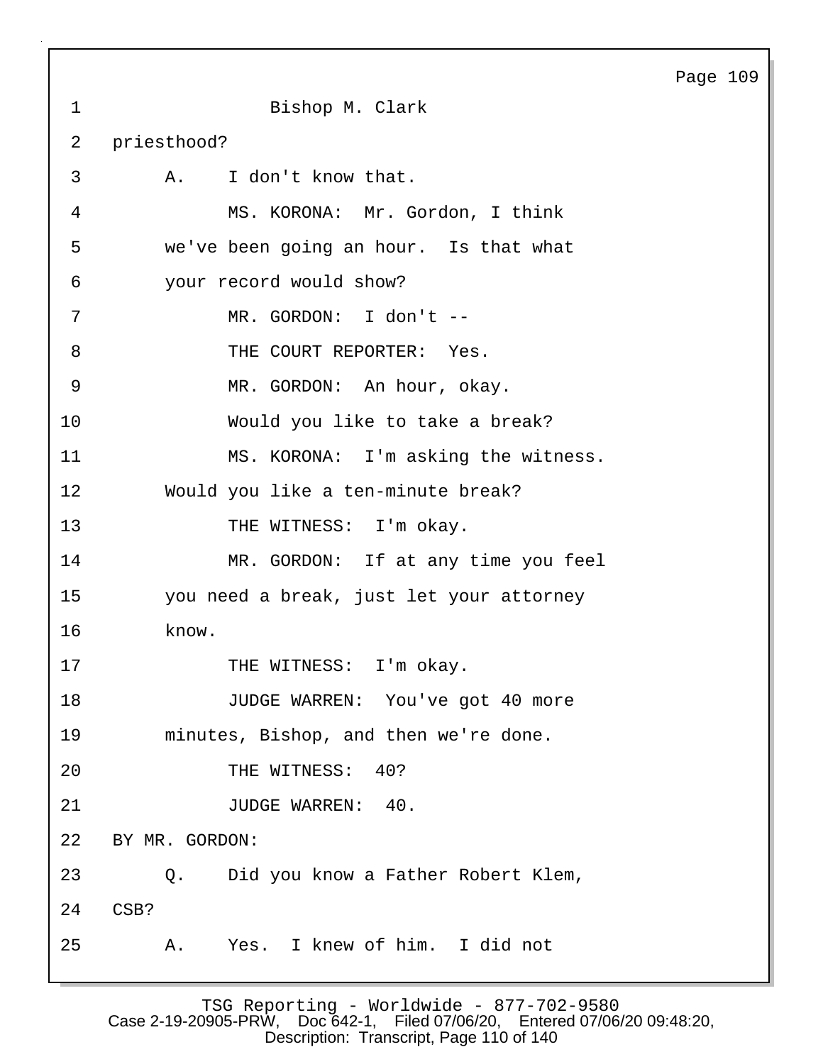Bishop M. Clark

priesthood?

A. I don't know that.

MS. KORONA: Mr. Gordon, I think we've been going an hour. Is that what your record would show?

MR. GORDON: I don't --

THE COURT REPORTER: Yes.

MR. GORDON: An hour, okay.

Would you like to take a break?

MS. KORONA: I'm asking the witness. Would you like a ten-minute break?

THE WITNESS: I'm okay.

MR. GORDON: If at any time you feel you need a break, just let your attorney know.

THE WITNESS: I'm okay.

JUDGE WARREN: You've got 40 more minutes, Bishop, and then we're done.

THE WITNESS: 40?

JUDGE WARREN: 40.

BY MR. GORDON:

Q. Did you know a Father Robert Klem, CSB?

A. Yes. I knew of him. I did not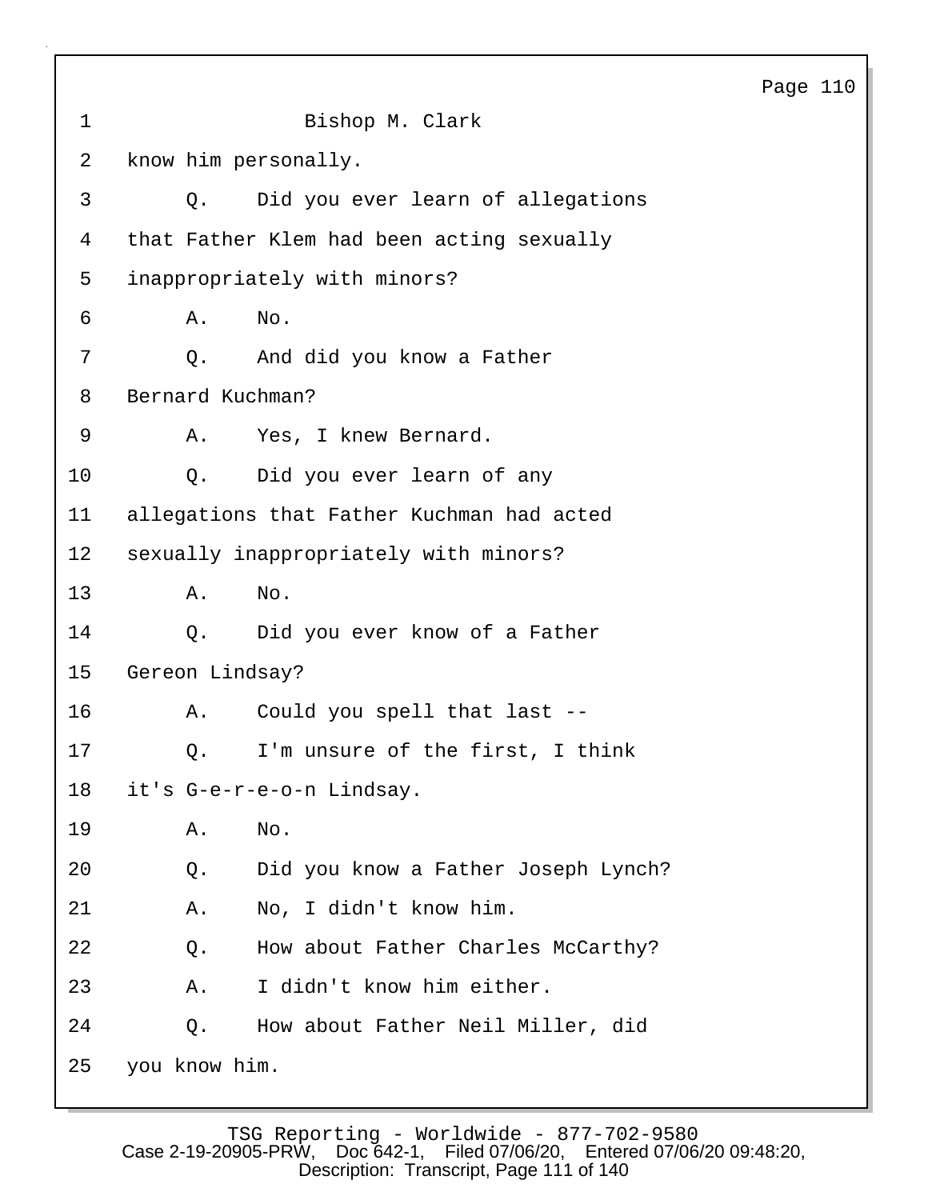Bishop M. Clark

know him personally.

Q. Did you ever learn of allegations that Father Klem had been acting sexually inappropriately with minors?

A. No.

Q. And did you know a Father Bernard Kuchman?

A. Yes, I knew Bernard.

Q. Did you ever learn of any allegations that Father Kuchman had acted sexually inappropriately with minors?

A. No.

Q. Did you ever know of a Father Gereon Lindsay?

A. Could you spell that last --

Q. I'm unsure of the first, I think it's G-e-r-e-o-n Lindsay.

A. No.

Q. Did you know a Father Joseph Lynch?

A. No, I didn't know him.

Q. How about Father Charles McCarthy?

A. I didn't know him either.

Q. How about Father Neil Miller, did you know him.

TSG Reporting - Worldwide - 877-702-9580

Case 2-19-20905-PRW, Doc 642-1, Filed 07/06/20, Entered 07/06/20 09:48:20, Description: Transcript, Page 111 of 140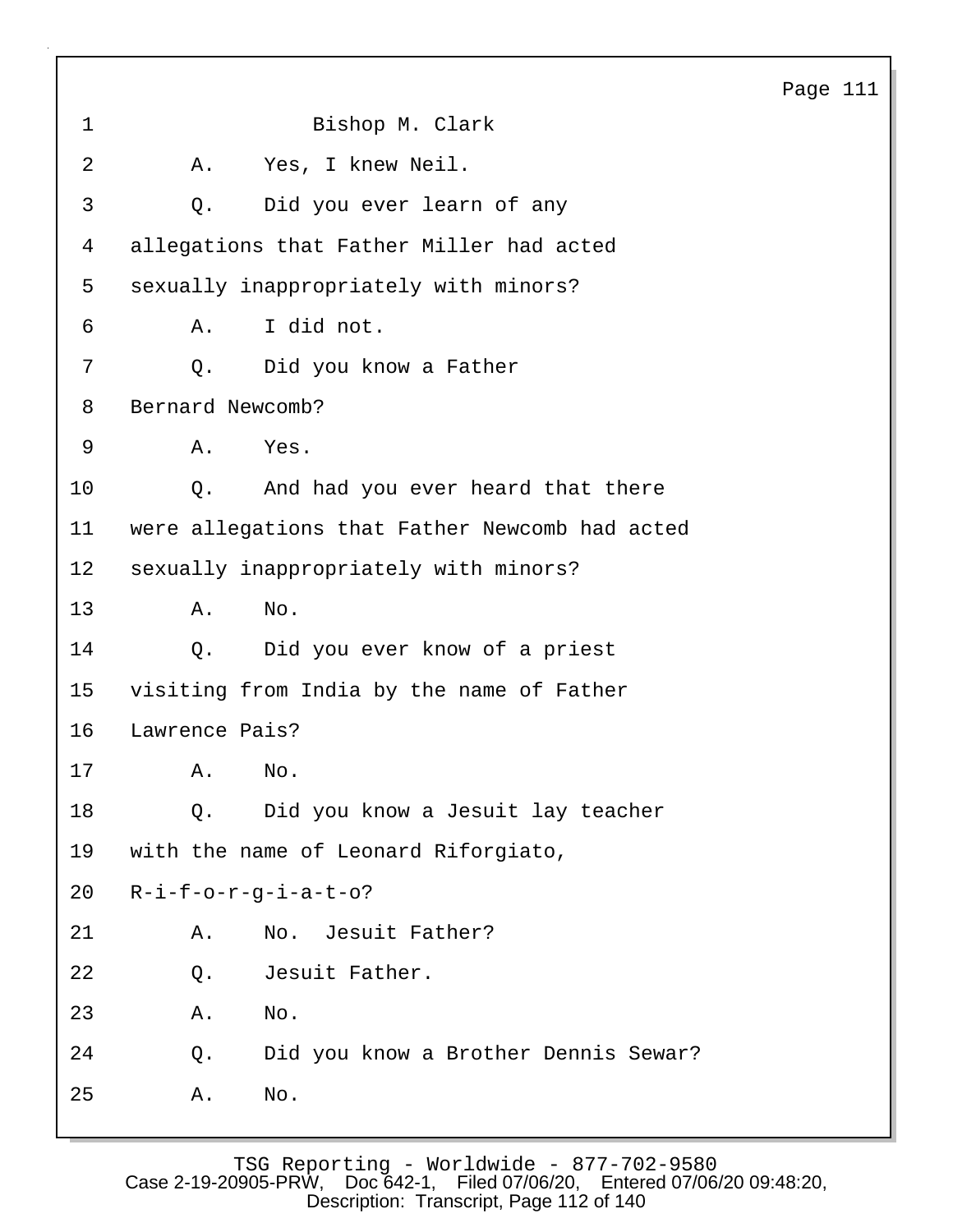Bishop M. Clark

A. Yes, I knew Neil.

Q. Did you ever learn of any allegations that Father Miller had acted sexually inappropriately with minors?

A. I did not.

Q. Did you know a Father Bernard Newcomb?

A. Yes.

Q. And had you ever heard that there were allegations that Father Newcomb had acted sexually inappropriately with minors?

A. No.

Q. Did you ever know of a priest visiting from India by the name of Father Lawrence Pais?

A. No.

Q. Did you know a Jesuit lay teacher with the name of Leonard Riforgiato, R-i-f-o-r-g-i-a-t-o?

A. No. Jesuit Father?

Q. Jesuit Father.

A. No.

Q. Did you know a Brother Dennis Sewar?

A. No.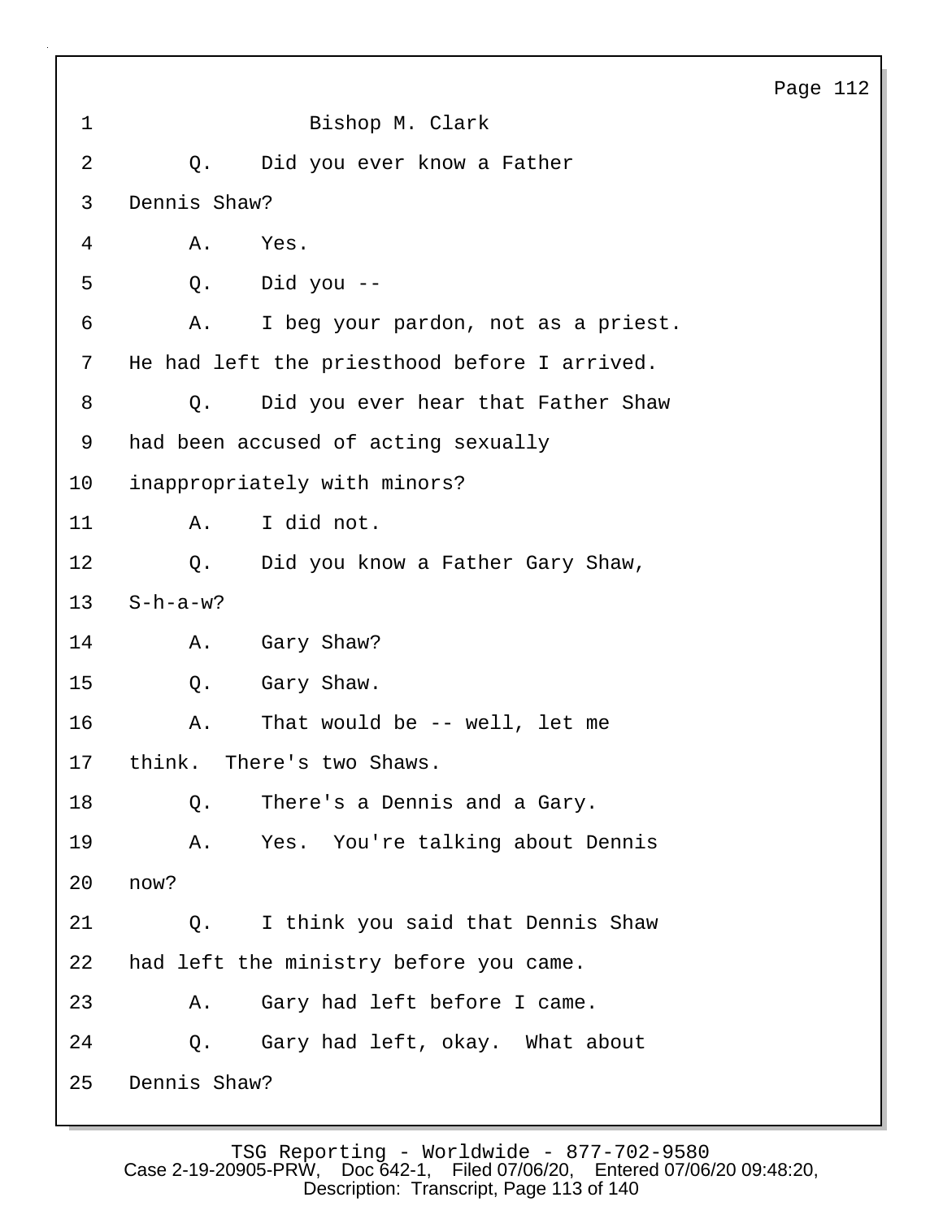1 Bishop M. Clark

2 Q. Did you ever know a Father

3 Dennis Shaw?

4 A. Yes.

5 Q. Did you --

6 A. I beg your pardon, not as a priest.

7 He had left the priesthood before I arrived.

8 Q. Did you ever hear that Father Shaw

9 had been accused of acting sexually

10 inappropriately with minors?

11 A. I did not.

12 Q. Did you know a Father Gary Shaw,

13 S-h-a-w?

14 A. Gary Shaw?

15 Q. Gary Shaw.

16 A. That would be -- well, let me

17 think. There's two Shaws.

18 Q. There's a Dennis and a Gary.

19 A. Yes. You're talking about Dennis

20 now?

21 Q. I think you said that Dennis Shaw

22 had left the ministry before you came.

23 A. Gary had left before I came.

24 Q. Gary had left, okay. What about

25 Dennis Shaw?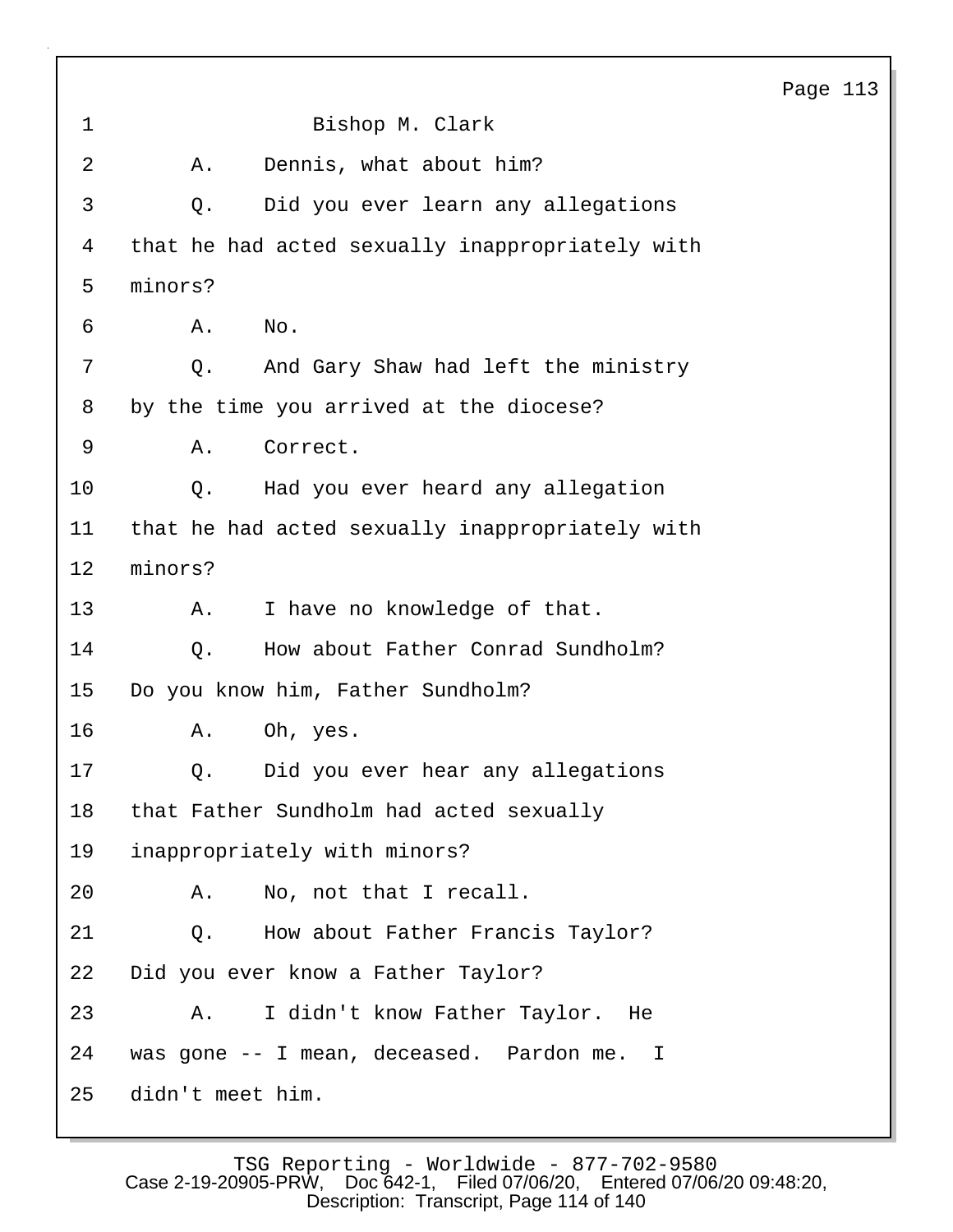Bishop M. Clark

A. Dennis, what about him?

Q. Did you ever learn any allegations that he had acted sexually inappropriately with minors?

A. No.

Q. And Gary Shaw had left the ministry by the time you arrived at the diocese?

A. Correct.

Q. Had you ever heard any allegation that he had acted sexually inappropriately with minors?

A. I have no knowledge of that.

Q. How about Father Conrad Sundholm? Do you know him, Father Sundholm?

A. Oh, yes.

Q. Did you ever hear any allegations that Father Sundholm had acted sexually inappropriately with minors?

A. No, not that I recall.

Q. How about Father Francis Taylor? Did you ever know a Father Taylor?

A. I didn't know Father Taylor. He was gone -- I mean, deceased. Pardon me. I didn't meet him.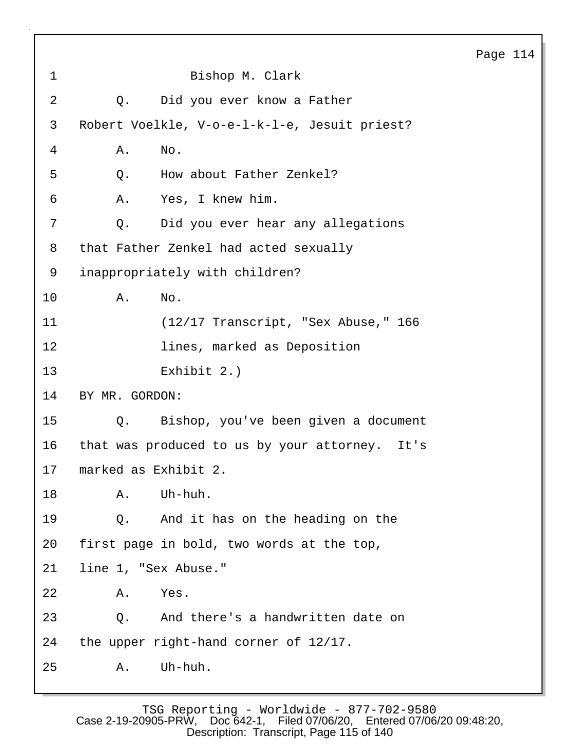Bishop M. Clark

Q. Did you ever know a Father Robert Voelkle, V-o-e-l-k-l-e, Jesuit priest?

A. No.

Q. How about Father Zenkel?

A. Yes, I knew him.

Q. Did you ever hear any allegations that Father Zenkel had acted sexually inappropriately with children?

A. No.

(12/17 Transcript, "Sex Abuse," 166 lines, marked as Deposition Exhibit 2.)

BY MR. GORDON:

Q. Bishop, you've been given a document that was produced to us by your attorney. It's marked as Exhibit 2.

A. Uh-huh.

Q. And it has on the heading on the first page in bold, two words at the top, line 1, "Sex Abuse."

A. Yes.

Q. And there's a handwritten date on the upper right-hand corner of 12/17.

A. Uh-huh.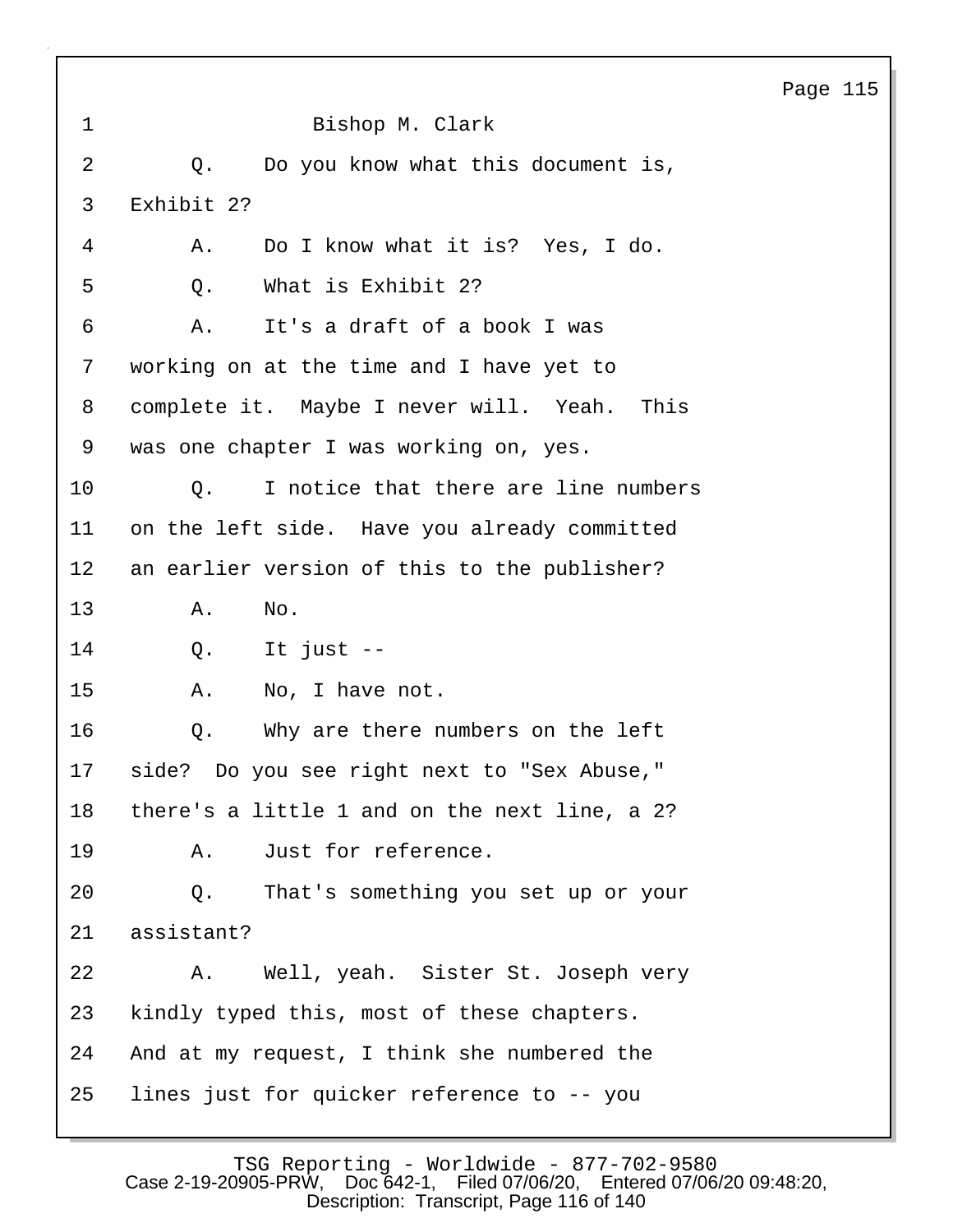Bishop M. Clark

Q. Do you know what this document is, Exhibit 2?

A. Do I know what it is? Yes, I do.

Q. What is Exhibit 2?

A. It's a draft of a book I was working on at the time and I have yet to complete it. Maybe I never will. Yeah. This was one chapter I was working on, yes.

Q. I notice that there are line numbers on the left side. Have you already committed an earlier version of this to the publisher?

A. No.

Q. It just --

A. No, I have not.

Q. Why are there numbers on the left side? Do you see right next to "Sex Abuse," there's a little 1 and on the next line, a 2?

A. Just for reference.

Q. That's something you set up or your assistant?

A. Well, yeah. Sister St. Joseph very kindly typed this, most of these chapters. And at my request, I think she numbered the lines just for quicker reference to -- you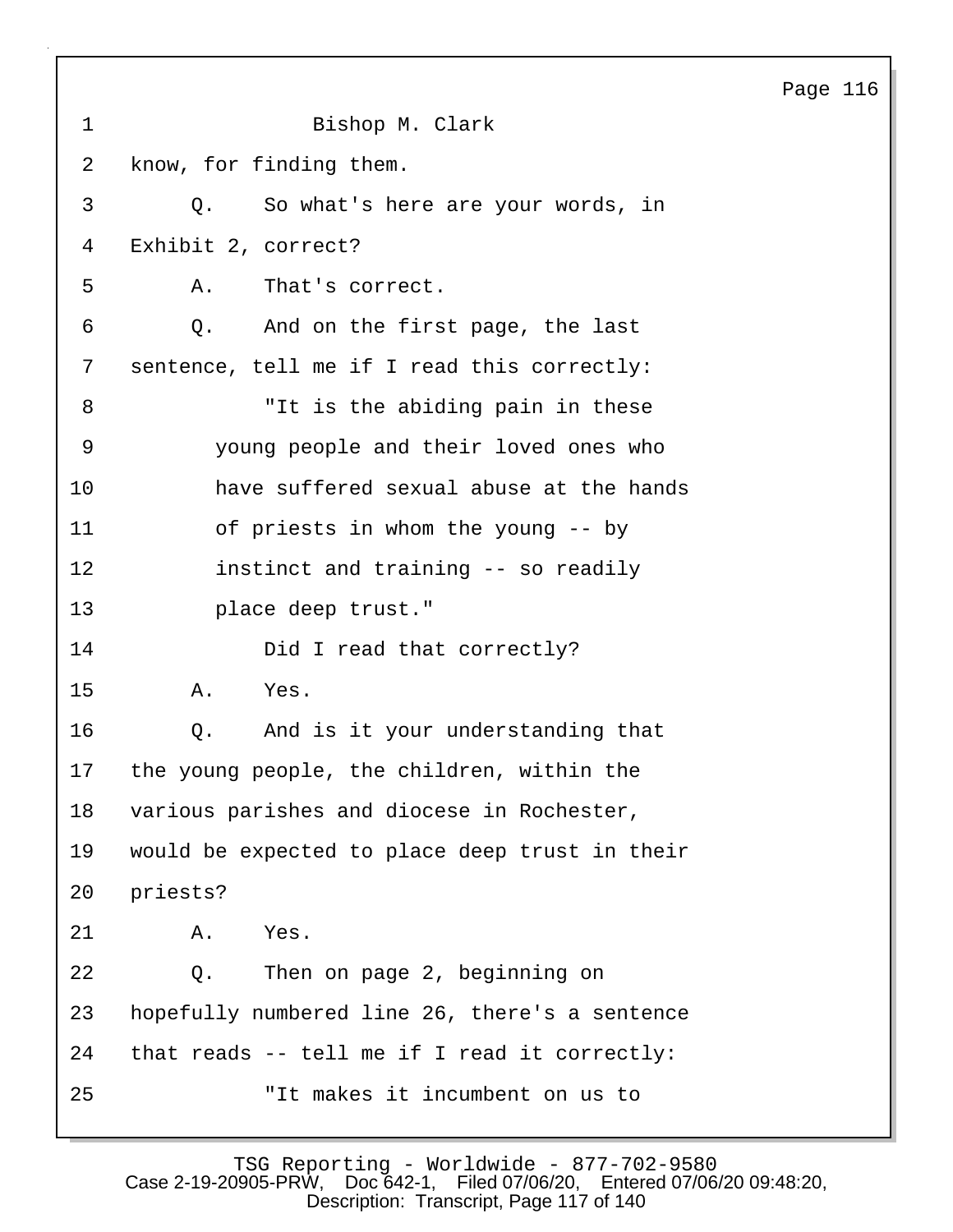Bishop M. Clark

know, for finding them.

Q. So what's here are your words, in Exhibit 2, correct?

A. That's correct.

Q. And on the first page, the last sentence, tell me if I read this correctly:

"It is the abiding pain in these young people and their loved ones who have suffered sexual abuse at the hands of priests in whom the young -- by instinct and training -- so readily place deep trust."

Did I read that correctly?

A. Yes.

Q. And is it your understanding that the young people, the children, within the various parishes and diocese in Rochester, would be expected to place deep trust in their priests?

A. Yes.

Q. Then on page 2, beginning on hopefully numbered line 26, there's a sentence that reads -- tell me if I read it correctly:

"It makes it incumbent on us to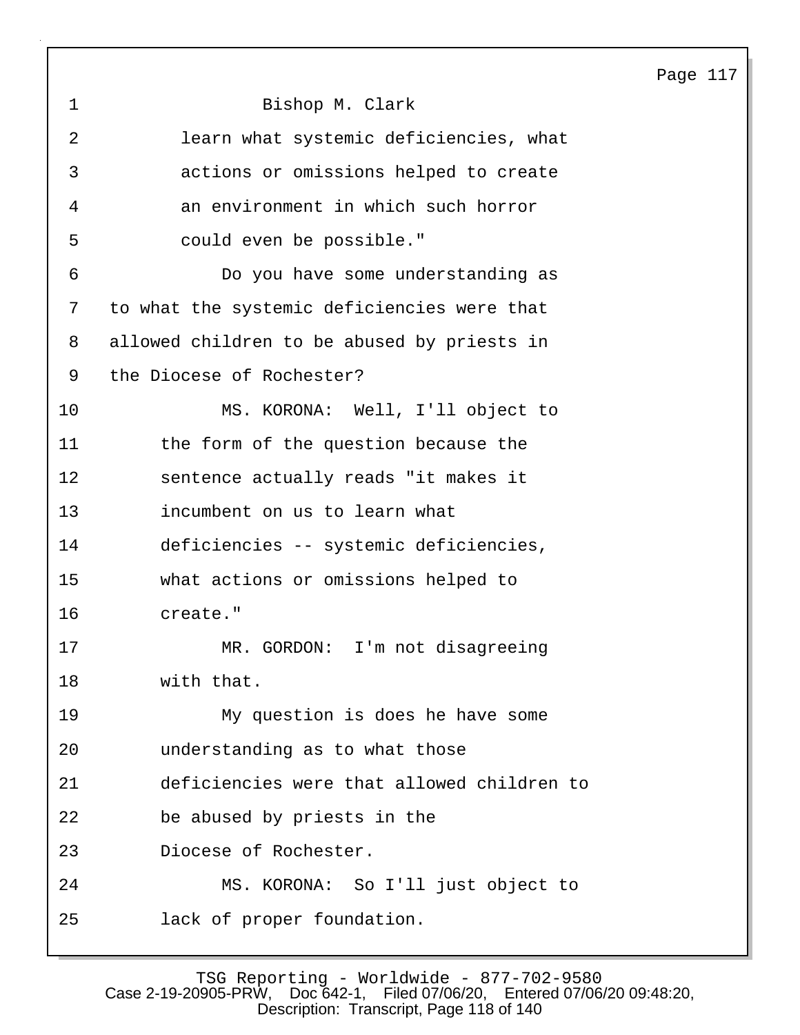Bishop M. Clark

learn what systemic deficiencies, what actions or omissions helped to create an environment in which such horror could even be possible."

Do you have some understanding as to what the systemic deficiencies were that allowed children to be abused by priests in the Diocese of Rochester?

MS. KORONA: Well, I'll object to the form of the question because the sentence actually reads "it makes it incumbent on us to learn what deficiencies -- systemic deficiencies, what actions or omissions helped to create."

MR. GORDON: I'm not disagreeing with that.

My question is does he have some understanding as to what those deficiencies were that allowed children to be abused by priests in the Diocese of Rochester.

MS. KORONA: So I'll just object to lack of proper foundation.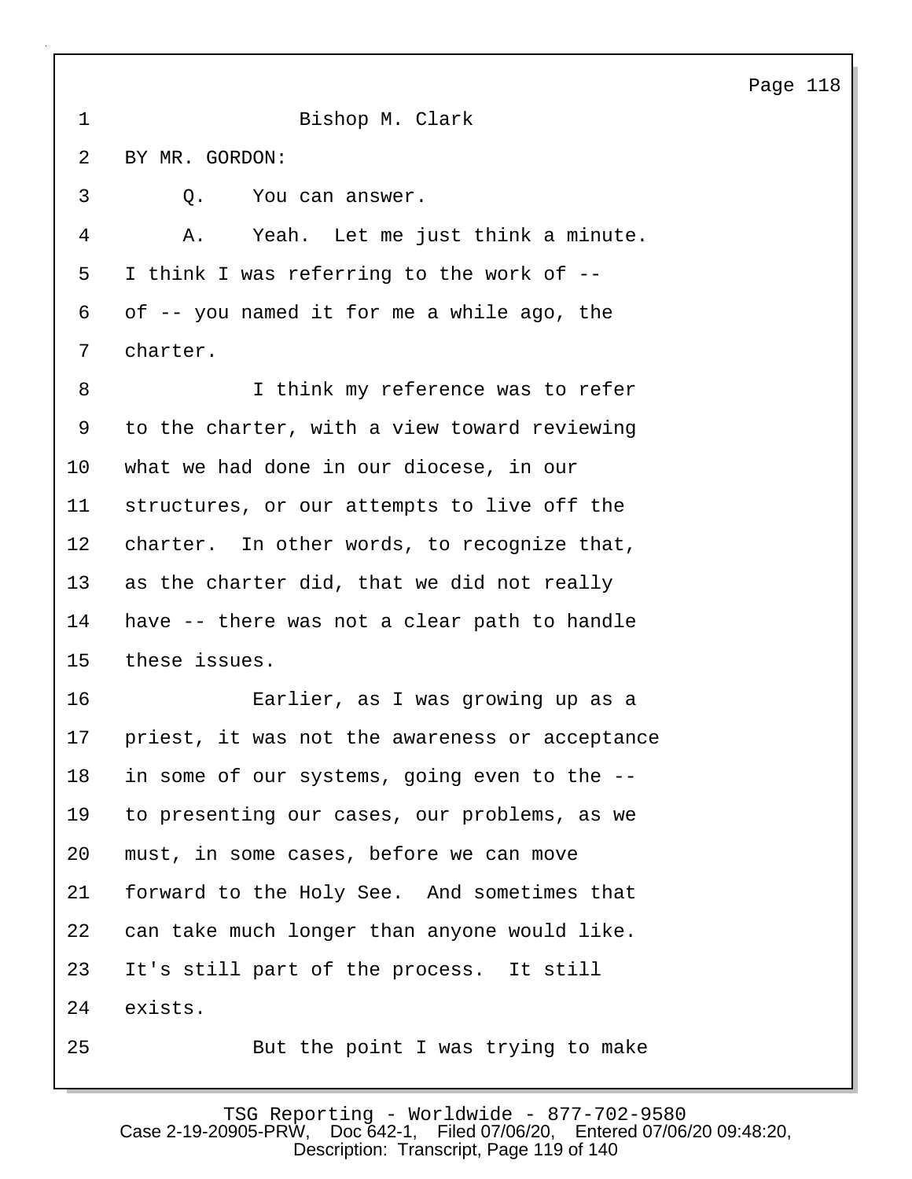Bishop M. Clark

BY MR. GORDON:

Q. You can answer.

A. Yeah. Let me just think a minute. I think I was referring to the work of -- of -- you named it for me a while ago, the charter.

I think my reference was to refer to the charter, with a view toward reviewing what we had done in our diocese, in our structures, or our attempts to live off the charter. In other words, to recognize that, as the charter did, that we did not really have -- there was not a clear path to handle these issues.

Earlier, as I was growing up as a priest, it was not the awareness or acceptance in some of our systems, going even to the -- to presenting our cases, our problems, as we must, in some cases, before we can move forward to the Holy See. And sometimes that can take much longer than anyone would like. It's still part of the process. It still exists.

But the point I was trying to make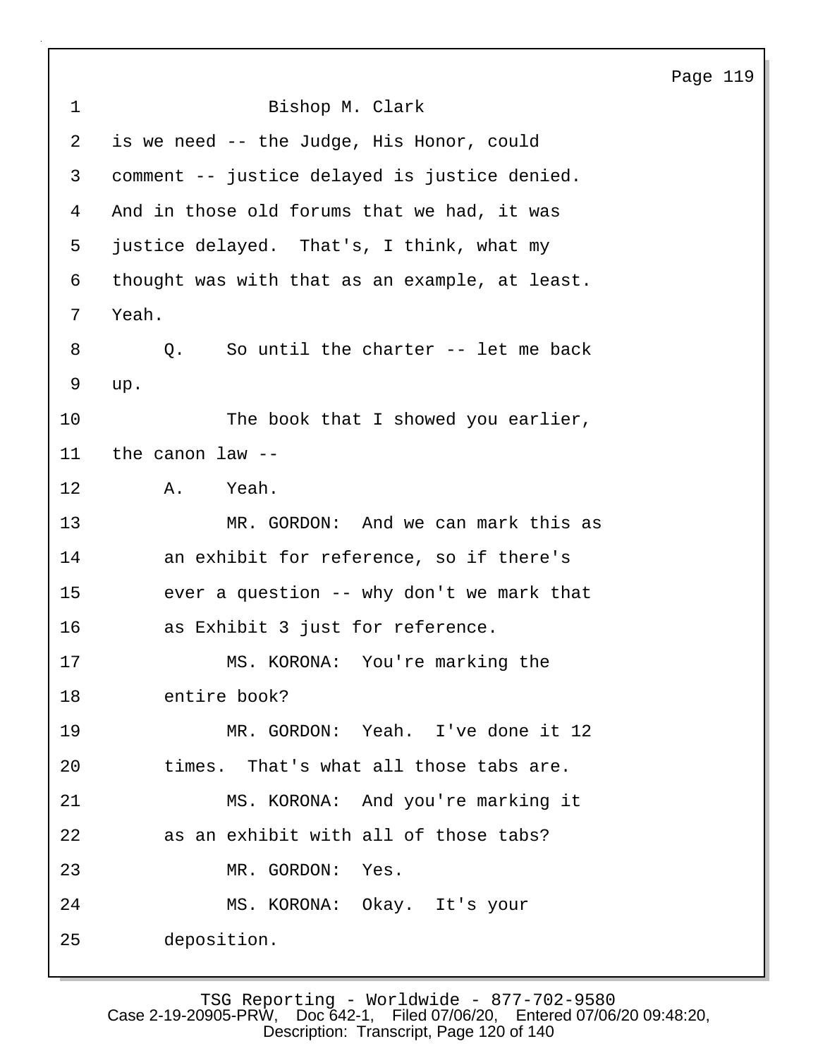Bishop M. Clark

is we need -- the Judge, His Honor, could comment -- justice delayed is justice denied. And in those old forums that we had, it was justice delayed. That's, I think, what my thought was with that as an example, at least. Yeah.

Q. So until the charter -- let me back up.

The book that I showed you earlier, the canon law --

A. Yeah.

MR. GORDON: And we can mark this as an exhibit for reference, so if there's ever a question -- why don't we mark that as Exhibit 3 just for reference.

MS. KORONA: You're marking the entire book?

MR. GORDON: Yeah. I've done it 12 times. That's what all those tabs are.

MS. KORONA: And you're marking it as an exhibit with all of those tabs?

MR. GORDON: Yes.

MS. KORONA: Okay. It's your deposition.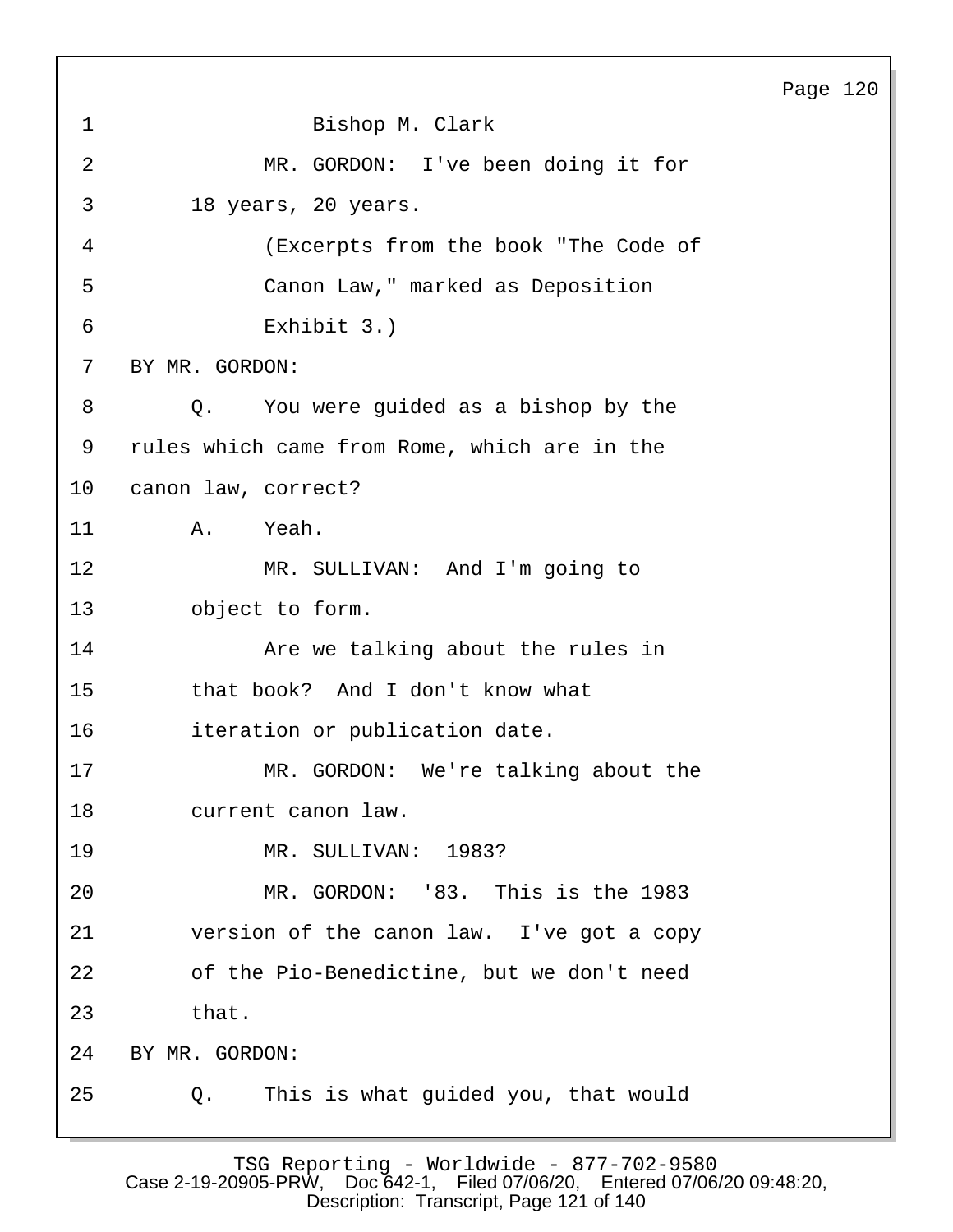1 Bishop M. Clark

2 MR. GORDON: I've been doing it for

3 18 years, 20 years.

4 (Excerpts from the book "The Code of

5 Canon Law," marked as Deposition

6 Exhibit 3.)

7 BY MR. GORDON:

8 Q. You were guided as a bishop by the

9 rules which came from Rome, which are in the

10 canon law, correct?

11 A. Yeah.

12 MR. SULLIVAN: And I'm going to

13 object to form.

14 Are we talking about the rules in

15 that book? And I don't know what

16 iteration or publication date.

17 MR. GORDON: We're talking about the

18 current canon law.

19 MR. SULLIVAN: 1983?

20 MR. GORDON: '83. This is the 1983

21 version of the canon law. I've got a copy

22 of the Pio-Benedictine, but we don't need

23 that.

24 BY MR. GORDON:

25 Q. This is what guided you, that would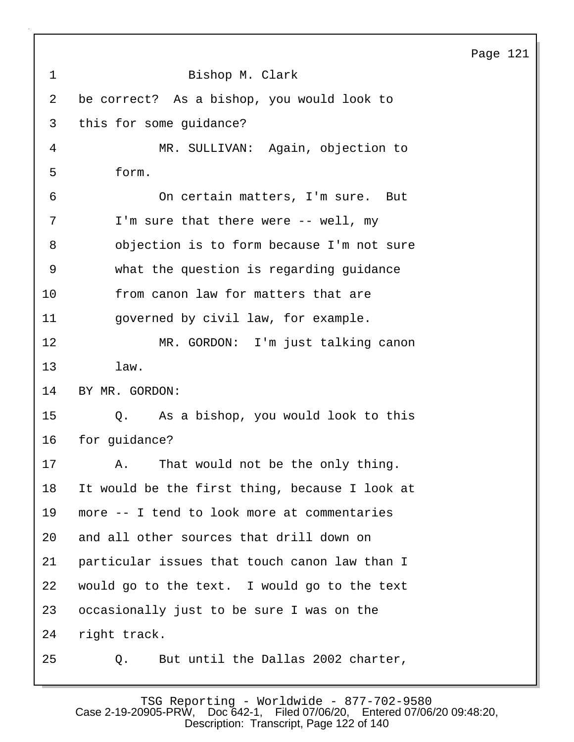Bishop M. Clark

be correct? As a bishop, you would look to this for some guidance?

MR. SULLIVAN: Again, objection to form.

On certain matters, I'm sure. But I'm sure that there were -- well, my objection is to form because I'm not sure what the question is regarding guidance from canon law for matters that are governed by civil law, for example.

MR. GORDON: I'm just talking canon law.

BY MR. GORDON:

Q. As a bishop, you would look to this for guidance?

A. That would not be the only thing. It would be the first thing, because I look at more -- I tend to look more at commentaries and all other sources that drill down on particular issues that touch canon law than I would go to the text. I would go to the text occasionally just to be sure I was on the right track.

Q. But until the Dallas 2002 charter,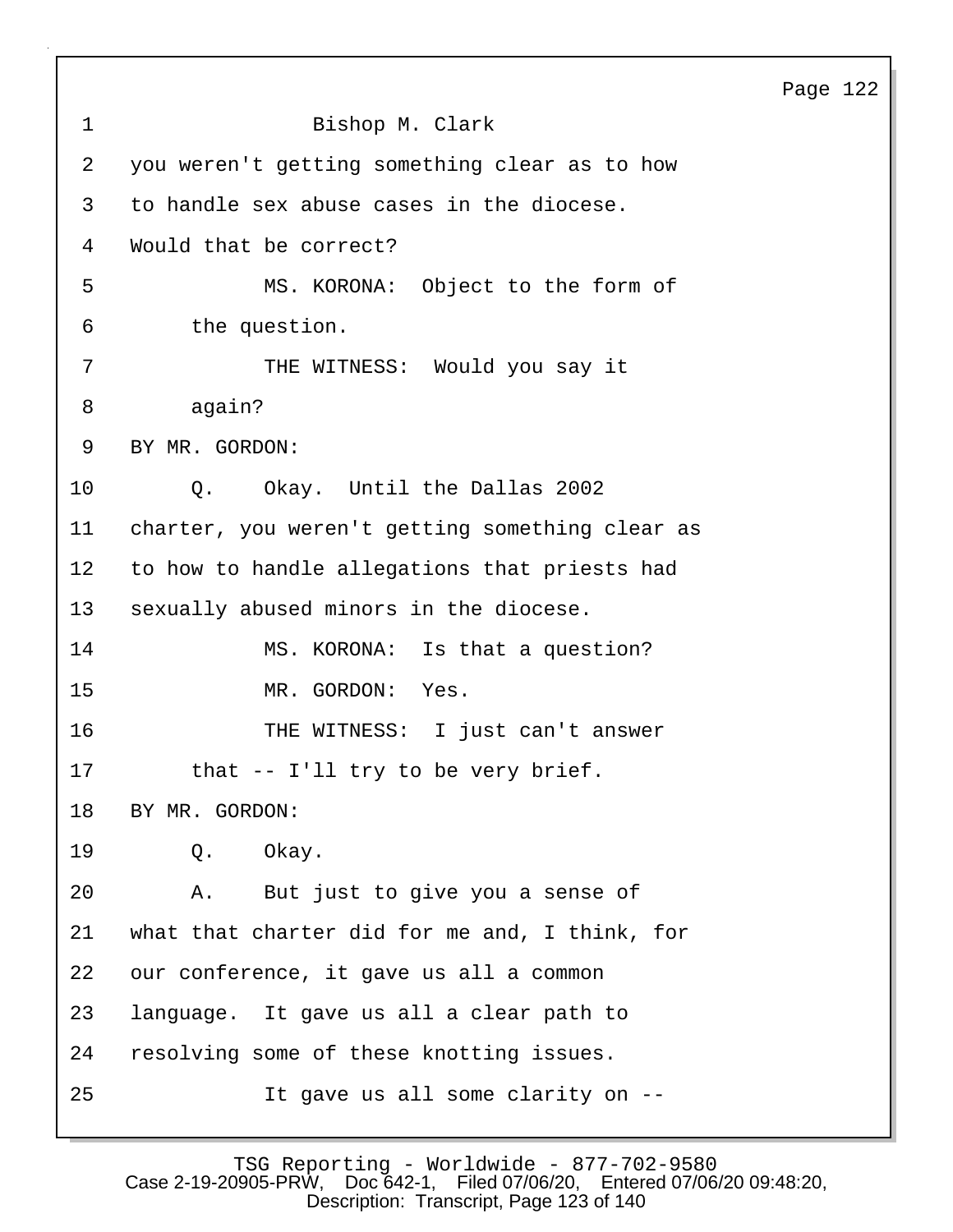Bishop M. Clark

you weren't getting something clear as to how to handle sex abuse cases in the diocese. Would that be correct?

MS. KORONA: Object to the form of the question.

THE WITNESS: Would you say it again?

BY MR. GORDON:

Q. Okay. Until the Dallas 2002 charter, you weren't getting something clear as to how to handle allegations that priests had sexually abused minors in the diocese.

MS. KORONA: Is that a question?

MR. GORDON: Yes.

THE WITNESS: I just can't answer that -- I'll try to be very brief.

BY MR. GORDON:

Q. Okay.

A. But just to give you a sense of what that charter did for me and, I think, for our conference, it gave us all a common language. It gave us all a clear path to resolving some of these knotting issues.

It gave us all some clarity on --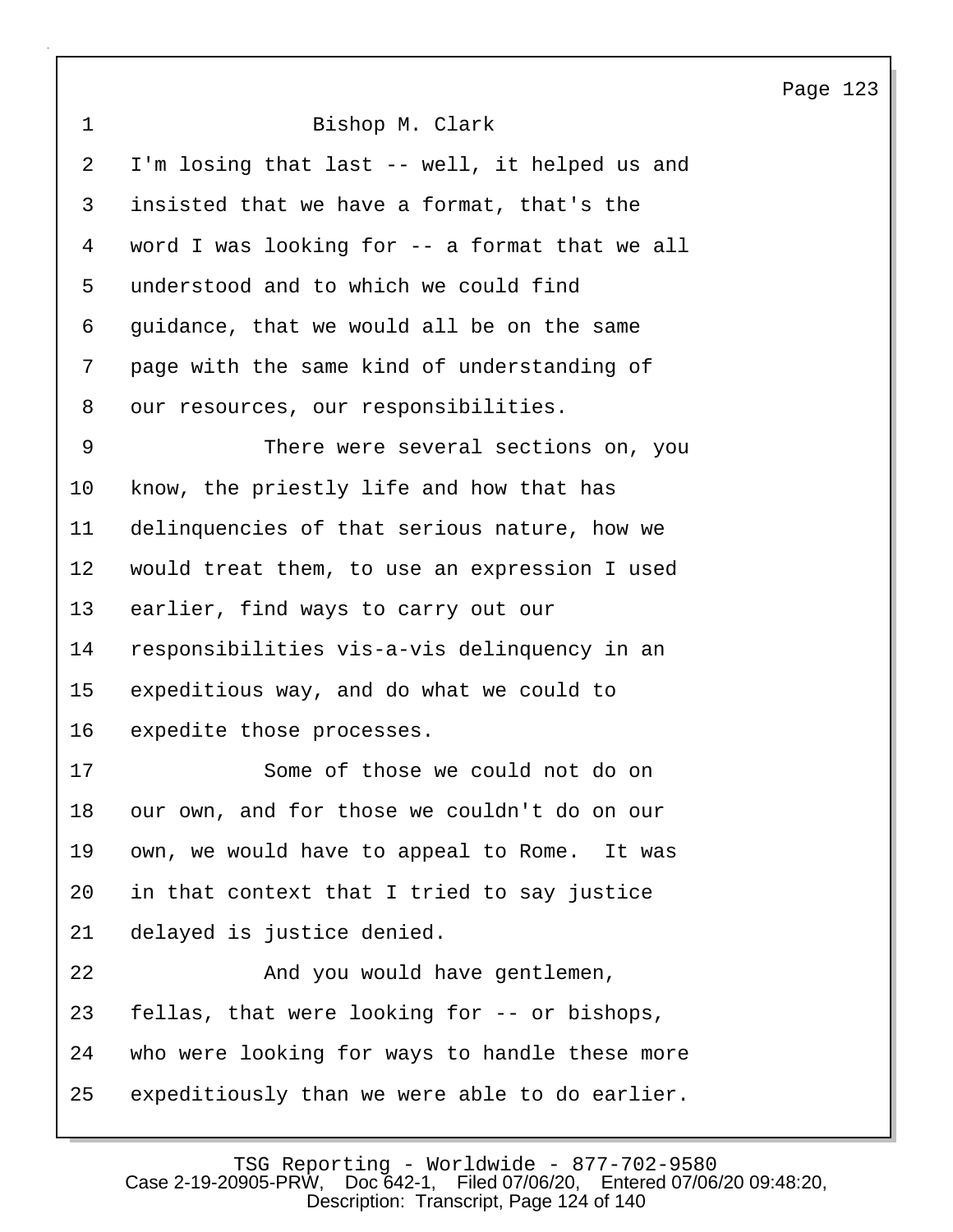Bishop M. Clark

I'm losing that last -- well, it helped us and insisted that we have a format, that's the word I was looking for -- a format that we all understood and to which we could find guidance, that we would all be on the same page with the same kind of understanding of our resources, our responsibilities.

There were several sections on, you know, the priestly life and how that has delinquencies of that serious nature, how we would treat them, to use an expression I used earlier, find ways to carry out our responsibilities vis-a-vis delinquency in an expeditious way, and do what we could to expedite those processes.

Some of those we could not do on our own, and for those we couldn't do on our own, we would have to appeal to Rome. It was in that context that I tried to say justice delayed is justice denied.

And you would have gentlemen, fellas, that were looking for -- or bishops, who were looking for ways to handle these more expeditiously than we were able to do earlier.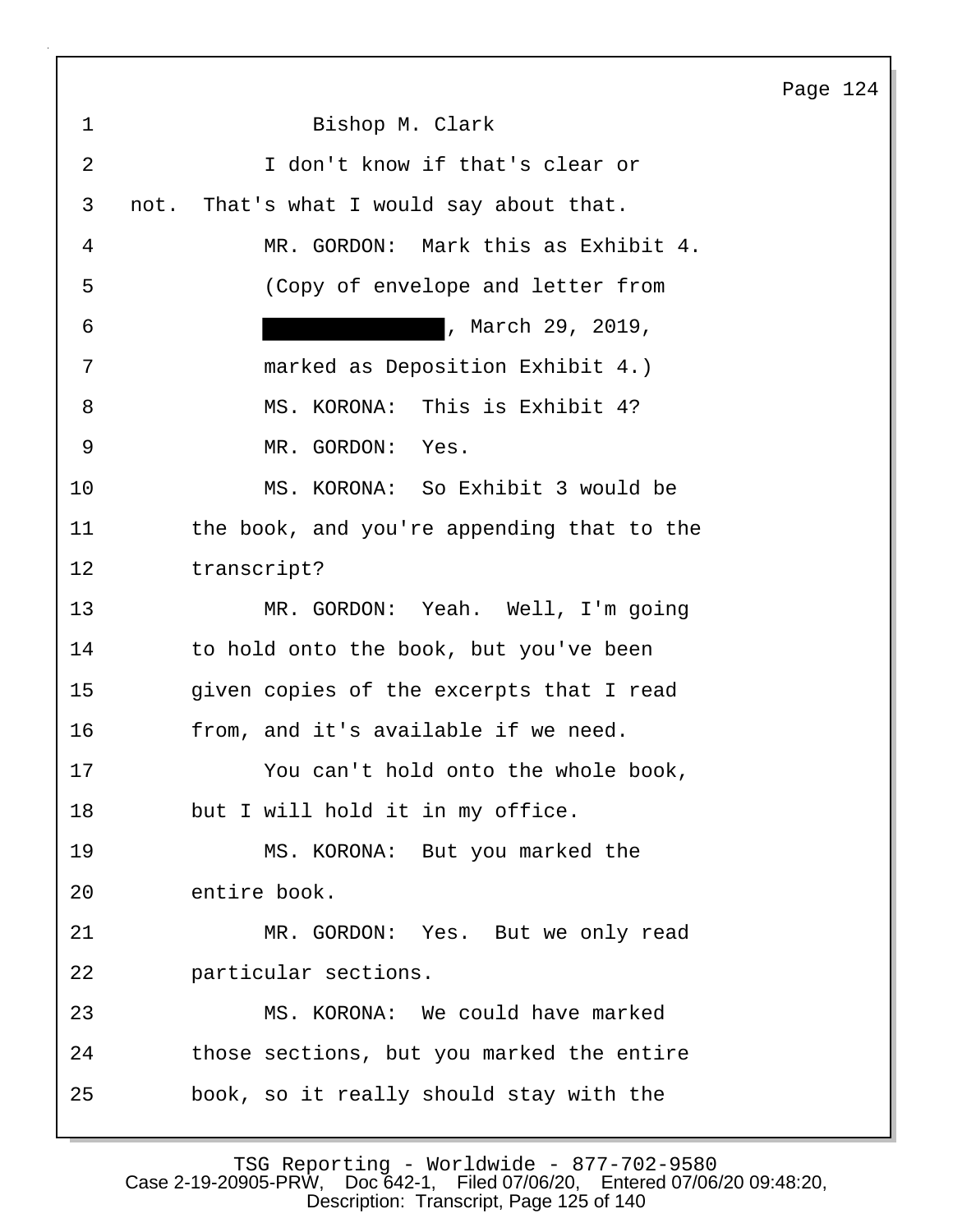Bishop M. Clark

I don't know if that's clear or not. That's what I would say about that.

MR. GORDON: Mark this as Exhibit 4.

(Copy of envelope and letter from ██████████, March 29, 2019, marked as Deposition Exhibit 4.)

MS. KORONA: This is Exhibit 4?

MR. GORDON: Yes.

MS. KORONA: So Exhibit 3 would be the book, and you're appending that to the transcript?

MR. GORDON: Yeah. Well, I'm going to hold onto the book, but you've been given copies of the excerpts that I read from, and it's available if we need.

You can't hold onto the whole book, but I will hold it in my office.

MS. KORONA: But you marked the entire book.

MR. GORDON: Yes. But we only read particular sections.

MS. KORONA: We could have marked those sections, but you marked the entire book, so it really should stay with the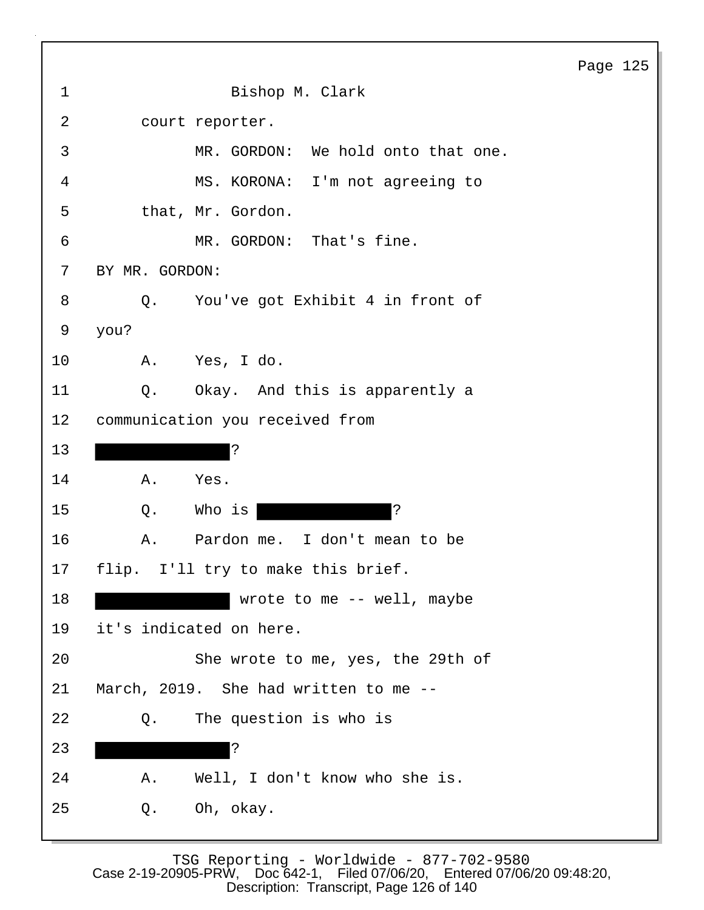Bishop M. Clark

court reporter.

MR. GORDON: We hold onto that one.

MS. KORONA: I'm not agreeing to that, Mr. Gordon.

MR. GORDON: That's fine.

BY MR. GORDON:

Q. You've got Exhibit 4 in front of you?

A. Yes, I do.

Q. Okay. And this is apparently a communication you received from [REDACTED]?

A. Yes.

Q. Who is [REDACTED]?

A. Pardon me. I don't mean to be flip. I'll try to make this brief. [REDACTED] wrote to me -- well, maybe it's indicated on here.

She wrote to me, yes, the 29th of March, 2019. She had written to me --

Q. The question is who is [REDACTED]?

A. Well, I don't know who she is.

Q. Oh, okay.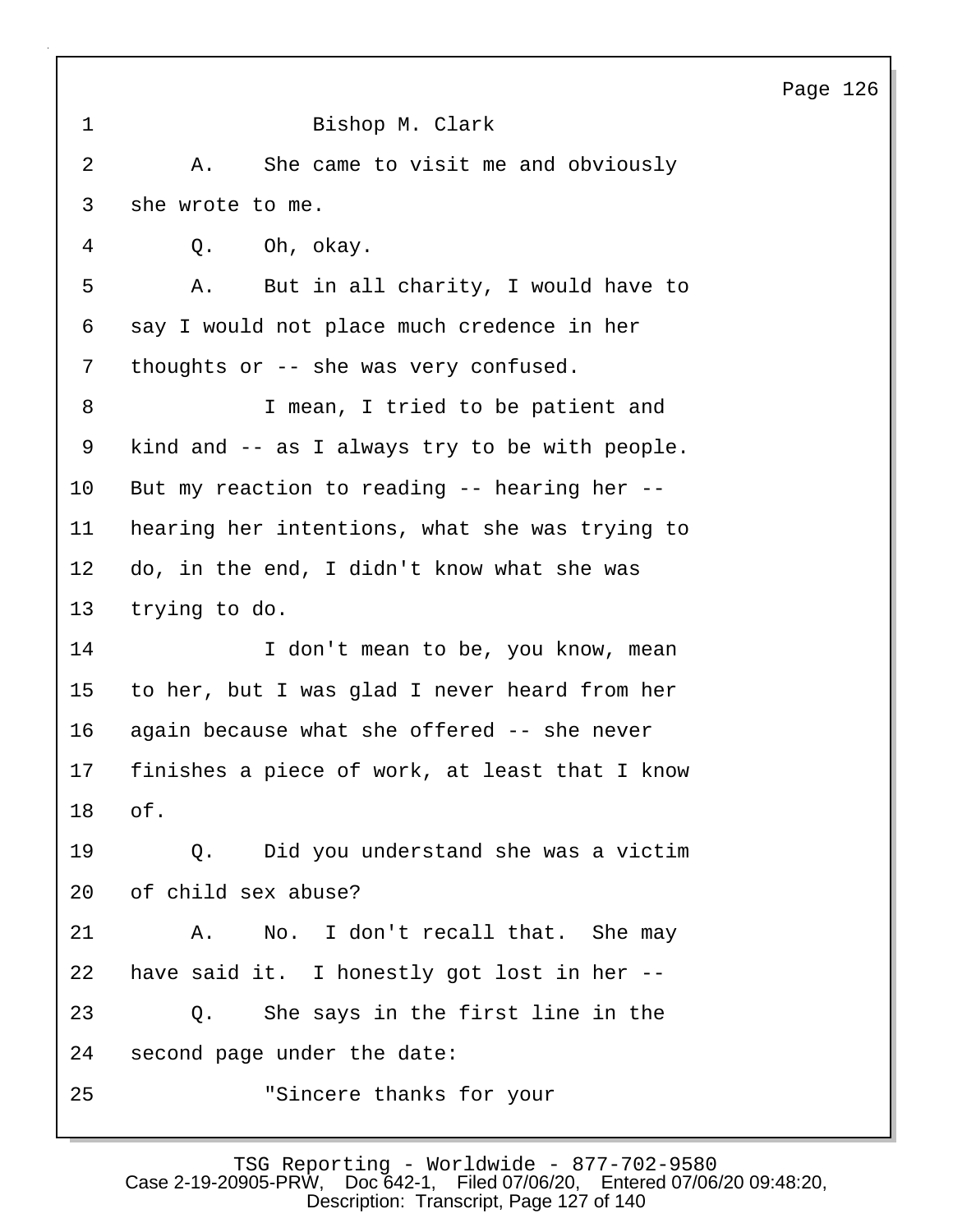Bishop M. Clark

A. She came to visit me and obviously she wrote to me.

Q. Oh, okay.

A. But in all charity, I would have to say I would not place much credence in her thoughts or -- she was very confused.

I mean, I tried to be patient and kind and -- as I always try to be with people. But my reaction to reading -- hearing her -- hearing her intentions, what she was trying to do, in the end, I didn't know what she was trying to do.

I don't mean to be, you know, mean to her, but I was glad I never heard from her again because what she offered -- she never finishes a piece of work, at least that I know of.

Q. Did you understand she was a victim of child sex abuse?

A. No. I don't recall that. She may have said it. I honestly got lost in her --

Q. She says in the first line in the second page under the date:

"Sincere thanks for your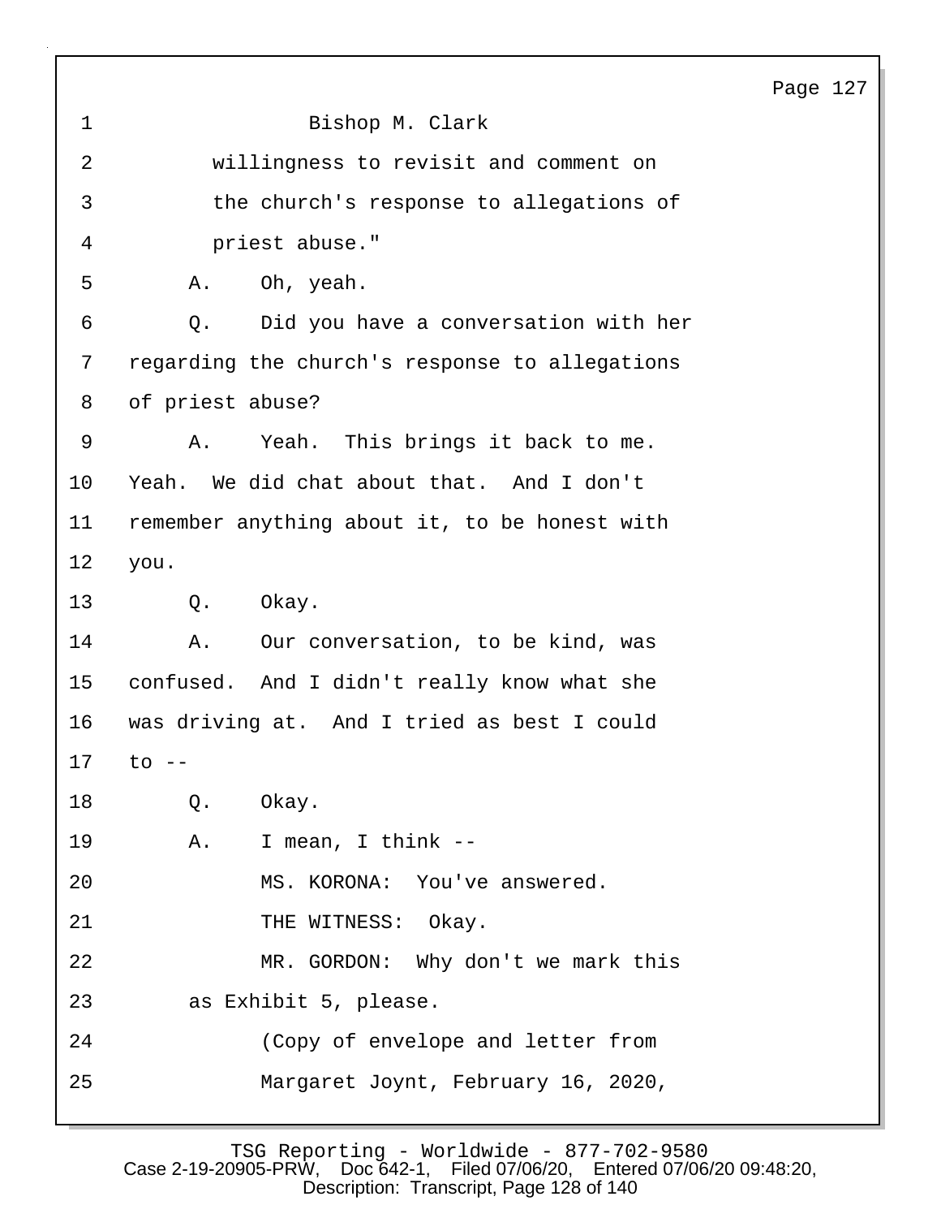Bishop M. Clark

willingness to revisit and comment on the church's response to allegations of priest abuse."

A. Oh, yeah.

Q. Did you have a conversation with her regarding the church's response to allegations of priest abuse?

A. Yeah. This brings it back to me. Yeah. We did chat about that. And I don't remember anything about it, to be honest with you.

Q. Okay.

A. Our conversation, to be kind, was confused. And I didn't really know what she was driving at. And I tried as best I could to --

Q. Okay.

A. I mean, I think --

MS. KORONA: You've answered.

THE WITNESS: Okay.

MR. GORDON: Why don't we mark this as Exhibit 5, please.

(Copy of envelope and letter from Margaret Joynt, February 16, 2020,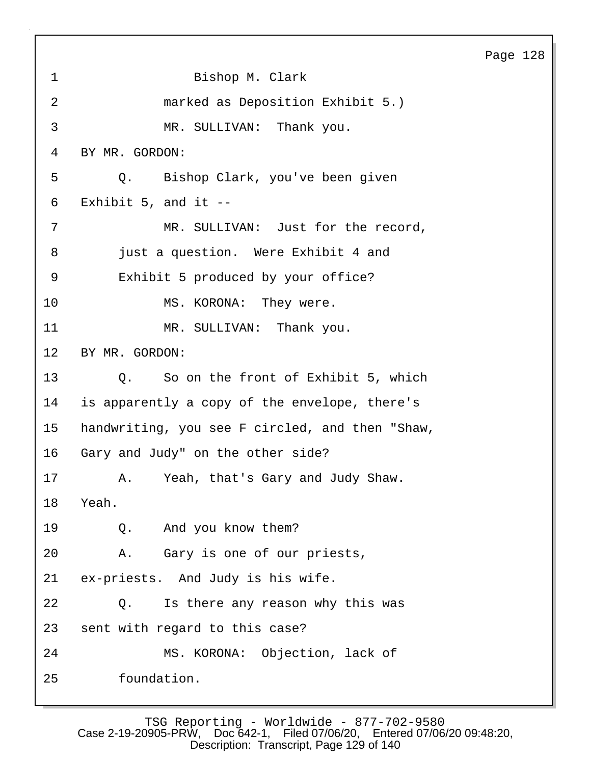Bishop M. Clark

marked as Deposition Exhibit 5.)

MR. SULLIVAN: Thank you.

BY MR. GORDON:

Q. Bishop Clark, you've been given Exhibit 5, and it --

MR. SULLIVAN: Just for the record, just a question. Were Exhibit 4 and Exhibit 5 produced by your office?

MS. KORONA: They were.

MR. SULLIVAN: Thank you.

BY MR. GORDON:

Q. So on the front of Exhibit 5, which is apparently a copy of the envelope, there's handwriting, you see F circled, and then "Shaw, Gary and Judy" on the other side?

A. Yeah, that's Gary and Judy Shaw. Yeah.

Q. And you know them?

A. Gary is one of our priests, ex-priests. And Judy is his wife.

Q. Is there any reason why this was sent with regard to this case?

MS. KORONA: Objection, lack of foundation.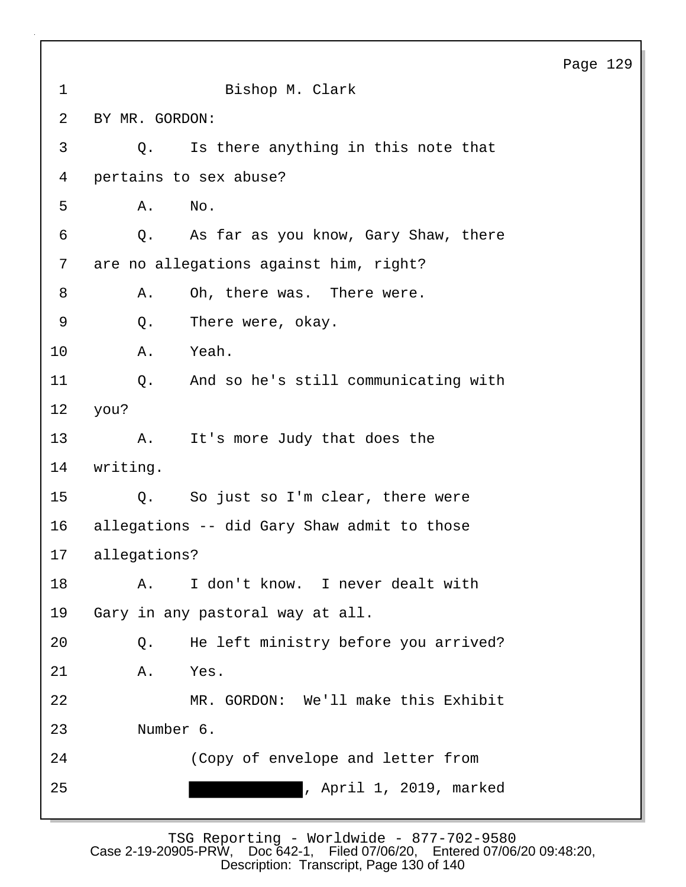1 Bishop M. Clark

2 BY MR. GORDON:

3 Q. Is there anything in this note that

4 pertains to sex abuse?

5 A. No.

6 Q. As far as you know, Gary Shaw, there

7 are no allegations against him, right?

8 A. Oh, there was. There were.

9 Q. There were, okay.

10 A. Yeah.

11 Q. And so he's still communicating with

12 you?

13 A. It's more Judy that does the

14 writing.

15 Q. So just so I'm clear, there were

16 allegations -- did Gary Shaw admit to those

17 allegations?

18 A. I don't know. I never dealt with

19 Gary in any pastoral way at all.

20 Q. He left ministry before you arrived?

21 A. Yes.

22 MR. GORDON: We'll make this Exhibit

23 Number 6.

24 (Copy of envelope and letter from

25 [REDACTED], April 1, 2019, marked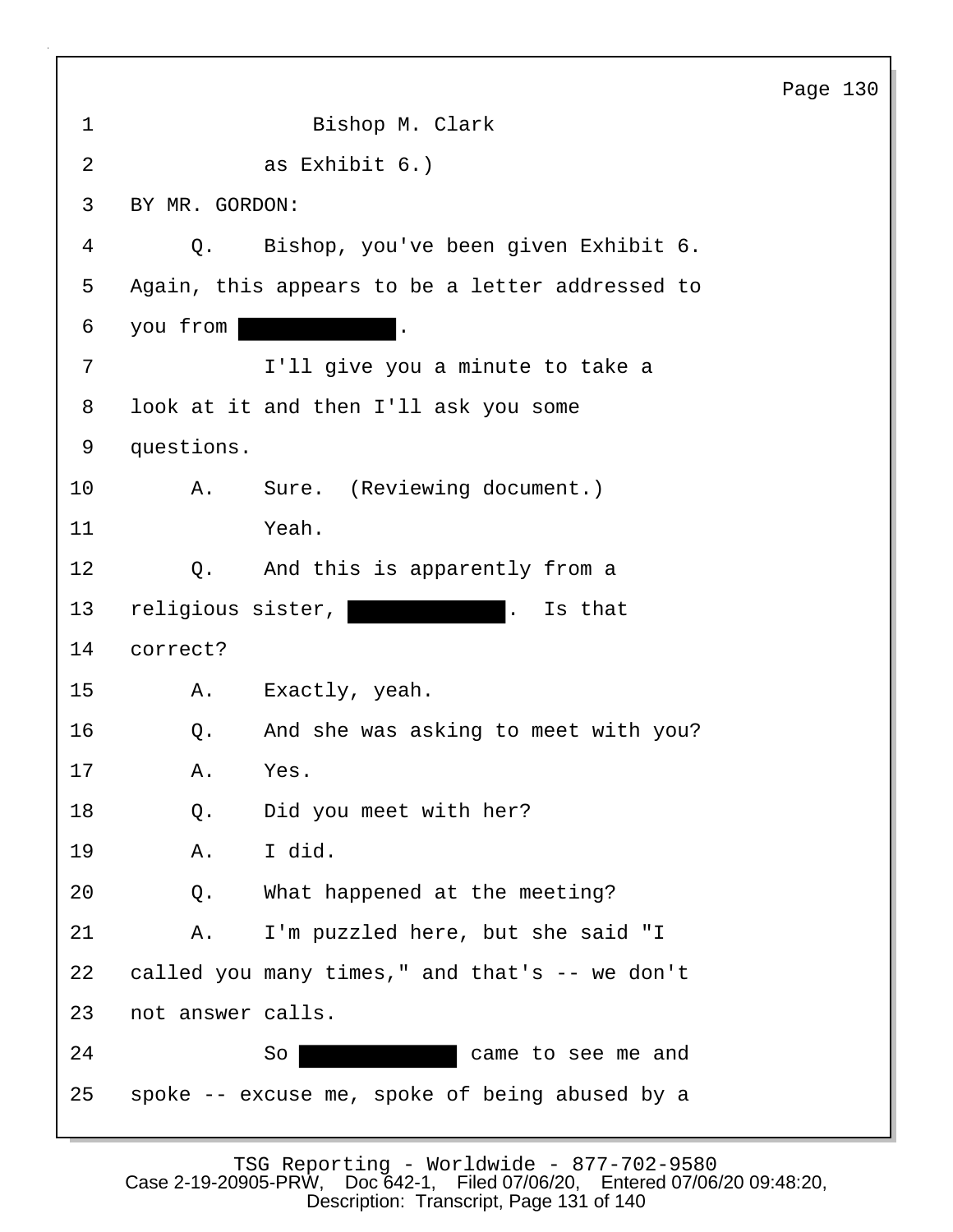1 Bishop M. Clark

2 as Exhibit 6.)

3 BY MR. GORDON:

4 Q. Bishop, you've been given Exhibit 6.

5 Again, this appears to be a letter addressed to

6 you from ██████████.

7 I'll give you a minute to take a

8 look at it and then I'll ask you some

9 questions.

10 A. Sure. (Reviewing document.)

11 Yeah.

12 Q. And this is apparently from a

13 religious sister, ██████████. Is that

14 correct?

15 A. Exactly, yeah.

16 Q. And she was asking to meet with you?

17 A. Yes.

18 Q. Did you meet with her?

19 A. I did.

20 Q. What happened at the meeting?

21 A. I'm puzzled here, but she said "I

22 called you many times," and that's -- we don't

23 not answer calls.

24 So ██████████ came to see me and

25 spoke -- excuse me, spoke of being abused by a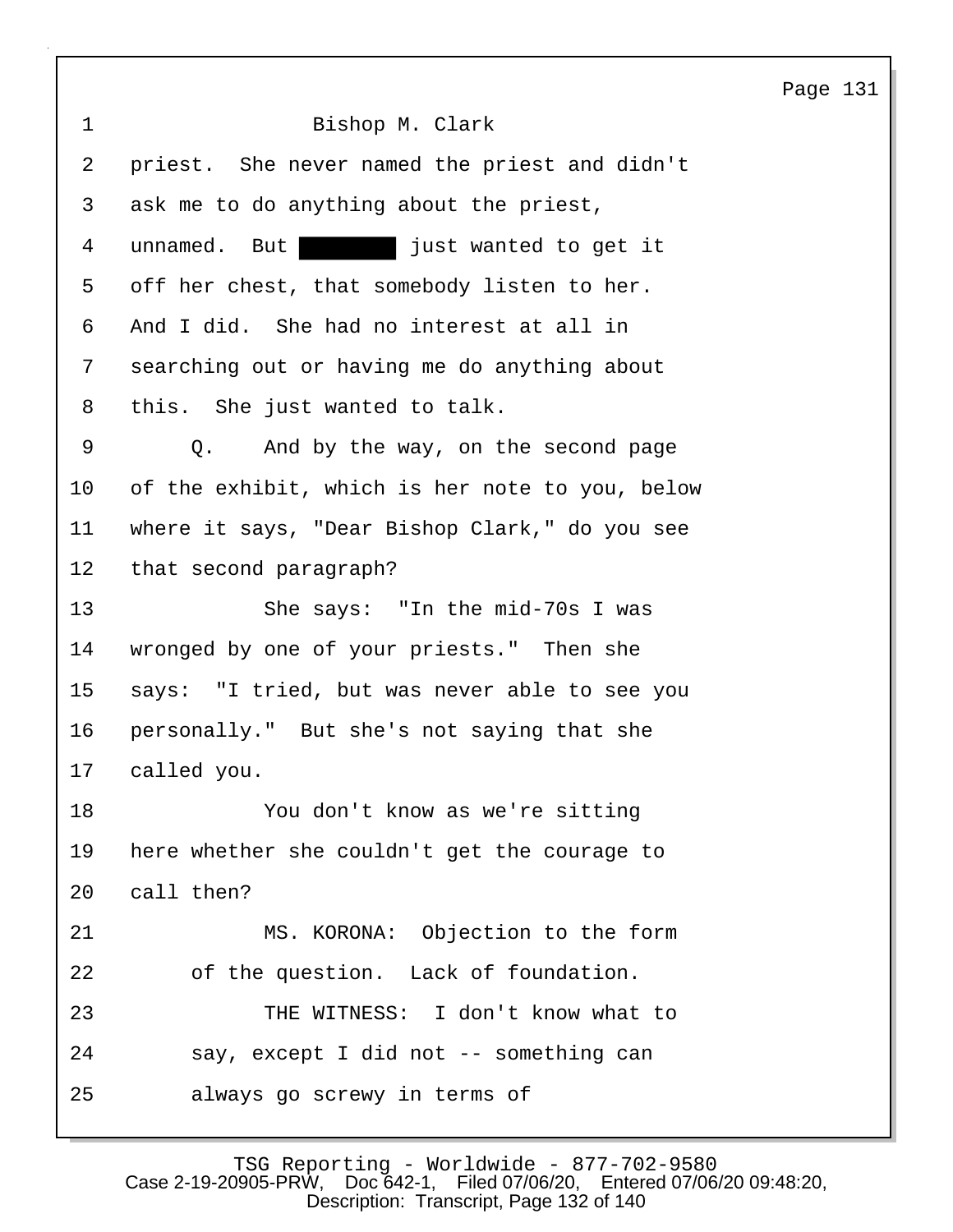Bishop M. Clark

priest. She never named the priest and didn't ask me to do anything about the priest, unnamed. But [REDACTED] just wanted to get it off her chest, that somebody listen to her. And I did. She had no interest at all in searching out or having me do anything about this. She just wanted to talk.

Q. And by the way, on the second page of the exhibit, which is her note to you, below where it says, "Dear Bishop Clark," do you see that second paragraph?

She says: "In the mid-70s I was wronged by one of your priests." Then she says: "I tried, but was never able to see you personally." But she's not saying that she called you.

You don't know as we're sitting here whether she couldn't get the courage to call then?

MS. KORONA: Objection to the form of the question. Lack of foundation.

THE WITNESS: I don't know what to say, except I did not -- something can always go screwy in terms of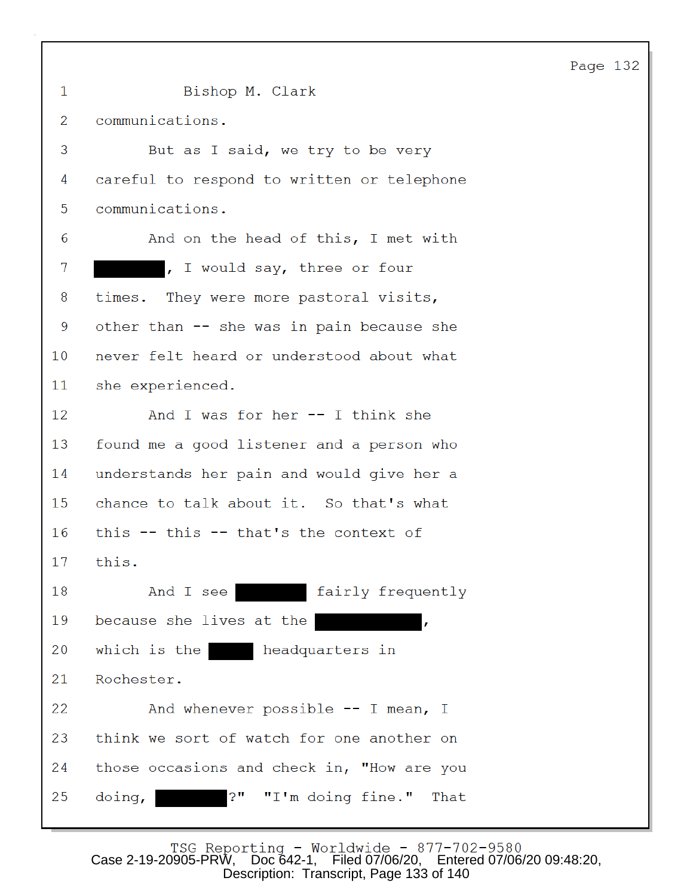Bishop M. Clark

communications.

But as I said, we try to be very careful to respond to written or telephone communications.

And on the head of this, I met with [REDACTED], I would say, three or four times. They were more pastoral visits, other than -- she was in pain because she never felt heard or understood about what she experienced.

And I was for her -- I think she found me a good listener and a person who understands her pain and would give her a chance to talk about it. So that's what this -- this -- that's the context of this.

And I see [REDACTED] fairly frequently because she lives at the [REDACTED], which is the [REDACTED] headquarters in Rochester.

And whenever possible -- I mean, I think we sort of watch for one another on those occasions and check in, "How are you doing, [REDACTED]?" "I'm doing fine." That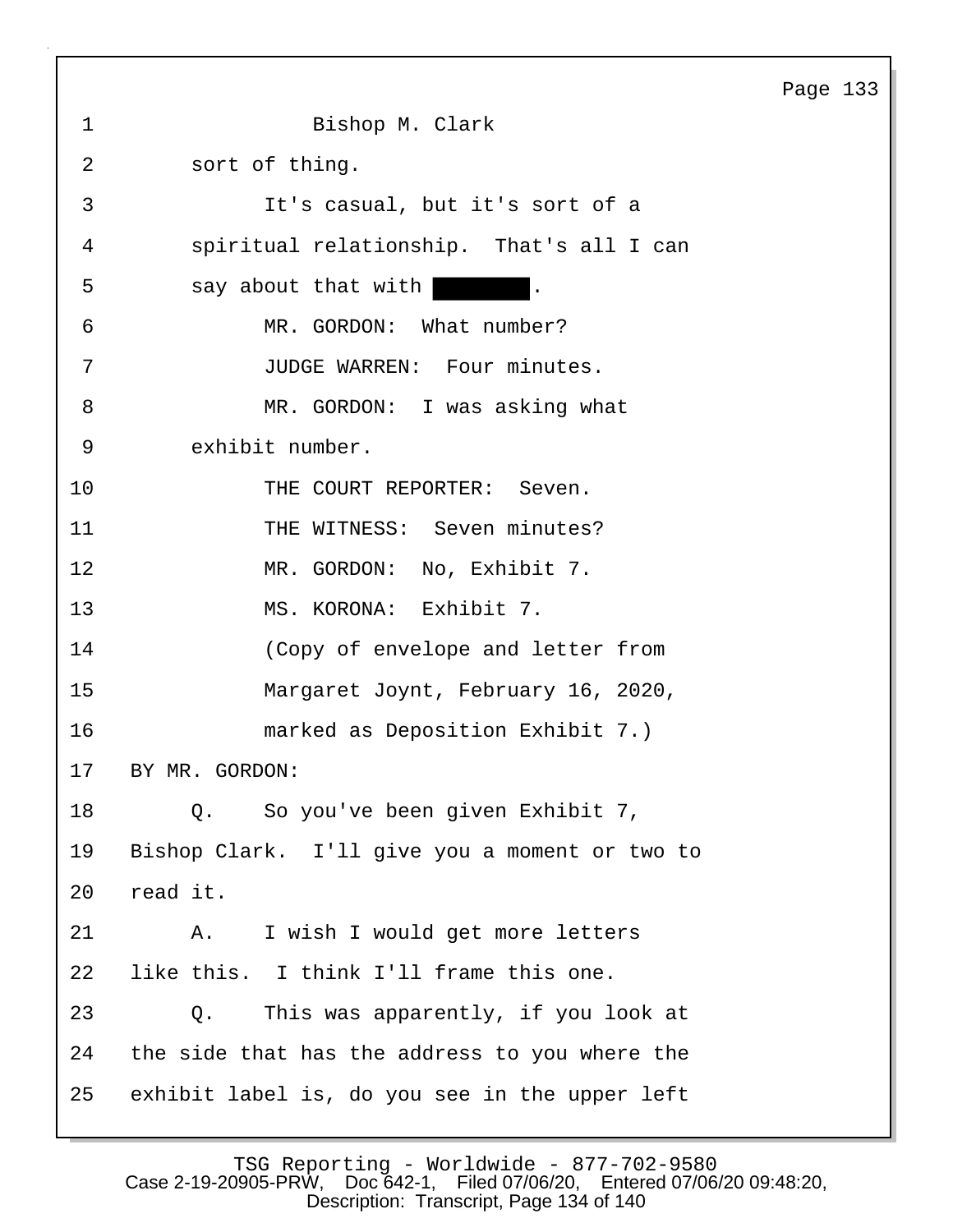Bishop M. Clark

sort of thing.

It's casual, but it's sort of a spiritual relationship. That's all I can say about that with ██████.

MR. GORDON: What number?

JUDGE WARREN: Four minutes.

MR. GORDON: I was asking what exhibit number.

THE COURT REPORTER: Seven.

THE WITNESS: Seven minutes?

MR. GORDON: No, Exhibit 7.

MS. KORONA: Exhibit 7.

(Copy of envelope and letter from Margaret Joynt, February 16, 2020, marked as Deposition Exhibit 7.)

BY MR. GORDON:

Q. So you've been given Exhibit 7, Bishop Clark. I'll give you a moment or two to read it.

A. I wish I would get more letters like this. I think I'll frame this one.

Q. This was apparently, if you look at the side that has the address to you where the exhibit label is, do you see in the upper left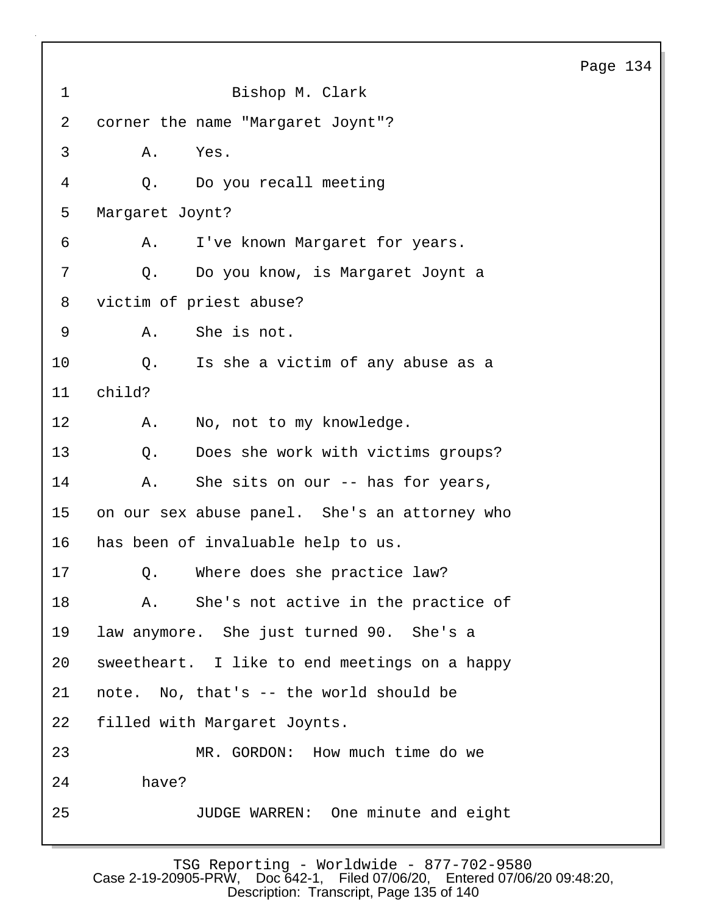Bishop M. Clark

corner the name "Margaret Joynt"?

A. Yes.

Q. Do you recall meeting Margaret Joynt?

A. I've known Margaret for years.

Q. Do you know, is Margaret Joynt a victim of priest abuse?

A. She is not.

Q. Is she a victim of any abuse as a child?

A. No, not to my knowledge.

Q. Does she work with victims groups?

A. She sits on our -- has for years, on our sex abuse panel. She's an attorney who has been of invaluable help to us.

Q. Where does she practice law?

A. She's not active in the practice of law anymore. She just turned 90. She's a sweetheart. I like to end meetings on a happy note. No, that's -- the world should be filled with Margaret Joynts.

MR. GORDON: How much time do we have?

JUDGE WARREN: One minute and eight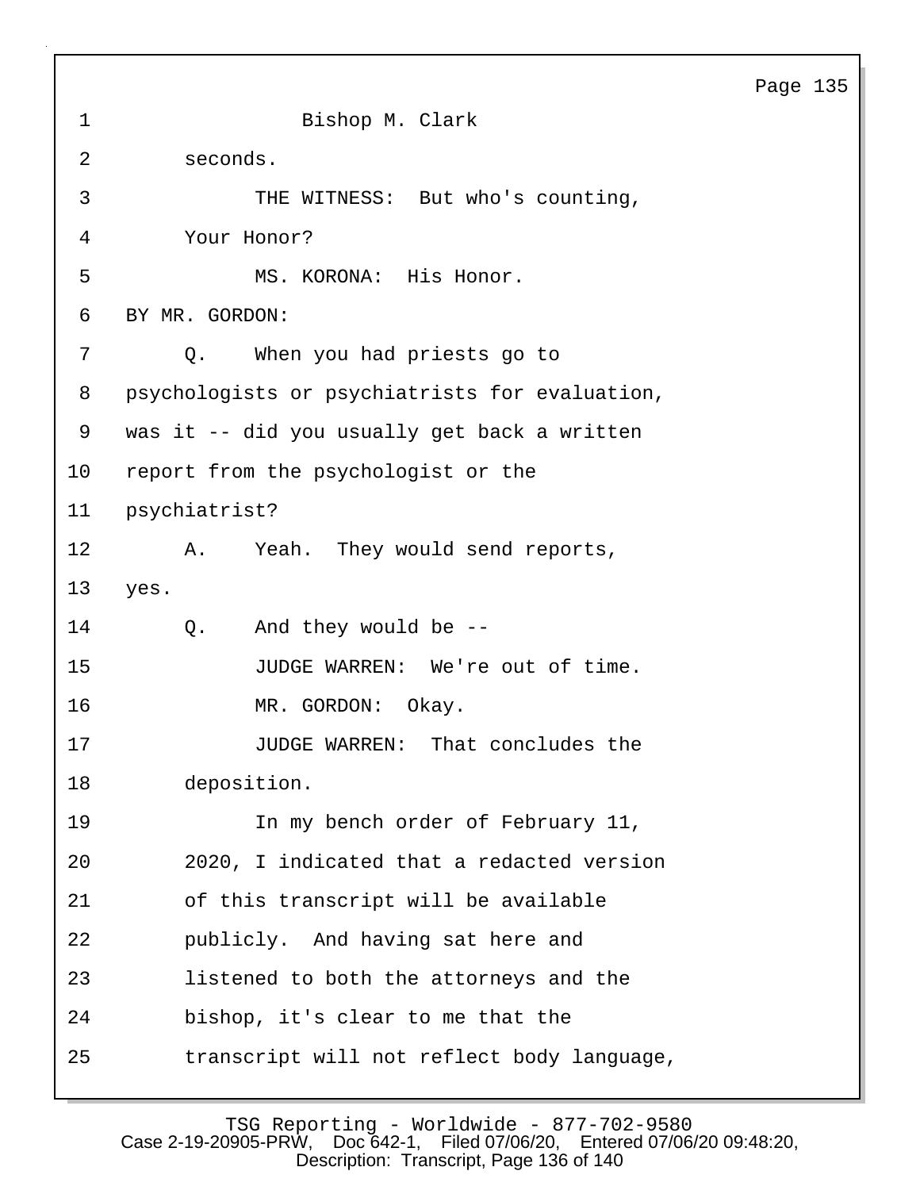Bishop M. Clark

seconds.

THE WITNESS: But who's counting, Your Honor?

MS. KORONA: His Honor.

BY MR. GORDON:

Q. When you had priests go to psychologists or psychiatrists for evaluation, was it -- did you usually get back a written report from the psychologist or the psychiatrist?

A. Yeah. They would send reports, yes.

Q. And they would be --

JUDGE WARREN: We're out of time.

MR. GORDON: Okay.

JUDGE WARREN: That concludes the deposition.

In my bench order of February 11, 2020, I indicated that a redacted version of this transcript will be available publicly. And having sat here and listened to both the attorneys and the bishop, it's clear to me that the transcript will not reflect body language,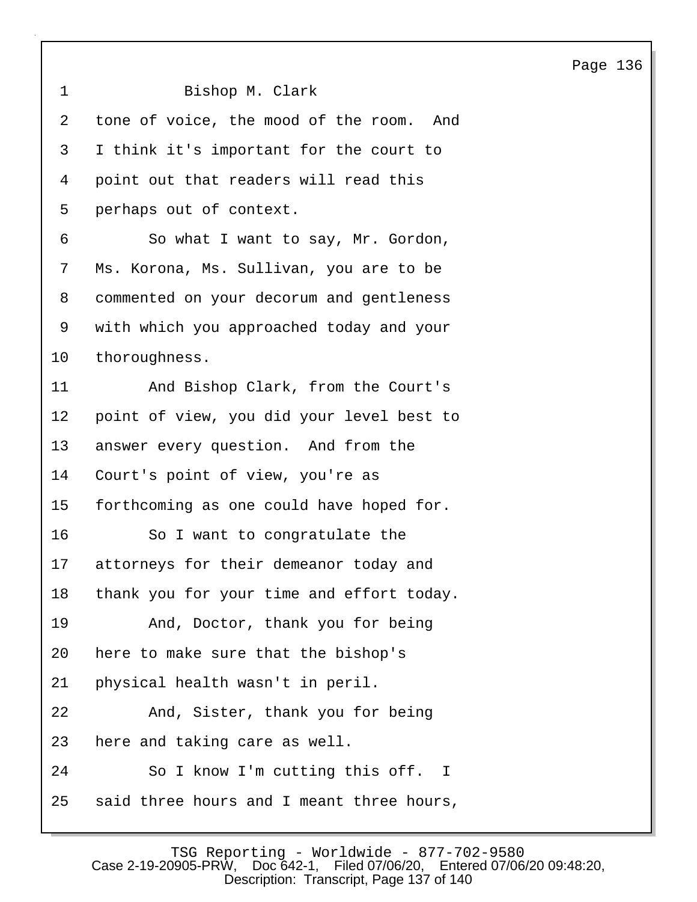Bishop M. Clark

tone of voice, the mood of the room. And I think it's important for the court to point out that readers will read this perhaps out of context.

So what I want to say, Mr. Gordon, Ms. Korona, Ms. Sullivan, you are to be commented on your decorum and gentleness with which you approached today and your thoroughness.

And Bishop Clark, from the Court's point of view, you did your level best to answer every question. And from the Court's point of view, you're as forthcoming as one could have hoped for.

So I want to congratulate the attorneys for their demeanor today and thank you for your time and effort today.

And, Doctor, thank you for being here to make sure that the bishop's physical health wasn't in peril.

And, Sister, thank you for being here and taking care as well.

So I know I'm cutting this off. I said three hours and I meant three hours,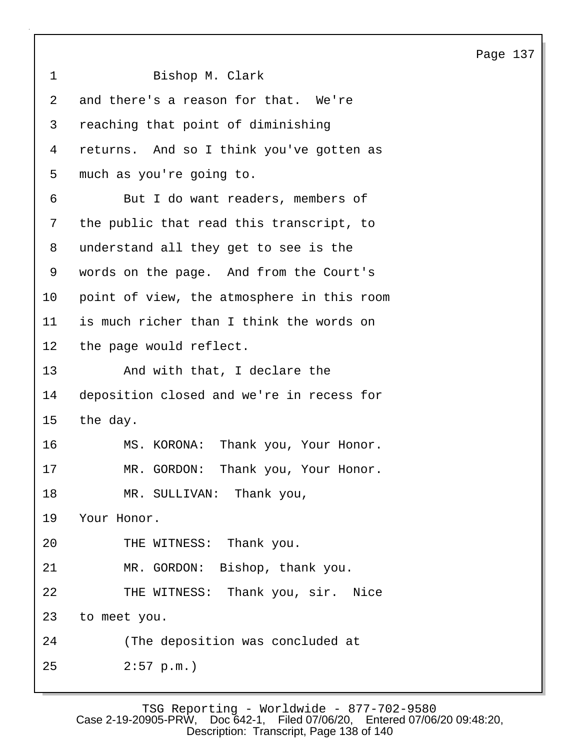Bishop M. Clark

and there's a reason for that. We're reaching that point of diminishing returns. And so I think you've gotten as much as you're going to.

But I do want readers, members of the public that read this transcript, to understand all they get to see is the words on the page. And from the Court's point of view, the atmosphere in this room is much richer than I think the words on the page would reflect.

And with that, I declare the deposition closed and we're in recess for the day.

MS. KORONA: Thank you, Your Honor.

MR. GORDON: Thank you, Your Honor.

MR. SULLIVAN: Thank you, Your Honor.

THE WITNESS: Thank you.

MR. GORDON: Bishop, thank you.

THE WITNESS: Thank you, sir. Nice to meet you.

(The deposition was concluded at 2:57 p.m.)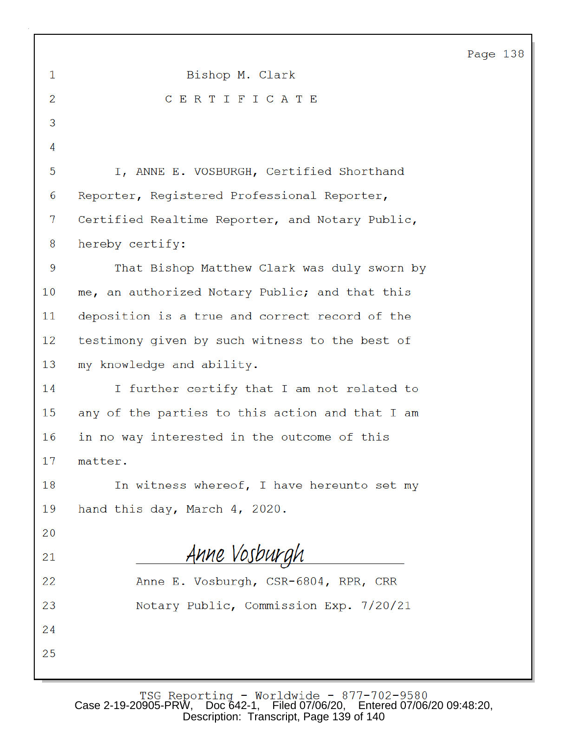Bishop M. Clark

# C E R T I F I C A T E

I, ANNE E. VOSBURGH, Certified Shorthand Reporter, Registered Professional Reporter, Certified Realtime Reporter, and Notary Public, hereby certify:

That Bishop Matthew Clark was duly sworn by me, an authorized Notary Public; and that this deposition is a true and correct record of the testimony given by such witness to the best of my knowledge and ability.

I further certify that I am not related to any of the parties to this action and that I am in no way interested in the outcome of this matter.

In witness whereof, I have hereunto set my hand this day, March 4, 2020.

Anne Vosburgh

Anne E. Vosburgh, CSR-6804, RPR, CRR

Notary Public, Commission Exp. 7/20/21

TSG Reporting - Worldwide - 877-702-9580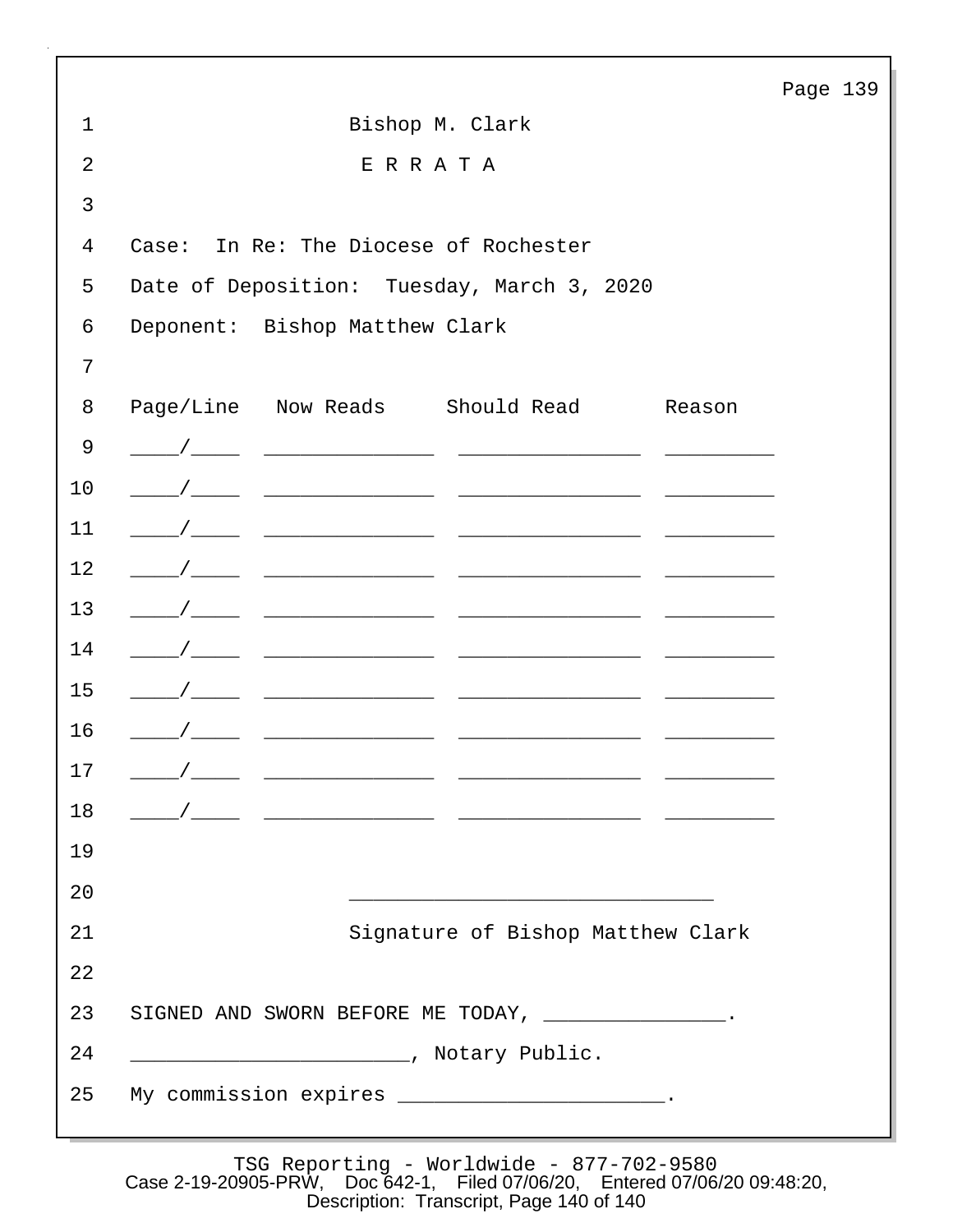Bishop M. Clark

E R R A T A

Case: In Re: The Diocese of Rochester

Date of Deposition: Tuesday, March 3, 2020

Deponent: Bishop Matthew Clark

| Page/Line | Now Reads | Should Read | Reason |
| --- | --- | --- | --- |
| ____/____ | ______________ | _______________ | _________ |
| ____/____ | ______________ | _______________ | _________ |
| ____/____ | ______________ | _______________ | _________ |
| ____/____ | ______________ | _______________ | _________ |
| ____/____ | ______________ | _______________ | _________ |
| ____/____ | ______________ | _______________ | _________ |
| ____/____ | ______________ | _______________ | _________ |
| ____/____ | ______________ | _______________ | _________ |
| ____/____ | ______________ | _______________ | _________ |
| ____/____ | ______________ | _______________ | _________ |

______________________________

Signature of Bishop Matthew Clark

SIGNED AND SWORN BEFORE ME TODAY, _______________.

_______________________, Notary Public.

My commission expires ______________________.

TSG Reporting - Worldwide - 877-702-9580